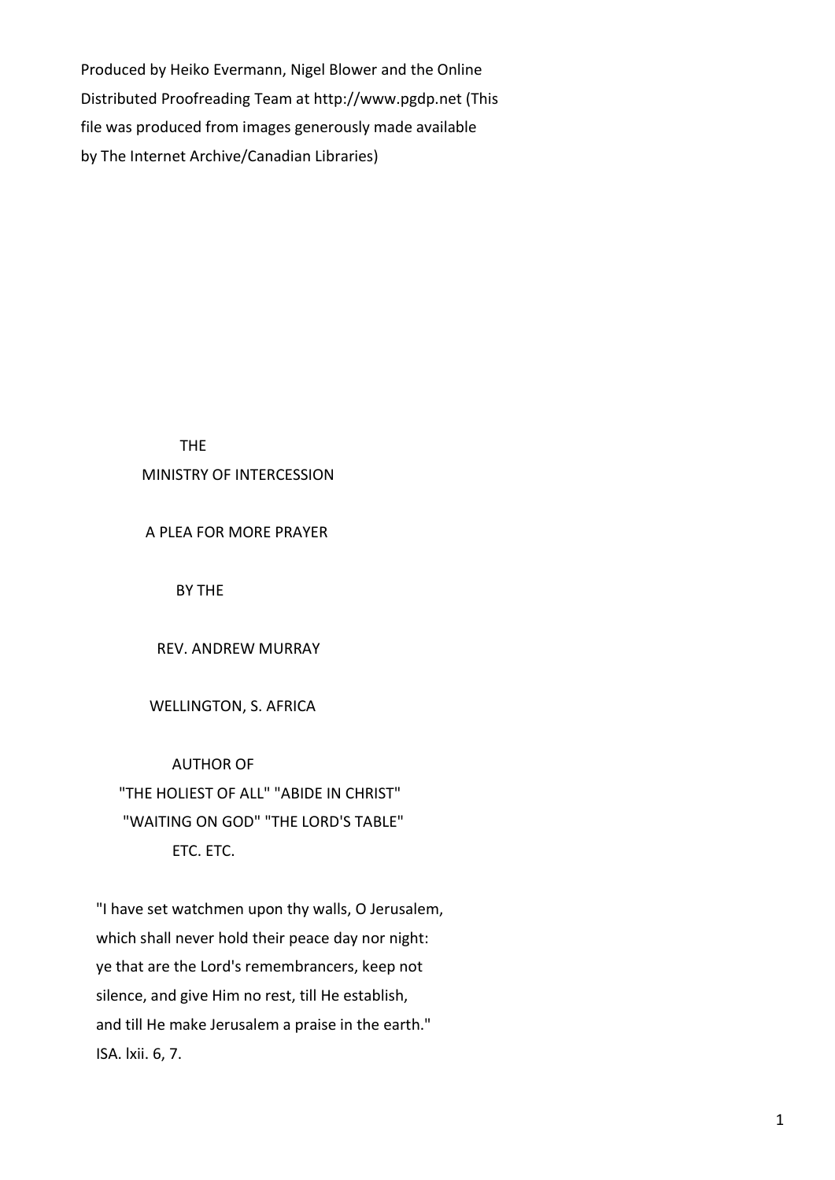Produced by Heiko Evermann, Nigel Blower and the Online Distributed Proofreading Team at http://www.pgdp.net (This file was produced from images generously made available by The Internet Archive/Canadian Libraries)

# THE MINISTRY OF INTERCESSION

## A PLEA FOR MORE PRAYER

BY THE

REV. ANDREW MURRAY

WELLINGTON, S. AFRICA

AUTHOR OF
"THE HOLIEST OF ALL" "ABIDE IN CHRIST"
"WAITING ON GOD" "THE LORD'S TABLE"
ETC. ETC.

"I have set watchmen upon thy walls, O Jerusalem,
which shall never hold their peace day nor night:
ye that are the Lord's remembrancers, keep not
silence, and give Him no rest, till He establish,
and till He make Jerusalem a praise in the earth."
ISA. lxii. 6, 7.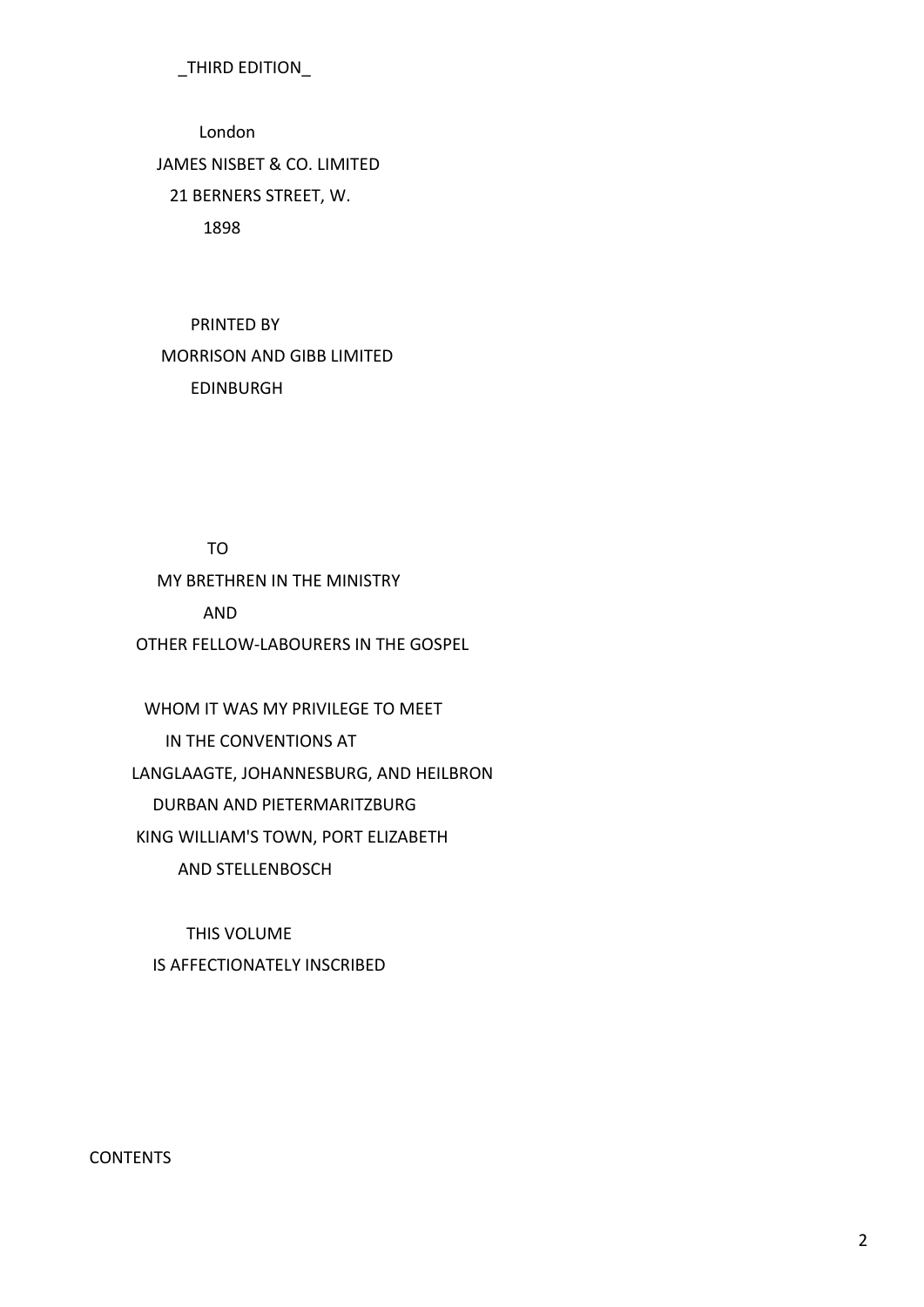_THIRD EDITION_

London
JAMES NISBET & CO. LIMITED
21 BERNERS STREET, W.
1898

PRINTED BY
MORRISON AND GIBB LIMITED
EDINBURGH

TO
MY BRETHREN IN THE MINISTRY
AND
OTHER FELLOW-LABOURERS IN THE GOSPEL

WHOM IT WAS MY PRIVILEGE TO MEET
IN THE CONVENTIONS AT
LANGLAAGTE, JOHANNESBURG, AND HEILBRON
DURBAN AND PIETERMARITZBURG
KING WILLIAM'S TOWN, PORT ELIZABETH
AND STELLENBOSCH

THIS VOLUME
IS AFFECTIONATELY INSCRIBED

CONTENTS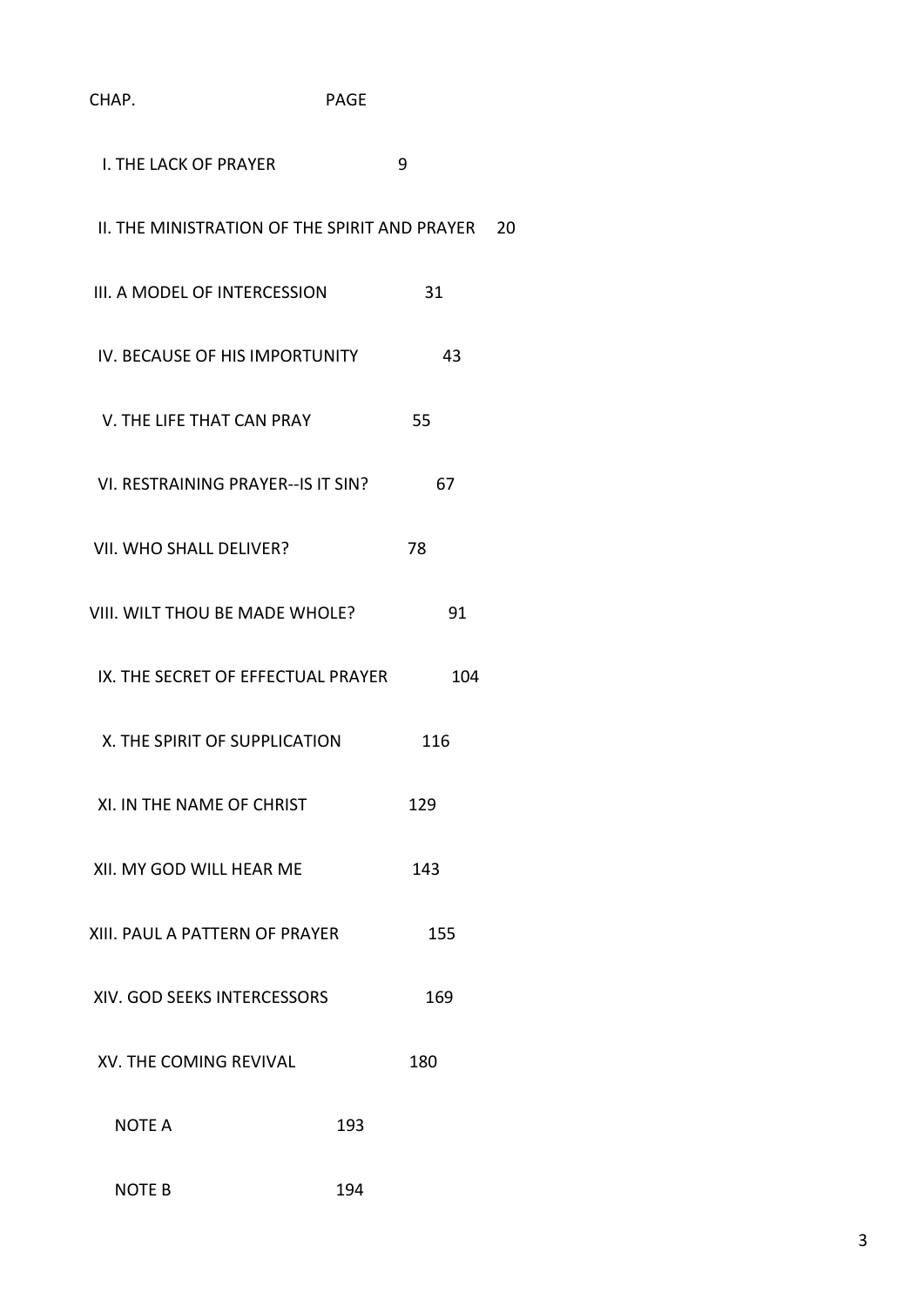| CHAP. | PAGE |
| --- | --- |
| I. THE LACK OF PRAYER | 9 |
| II. THE MINISTRATION OF THE SPIRIT AND PRAYER | 20 |
| III. A MODEL OF INTERCESSION | 31 |
| IV. BECAUSE OF HIS IMPORTUNITY | 43 |
| V. THE LIFE THAT CAN PRAY | 55 |
| VI. RESTRAINING PRAYER--IS IT SIN? | 67 |
| VII. WHO SHALL DELIVER? | 78 |
| VIII. WILT THOU BE MADE WHOLE? | 91 |
| IX. THE SECRET OF EFFECTUAL PRAYER | 104 |
| X. THE SPIRIT OF SUPPLICATION | 116 |
| XI. IN THE NAME OF CHRIST | 129 |
| XII. MY GOD WILL HEAR ME | 143 |
| XIII. PAUL A PATTERN OF PRAYER | 155 |
| XIV. GOD SEEKS INTERCESSORS | 169 |
| XV. THE COMING REVIVAL | 180 |
| NOTE A | 193 |
| NOTE B | 194 |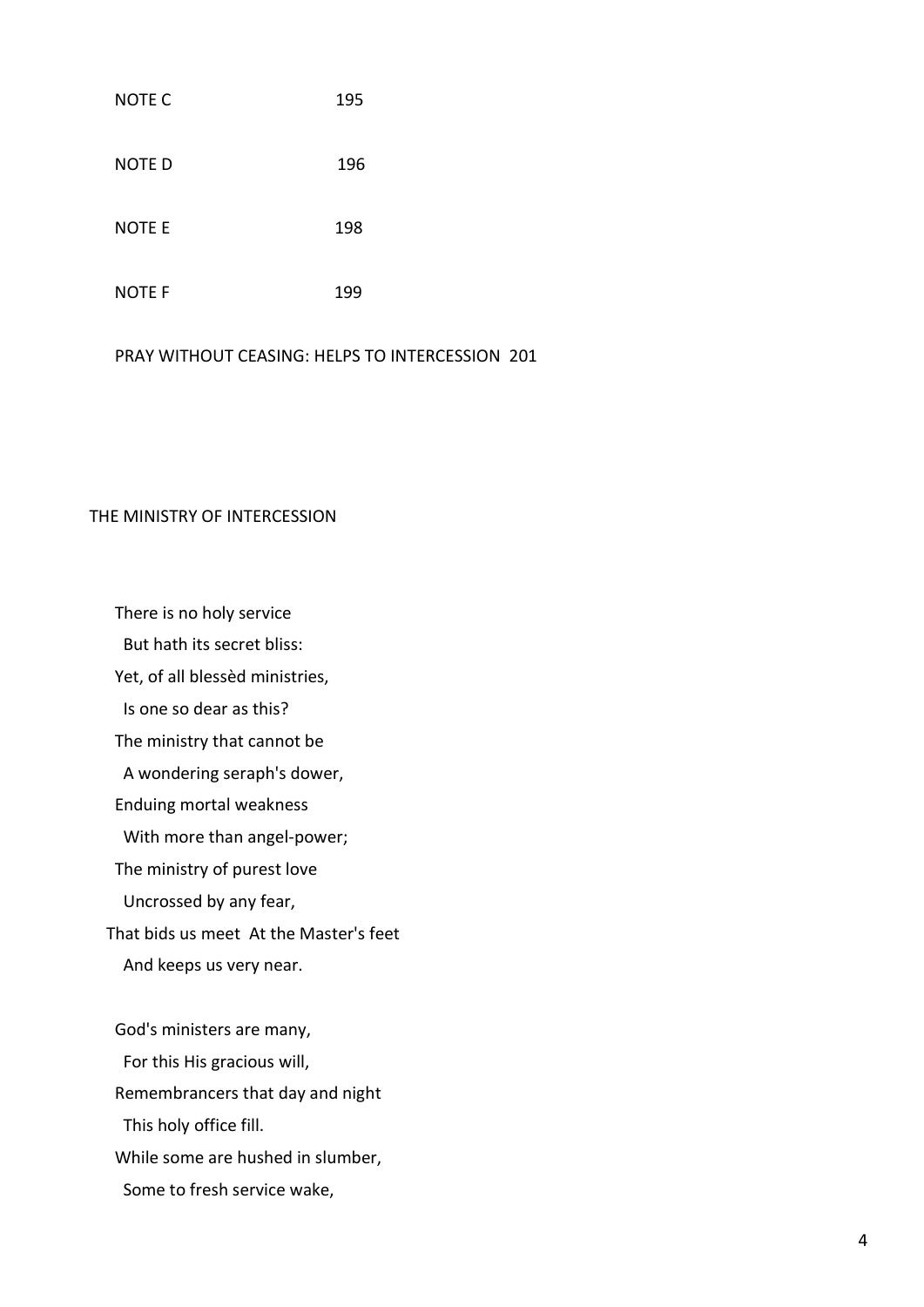NOTE C 195

NOTE D 196

NOTE E 198

NOTE F 199

PRAY WITHOUT CEASING: HELPS TO INTERCESSION 201

## THE MINISTRY OF INTERCESSION

There is no holy service  
  But hath its secret bliss:  
Yet, of all blessèd ministries,  
  Is one so dear as this?  
The ministry that cannot be  
  A wondering seraph's dower,  
Enduing mortal weakness  
  With more than angel-power;  
The ministry of purest love  
  Uncrossed by any fear,  
That bids us meet At the Master's feet  
  And keeps us very near.

God's ministers are many,  
  For this His gracious will,  
Remembrancers that day and night  
  This holy office fill.  
While some are hushed in slumber,  
  Some to fresh service wake,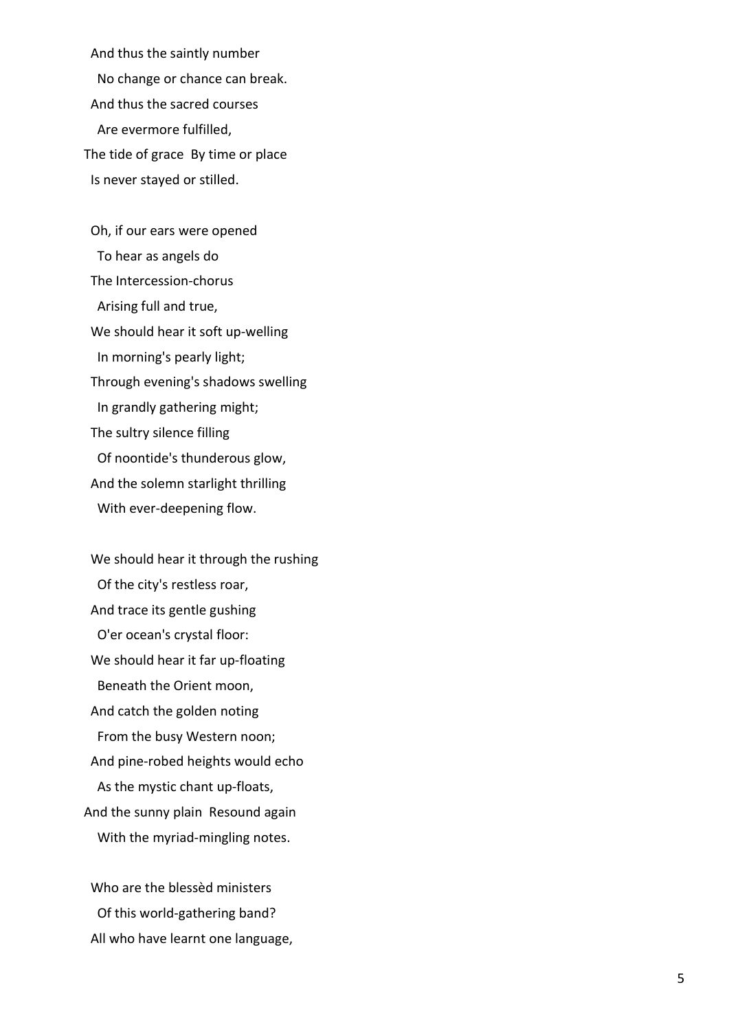And thus the saintly number
  No change or chance can break.
And thus the sacred courses
  Are evermore fulfilled,
The tide of grace  By time or place
Is never stayed or stilled.

Oh, if our ears were opened
  To hear as angels do
The Intercession-chorus
  Arising full and true,
We should hear it soft up-welling
  In morning's pearly light;
Through evening's shadows swelling
  In grandly gathering might;
The sultry silence filling
  Of noontide's thunderous glow,
And the solemn starlight thrilling
  With ever-deepening flow.

We should hear it through the rushing
  Of the city's restless roar,
And trace its gentle gushing
  O'er ocean's crystal floor:
We should hear it far up-floating
  Beneath the Orient moon,
And catch the golden noting
  From the busy Western noon;
And pine-robed heights would echo
  As the mystic chant up-floats,
And the sunny plain  Resound again
  With the myriad-mingling notes.

Who are the blessèd ministers
  Of this world-gathering band?
All who have learnt one language,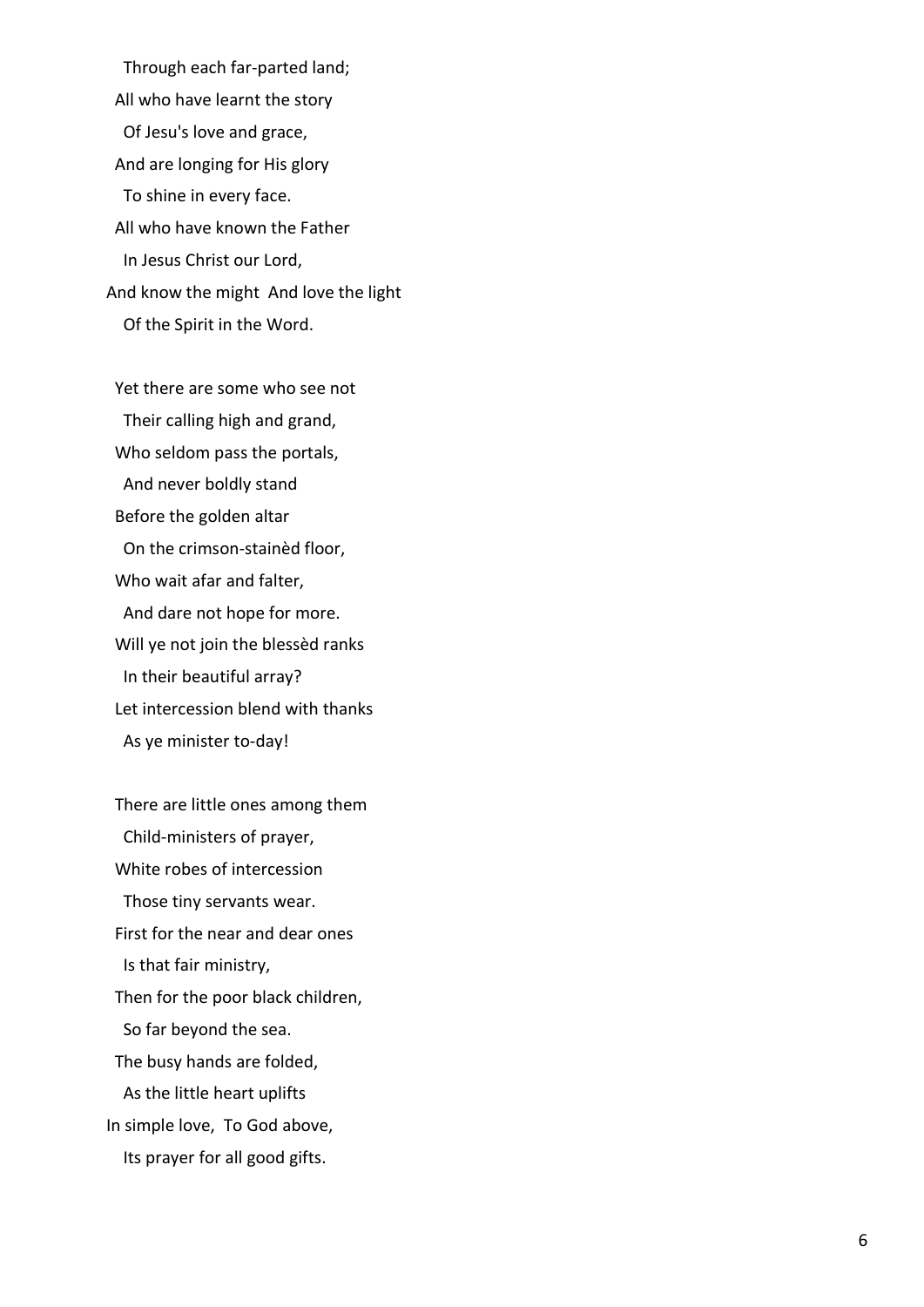Through each far-parted land;  
All who have learnt the story  
Of Jesu's love and grace,  
And are longing for His glory  
To shine in every face.  
All who have known the Father  
In Jesus Christ our Lord,  
And know the might And love the light  
Of the Spirit in the Word.

Yet there are some who see not  
Their calling high and grand,  
Who seldom pass the portals,  
And never boldly stand  
Before the golden altar  
On the crimson-stainèd floor,  
Who wait afar and falter,  
And dare not hope for more.  
Will ye not join the blessèd ranks  
In their beautiful array?  
Let intercession blend with thanks  
As ye minister to-day!

There are little ones among them  
Child-ministers of prayer,  
White robes of intercession  
Those tiny servants wear.  
First for the near and dear ones  
Is that fair ministry,  
Then for the poor black children,  
So far beyond the sea.  
The busy hands are folded,  
As the little heart uplifts  
In simple love, To God above,  
Its prayer for all good gifts.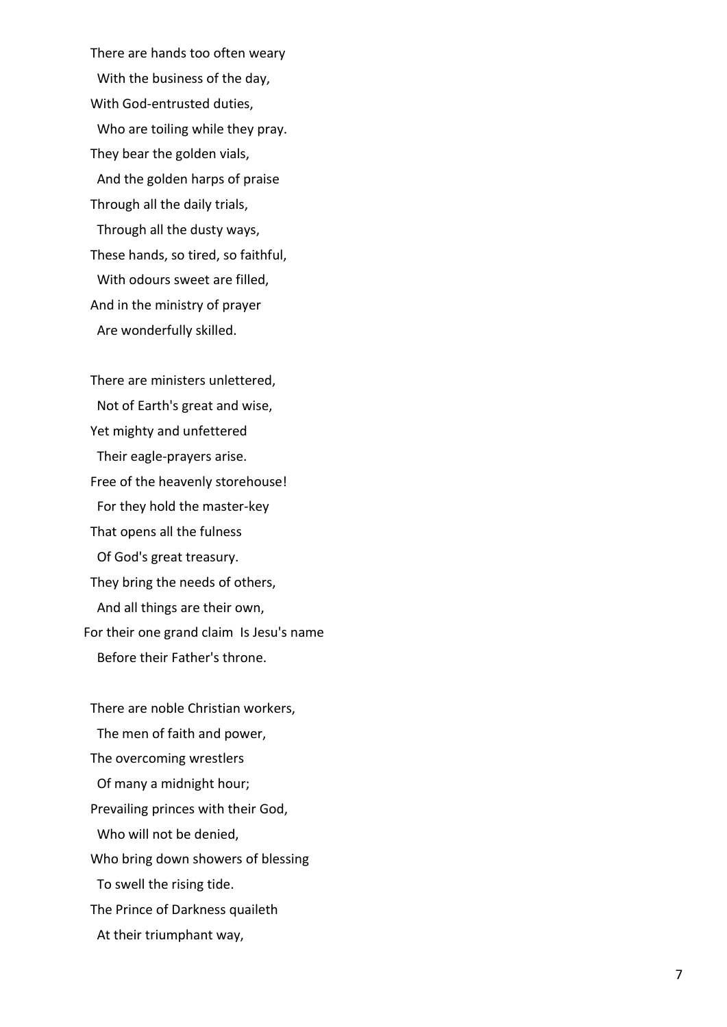There are hands too often weary
  With the business of the day,
With God-entrusted duties,
  Who are toiling while they pray.
They bear the golden vials,
  And the golden harps of praise
Through all the daily trials,
  Through all the dusty ways,
These hands, so tired, so faithful,
  With odours sweet are filled,
And in the ministry of prayer
  Are wonderfully skilled.

There are ministers unlettered,
  Not of Earth's great and wise,
Yet mighty and unfettered
  Their eagle-prayers arise.
Free of the heavenly storehouse!
  For they hold the master-key
That opens all the fulness
  Of God's great treasury.
They bring the needs of others,
  And all things are their own,
For their one grand claim  Is Jesu's name
  Before their Father's throne.

There are noble Christian workers,
  The men of faith and power,
The overcoming wrestlers
  Of many a midnight hour;
Prevailing princes with their God,
  Who will not be denied,
Who bring down showers of blessing
  To swell the rising tide.
The Prince of Darkness quaileth
  At their triumphant way,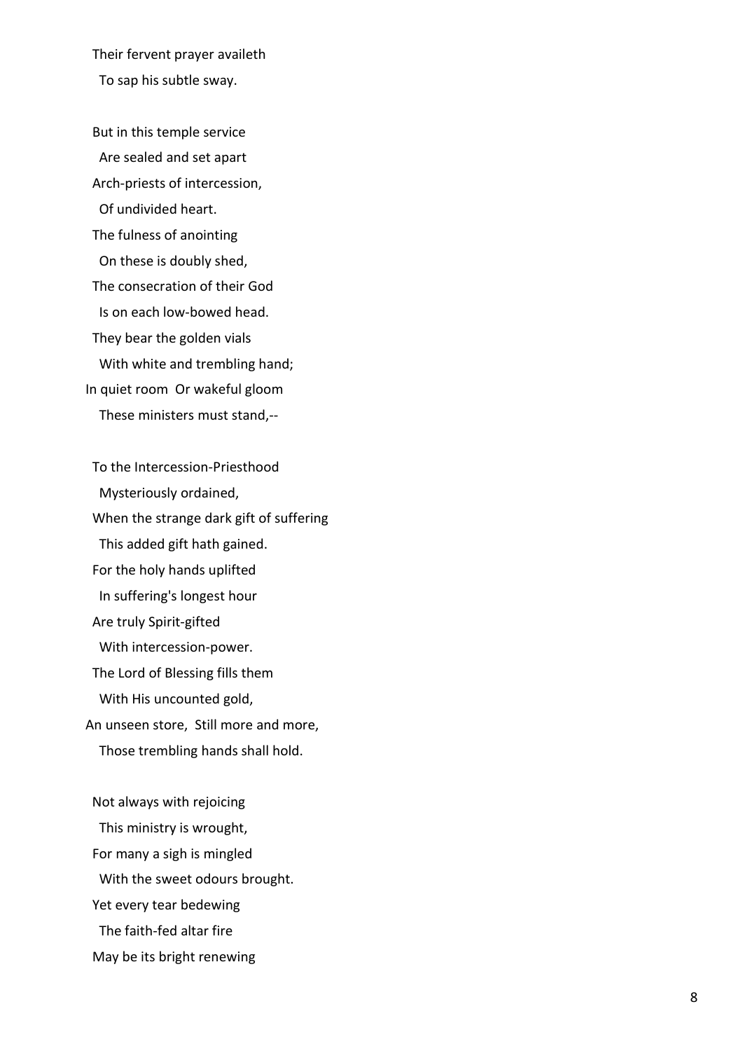Their fervent prayer availeth
To sap his subtle sway.

But in this temple service
Are sealed and set apart
Arch-priests of intercession,
Of undivided heart.
The fulness of anointing
On these is doubly shed,
The consecration of their God
Is on each low-bowed head.
They bear the golden vials
With white and trembling hand;
In quiet room  Or wakeful gloom
These ministers must stand,--

To the Intercession-Priesthood
Mysteriously ordained,
When the strange dark gift of suffering
This added gift hath gained.
For the holy hands uplifted
In suffering's longest hour
Are truly Spirit-gifted
With intercession-power.
The Lord of Blessing fills them
With His uncounted gold,
An unseen store,  Still more and more,
Those trembling hands shall hold.

Not always with rejoicing
This ministry is wrought,
For many a sigh is mingled
With the sweet odours brought.
Yet every tear bedewing
The faith-fed altar fire
May be its bright renewing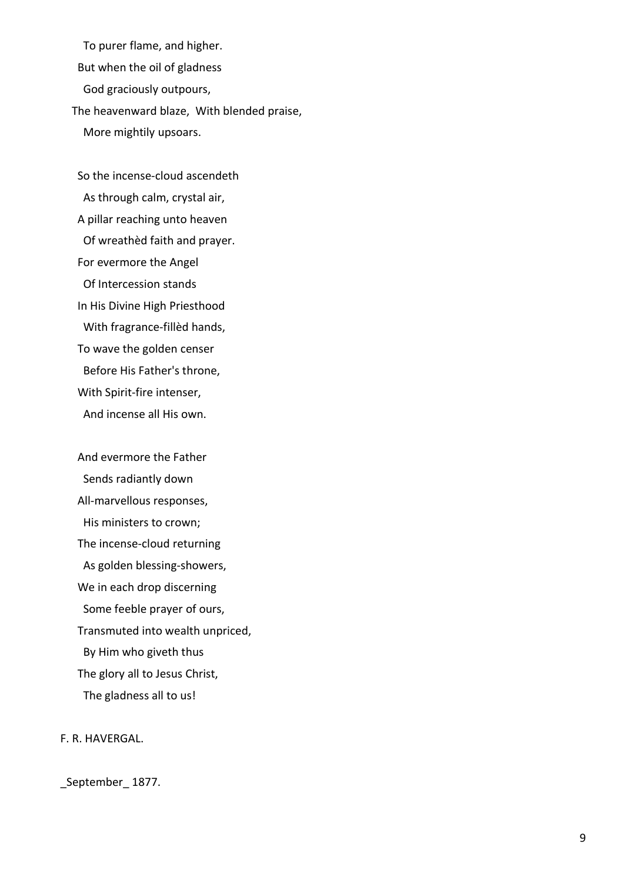To purer flame, and higher.  
But when the oil of gladness  
God graciously outpours,  
The heavenward blaze, With blended praise,  
More mightily upsoars.

So the incense-cloud ascendeth  
As through calm, crystal air,  
A pillar reaching unto heaven  
Of wreathèd faith and prayer.  
For evermore the Angel  
Of Intercession stands  
In His Divine High Priesthood  
With fragrance-fillèd hands,  
To wave the golden censer  
Before His Father's throne,  
With Spirit-fire intenser,  
And incense all His own.

And evermore the Father  
Sends radiantly down  
All-marvellous responses,  
His ministers to crown;  
The incense-cloud returning  
As golden blessing-showers,  
We in each drop discerning  
Some feeble prayer of ours,  
Transmuted into wealth unpriced,  
By Him who giveth thus  
The glory all to Jesus Christ,  
The gladness all to us!

F. R. HAVERGAL.

_September_ 1877.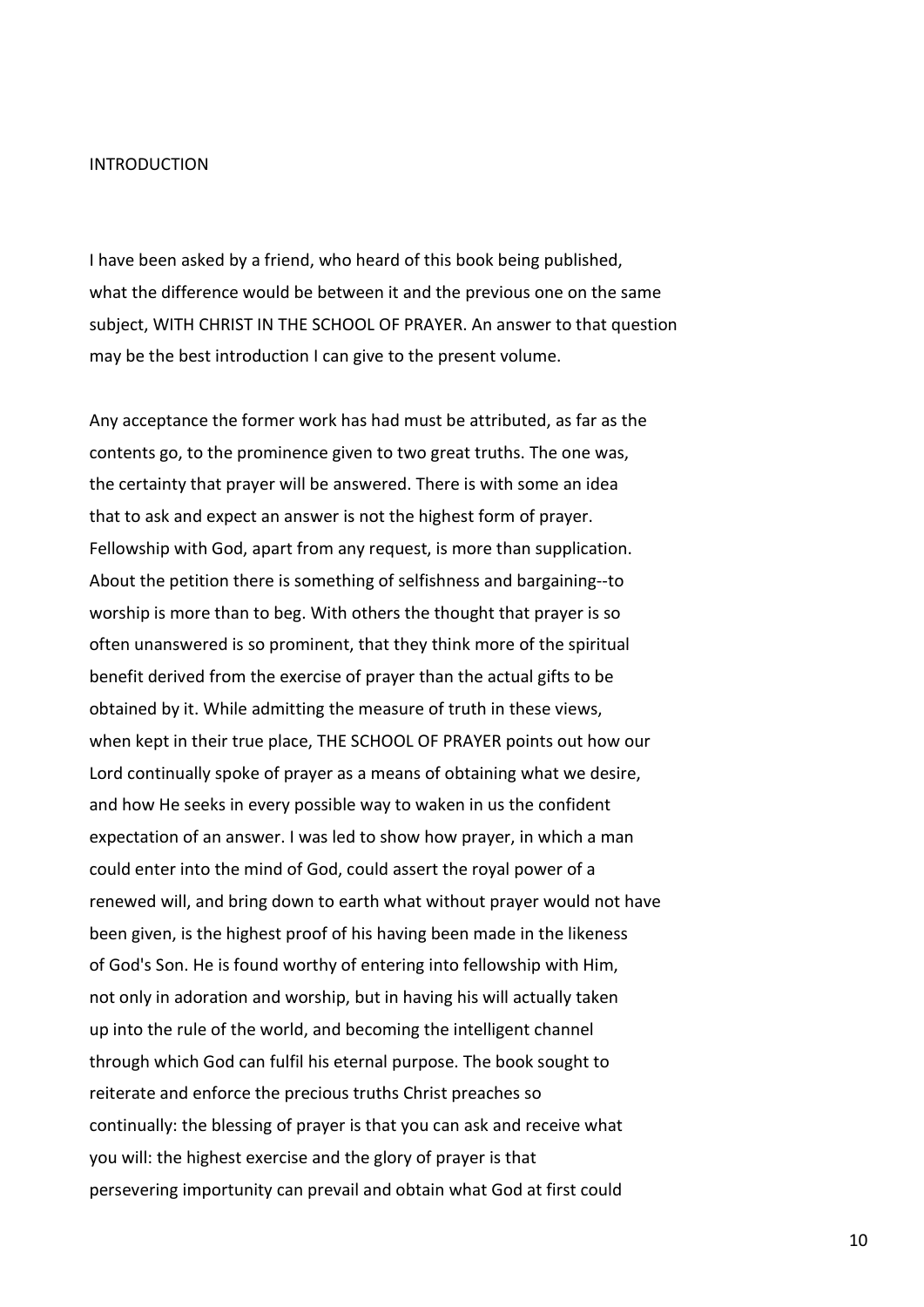# INTRODUCTION

I have been asked by a friend, who heard of this book being published, what the difference would be between it and the previous one on the same subject, WITH CHRIST IN THE SCHOOL OF PRAYER. An answer to that question may be the best introduction I can give to the present volume.

Any acceptance the former work has had must be attributed, as far as the contents go, to the prominence given to two great truths. The one was, the certainty that prayer will be answered. There is with some an idea that to ask and expect an answer is not the highest form of prayer. Fellowship with God, apart from any request, is more than supplication. About the petition there is something of selfishness and bargaining--to worship is more than to beg. With others the thought that prayer is so often unanswered is so prominent, that they think more of the spiritual benefit derived from the exercise of prayer than the actual gifts to be obtained by it. While admitting the measure of truth in these views, when kept in their true place, THE SCHOOL OF PRAYER points out how our Lord continually spoke of prayer as a means of obtaining what we desire, and how He seeks in every possible way to waken in us the confident expectation of an answer. I was led to show how prayer, in which a man could enter into the mind of God, could assert the royal power of a renewed will, and bring down to earth what without prayer would not have been given, is the highest proof of his having been made in the likeness of God's Son. He is found worthy of entering into fellowship with Him, not only in adoration and worship, but in having his will actually taken up into the rule of the world, and becoming the intelligent channel through which God can fulfil his eternal purpose. The book sought to reiterate and enforce the precious truths Christ preaches so continually: the blessing of prayer is that you can ask and receive what you will: the highest exercise and the glory of prayer is that persevering importunity can prevail and obtain what God at first could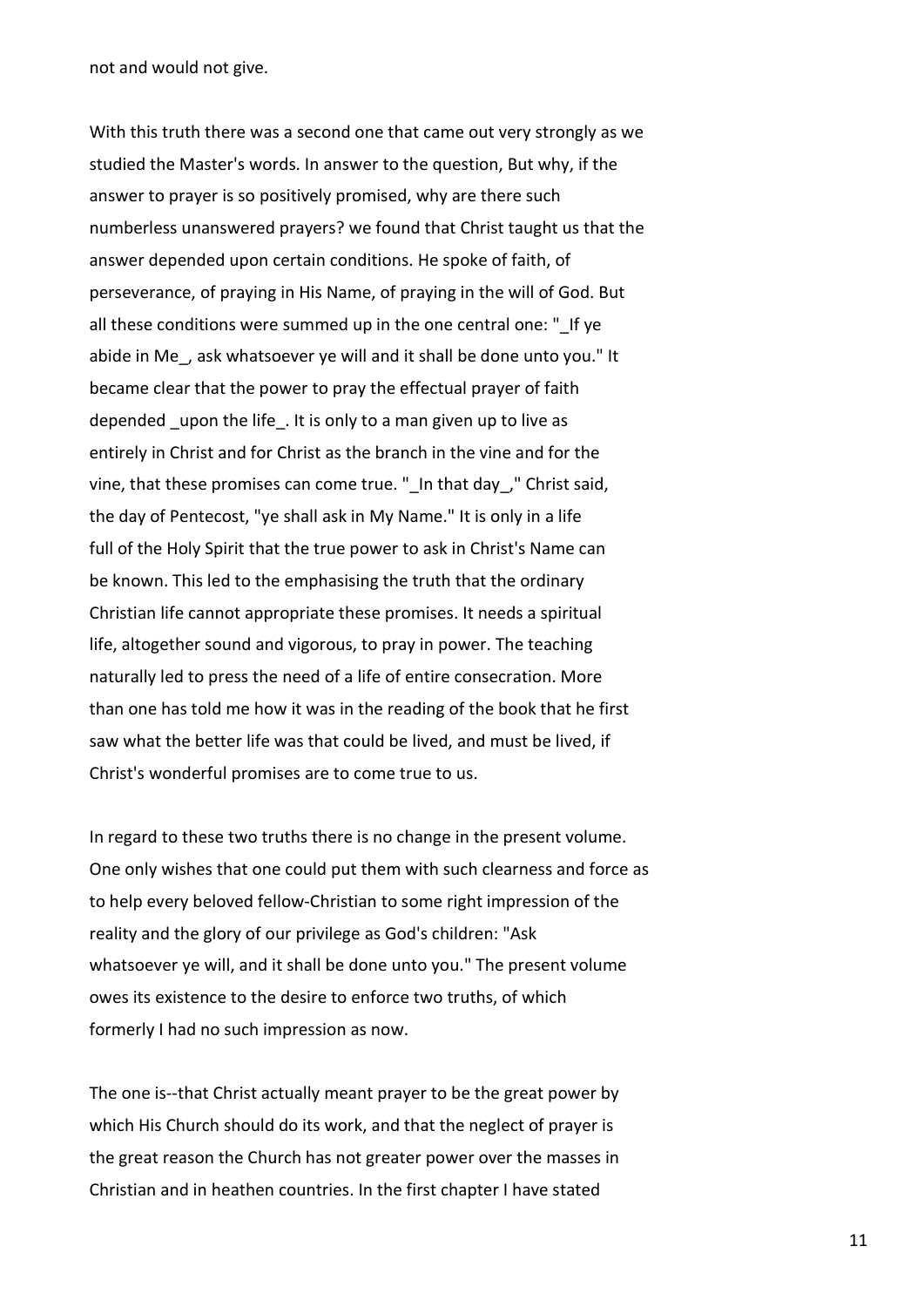not and would not give.

With this truth there was a second one that came out very strongly as we studied the Master's words. In answer to the question, But why, if the answer to prayer is so positively promised, why are there such numberless unanswered prayers? we found that Christ taught us that the answer depended upon certain conditions. He spoke of faith, of perseverance, of praying in His Name, of praying in the will of God. But all these conditions were summed up in the one central one: "_If ye abide in Me_, ask whatsoever ye will and it shall be done unto you." It became clear that the power to pray the effectual prayer of faith depended _upon the life_. It is only to a man given up to live as entirely in Christ and for Christ as the branch in the vine and for the vine, that these promises can come true. "_In that day_," Christ said, the day of Pentecost, "ye shall ask in My Name." It is only in a life full of the Holy Spirit that the true power to ask in Christ's Name can be known. This led to the emphasising the truth that the ordinary Christian life cannot appropriate these promises. It needs a spiritual life, altogether sound and vigorous, to pray in power. The teaching naturally led to press the need of a life of entire consecration. More than one has told me how it was in the reading of the book that he first saw what the better life was that could be lived, and must be lived, if Christ's wonderful promises are to come true to us.

In regard to these two truths there is no change in the present volume. One only wishes that one could put them with such clearness and force as to help every beloved fellow-Christian to some right impression of the reality and the glory of our privilege as God's children: "Ask whatsoever ye will, and it shall be done unto you." The present volume owes its existence to the desire to enforce two truths, of which formerly I had no such impression as now.

The one is--that Christ actually meant prayer to be the great power by which His Church should do its work, and that the neglect of prayer is the great reason the Church has not greater power over the masses in Christian and in heathen countries. In the first chapter I have stated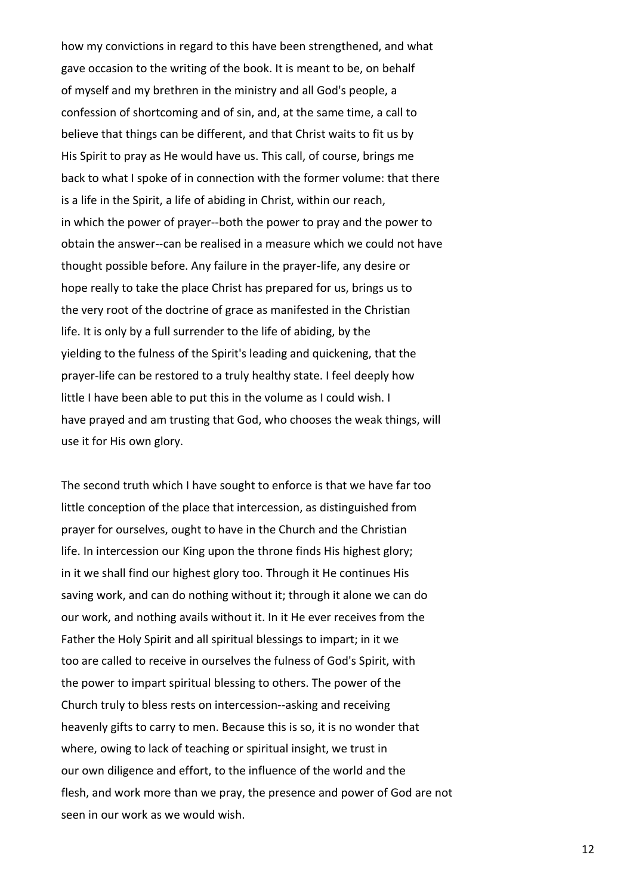how my convictions in regard to this have been strengthened, and what gave occasion to the writing of the book. It is meant to be, on behalf of myself and my brethren in the ministry and all God's people, a confession of shortcoming and of sin, and, at the same time, a call to believe that things can be different, and that Christ waits to fit us by His Spirit to pray as He would have us. This call, of course, brings me back to what I spoke of in connection with the former volume: that there is a life in the Spirit, a life of abiding in Christ, within our reach, in which the power of prayer--both the power to pray and the power to obtain the answer--can be realised in a measure which we could not have thought possible before. Any failure in the prayer-life, any desire or hope really to take the place Christ has prepared for us, brings us to the very root of the doctrine of grace as manifested in the Christian life. It is only by a full surrender to the life of abiding, by the yielding to the fulness of the Spirit's leading and quickening, that the prayer-life can be restored to a truly healthy state. I feel deeply how little I have been able to put this in the volume as I could wish. I have prayed and am trusting that God, who chooses the weak things, will use it for His own glory.

The second truth which I have sought to enforce is that we have far too little conception of the place that intercession, as distinguished from prayer for ourselves, ought to have in the Church and the Christian life. In intercession our King upon the throne finds His highest glory; in it we shall find our highest glory too. Through it He continues His saving work, and can do nothing without it; through it alone we can do our work, and nothing avails without it. In it He ever receives from the Father the Holy Spirit and all spiritual blessings to impart; in it we too are called to receive in ourselves the fulness of God's Spirit, with the power to impart spiritual blessing to others. The power of the Church truly to bless rests on intercession--asking and receiving heavenly gifts to carry to men. Because this is so, it is no wonder that where, owing to lack of teaching or spiritual insight, we trust in our own diligence and effort, to the influence of the world and the flesh, and work more than we pray, the presence and power of God are not seen in our work as we would wish.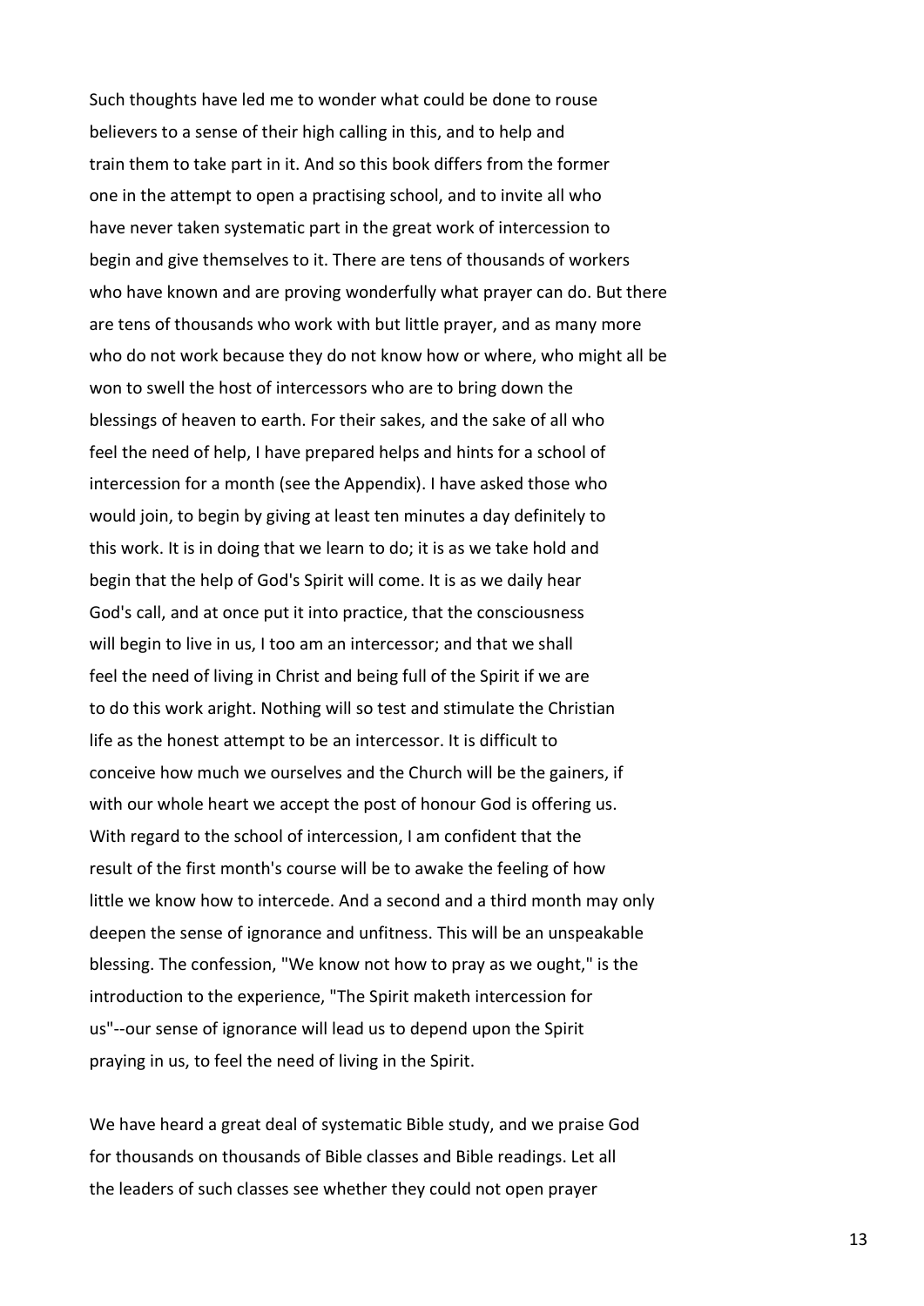Such thoughts have led me to wonder what could be done to rouse believers to a sense of their high calling in this, and to help and train them to take part in it. And so this book differs from the former one in the attempt to open a practising school, and to invite all who have never taken systematic part in the great work of intercession to begin and give themselves to it. There are tens of thousands of workers who have known and are proving wonderfully what prayer can do. But there are tens of thousands who work with but little prayer, and as many more who do not work because they do not know how or where, who might all be won to swell the host of intercessors who are to bring down the blessings of heaven to earth. For their sakes, and the sake of all who feel the need of help, I have prepared helps and hints for a school of intercession for a month (see the Appendix). I have asked those who would join, to begin by giving at least ten minutes a day definitely to this work. It is in doing that we learn to do; it is as we take hold and begin that the help of God's Spirit will come. It is as we daily hear God's call, and at once put it into practice, that the consciousness will begin to live in us, I too am an intercessor; and that we shall feel the need of living in Christ and being full of the Spirit if we are to do this work aright. Nothing will so test and stimulate the Christian life as the honest attempt to be an intercessor. It is difficult to conceive how much we ourselves and the Church will be the gainers, if with our whole heart we accept the post of honour God is offering us. With regard to the school of intercession, I am confident that the result of the first month's course will be to awake the feeling of how little we know how to intercede. And a second and a third month may only deepen the sense of ignorance and unfitness. This will be an unspeakable blessing. The confession, "We know not how to pray as we ought," is the introduction to the experience, "The Spirit maketh intercession for us"--our sense of ignorance will lead us to depend upon the Spirit praying in us, to feel the need of living in the Spirit.

We have heard a great deal of systematic Bible study, and we praise God for thousands on thousands of Bible classes and Bible readings. Let all the leaders of such classes see whether they could not open prayer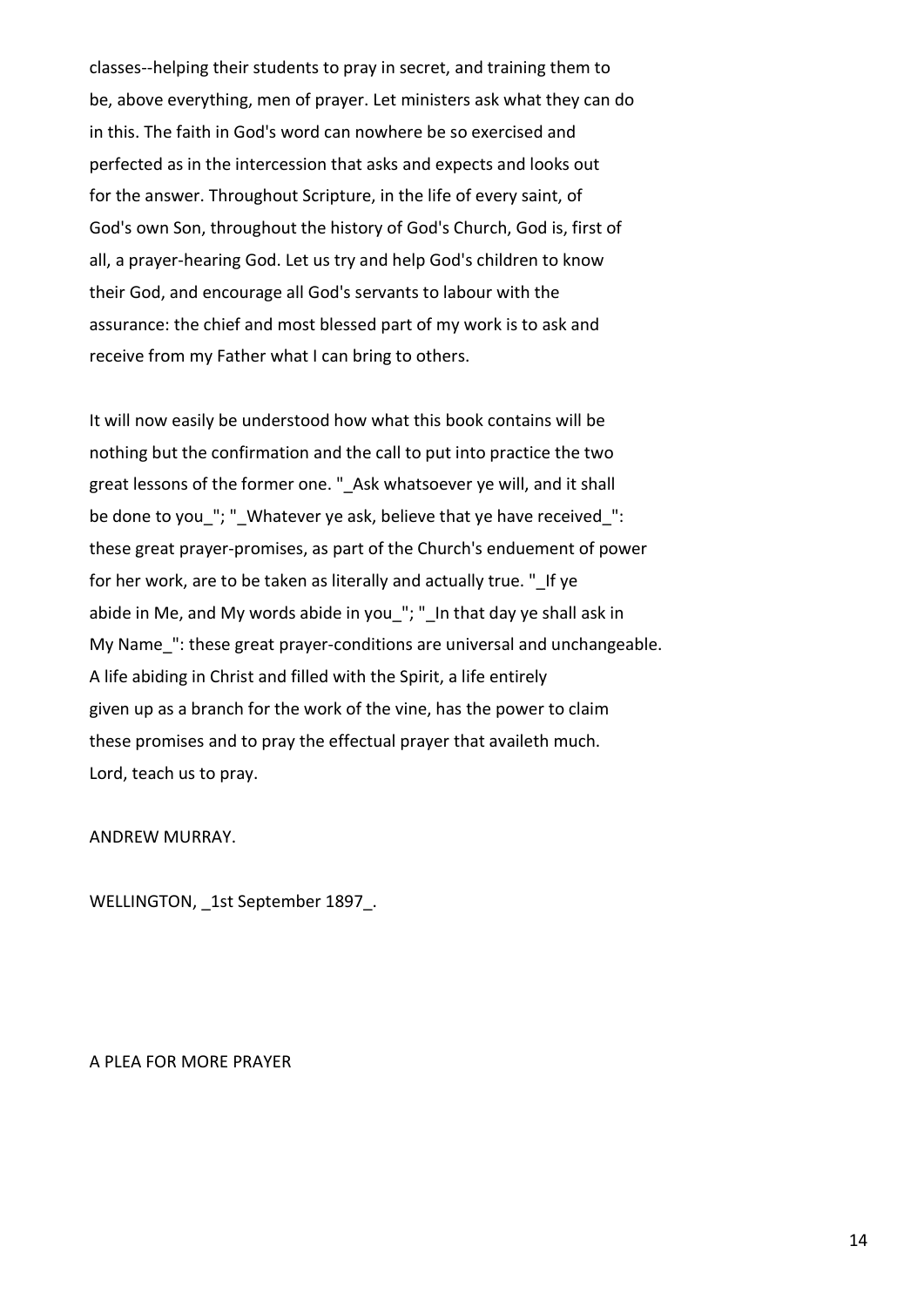classes--helping their students to pray in secret, and training them to be, above everything, men of prayer. Let ministers ask what they can do in this. The faith in God's word can nowhere be so exercised and perfected as in the intercession that asks and expects and looks out for the answer. Throughout Scripture, in the life of every saint, of God's own Son, throughout the history of God's Church, God is, first of all, a prayer-hearing God. Let us try and help God's children to know their God, and encourage all God's servants to labour with the assurance: the chief and most blessed part of my work is to ask and receive from my Father what I can bring to others.

It will now easily be understood how what this book contains will be nothing but the confirmation and the call to put into practice the two great lessons of the former one. "_Ask whatsoever ye will, and it shall be done to you_"; "_Whatever ye ask, believe that ye have received_": these great prayer-promises, as part of the Church's enduement of power for her work, are to be taken as literally and actually true. "_If ye abide in Me, and My words abide in you_"; "_In that day ye shall ask in My Name_": these great prayer-conditions are universal and unchangeable. A life abiding in Christ and filled with the Spirit, a life entirely given up as a branch for the work of the vine, has the power to claim these promises and to pray the effectual prayer that availeth much. Lord, teach us to pray.

ANDREW MURRAY.

WELLINGTON, _1st September 1897_.

## A PLEA FOR MORE PRAYER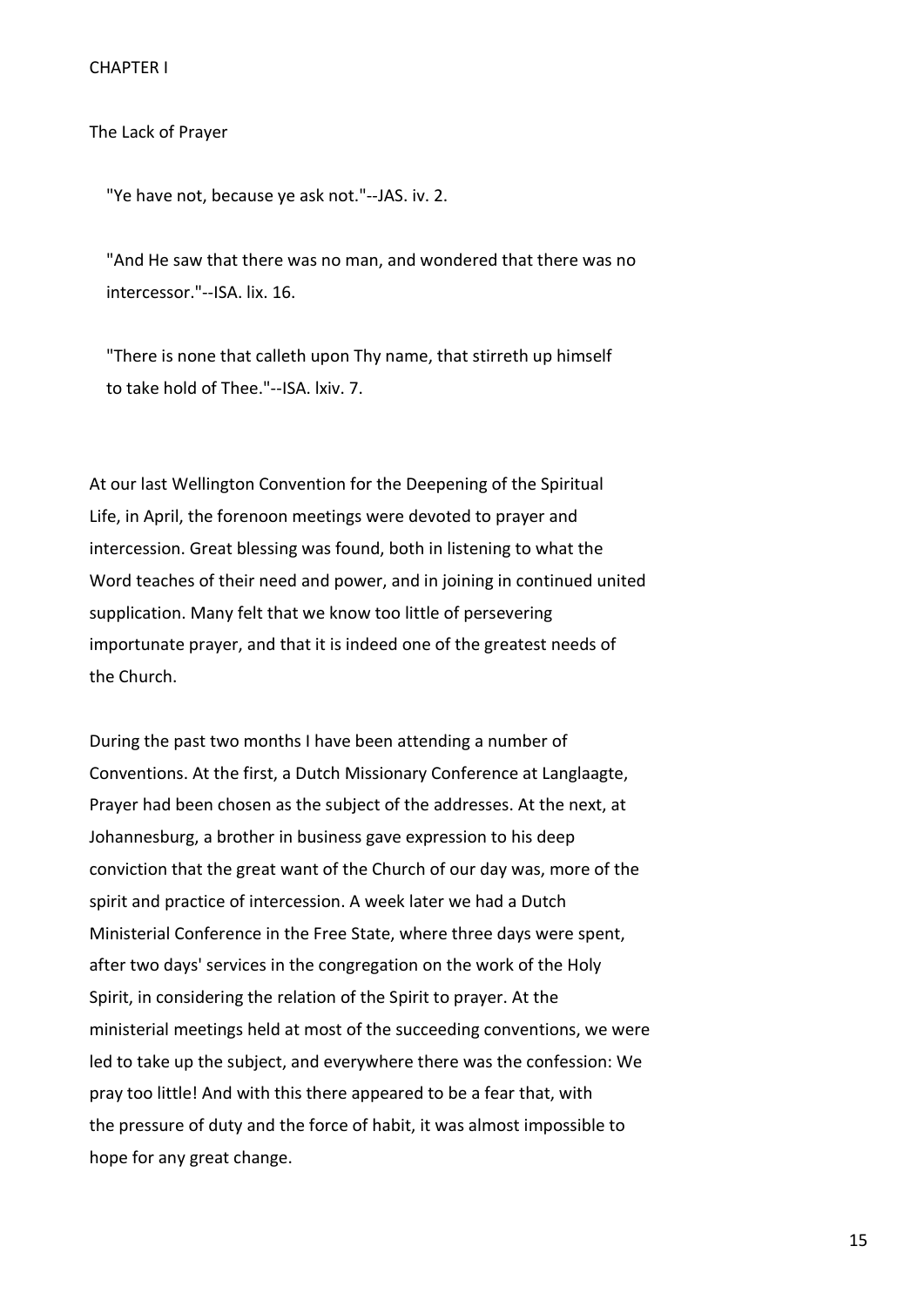# CHAPTER I

## The Lack of Prayer

> "Ye have not, because ye ask not."--JAS. iv. 2.
>
> "And He saw that there was no man, and wondered that there was no intercessor."--ISA. lix. 16.
>
> "There is none that calleth upon Thy name, that stirreth up himself to take hold of Thee."--ISA. lxiv. 7.

At our last Wellington Convention for the Deepening of the Spiritual Life, in April, the forenoon meetings were devoted to prayer and intercession. Great blessing was found, both in listening to what the Word teaches of their need and power, and in joining in continued united supplication. Many felt that we know too little of persevering importunate prayer, and that it is indeed one of the greatest needs of the Church.

During the past two months I have been attending a number of Conventions. At the first, a Dutch Missionary Conference at Langlaagte, Prayer had been chosen as the subject of the addresses. At the next, at Johannesburg, a brother in business gave expression to his deep conviction that the great want of the Church of our day was, more of the spirit and practice of intercession. A week later we had a Dutch Ministerial Conference in the Free State, where three days were spent, after two days' services in the congregation on the work of the Holy Spirit, in considering the relation of the Spirit to prayer. At the ministerial meetings held at most of the succeeding conventions, we were led to take up the subject, and everywhere there was the confession: We pray too little! And with this there appeared to be a fear that, with the pressure of duty and the force of habit, it was almost impossible to hope for any great change.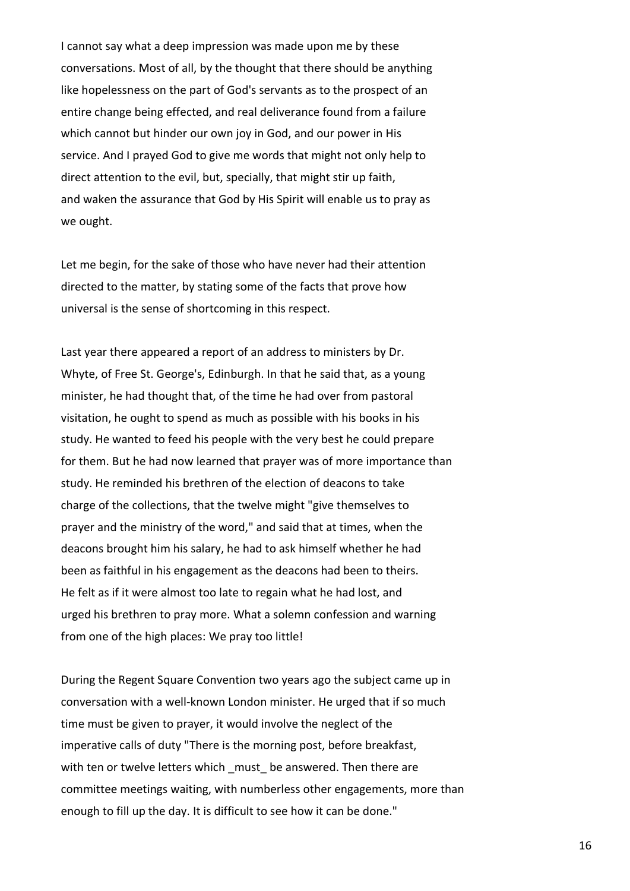I cannot say what a deep impression was made upon me by these conversations. Most of all, by the thought that there should be anything like hopelessness on the part of God's servants as to the prospect of an entire change being effected, and real deliverance found from a failure which cannot but hinder our own joy in God, and our power in His service. And I prayed God to give me words that might not only help to direct attention to the evil, but, specially, that might stir up faith, and waken the assurance that God by His Spirit will enable us to pray as we ought.

Let me begin, for the sake of those who have never had their attention directed to the matter, by stating some of the facts that prove how universal is the sense of shortcoming in this respect.

Last year there appeared a report of an address to ministers by Dr. Whyte, of Free St. George's, Edinburgh. In that he said that, as a young minister, he had thought that, of the time he had over from pastoral visitation, he ought to spend as much as possible with his books in his study. He wanted to feed his people with the very best he could prepare for them. But he had now learned that prayer was of more importance than study. He reminded his brethren of the election of deacons to take charge of the collections, that the twelve might "give themselves to prayer and the ministry of the word," and said that at times, when the deacons brought him his salary, he had to ask himself whether he had been as faithful in his engagement as the deacons had been to theirs. He felt as if it were almost too late to regain what he had lost, and urged his brethren to pray more. What a solemn confession and warning from one of the high places: We pray too little!

During the Regent Square Convention two years ago the subject came up in conversation with a well-known London minister. He urged that if so much time must be given to prayer, it would involve the neglect of the imperative calls of duty "There is the morning post, before breakfast, with ten or twelve letters which _must_ be answered. Then there are committee meetings waiting, with numberless other engagements, more than enough to fill up the day. It is difficult to see how it can be done."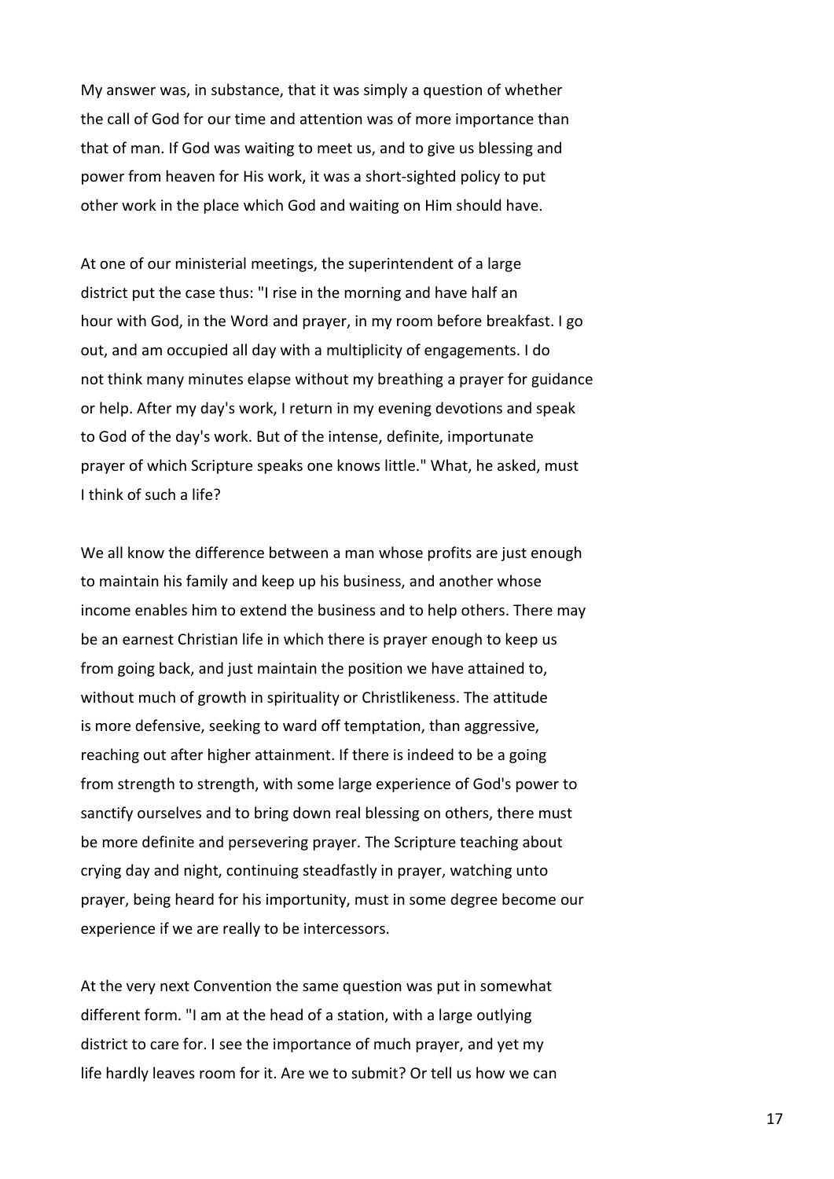My answer was, in substance, that it was simply a question of whether the call of God for our time and attention was of more importance than that of man. If God was waiting to meet us, and to give us blessing and power from heaven for His work, it was a short-sighted policy to put other work in the place which God and waiting on Him should have.

At one of our ministerial meetings, the superintendent of a large district put the case thus: "I rise in the morning and have half an hour with God, in the Word and prayer, in my room before breakfast. I go out, and am occupied all day with a multiplicity of engagements. I do not think many minutes elapse without my breathing a prayer for guidance or help. After my day's work, I return in my evening devotions and speak to God of the day's work. But of the intense, definite, importunate prayer of which Scripture speaks one knows little." What, he asked, must I think of such a life?

We all know the difference between a man whose profits are just enough to maintain his family and keep up his business, and another whose income enables him to extend the business and to help others. There may be an earnest Christian life in which there is prayer enough to keep us from going back, and just maintain the position we have attained to, without much of growth in spirituality or Christlikeness. The attitude is more defensive, seeking to ward off temptation, than aggressive, reaching out after higher attainment. If there is indeed to be a going from strength to strength, with some large experience of God's power to sanctify ourselves and to bring down real blessing on others, there must be more definite and persevering prayer. The Scripture teaching about crying day and night, continuing steadfastly in prayer, watching unto prayer, being heard for his importunity, must in some degree become our experience if we are really to be intercessors.

At the very next Convention the same question was put in somewhat different form. "I am at the head of a station, with a large outlying district to care for. I see the importance of much prayer, and yet my life hardly leaves room for it. Are we to submit? Or tell us how we can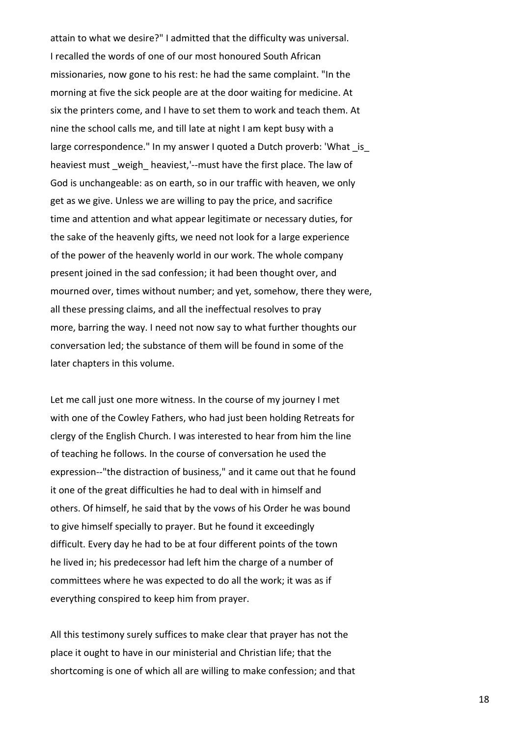attain to what we desire?" I admitted that the difficulty was universal. I recalled the words of one of our most honoured South African missionaries, now gone to his rest: he had the same complaint. "In the morning at five the sick people are at the door waiting for medicine. At six the printers come, and I have to set them to work and teach them. At nine the school calls me, and till late at night I am kept busy with a large correspondence." In my answer I quoted a Dutch proverb: 'What _is_ heaviest must _weigh_ heaviest,'--must have the first place. The law of God is unchangeable: as on earth, so in our traffic with heaven, we only get as we give. Unless we are willing to pay the price, and sacrifice time and attention and what appear legitimate or necessary duties, for the sake of the heavenly gifts, we need not look for a large experience of the power of the heavenly world in our work. The whole company present joined in the sad confession; it had been thought over, and mourned over, times without number; and yet, somehow, there they were, all these pressing claims, and all the ineffectual resolves to pray more, barring the way. I need not now say to what further thoughts our conversation led; the substance of them will be found in some of the later chapters in this volume.

Let me call just one more witness. In the course of my journey I met with one of the Cowley Fathers, who had just been holding Retreats for clergy of the English Church. I was interested to hear from him the line of teaching he follows. In the course of conversation he used the expression--"the distraction of business," and it came out that he found it one of the great difficulties he had to deal with in himself and others. Of himself, he said that by the vows of his Order he was bound to give himself specially to prayer. But he found it exceedingly difficult. Every day he had to be at four different points of the town he lived in; his predecessor had left him the charge of a number of committees where he was expected to do all the work; it was as if everything conspired to keep him from prayer.

All this testimony surely suffices to make clear that prayer has not the place it ought to have in our ministerial and Christian life; that the shortcoming is one of which all are willing to make confession; and that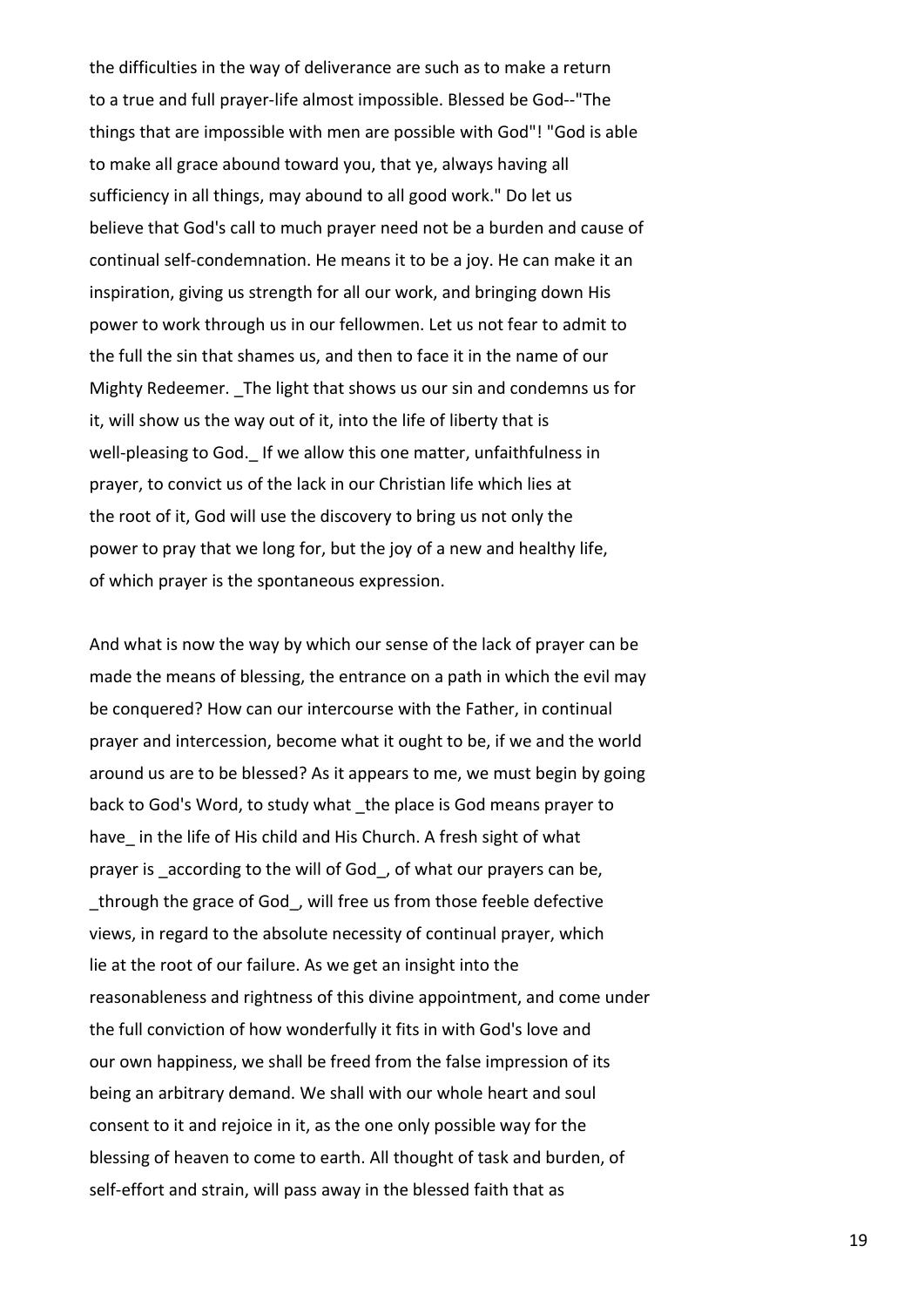the difficulties in the way of deliverance are such as to make a return to a true and full prayer-life almost impossible. Blessed be God--"The things that are impossible with men are possible with God"! "God is able to make all grace abound toward you, that ye, always having all sufficiency in all things, may abound to all good work." Do let us believe that God's call to much prayer need not be a burden and cause of continual self-condemnation. He means it to be a joy. He can make it an inspiration, giving us strength for all our work, and bringing down His power to work through us in our fellowmen. Let us not fear to admit to the full the sin that shames us, and then to face it in the name of our Mighty Redeemer. _The light that shows us our sin and condemns us for it, will show us the way out of it, into the life of liberty that is well-pleasing to God._ If we allow this one matter, unfaithfulness in prayer, to convict us of the lack in our Christian life which lies at the root of it, God will use the discovery to bring us not only the power to pray that we long for, but the joy of a new and healthy life, of which prayer is the spontaneous expression.

And what is now the way by which our sense of the lack of prayer can be made the means of blessing, the entrance on a path in which the evil may be conquered? How can our intercourse with the Father, in continual prayer and intercession, become what it ought to be, if we and the world around us are to be blessed? As it appears to me, we must begin by going back to God's Word, to study what _the place is God means prayer to have_ in the life of His child and His Church. A fresh sight of what prayer is _according to the will of God_, of what our prayers can be, _through the grace of God_, will free us from those feeble defective views, in regard to the absolute necessity of continual prayer, which lie at the root of our failure. As we get an insight into the reasonableness and rightness of this divine appointment, and come under the full conviction of how wonderfully it fits in with God's love and our own happiness, we shall be freed from the false impression of its being an arbitrary demand. We shall with our whole heart and soul consent to it and rejoice in it, as the one only possible way for the blessing of heaven to come to earth. All thought of task and burden, of self-effort and strain, will pass away in the blessed faith that as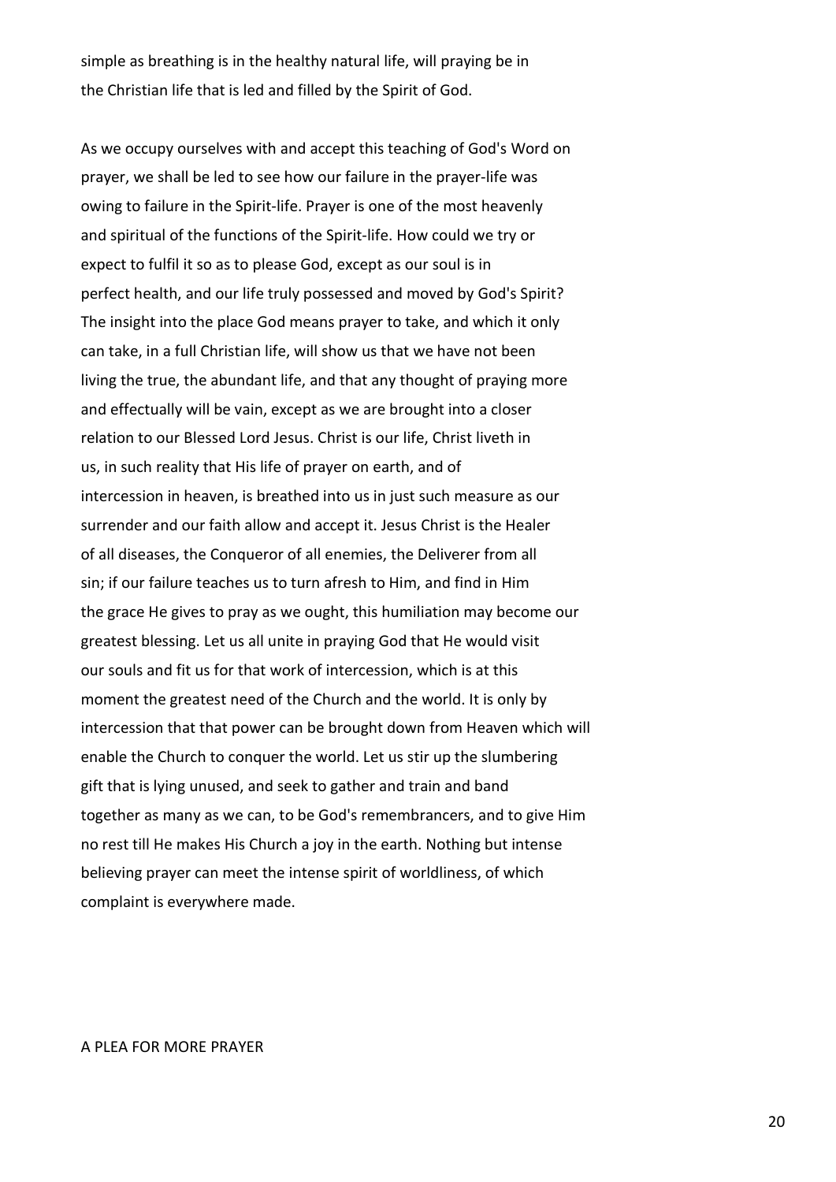simple as breathing is in the healthy natural life, will praying be in the Christian life that is led and filled by the Spirit of God.

As we occupy ourselves with and accept this teaching of God's Word on prayer, we shall be led to see how our failure in the prayer-life was owing to failure in the Spirit-life. Prayer is one of the most heavenly and spiritual of the functions of the Spirit-life. How could we try or expect to fulfil it so as to please God, except as our soul is in perfect health, and our life truly possessed and moved by God's Spirit? The insight into the place God means prayer to take, and which it only can take, in a full Christian life, will show us that we have not been living the true, the abundant life, and that any thought of praying more and effectually will be vain, except as we are brought into a closer relation to our Blessed Lord Jesus. Christ is our life, Christ liveth in us, in such reality that His life of prayer on earth, and of intercession in heaven, is breathed into us in just such measure as our surrender and our faith allow and accept it. Jesus Christ is the Healer of all diseases, the Conqueror of all enemies, the Deliverer from all sin; if our failure teaches us to turn afresh to Him, and find in Him the grace He gives to pray as we ought, this humiliation may become our greatest blessing. Let us all unite in praying God that He would visit our souls and fit us for that work of intercession, which is at this moment the greatest need of the Church and the world. It is only by intercession that that power can be brought down from Heaven which will enable the Church to conquer the world. Let us stir up the slumbering gift that is lying unused, and seek to gather and train and band together as many as we can, to be God's remembrancers, and to give Him no rest till He makes His Church a joy in the earth. Nothing but intense believing prayer can meet the intense spirit of worldliness, of which complaint is everywhere made.

## A PLEA FOR MORE PRAYER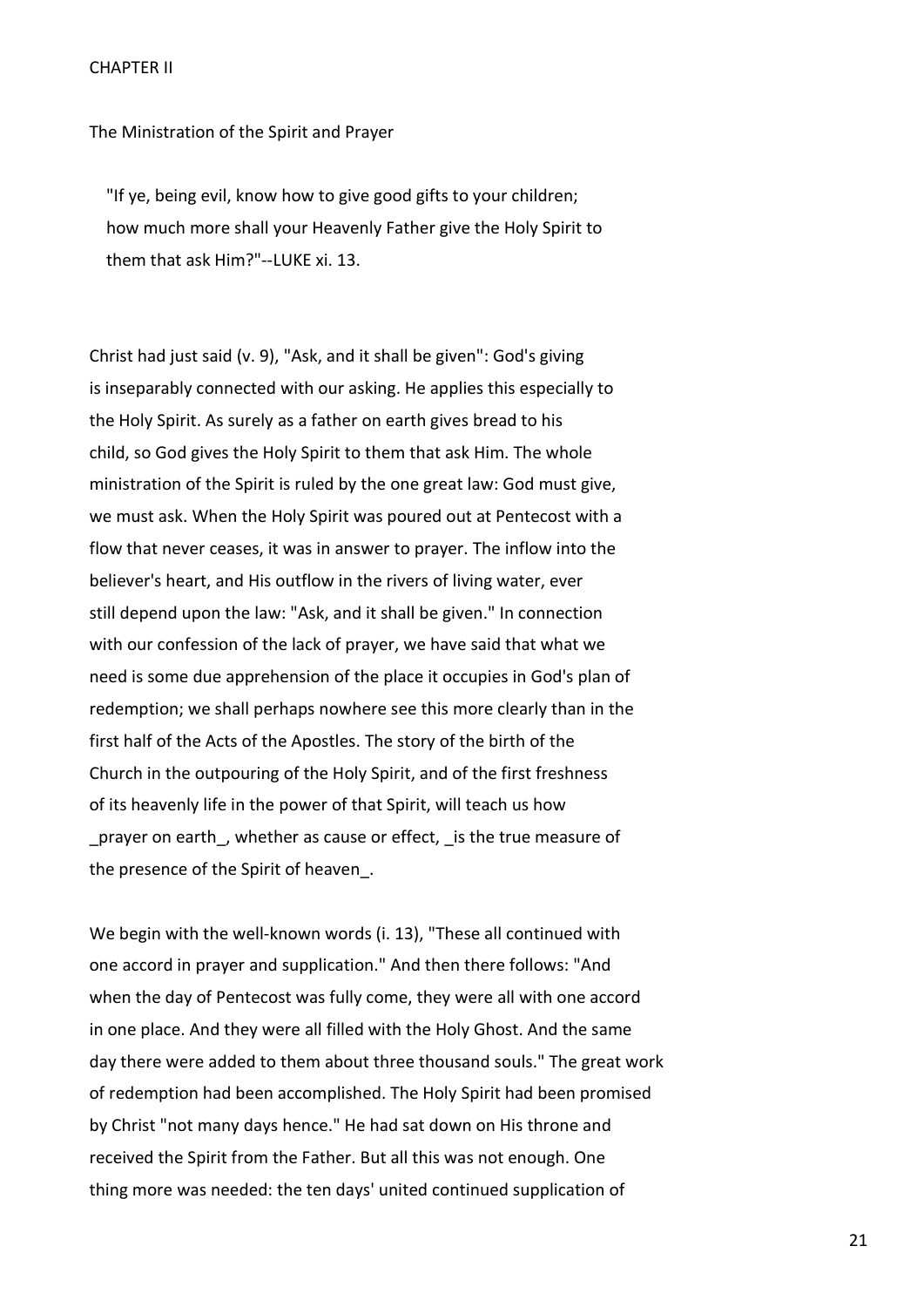## CHAPTER II

### The Ministration of the Spirit and Prayer

> "If ye, being evil, know how to give good gifts to your children; how much more shall your Heavenly Father give the Holy Spirit to them that ask Him?"--LUKE xi. 13.

Christ had just said (v. 9), "Ask, and it shall be given": God's giving is inseparably connected with our asking. He applies this especially to the Holy Spirit. As surely as a father on earth gives bread to his child, so God gives the Holy Spirit to them that ask Him. The whole ministration of the Spirit is ruled by the one great law: God must give, we must ask. When the Holy Spirit was poured out at Pentecost with a flow that never ceases, it was in answer to prayer. The inflow into the believer's heart, and His outflow in the rivers of living water, ever still depend upon the law: "Ask, and it shall be given." In connection with our confession of the lack of prayer, we have said that what we need is some due apprehension of the place it occupies in God's plan of redemption; we shall perhaps nowhere see this more clearly than in the first half of the Acts of the Apostles. The story of the birth of the Church in the outpouring of the Holy Spirit, and of the first freshness of its heavenly life in the power of that Spirit, will teach us how _prayer on earth_, whether as cause or effect, _is the true measure of the presence of the Spirit of heaven_.

We begin with the well-known words (i. 13), "These all continued with one accord in prayer and supplication." And then there follows: "And when the day of Pentecost was fully come, they were all with one accord in one place. And they were all filled with the Holy Ghost. And the same day there were added to them about three thousand souls." The great work of redemption had been accomplished. The Holy Spirit had been promised by Christ "not many days hence." He had sat down on His throne and received the Spirit from the Father. But all this was not enough. One thing more was needed: the ten days' united continued supplication of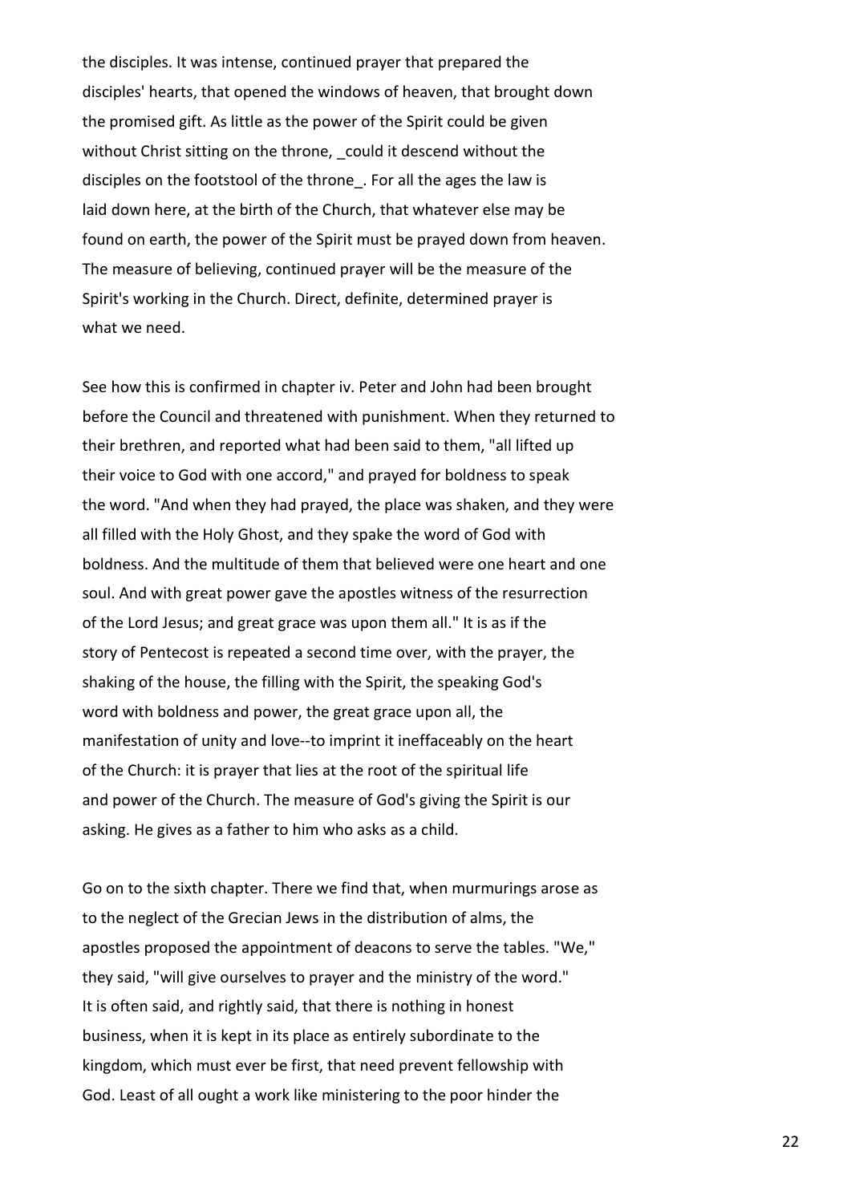the disciples. It was intense, continued prayer that prepared the disciples' hearts, that opened the windows of heaven, that brought down the promised gift. As little as the power of the Spirit could be given without Christ sitting on the throne, _could it descend without the disciples on the footstool of the throne_. For all the ages the law is laid down here, at the birth of the Church, that whatever else may be found on earth, the power of the Spirit must be prayed down from heaven. The measure of believing, continued prayer will be the measure of the Spirit's working in the Church. Direct, definite, determined prayer is what we need.

See how this is confirmed in chapter iv. Peter and John had been brought before the Council and threatened with punishment. When they returned to their brethren, and reported what had been said to them, "all lifted up their voice to God with one accord," and prayed for boldness to speak the word. "And when they had prayed, the place was shaken, and they were all filled with the Holy Ghost, and they spake the word of God with boldness. And the multitude of them that believed were one heart and one soul. And with great power gave the apostles witness of the resurrection of the Lord Jesus; and great grace was upon them all." It is as if the story of Pentecost is repeated a second time over, with the prayer, the shaking of the house, the filling with the Spirit, the speaking God's word with boldness and power, the great grace upon all, the manifestation of unity and love--to imprint it ineffaceably on the heart of the Church: it is prayer that lies at the root of the spiritual life and power of the Church. The measure of God's giving the Spirit is our asking. He gives as a father to him who asks as a child.

Go on to the sixth chapter. There we find that, when murmurings arose as to the neglect of the Grecian Jews in the distribution of alms, the apostles proposed the appointment of deacons to serve the tables. "We," they said, "will give ourselves to prayer and the ministry of the word." It is often said, and rightly said, that there is nothing in honest business, when it is kept in its place as entirely subordinate to the kingdom, which must ever be first, that need prevent fellowship with God. Least of all ought a work like ministering to the poor hinder the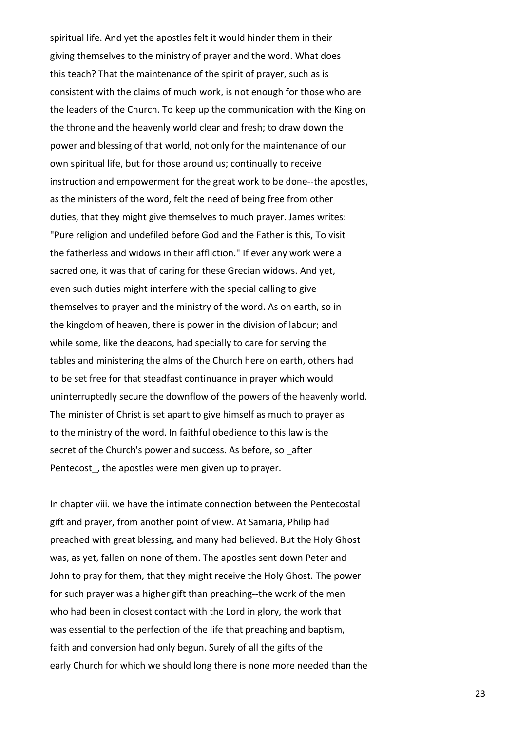spiritual life. And yet the apostles felt it would hinder them in their giving themselves to the ministry of prayer and the word. What does this teach? That the maintenance of the spirit of prayer, such as is consistent with the claims of much work, is not enough for those who are the leaders of the Church. To keep up the communication with the King on the throne and the heavenly world clear and fresh; to draw down the power and blessing of that world, not only for the maintenance of our own spiritual life, but for those around us; continually to receive instruction and empowerment for the great work to be done--the apostles, as the ministers of the word, felt the need of being free from other duties, that they might give themselves to much prayer. James writes: "Pure religion and undefiled before God and the Father is this, To visit the fatherless and widows in their affliction." If ever any work were a sacred one, it was that of caring for these Grecian widows. And yet, even such duties might interfere with the special calling to give themselves to prayer and the ministry of the word. As on earth, so in the kingdom of heaven, there is power in the division of labour; and while some, like the deacons, had specially to care for serving the tables and ministering the alms of the Church here on earth, others had to be set free for that steadfast continuance in prayer which would uninterruptedly secure the downflow of the powers of the heavenly world. The minister of Christ is set apart to give himself as much to prayer as to the ministry of the word. In faithful obedience to this law is the secret of the Church's power and success. As before, so _after Pentecost_, the apostles were men given up to prayer.

In chapter viii. we have the intimate connection between the Pentecostal gift and prayer, from another point of view. At Samaria, Philip had preached with great blessing, and many had believed. But the Holy Ghost was, as yet, fallen on none of them. The apostles sent down Peter and John to pray for them, that they might receive the Holy Ghost. The power for such prayer was a higher gift than preaching--the work of the men who had been in closest contact with the Lord in glory, the work that was essential to the perfection of the life that preaching and baptism, faith and conversion had only begun. Surely of all the gifts of the early Church for which we should long there is none more needed than the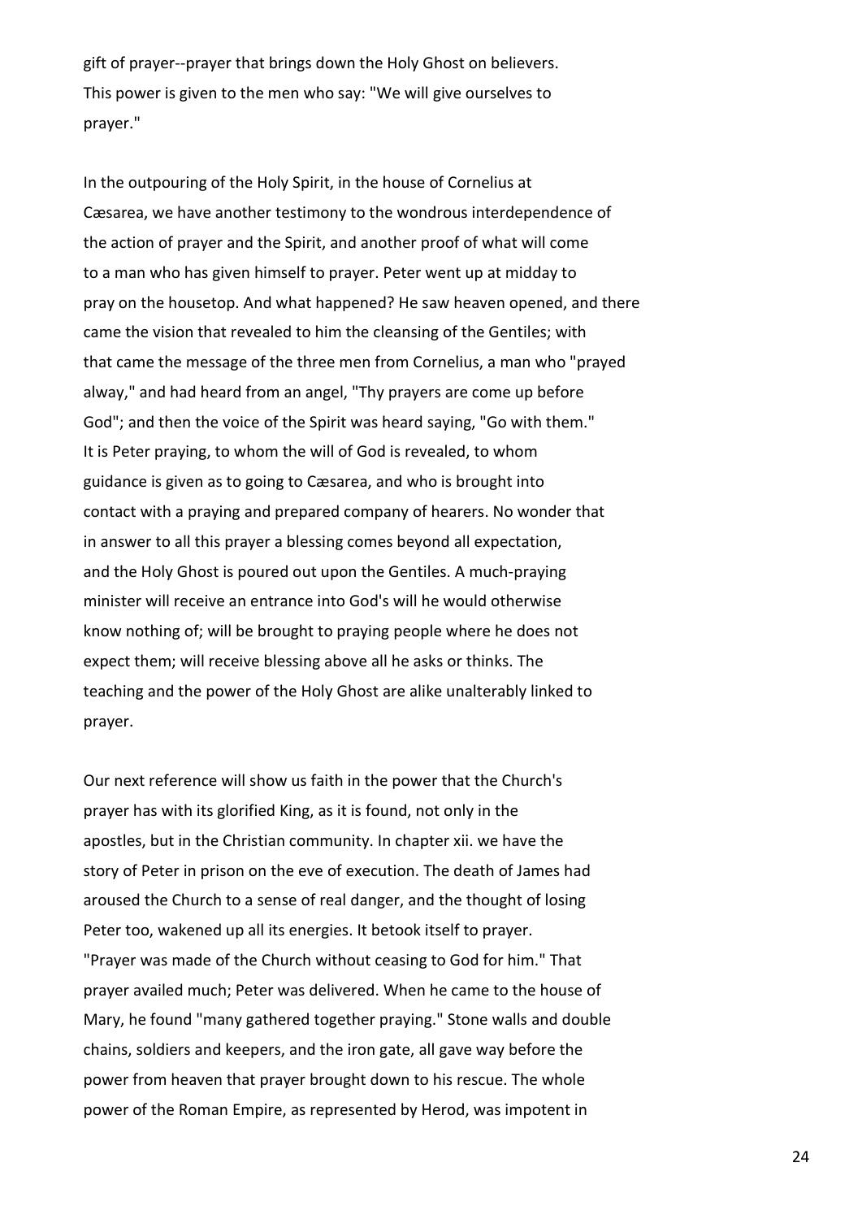gift of prayer--prayer that brings down the Holy Ghost on believers. This power is given to the men who say: "We will give ourselves to prayer."

In the outpouring of the Holy Spirit, in the house of Cornelius at Cæsarea, we have another testimony to the wondrous interdependence of the action of prayer and the Spirit, and another proof of what will come to a man who has given himself to prayer. Peter went up at midday to pray on the housetop. And what happened? He saw heaven opened, and there came the vision that revealed to him the cleansing of the Gentiles; with that came the message of the three men from Cornelius, a man who "prayed alway," and had heard from an angel, "Thy prayers are come up before God"; and then the voice of the Spirit was heard saying, "Go with them." It is Peter praying, to whom the will of God is revealed, to whom guidance is given as to going to Cæsarea, and who is brought into contact with a praying and prepared company of hearers. No wonder that in answer to all this prayer a blessing comes beyond all expectation, and the Holy Ghost is poured out upon the Gentiles. A much-praying minister will receive an entrance into God's will he would otherwise know nothing of; will be brought to praying people where he does not expect them; will receive blessing above all he asks or thinks. The teaching and the power of the Holy Ghost are alike unalterably linked to prayer.

Our next reference will show us faith in the power that the Church's prayer has with its glorified King, as it is found, not only in the apostles, but in the Christian community. In chapter xii. we have the story of Peter in prison on the eve of execution. The death of James had aroused the Church to a sense of real danger, and the thought of losing Peter too, wakened up all its energies. It betook itself to prayer. "Prayer was made of the Church without ceasing to God for him." That prayer availed much; Peter was delivered. When he came to the house of Mary, he found "many gathered together praying." Stone walls and double chains, soldiers and keepers, and the iron gate, all gave way before the power from heaven that prayer brought down to his rescue. The whole power of the Roman Empire, as represented by Herod, was impotent in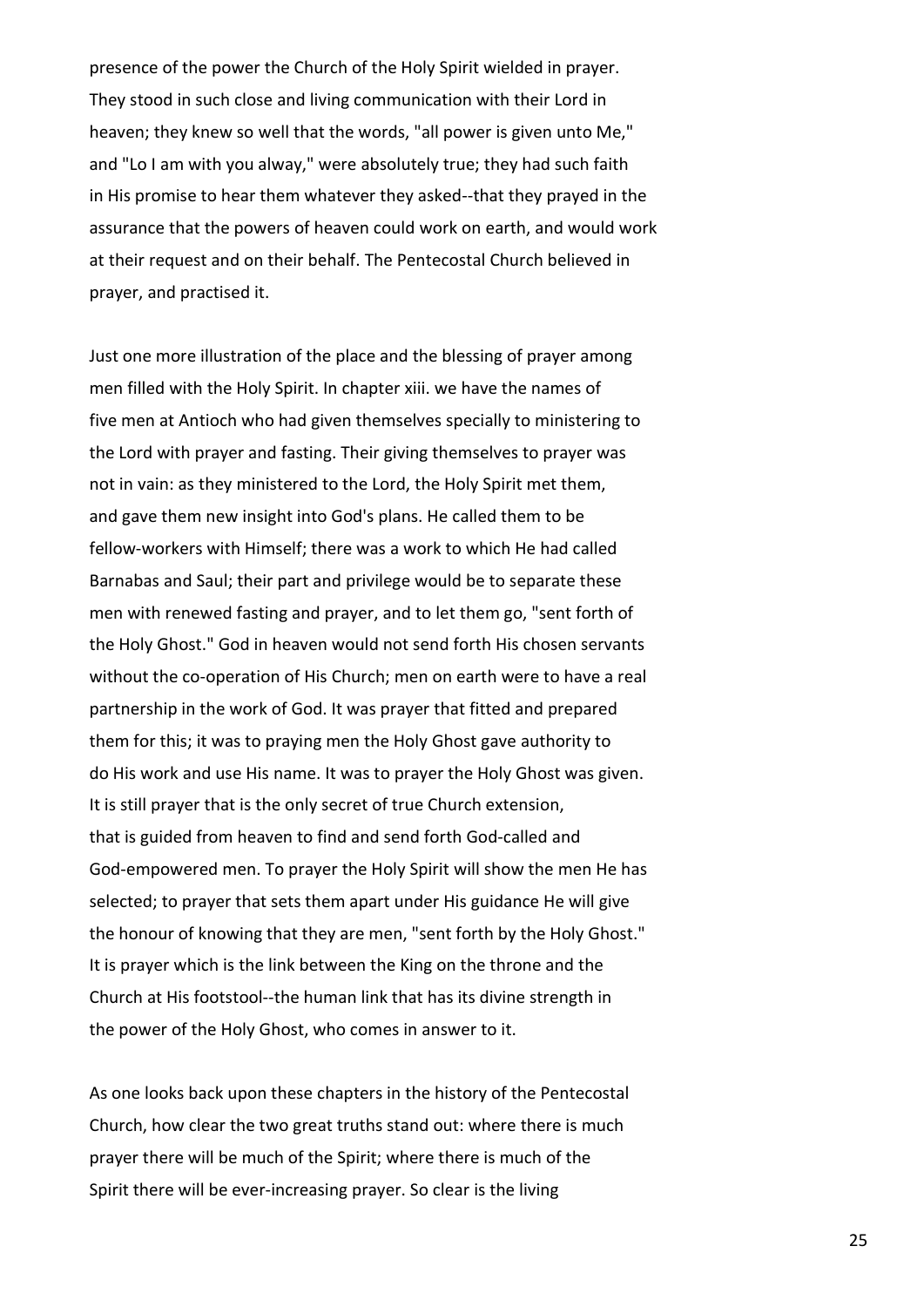presence of the power the Church of the Holy Spirit wielded in prayer. They stood in such close and living communication with their Lord in heaven; they knew so well that the words, "all power is given unto Me," and "Lo I am with you alway," were absolutely true; they had such faith in His promise to hear them whatever they asked--that they prayed in the assurance that the powers of heaven could work on earth, and would work at their request and on their behalf. The Pentecostal Church believed in prayer, and practised it.

Just one more illustration of the place and the blessing of prayer among men filled with the Holy Spirit. In chapter xiii. we have the names of five men at Antioch who had given themselves specially to ministering to the Lord with prayer and fasting. Their giving themselves to prayer was not in vain: as they ministered to the Lord, the Holy Spirit met them, and gave them new insight into God's plans. He called them to be fellow-workers with Himself; there was a work to which He had called Barnabas and Saul; their part and privilege would be to separate these men with renewed fasting and prayer, and to let them go, "sent forth of the Holy Ghost." God in heaven would not send forth His chosen servants without the co-operation of His Church; men on earth were to have a real partnership in the work of God. It was prayer that fitted and prepared them for this; it was to praying men the Holy Ghost gave authority to do His work and use His name. It was to prayer the Holy Ghost was given. It is still prayer that is the only secret of true Church extension, that is guided from heaven to find and send forth God-called and God-empowered men. To prayer the Holy Spirit will show the men He has selected; to prayer that sets them apart under His guidance He will give the honour of knowing that they are men, "sent forth by the Holy Ghost." It is prayer which is the link between the King on the throne and the Church at His footstool--the human link that has its divine strength in the power of the Holy Ghost, who comes in answer to it.

As one looks back upon these chapters in the history of the Pentecostal Church, how clear the two great truths stand out: where there is much prayer there will be much of the Spirit; where there is much of the Spirit there will be ever-increasing prayer. So clear is the living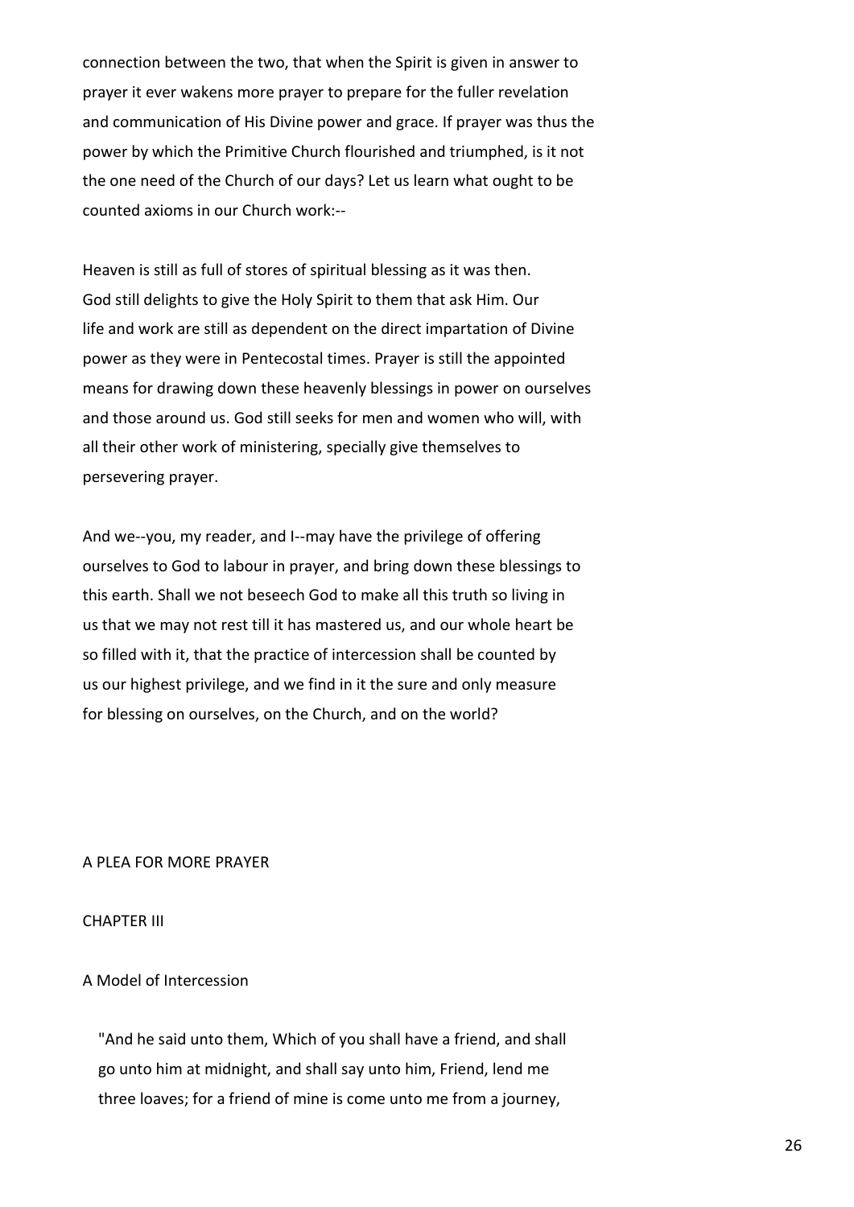connection between the two, that when the Spirit is given in answer to prayer it ever wakens more prayer to prepare for the fuller revelation and communication of His Divine power and grace. If prayer was thus the power by which the Primitive Church flourished and triumphed, is it not the one need of the Church of our days? Let us learn what ought to be counted axioms in our Church work:--

Heaven is still as full of stores of spiritual blessing as it was then. God still delights to give the Holy Spirit to them that ask Him. Our life and work are still as dependent on the direct impartation of Divine power as they were in Pentecostal times. Prayer is still the appointed means for drawing down these heavenly blessings in power on ourselves and those around us. God still seeks for men and women who will, with all their other work of ministering, specially give themselves to persevering prayer.

And we--you, my reader, and I--may have the privilege of offering ourselves to God to labour in prayer, and bring down these blessings to this earth. Shall we not beseech God to make all this truth so living in us that we may not rest till it has mastered us, and our whole heart be so filled with it, that the practice of intercession shall be counted by us our highest privilege, and we find in it the sure and only measure for blessing on ourselves, on the Church, and on the world?

# A PLEA FOR MORE PRAYER

## CHAPTER III

## A Model of Intercession

> "And he said unto them, Which of you shall have a friend, and shall go unto him at midnight, and shall say unto him, Friend, lend me three loaves; for a friend of mine is come unto me from a journey,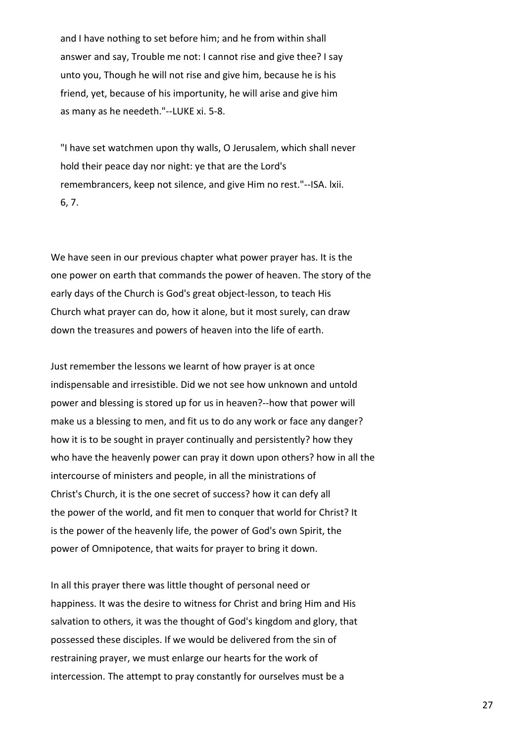> and I have nothing to set before him; and he from within shall answer and say, Trouble me not: I cannot rise and give thee? I say unto you, Though he will not rise and give him, because he is his friend, yet, because of his importunity, he will arise and give him as many as he needeth."--LUKE xi. 5-8.

> "I have set watchmen upon thy walls, O Jerusalem, which shall never hold their peace day nor night: ye that are the Lord's remembrancers, keep not silence, and give Him no rest."--ISA. lxii. 6, 7.

We have seen in our previous chapter what power prayer has. It is the one power on earth that commands the power of heaven. The story of the early days of the Church is God's great object-lesson, to teach His Church what prayer can do, how it alone, but it most surely, can draw down the treasures and powers of heaven into the life of earth.

Just remember the lessons we learnt of how prayer is at once indispensable and irresistible. Did we not see how unknown and untold power and blessing is stored up for us in heaven?--how that power will make us a blessing to men, and fit us to do any work or face any danger? how it is to be sought in prayer continually and persistently? how they who have the heavenly power can pray it down upon others? how in all the intercourse of ministers and people, in all the ministrations of Christ's Church, it is the one secret of success? how it can defy all the power of the world, and fit men to conquer that world for Christ? It is the power of the heavenly life, the power of God's own Spirit, the power of Omnipotence, that waits for prayer to bring it down.

In all this prayer there was little thought of personal need or happiness. It was the desire to witness for Christ and bring Him and His salvation to others, it was the thought of God's kingdom and glory, that possessed these disciples. If we would be delivered from the sin of restraining prayer, we must enlarge our hearts for the work of intercession. The attempt to pray constantly for ourselves must be a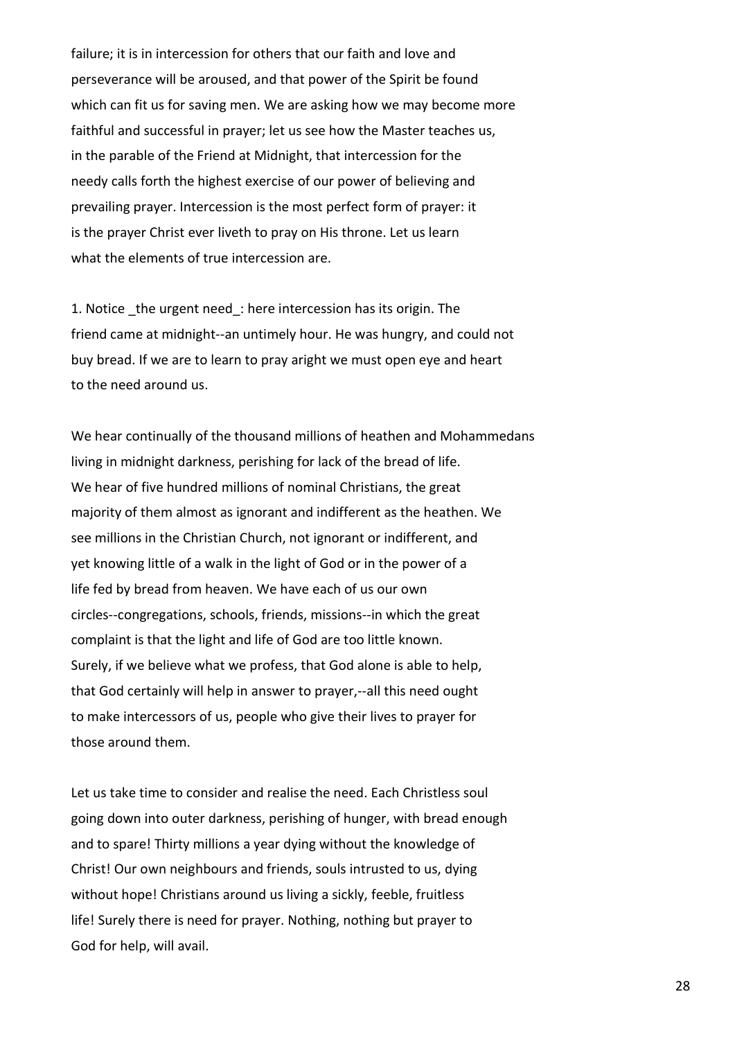failure; it is in intercession for others that our faith and love and perseverance will be aroused, and that power of the Spirit be found which can fit us for saving men. We are asking how we may become more faithful and successful in prayer; let us see how the Master teaches us, in the parable of the Friend at Midnight, that intercession for the needy calls forth the highest exercise of our power of believing and prevailing prayer. Intercession is the most perfect form of prayer: it is the prayer Christ ever liveth to pray on His throne. Let us learn what the elements of true intercession are.

1. Notice _the urgent need_: here intercession has its origin. The friend came at midnight--an untimely hour. He was hungry, and could not buy bread. If we are to learn to pray aright we must open eye and heart to the need around us.

We hear continually of the thousand millions of heathen and Mohammedans living in midnight darkness, perishing for lack of the bread of life. We hear of five hundred millions of nominal Christians, the great majority of them almost as ignorant and indifferent as the heathen. We see millions in the Christian Church, not ignorant or indifferent, and yet knowing little of a walk in the light of God or in the power of a life fed by bread from heaven. We have each of us our own circles--congregations, schools, friends, missions--in which the great complaint is that the light and life of God are too little known. Surely, if we believe what we profess, that God alone is able to help, that God certainly will help in answer to prayer,--all this need ought to make intercessors of us, people who give their lives to prayer for those around them.

Let us take time to consider and realise the need. Each Christless soul going down into outer darkness, perishing of hunger, with bread enough and to spare! Thirty millions a year dying without the knowledge of Christ! Our own neighbours and friends, souls intrusted to us, dying without hope! Christians around us living a sickly, feeble, fruitless life! Surely there is need for prayer. Nothing, nothing but prayer to God for help, will avail.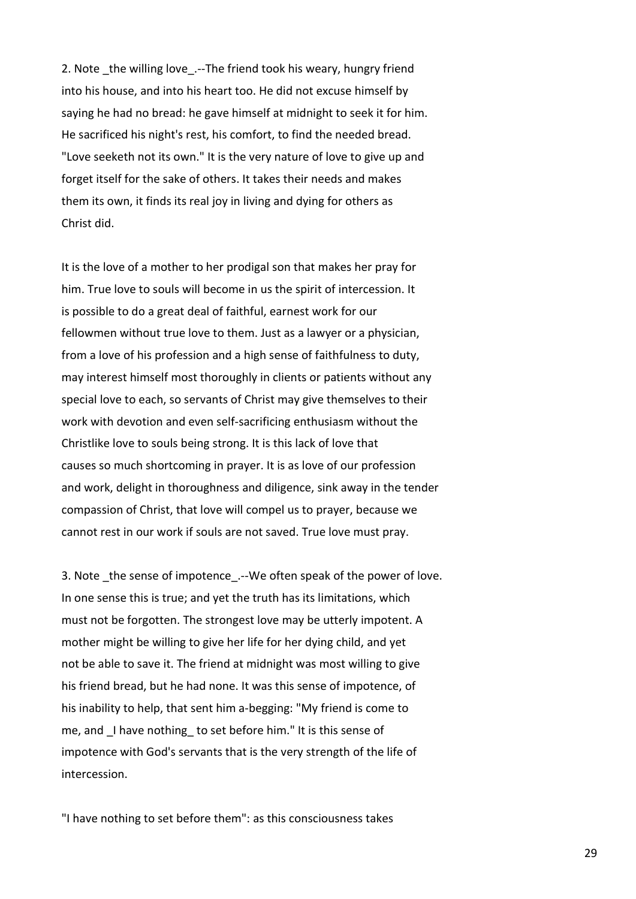2. Note _the willing love_.--The friend took his weary, hungry friend into his house, and into his heart too. He did not excuse himself by saying he had no bread: he gave himself at midnight to seek it for him. He sacrificed his night's rest, his comfort, to find the needed bread. "Love seeketh not its own." It is the very nature of love to give up and forget itself for the sake of others. It takes their needs and makes them its own, it finds its real joy in living and dying for others as Christ did.

It is the love of a mother to her prodigal son that makes her pray for him. True love to souls will become in us the spirit of intercession. It is possible to do a great deal of faithful, earnest work for our fellowmen without true love to them. Just as a lawyer or a physician, from a love of his profession and a high sense of faithfulness to duty, may interest himself most thoroughly in clients or patients without any special love to each, so servants of Christ may give themselves to their work with devotion and even self-sacrificing enthusiasm without the Christlike love to souls being strong. It is this lack of love that causes so much shortcoming in prayer. It is as love of our profession and work, delight in thoroughness and diligence, sink away in the tender compassion of Christ, that love will compel us to prayer, because we cannot rest in our work if souls are not saved. True love must pray.

3. Note _the sense of impotence_.--We often speak of the power of love. In one sense this is true; and yet the truth has its limitations, which must not be forgotten. The strongest love may be utterly impotent. A mother might be willing to give her life for her dying child, and yet not be able to save it. The friend at midnight was most willing to give his friend bread, but he had none. It was this sense of impotence, of his inability to help, that sent him a-begging: "My friend is come to me, and _I have nothing_ to set before him." It is this sense of impotence with God's servants that is the very strength of the life of intercession.

"I have nothing to set before them": as this consciousness takes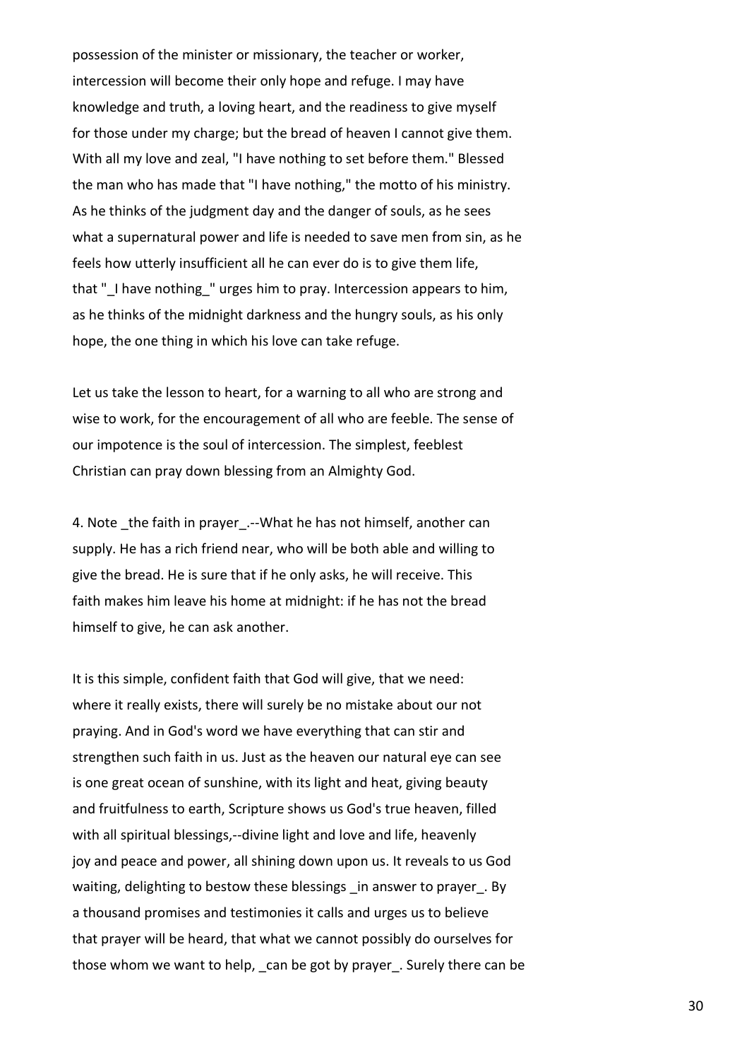possession of the minister or missionary, the teacher or worker, intercession will become their only hope and refuge. I may have knowledge and truth, a loving heart, and the readiness to give myself for those under my charge; but the bread of heaven I cannot give them. With all my love and zeal, "I have nothing to set before them." Blessed the man who has made that "I have nothing," the motto of his ministry. As he thinks of the judgment day and the danger of souls, as he sees what a supernatural power and life is needed to save men from sin, as he feels how utterly insufficient all he can ever do is to give them life, that "_I have nothing_" urges him to pray. Intercession appears to him, as he thinks of the midnight darkness and the hungry souls, as his only hope, the one thing in which his love can take refuge.

Let us take the lesson to heart, for a warning to all who are strong and wise to work, for the encouragement of all who are feeble. The sense of our impotence is the soul of intercession. The simplest, feeblest Christian can pray down blessing from an Almighty God.

4. Note _the faith in prayer_.--What he has not himself, another can supply. He has a rich friend near, who will be both able and willing to give the bread. He is sure that if he only asks, he will receive. This faith makes him leave his home at midnight: if he has not the bread himself to give, he can ask another.

It is this simple, confident faith that God will give, that we need: where it really exists, there will surely be no mistake about our not praying. And in God's word we have everything that can stir and strengthen such faith in us. Just as the heaven our natural eye can see is one great ocean of sunshine, with its light and heat, giving beauty and fruitfulness to earth, Scripture shows us God's true heaven, filled with all spiritual blessings,--divine light and love and life, heavenly joy and peace and power, all shining down upon us. It reveals to us God waiting, delighting to bestow these blessings _in answer to prayer_. By a thousand promises and testimonies it calls and urges us to believe that prayer will be heard, that what we cannot possibly do ourselves for those whom we want to help, _can be got by prayer_. Surely there can be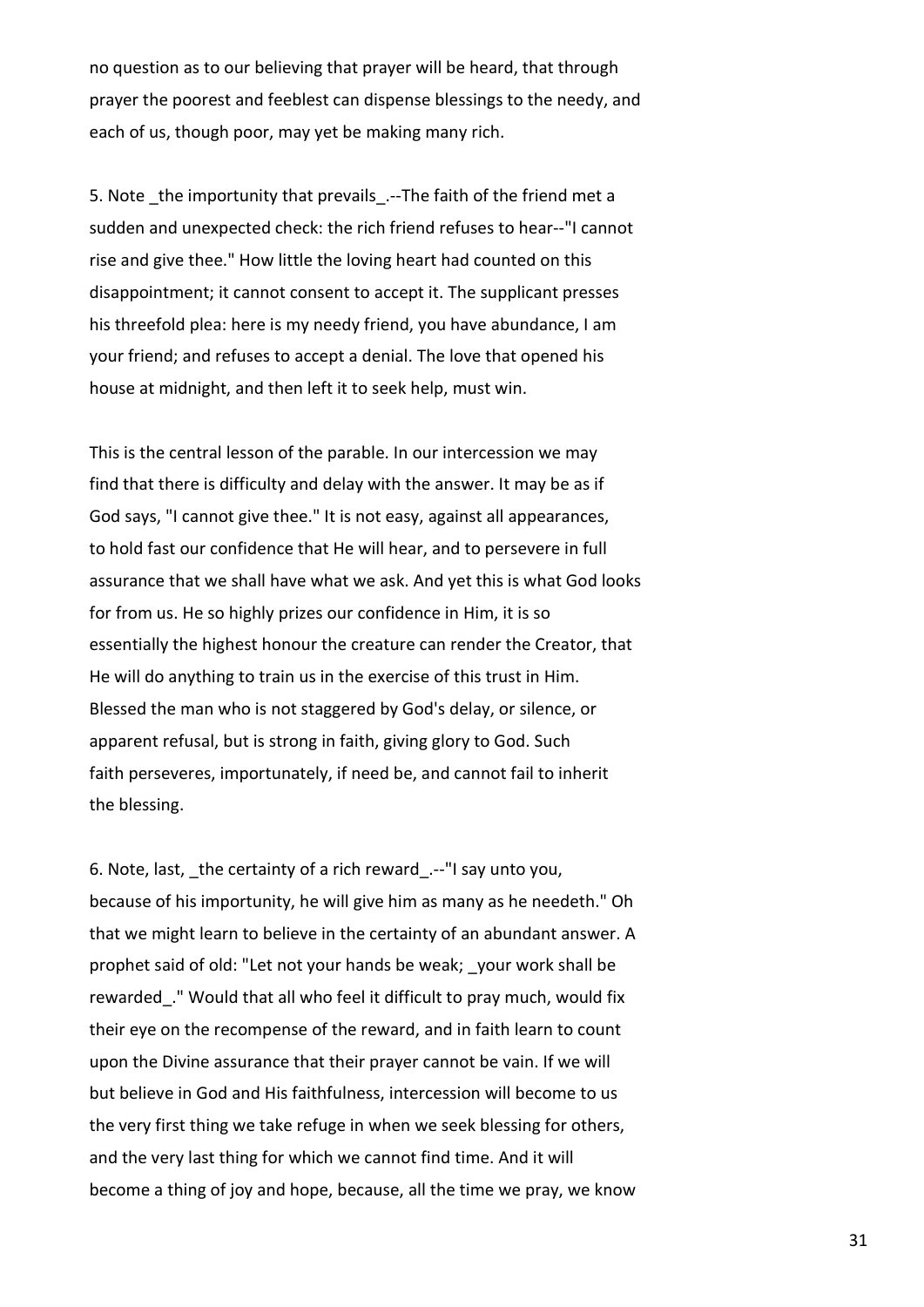no question as to our believing that prayer will be heard, that through prayer the poorest and feeblest can dispense blessings to the needy, and each of us, though poor, may yet be making many rich.

5. Note _the importunity that prevails_.--The faith of the friend met a sudden and unexpected check: the rich friend refuses to hear--"I cannot rise and give thee." How little the loving heart had counted on this disappointment; it cannot consent to accept it. The supplicant presses his threefold plea: here is my needy friend, you have abundance, I am your friend; and refuses to accept a denial. The love that opened his house at midnight, and then left it to seek help, must win.

This is the central lesson of the parable. In our intercession we may find that there is difficulty and delay with the answer. It may be as if God says, "I cannot give thee." It is not easy, against all appearances, to hold fast our confidence that He will hear, and to persevere in full assurance that we shall have what we ask. And yet this is what God looks for from us. He so highly prizes our confidence in Him, it is so essentially the highest honour the creature can render the Creator, that He will do anything to train us in the exercise of this trust in Him. Blessed the man who is not staggered by God's delay, or silence, or apparent refusal, but is strong in faith, giving glory to God. Such faith perseveres, importunately, if need be, and cannot fail to inherit the blessing.

6. Note, last, _the certainty of a rich reward_.--"I say unto you, because of his importunity, he will give him as many as he needeth." Oh that we might learn to believe in the certainty of an abundant answer. A prophet said of old: "Let not your hands be weak; _your work shall be rewarded_." Would that all who feel it difficult to pray much, would fix their eye on the recompense of the reward, and in faith learn to count upon the Divine assurance that their prayer cannot be vain. If we will but believe in God and His faithfulness, intercession will become to us the very first thing we take refuge in when we seek blessing for others, and the very last thing for which we cannot find time. And it will become a thing of joy and hope, because, all the time we pray, we know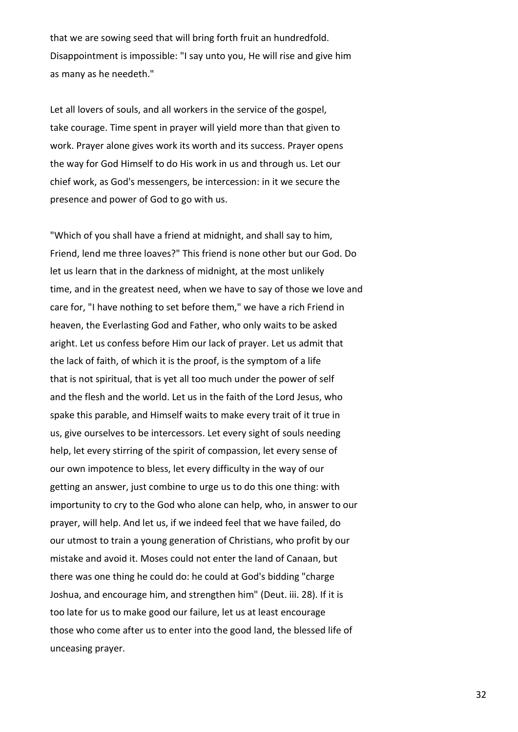that we are sowing seed that will bring forth fruit an hundredfold. Disappointment is impossible: "I say unto you, He will rise and give him as many as he needeth."

Let all lovers of souls, and all workers in the service of the gospel, take courage. Time spent in prayer will yield more than that given to work. Prayer alone gives work its worth and its success. Prayer opens the way for God Himself to do His work in us and through us. Let our chief work, as God's messengers, be intercession: in it we secure the presence and power of God to go with us.

"Which of you shall have a friend at midnight, and shall say to him, Friend, lend me three loaves?" This friend is none other but our God. Do let us learn that in the darkness of midnight, at the most unlikely time, and in the greatest need, when we have to say of those we love and care for, "I have nothing to set before them," we have a rich Friend in heaven, the Everlasting God and Father, who only waits to be asked aright. Let us confess before Him our lack of prayer. Let us admit that the lack of faith, of which it is the proof, is the symptom of a life that is not spiritual, that is yet all too much under the power of self and the flesh and the world. Let us in the faith of the Lord Jesus, who spake this parable, and Himself waits to make every trait of it true in us, give ourselves to be intercessors. Let every sight of souls needing help, let every stirring of the spirit of compassion, let every sense of our own impotence to bless, let every difficulty in the way of our getting an answer, just combine to urge us to do this one thing: with importunity to cry to the God who alone can help, who, in answer to our prayer, will help. And let us, if we indeed feel that we have failed, do our utmost to train a young generation of Christians, who profit by our mistake and avoid it. Moses could not enter the land of Canaan, but there was one thing he could do: he could at God's bidding "charge Joshua, and encourage him, and strengthen him" (Deut. iii. 28). If it is too late for us to make good our failure, let us at least encourage those who come after us to enter into the good land, the blessed life of unceasing prayer.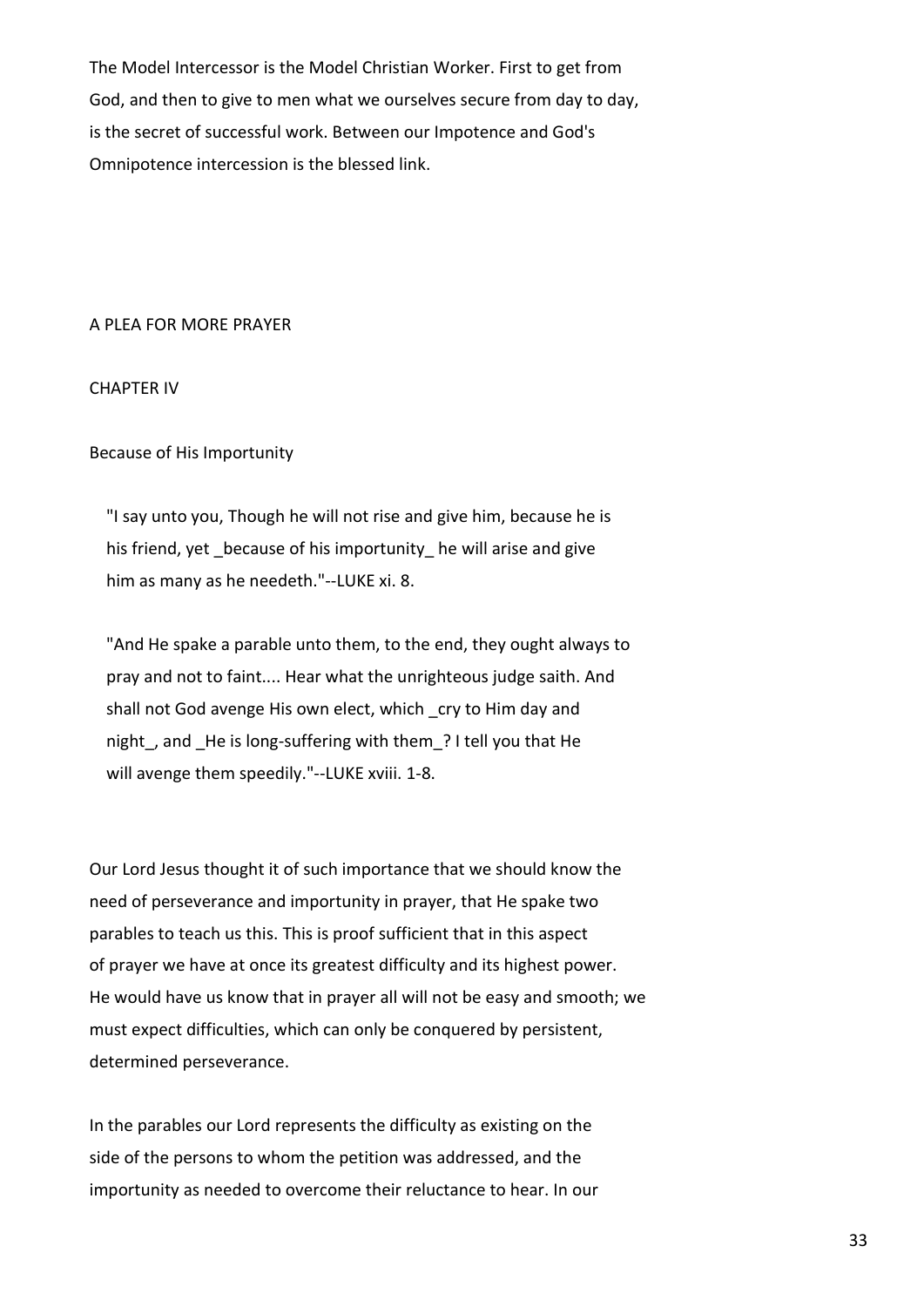The Model Intercessor is the Model Christian Worker. First to get from God, and then to give to men what we ourselves secure from day to day, is the secret of successful work. Between our Impotence and God's Omnipotence intercession is the blessed link.

A PLEA FOR MORE PRAYER

CHAPTER IV

Because of His Importunity

> "I say unto you, Though he will not rise and give him, because he is his friend, yet _because of his importunity_ he will arise and give him as many as he needeth."--LUKE xi. 8.

> "And He spake a parable unto them, to the end, they ought always to pray and not to faint.... Hear what the unrighteous judge saith. And shall not God avenge His own elect, which _cry to Him day and night_, and _He is long-suffering with them_? I tell you that He will avenge them speedily."--LUKE xviii. 1-8.

Our Lord Jesus thought it of such importance that we should know the need of perseverance and importunity in prayer, that He spake two parables to teach us this. This is proof sufficient that in this aspect of prayer we have at once its greatest difficulty and its highest power. He would have us know that in prayer all will not be easy and smooth; we must expect difficulties, which can only be conquered by persistent, determined perseverance.

In the parables our Lord represents the difficulty as existing on the side of the persons to whom the petition was addressed, and the importunity as needed to overcome their reluctance to hear. In our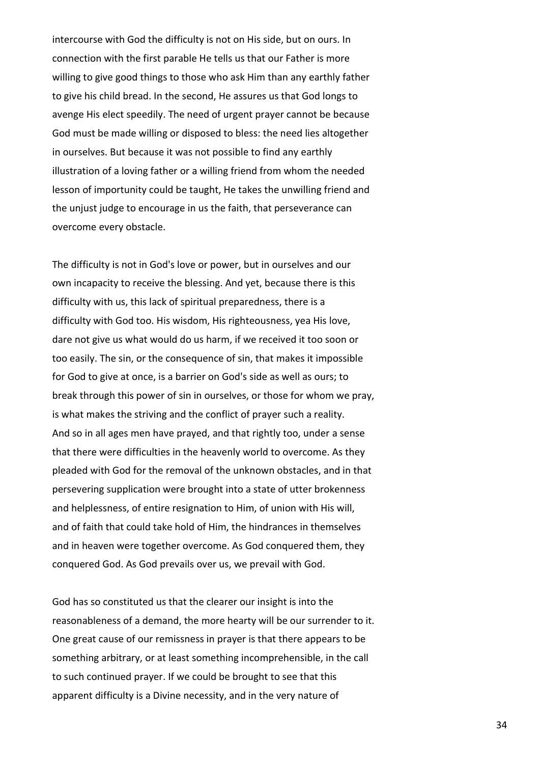intercourse with God the difficulty is not on His side, but on ours. In connection with the first parable He tells us that our Father is more willing to give good things to those who ask Him than any earthly father to give his child bread. In the second, He assures us that God longs to avenge His elect speedily. The need of urgent prayer cannot be because God must be made willing or disposed to bless: the need lies altogether in ourselves. But because it was not possible to find any earthly illustration of a loving father or a willing friend from whom the needed lesson of importunity could be taught, He takes the unwilling friend and the unjust judge to encourage in us the faith, that perseverance can overcome every obstacle.

The difficulty is not in God's love or power, but in ourselves and our own incapacity to receive the blessing. And yet, because there is this difficulty with us, this lack of spiritual preparedness, there is a difficulty with God too. His wisdom, His righteousness, yea His love, dare not give us what would do us harm, if we received it too soon or too easily. The sin, or the consequence of sin, that makes it impossible for God to give at once, is a barrier on God's side as well as ours; to break through this power of sin in ourselves, or those for whom we pray, is what makes the striving and the conflict of prayer such a reality. And so in all ages men have prayed, and that rightly too, under a sense that there were difficulties in the heavenly world to overcome. As they pleaded with God for the removal of the unknown obstacles, and in that persevering supplication were brought into a state of utter brokenness and helplessness, of entire resignation to Him, of union with His will, and of faith that could take hold of Him, the hindrances in themselves and in heaven were together overcome. As God conquered them, they conquered God. As God prevails over us, we prevail with God.

God has so constituted us that the clearer our insight is into the reasonableness of a demand, the more hearty will be our surrender to it. One great cause of our remissness in prayer is that there appears to be something arbitrary, or at least something incomprehensible, in the call to such continued prayer. If we could be brought to see that this apparent difficulty is a Divine necessity, and in the very nature of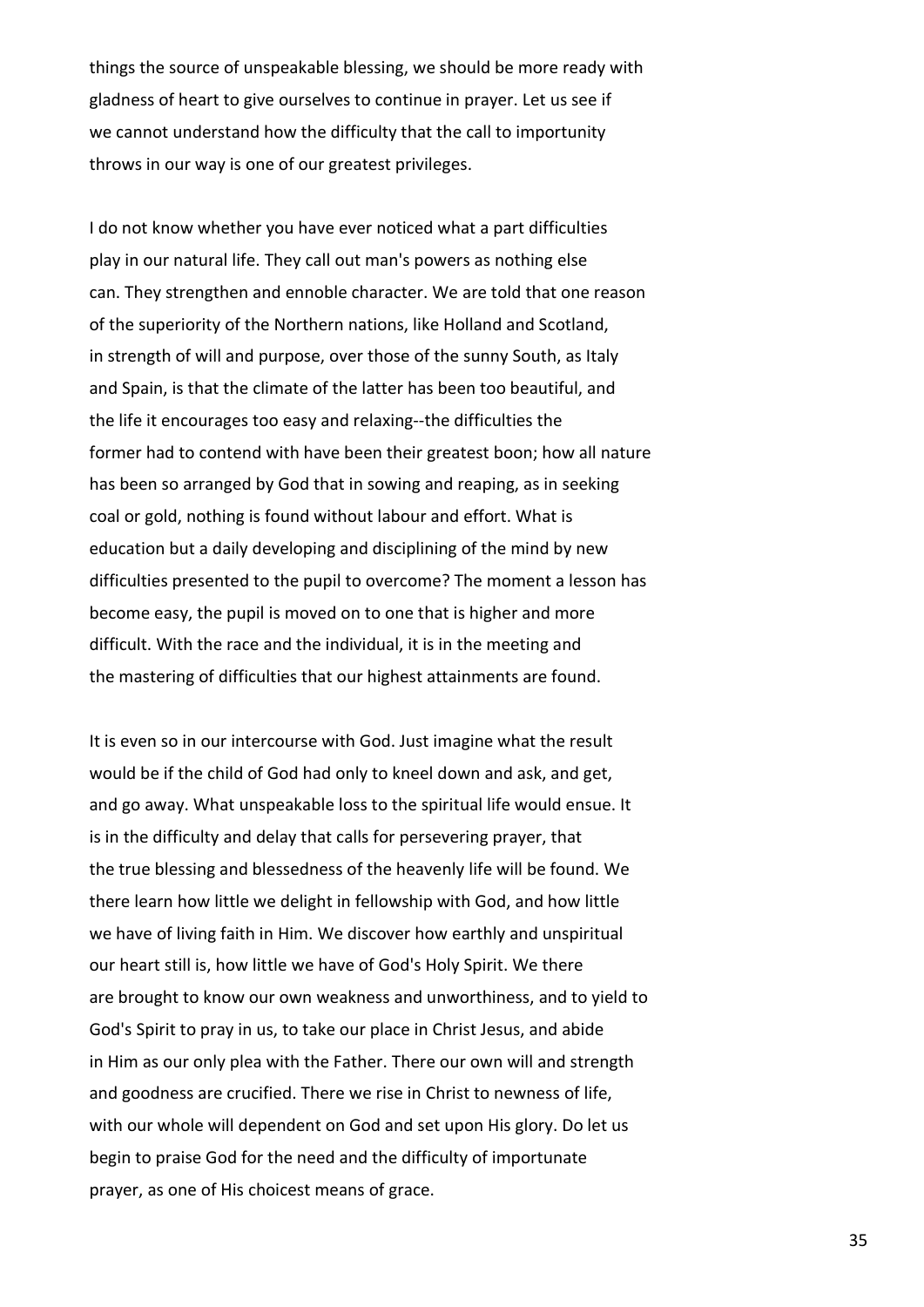things the source of unspeakable blessing, we should be more ready with gladness of heart to give ourselves to continue in prayer. Let us see if we cannot understand how the difficulty that the call to importunity throws in our way is one of our greatest privileges.

I do not know whether you have ever noticed what a part difficulties play in our natural life. They call out man's powers as nothing else can. They strengthen and ennoble character. We are told that one reason of the superiority of the Northern nations, like Holland and Scotland, in strength of will and purpose, over those of the sunny South, as Italy and Spain, is that the climate of the latter has been too beautiful, and the life it encourages too easy and relaxing--the difficulties the former had to contend with have been their greatest boon; how all nature has been so arranged by God that in sowing and reaping, as in seeking coal or gold, nothing is found without labour and effort. What is education but a daily developing and disciplining of the mind by new difficulties presented to the pupil to overcome? The moment a lesson has become easy, the pupil is moved on to one that is higher and more difficult. With the race and the individual, it is in the meeting and the mastering of difficulties that our highest attainments are found.

It is even so in our intercourse with God. Just imagine what the result would be if the child of God had only to kneel down and ask, and get, and go away. What unspeakable loss to the spiritual life would ensue. It is in the difficulty and delay that calls for persevering prayer, that the true blessing and blessedness of the heavenly life will be found. We there learn how little we delight in fellowship with God, and how little we have of living faith in Him. We discover how earthly and unspiritual our heart still is, how little we have of God's Holy Spirit. We there are brought to know our own weakness and unworthiness, and to yield to God's Spirit to pray in us, to take our place in Christ Jesus, and abide in Him as our only plea with the Father. There our own will and strength and goodness are crucified. There we rise in Christ to newness of life, with our whole will dependent on God and set upon His glory. Do let us begin to praise God for the need and the difficulty of importunate prayer, as one of His choicest means of grace.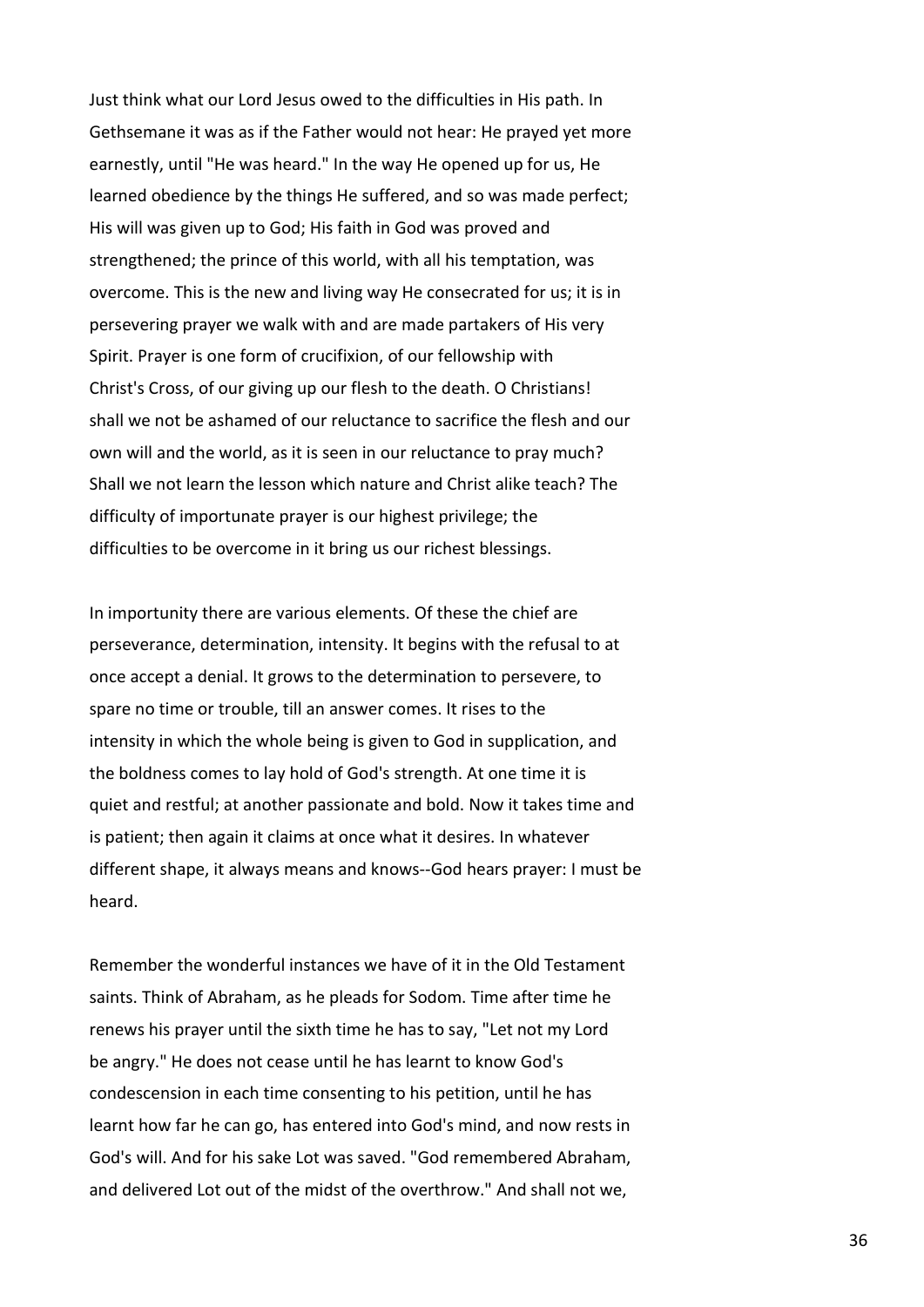Just think what our Lord Jesus owed to the difficulties in His path. In Gethsemane it was as if the Father would not hear: He prayed yet more earnestly, until "He was heard." In the way He opened up for us, He learned obedience by the things He suffered, and so was made perfect; His will was given up to God; His faith in God was proved and strengthened; the prince of this world, with all his temptation, was overcome. This is the new and living way He consecrated for us; it is in persevering prayer we walk with and are made partakers of His very Spirit. Prayer is one form of crucifixion, of our fellowship with Christ's Cross, of our giving up our flesh to the death. O Christians! shall we not be ashamed of our reluctance to sacrifice the flesh and our own will and the world, as it is seen in our reluctance to pray much? Shall we not learn the lesson which nature and Christ alike teach? The difficulty of importunate prayer is our highest privilege; the difficulties to be overcome in it bring us our richest blessings.

In importunity there are various elements. Of these the chief are perseverance, determination, intensity. It begins with the refusal to at once accept a denial. It grows to the determination to persevere, to spare no time or trouble, till an answer comes. It rises to the intensity in which the whole being is given to God in supplication, and the boldness comes to lay hold of God's strength. At one time it is quiet and restful; at another passionate and bold. Now it takes time and is patient; then again it claims at once what it desires. In whatever different shape, it always means and knows--God hears prayer: I must be heard.

Remember the wonderful instances we have of it in the Old Testament saints. Think of Abraham, as he pleads for Sodom. Time after time he renews his prayer until the sixth time he has to say, "Let not my Lord be angry." He does not cease until he has learnt to know God's condescension in each time consenting to his petition, until he has learnt how far he can go, has entered into God's mind, and now rests in God's will. And for his sake Lot was saved. "God remembered Abraham, and delivered Lot out of the midst of the overthrow." And shall not we,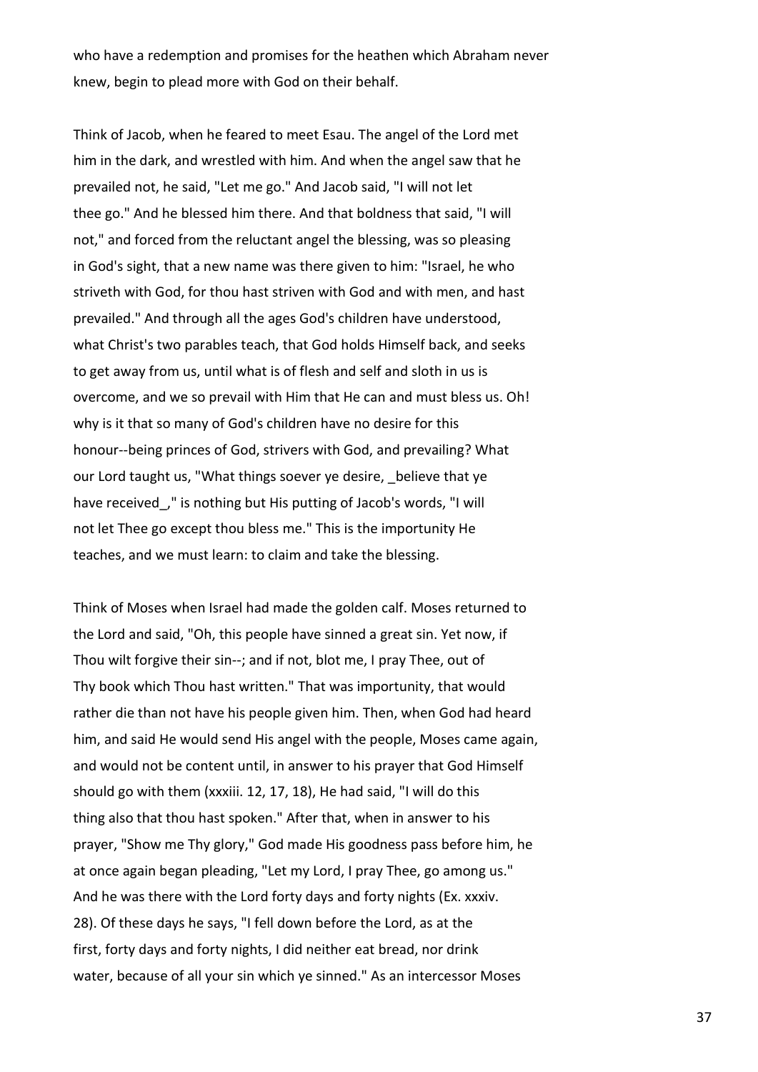who have a redemption and promises for the heathen which Abraham never knew, begin to plead more with God on their behalf.

Think of Jacob, when he feared to meet Esau. The angel of the Lord met him in the dark, and wrestled with him. And when the angel saw that he prevailed not, he said, "Let me go." And Jacob said, "I will not let thee go." And he blessed him there. And that boldness that said, "I will not," and forced from the reluctant angel the blessing, was so pleasing in God's sight, that a new name was there given to him: "Israel, he who striveth with God, for thou hast striven with God and with men, and hast prevailed." And through all the ages God's children have understood, what Christ's two parables teach, that God holds Himself back, and seeks to get away from us, until what is of flesh and self and sloth in us is overcome, and we so prevail with Him that He can and must bless us. Oh! why is it that so many of God's children have no desire for this honour--being princes of God, strivers with God, and prevailing? What our Lord taught us, "What things soever ye desire, _believe that ye have received_," is nothing but His putting of Jacob's words, "I will not let Thee go except thou bless me." This is the importunity He teaches, and we must learn: to claim and take the blessing.

Think of Moses when Israel had made the golden calf. Moses returned to the Lord and said, "Oh, this people have sinned a great sin. Yet now, if Thou wilt forgive their sin--; and if not, blot me, I pray Thee, out of Thy book which Thou hast written." That was importunity, that would rather die than not have his people given him. Then, when God had heard him, and said He would send His angel with the people, Moses came again, and would not be content until, in answer to his prayer that God Himself should go with them (xxxiii. 12, 17, 18), He had said, "I will do this thing also that thou hast spoken." After that, when in answer to his prayer, "Show me Thy glory," God made His goodness pass before him, he at once again began pleading, "Let my Lord, I pray Thee, go among us." And he was there with the Lord forty days and forty nights (Ex. xxxiv. 28). Of these days he says, "I fell down before the Lord, as at the first, forty days and forty nights, I did neither eat bread, nor drink water, because of all your sin which ye sinned." As an intercessor Moses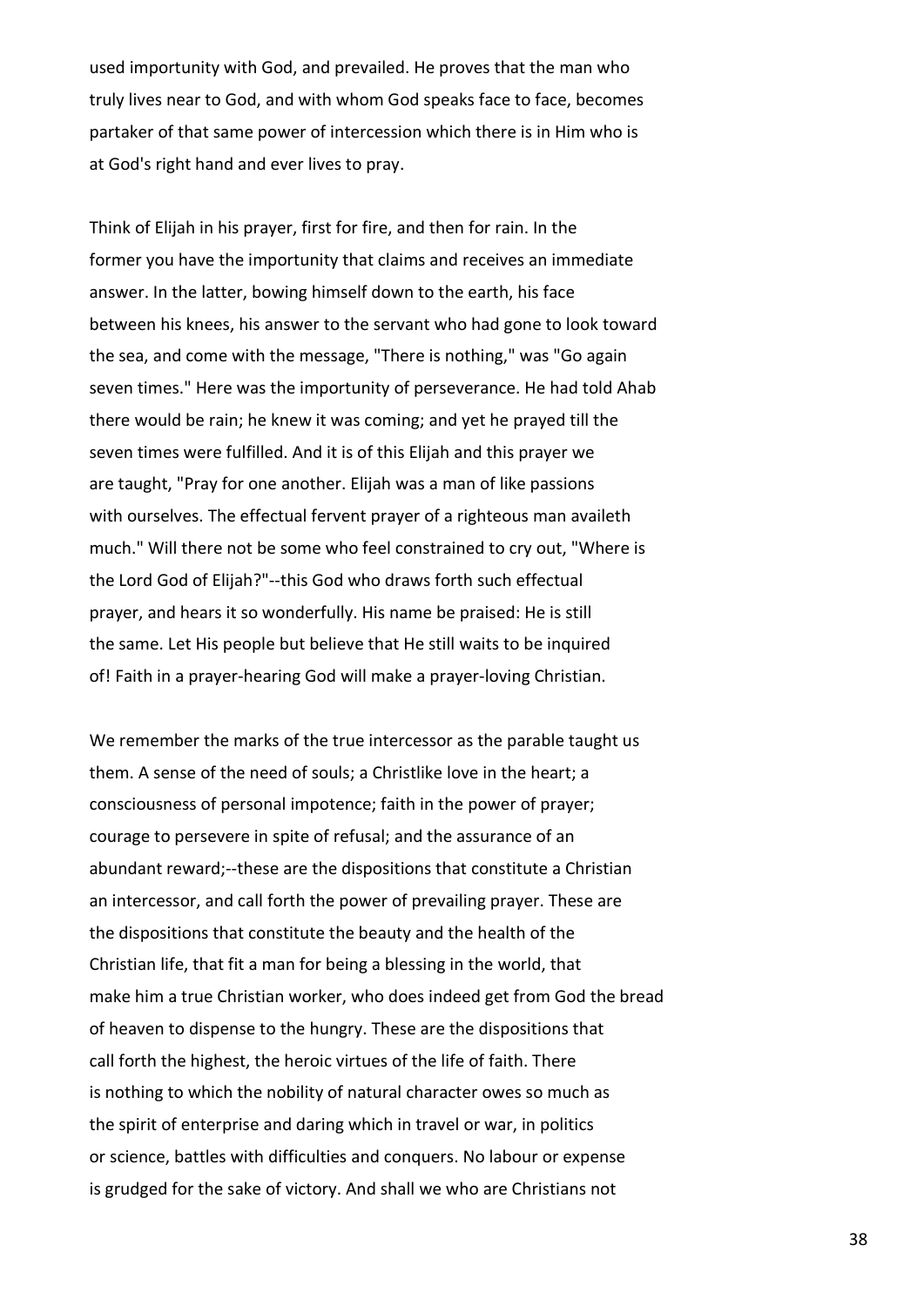used importunity with God, and prevailed. He proves that the man who truly lives near to God, and with whom God speaks face to face, becomes partaker of that same power of intercession which there is in Him who is at God's right hand and ever lives to pray.

Think of Elijah in his prayer, first for fire, and then for rain. In the former you have the importunity that claims and receives an immediate answer. In the latter, bowing himself down to the earth, his face between his knees, his answer to the servant who had gone to look toward the sea, and come with the message, "There is nothing," was "Go again seven times." Here was the importunity of perseverance. He had told Ahab there would be rain; he knew it was coming; and yet he prayed till the seven times were fulfilled. And it is of this Elijah and this prayer we are taught, "Pray for one another. Elijah was a man of like passions with ourselves. The effectual fervent prayer of a righteous man availeth much." Will there not be some who feel constrained to cry out, "Where is the Lord God of Elijah?"--this God who draws forth such effectual prayer, and hears it so wonderfully. His name be praised: He is still the same. Let His people but believe that He still waits to be inquired of! Faith in a prayer-hearing God will make a prayer-loving Christian.

We remember the marks of the true intercessor as the parable taught us them. A sense of the need of souls; a Christlike love in the heart; a consciousness of personal impotence; faith in the power of prayer; courage to persevere in spite of refusal; and the assurance of an abundant reward;--these are the dispositions that constitute a Christian an intercessor, and call forth the power of prevailing prayer. These are the dispositions that constitute the beauty and the health of the Christian life, that fit a man for being a blessing in the world, that make him a true Christian worker, who does indeed get from God the bread of heaven to dispense to the hungry. These are the dispositions that call forth the highest, the heroic virtues of the life of faith. There is nothing to which the nobility of natural character owes so much as the spirit of enterprise and daring which in travel or war, in politics or science, battles with difficulties and conquers. No labour or expense is grudged for the sake of victory. And shall we who are Christians not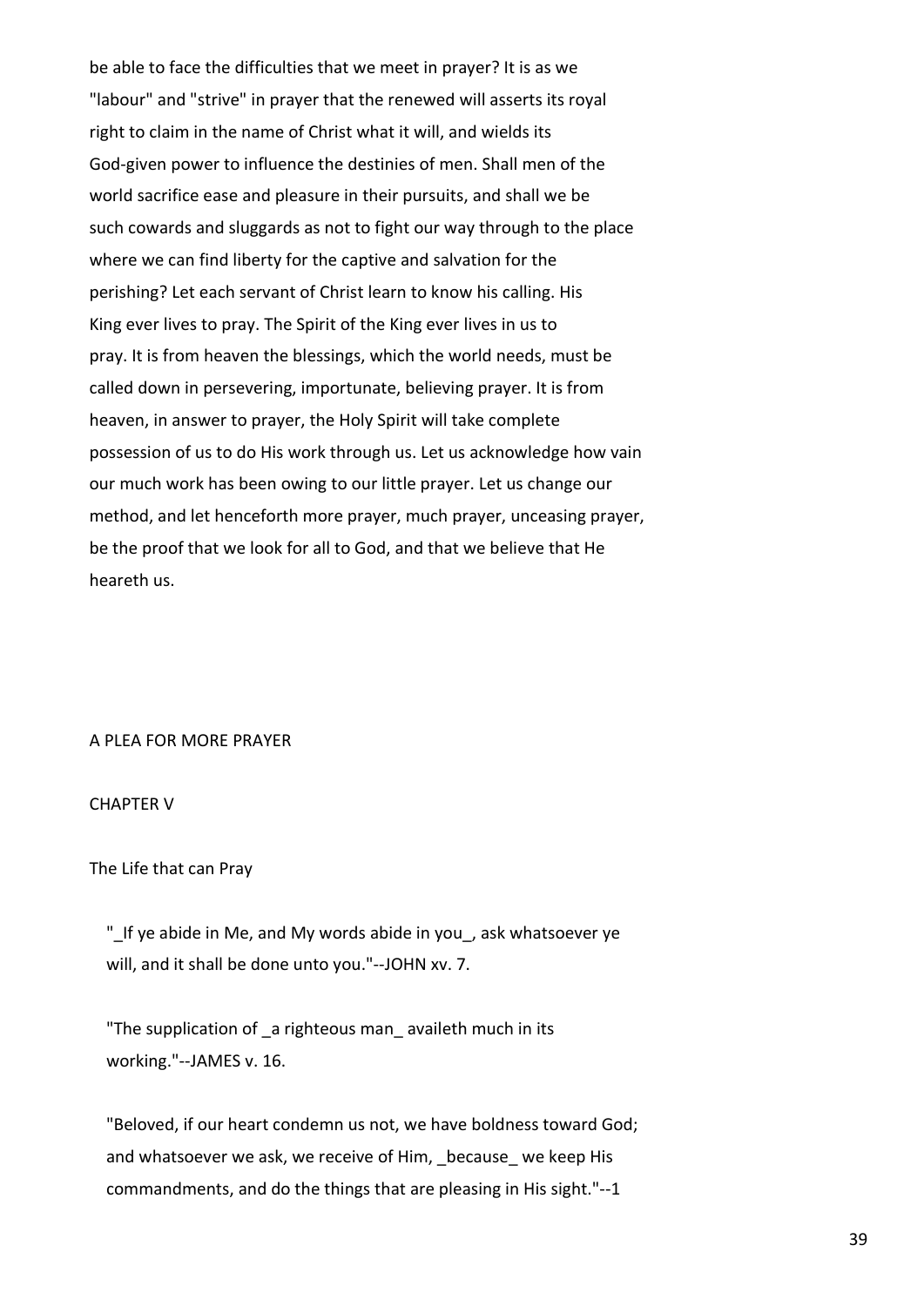be able to face the difficulties that we meet in prayer? It is as we "labour" and "strive" in prayer that the renewed will asserts its royal right to claim in the name of Christ what it will, and wields its God-given power to influence the destinies of men. Shall men of the world sacrifice ease and pleasure in their pursuits, and shall we be such cowards and sluggards as not to fight our way through to the place where we can find liberty for the captive and salvation for the perishing? Let each servant of Christ learn to know his calling. His King ever lives to pray. The Spirit of the King ever lives in us to pray. It is from heaven the blessings, which the world needs, must be called down in persevering, importunate, believing prayer. It is from heaven, in answer to prayer, the Holy Spirit will take complete possession of us to do His work through us. Let us acknowledge how vain our much work has been owing to our little prayer. Let us change our method, and let henceforth more prayer, much prayer, unceasing prayer, be the proof that we look for all to God, and that we believe that He heareth us.

A PLEA FOR MORE PRAYER

## CHAPTER V

### The Life that can Pray

> "_If ye abide in Me, and My words abide in you_, ask whatsoever ye will, and it shall be done unto you."--JOHN xv. 7.

> "The supplication of _a righteous man_ availeth much in its working."--JAMES v. 16.

> "Beloved, if our heart condemn us not, we have boldness toward God; and whatsoever we ask, we receive of Him, _because_ we keep His commandments, and do the things that are pleasing in His sight."--1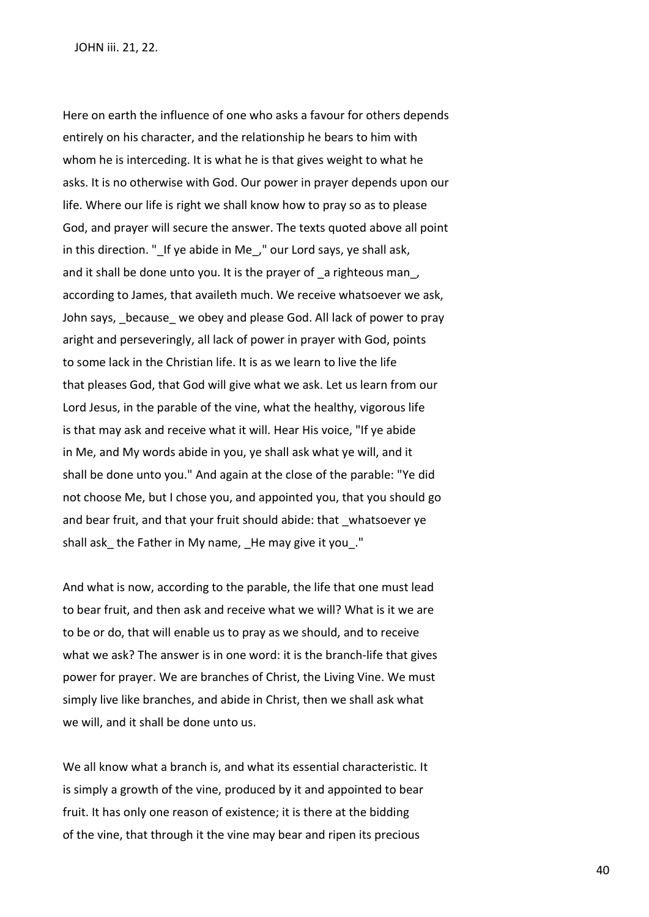JOHN iii. 21, 22.

Here on earth the influence of one who asks a favour for others depends entirely on his character, and the relationship he bears to him with whom he is interceding. It is what he is that gives weight to what he asks. It is no otherwise with God. Our power in prayer depends upon our life. Where our life is right we shall know how to pray so as to please God, and prayer will secure the answer. The texts quoted above all point in this direction. "_If ye abide in Me_," our Lord says, ye shall ask, and it shall be done unto you. It is the prayer of _a righteous man_, according to James, that availeth much. We receive whatsoever we ask, John says, _because_ we obey and please God. All lack of power to pray aright and perseveringly, all lack of power in prayer with God, points to some lack in the Christian life. It is as we learn to live the life that pleases God, that God will give what we ask. Let us learn from our Lord Jesus, in the parable of the vine, what the healthy, vigorous life is that may ask and receive what it will. Hear His voice, "If ye abide in Me, and My words abide in you, ye shall ask what ye will, and it shall be done unto you." And again at the close of the parable: "Ye did not choose Me, but I chose you, and appointed you, that you should go and bear fruit, and that your fruit should abide: that _whatsoever ye shall ask_ the Father in My name, _He may give it you_."

And what is now, according to the parable, the life that one must lead to bear fruit, and then ask and receive what we will? What is it we are to be or do, that will enable us to pray as we should, and to receive what we ask? The answer is in one word: it is the branch-life that gives power for prayer. We are branches of Christ, the Living Vine. We must simply live like branches, and abide in Christ, then we shall ask what we will, and it shall be done unto us.

We all know what a branch is, and what its essential characteristic. It is simply a growth of the vine, produced by it and appointed to bear fruit. It has only one reason of existence; it is there at the bidding of the vine, that through it the vine may bear and ripen its precious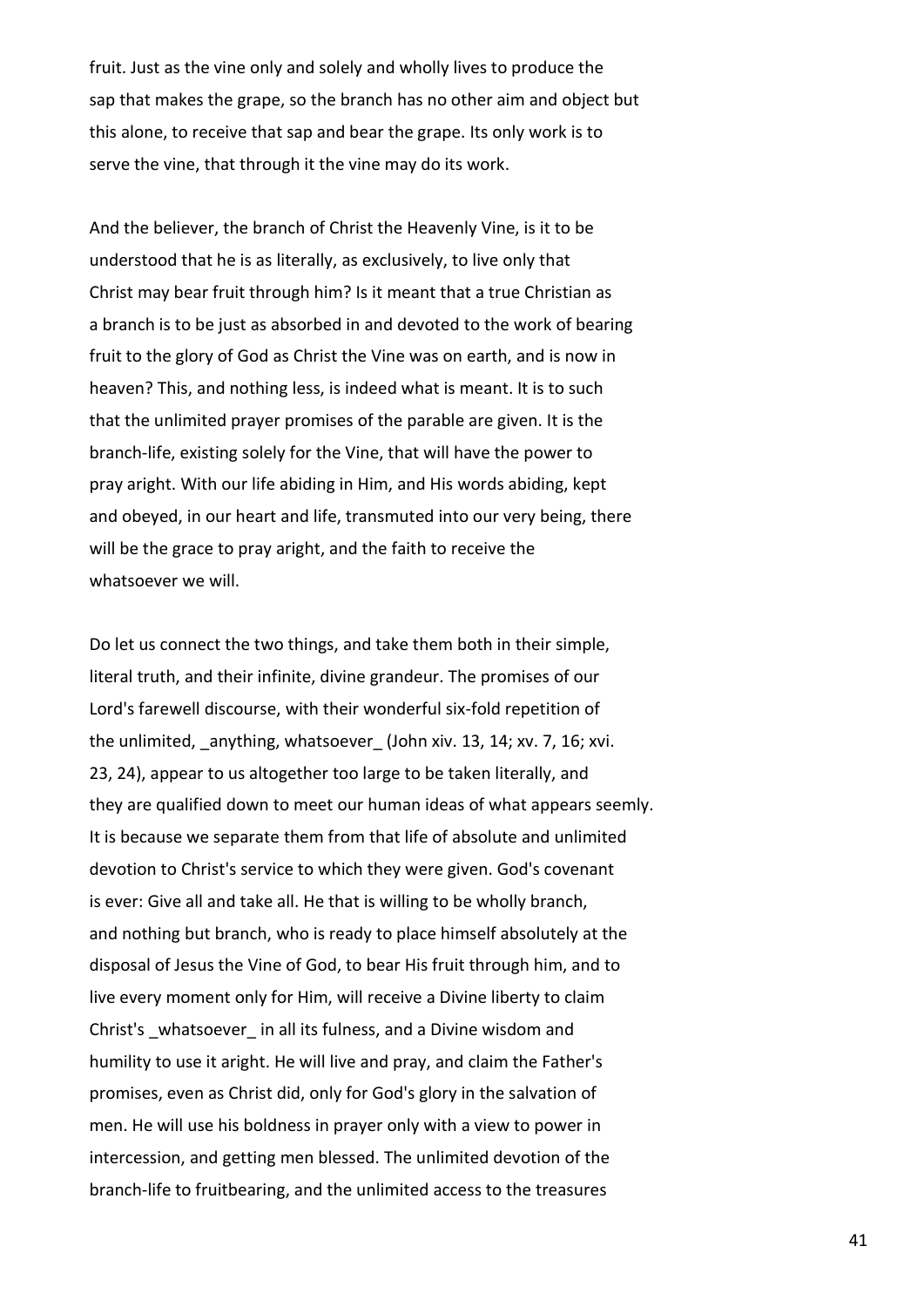fruit. Just as the vine only and solely and wholly lives to produce the sap that makes the grape, so the branch has no other aim and object but this alone, to receive that sap and bear the grape. Its only work is to serve the vine, that through it the vine may do its work.

And the believer, the branch of Christ the Heavenly Vine, is it to be understood that he is as literally, as exclusively, to live only that Christ may bear fruit through him? Is it meant that a true Christian as a branch is to be just as absorbed in and devoted to the work of bearing fruit to the glory of God as Christ the Vine was on earth, and is now in heaven? This, and nothing less, is indeed what is meant. It is to such that the unlimited prayer promises of the parable are given. It is the branch-life, existing solely for the Vine, that will have the power to pray aright. With our life abiding in Him, and His words abiding, kept and obeyed, in our heart and life, transmuted into our very being, there will be the grace to pray aright, and the faith to receive the whatsoever we will.

Do let us connect the two things, and take them both in their simple, literal truth, and their infinite, divine grandeur. The promises of our Lord's farewell discourse, with their wonderful six-fold repetition of the unlimited, _anything, whatsoever_ (John xiv. 13, 14; xv. 7, 16; xvi. 23, 24), appear to us altogether too large to be taken literally, and they are qualified down to meet our human ideas of what appears seemly. It is because we separate them from that life of absolute and unlimited devotion to Christ's service to which they were given. God's covenant is ever: Give all and take all. He that is willing to be wholly branch, and nothing but branch, who is ready to place himself absolutely at the disposal of Jesus the Vine of God, to bear His fruit through him, and to live every moment only for Him, will receive a Divine liberty to claim Christ's _whatsoever_ in all its fulness, and a Divine wisdom and humility to use it aright. He will live and pray, and claim the Father's promises, even as Christ did, only for God's glory in the salvation of men. He will use his boldness in prayer only with a view to power in intercession, and getting men blessed. The unlimited devotion of the branch-life to fruitbearing, and the unlimited access to the treasures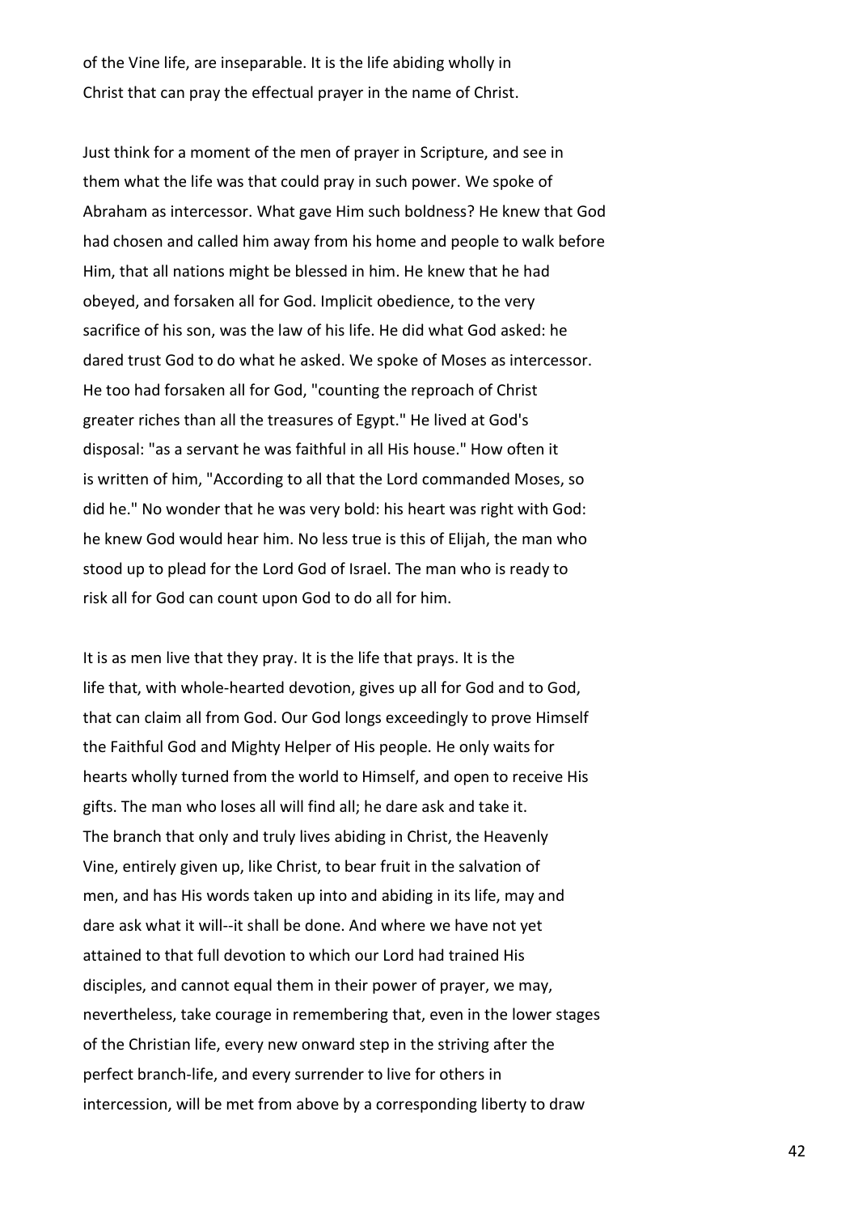of the Vine life, are inseparable. It is the life abiding wholly in Christ that can pray the effectual prayer in the name of Christ.

Just think for a moment of the men of prayer in Scripture, and see in them what the life was that could pray in such power. We spoke of Abraham as intercessor. What gave Him such boldness? He knew that God had chosen and called him away from his home and people to walk before Him, that all nations might be blessed in him. He knew that he had obeyed, and forsaken all for God. Implicit obedience, to the very sacrifice of his son, was the law of his life. He did what God asked: he dared trust God to do what he asked. We spoke of Moses as intercessor. He too had forsaken all for God, "counting the reproach of Christ greater riches than all the treasures of Egypt." He lived at God's disposal: "as a servant he was faithful in all His house." How often it is written of him, "According to all that the Lord commanded Moses, so did he." No wonder that he was very bold: his heart was right with God: he knew God would hear him. No less true is this of Elijah, the man who stood up to plead for the Lord God of Israel. The man who is ready to risk all for God can count upon God to do all for him.

It is as men live that they pray. It is the life that prays. It is the life that, with whole-hearted devotion, gives up all for God and to God, that can claim all from God. Our God longs exceedingly to prove Himself the Faithful God and Mighty Helper of His people. He only waits for hearts wholly turned from the world to Himself, and open to receive His gifts. The man who loses all will find all; he dare ask and take it. The branch that only and truly lives abiding in Christ, the Heavenly Vine, entirely given up, like Christ, to bear fruit in the salvation of men, and has His words taken up into and abiding in its life, may and dare ask what it will--it shall be done. And where we have not yet attained to that full devotion to which our Lord had trained His disciples, and cannot equal them in their power of prayer, we may, nevertheless, take courage in remembering that, even in the lower stages of the Christian life, every new onward step in the striving after the perfect branch-life, and every surrender to live for others in intercession, will be met from above by a corresponding liberty to draw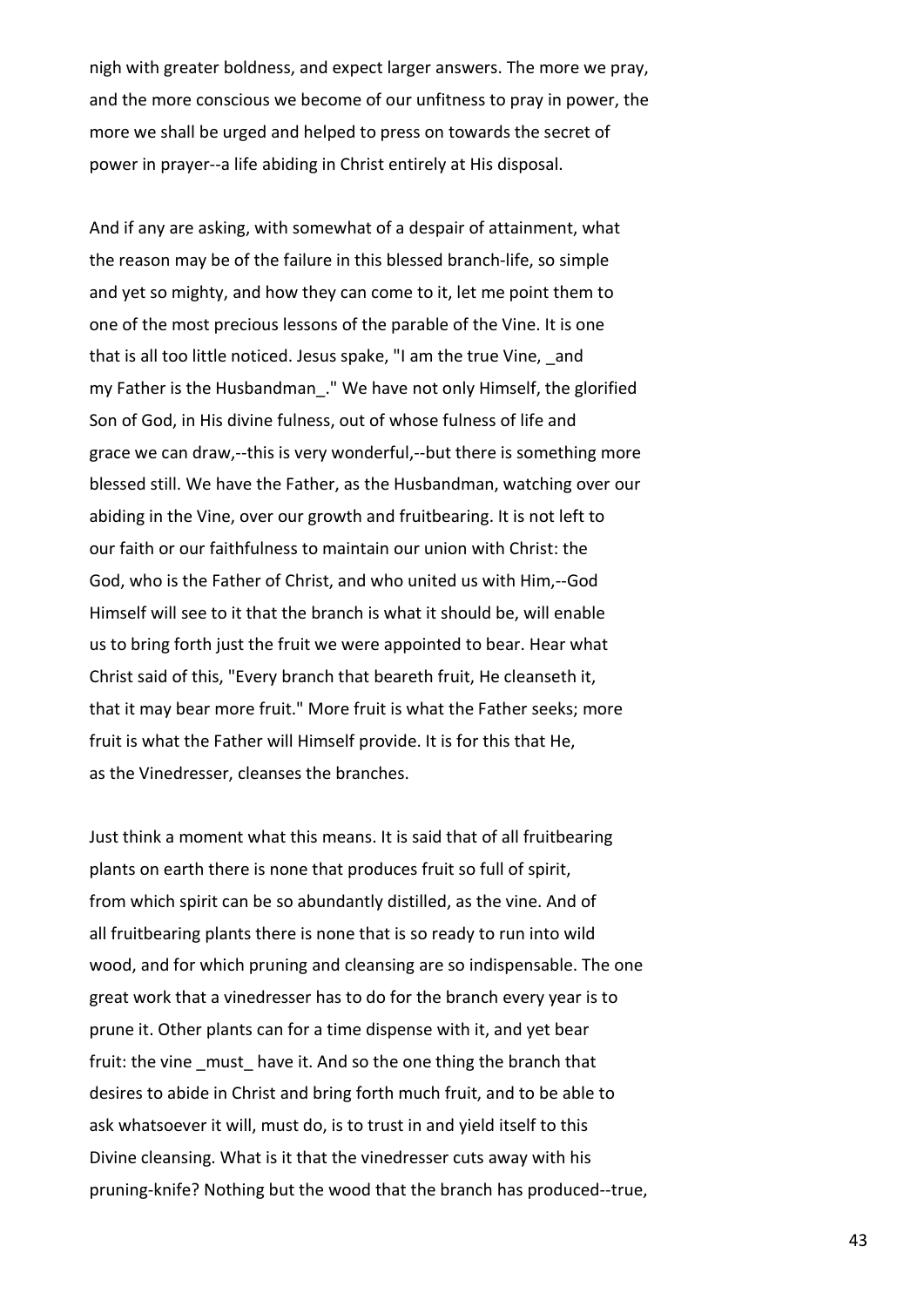nigh with greater boldness, and expect larger answers. The more we pray, and the more conscious we become of our unfitness to pray in power, the more we shall be urged and helped to press on towards the secret of power in prayer--a life abiding in Christ entirely at His disposal.

And if any are asking, with somewhat of a despair of attainment, what the reason may be of the failure in this blessed branch-life, so simple and yet so mighty, and how they can come to it, let me point them to one of the most precious lessons of the parable of the Vine. It is one that is all too little noticed. Jesus spake, "I am the true Vine, _and my Father is the Husbandman_." We have not only Himself, the glorified Son of God, in His divine fulness, out of whose fulness of life and grace we can draw,--this is very wonderful,--but there is something more blessed still. We have the Father, as the Husbandman, watching over our abiding in the Vine, over our growth and fruitbearing. It is not left to our faith or our faithfulness to maintain our union with Christ: the God, who is the Father of Christ, and who united us with Him,--God Himself will see to it that the branch is what it should be, will enable us to bring forth just the fruit we were appointed to bear. Hear what Christ said of this, "Every branch that beareth fruit, He cleanseth it, that it may bear more fruit." More fruit is what the Father seeks; more fruit is what the Father will Himself provide. It is for this that He, as the Vinedresser, cleanses the branches.

Just think a moment what this means. It is said that of all fruitbearing plants on earth there is none that produces fruit so full of spirit, from which spirit can be so abundantly distilled, as the vine. And of all fruitbearing plants there is none that is so ready to run into wild wood, and for which pruning and cleansing are so indispensable. The one great work that a vinedresser has to do for the branch every year is to prune it. Other plants can for a time dispense with it, and yet bear fruit: the vine _must_ have it. And so the one thing the branch that desires to abide in Christ and bring forth much fruit, and to be able to ask whatsoever it will, must do, is to trust in and yield itself to this Divine cleansing. What is it that the vinedresser cuts away with his pruning-knife? Nothing but the wood that the branch has produced--true,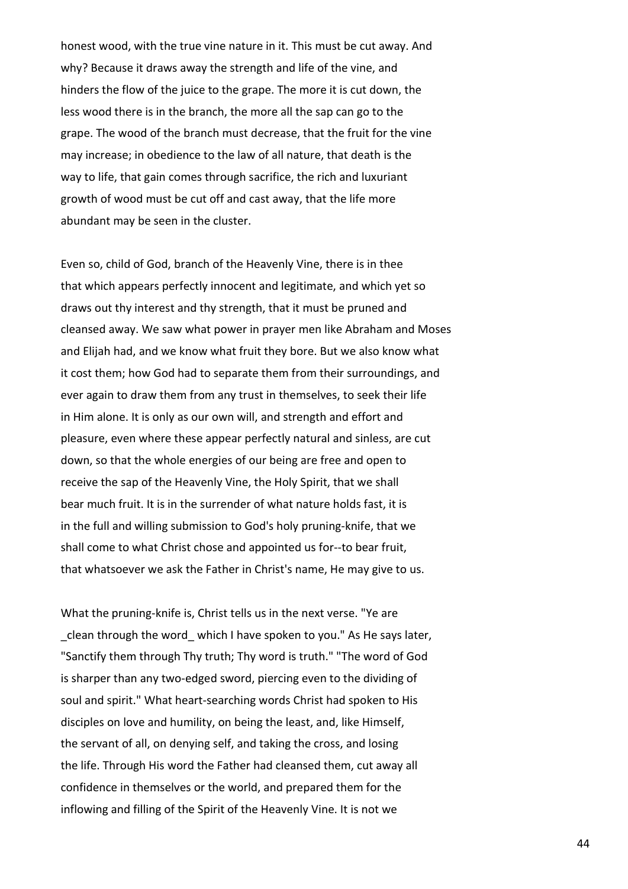honest wood, with the true vine nature in it. This must be cut away. And why? Because it draws away the strength and life of the vine, and hinders the flow of the juice to the grape. The more it is cut down, the less wood there is in the branch, the more all the sap can go to the grape. The wood of the branch must decrease, that the fruit for the vine may increase; in obedience to the law of all nature, that death is the way to life, that gain comes through sacrifice, the rich and luxuriant growth of wood must be cut off and cast away, that the life more abundant may be seen in the cluster.

Even so, child of God, branch of the Heavenly Vine, there is in thee that which appears perfectly innocent and legitimate, and which yet so draws out thy interest and thy strength, that it must be pruned and cleansed away. We saw what power in prayer men like Abraham and Moses and Elijah had, and we know what fruit they bore. But we also know what it cost them; how God had to separate them from their surroundings, and ever again to draw them from any trust in themselves, to seek their life in Him alone. It is only as our own will, and strength and effort and pleasure, even where these appear perfectly natural and sinless, are cut down, so that the whole energies of our being are free and open to receive the sap of the Heavenly Vine, the Holy Spirit, that we shall bear much fruit. It is in the surrender of what nature holds fast, it is in the full and willing submission to God's holy pruning-knife, that we shall come to what Christ chose and appointed us for--to bear fruit, that whatsoever we ask the Father in Christ's name, He may give to us.

What the pruning-knife is, Christ tells us in the next verse. "Ye are _clean through the word_ which I have spoken to you." As He says later, "Sanctify them through Thy truth; Thy word is truth." "The word of God is sharper than any two-edged sword, piercing even to the dividing of soul and spirit." What heart-searching words Christ had spoken to His disciples on love and humility, on being the least, and, like Himself, the servant of all, on denying self, and taking the cross, and losing the life. Through His word the Father had cleansed them, cut away all confidence in themselves or the world, and prepared them for the inflowing and filling of the Spirit of the Heavenly Vine. It is not we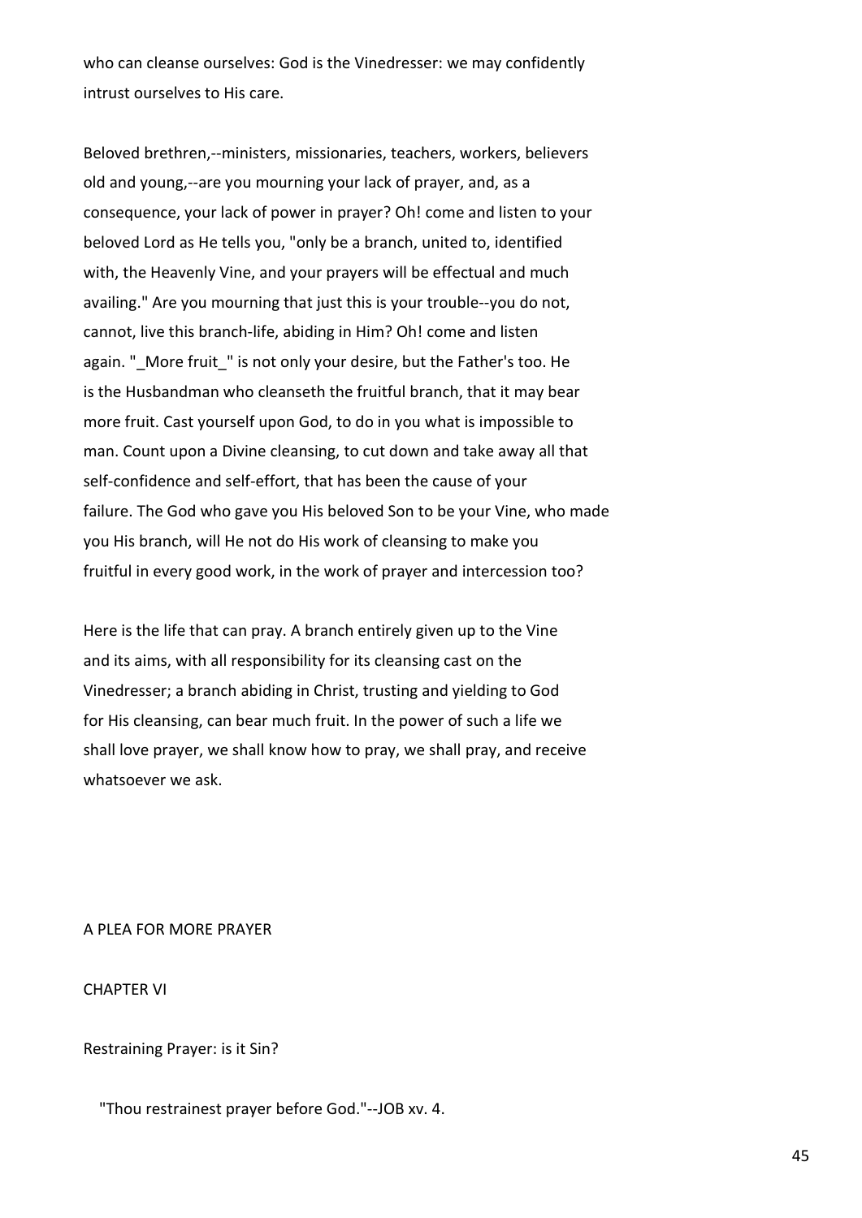who can cleanse ourselves: God is the Vinedresser: we may confidently intrust ourselves to His care.

Beloved brethren,--ministers, missionaries, teachers, workers, believers old and young,--are you mourning your lack of prayer, and, as a consequence, your lack of power in prayer? Oh! come and listen to your beloved Lord as He tells you, "only be a branch, united to, identified with, the Heavenly Vine, and your prayers will be effectual and much availing." Are you mourning that just this is your trouble--you do not, cannot, live this branch-life, abiding in Him? Oh! come and listen again. "_More fruit_" is not only your desire, but the Father's too. He is the Husbandman who cleanseth the fruitful branch, that it may bear more fruit. Cast yourself upon God, to do in you what is impossible to man. Count upon a Divine cleansing, to cut down and take away all that self-confidence and self-effort, that has been the cause of your failure. The God who gave you His beloved Son to be your Vine, who made you His branch, will He not do His work of cleansing to make you fruitful in every good work, in the work of prayer and intercession too?

Here is the life that can pray. A branch entirely given up to the Vine and its aims, with all responsibility for its cleansing cast on the Vinedresser; a branch abiding in Christ, trusting and yielding to God for His cleansing, can bear much fruit. In the power of such a life we shall love prayer, we shall know how to pray, we shall pray, and receive whatsoever we ask.

A PLEA FOR MORE PRAYER

## CHAPTER VI

### Restraining Prayer: is it Sin?

"Thou restrainest prayer before God."--JOB xv. 4.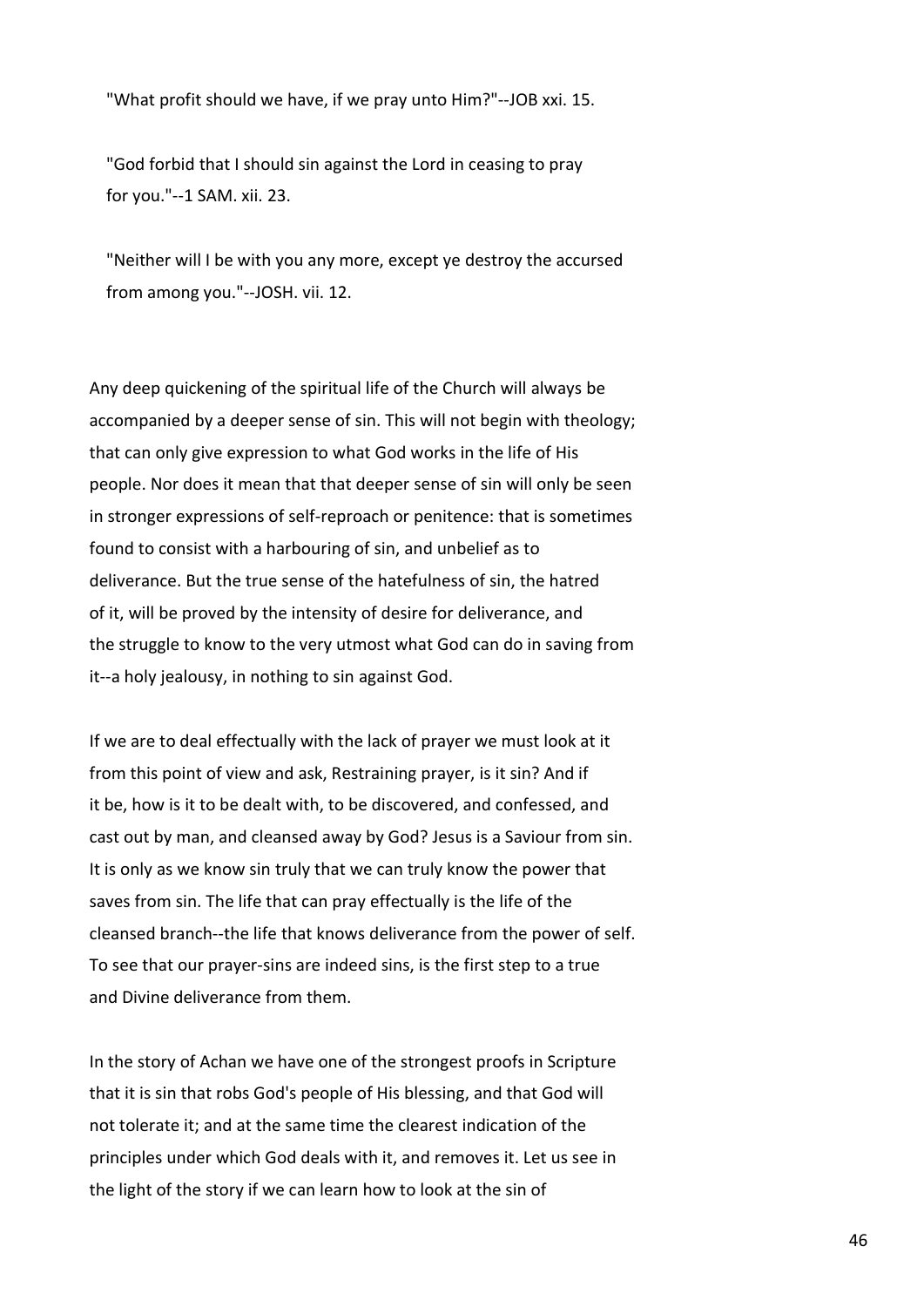"What profit should we have, if we pray unto Him?"--JOB xxi. 15.

"God forbid that I should sin against the Lord in ceasing to pray for you."--1 SAM. xii. 23.

"Neither will I be with you any more, except ye destroy the accursed from among you."--JOSH. vii. 12.

Any deep quickening of the spiritual life of the Church will always be accompanied by a deeper sense of sin. This will not begin with theology; that can only give expression to what God works in the life of His people. Nor does it mean that that deeper sense of sin will only be seen in stronger expressions of self-reproach or penitence: that is sometimes found to consist with a harbouring of sin, and unbelief as to deliverance. But the true sense of the hatefulness of sin, the hatred of it, will be proved by the intensity of desire for deliverance, and the struggle to know to the very utmost what God can do in saving from it--a holy jealousy, in nothing to sin against God.

If we are to deal effectually with the lack of prayer we must look at it from this point of view and ask, Restraining prayer, is it sin? And if it be, how is it to be dealt with, to be discovered, and confessed, and cast out by man, and cleansed away by God? Jesus is a Saviour from sin. It is only as we know sin truly that we can truly know the power that saves from sin. The life that can pray effectually is the life of the cleansed branch--the life that knows deliverance from the power of self. To see that our prayer-sins are indeed sins, is the first step to a true and Divine deliverance from them.

In the story of Achan we have one of the strongest proofs in Scripture that it is sin that robs God's people of His blessing, and that God will not tolerate it; and at the same time the clearest indication of the principles under which God deals with it, and removes it. Let us see in the light of the story if we can learn how to look at the sin of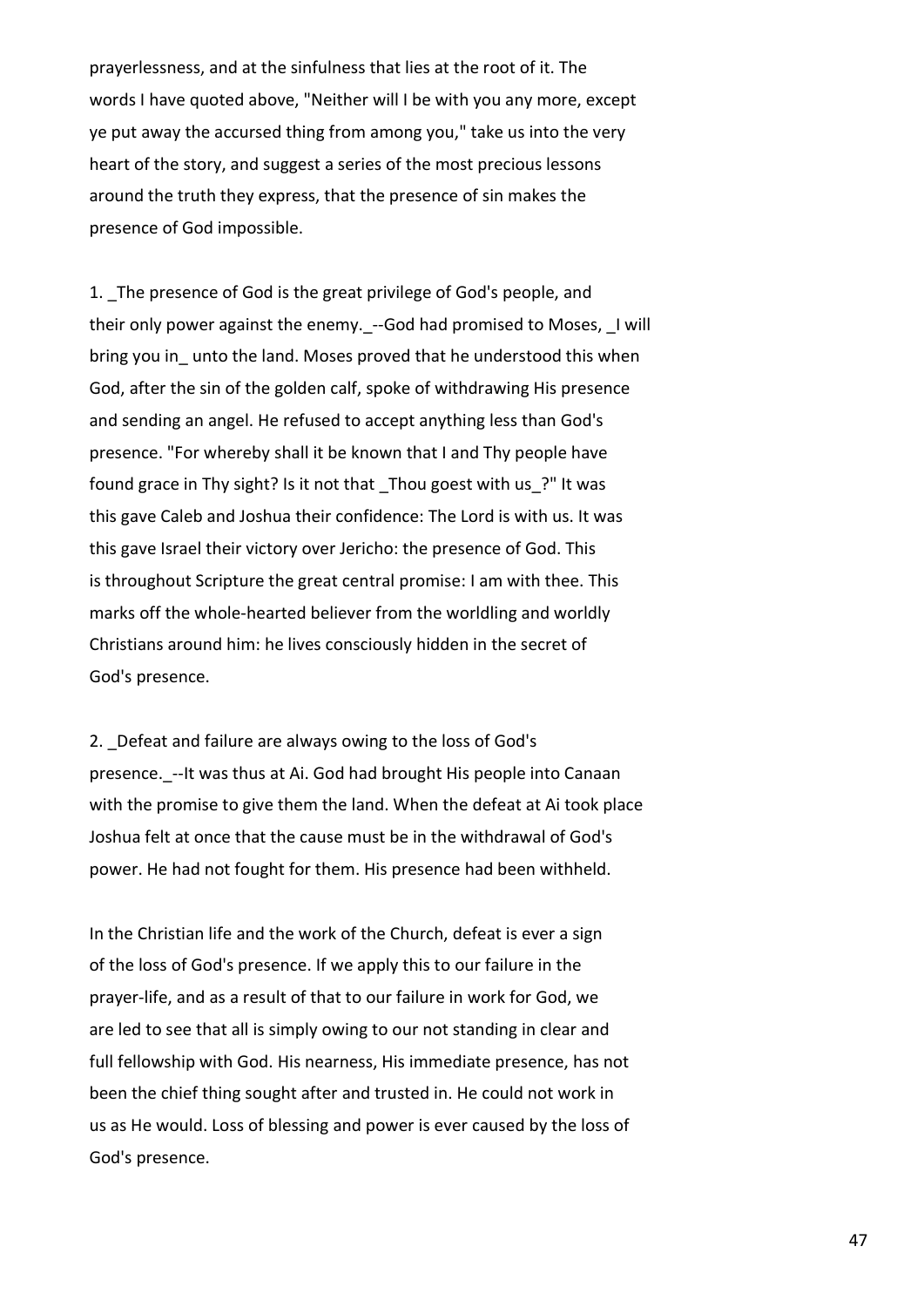prayerlessness, and at the sinfulness that lies at the root of it. The words I have quoted above, "Neither will I be with you any more, except ye put away the accursed thing from among you," take us into the very heart of the story, and suggest a series of the most precious lessons around the truth they express, that the presence of sin makes the presence of God impossible.

1. _The presence of God is the great privilege of God's people, and their only power against the enemy._--God had promised to Moses, _I will bring you in_ unto the land. Moses proved that he understood this when God, after the sin of the golden calf, spoke of withdrawing His presence and sending an angel. He refused to accept anything less than God's presence. "For whereby shall it be known that I and Thy people have found grace in Thy sight? Is it not that _Thou goest with us_?" It was this gave Caleb and Joshua their confidence: The Lord is with us. It was this gave Israel their victory over Jericho: the presence of God. This is throughout Scripture the great central promise: I am with thee. This marks off the whole-hearted believer from the worldling and worldly Christians around him: he lives consciously hidden in the secret of God's presence.

2. _Defeat and failure are always owing to the loss of God's presence._--It was thus at Ai. God had brought His people into Canaan with the promise to give them the land. When the defeat at Ai took place Joshua felt at once that the cause must be in the withdrawal of God's power. He had not fought for them. His presence had been withheld.

In the Christian life and the work of the Church, defeat is ever a sign of the loss of God's presence. If we apply this to our failure in the prayer-life, and as a result of that to our failure in work for God, we are led to see that all is simply owing to our not standing in clear and full fellowship with God. His nearness, His immediate presence, has not been the chief thing sought after and trusted in. He could not work in us as He would. Loss of blessing and power is ever caused by the loss of God's presence.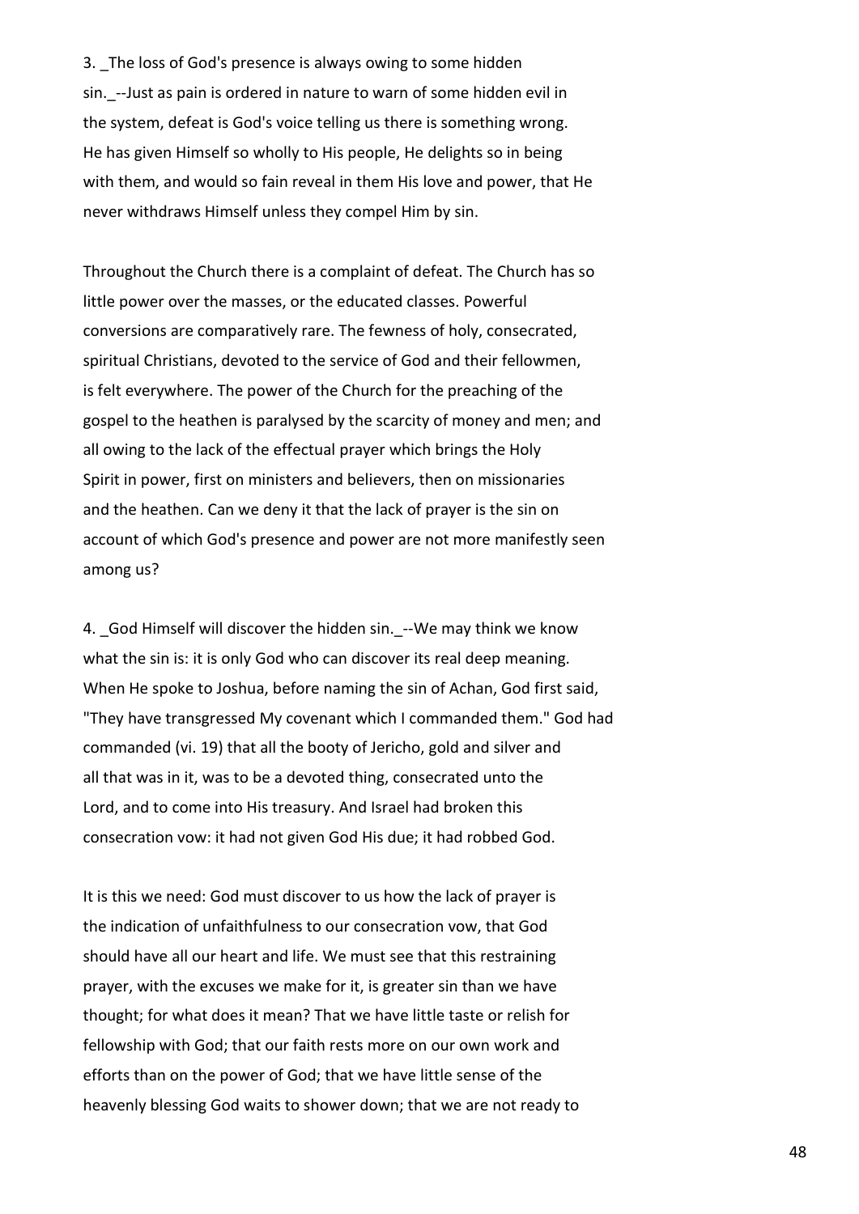3. _The loss of God's presence is always owing to some hidden sin._--Just as pain is ordered in nature to warn of some hidden evil in the system, defeat is God's voice telling us there is something wrong. He has given Himself so wholly to His people, He delights so in being with them, and would so fain reveal in them His love and power, that He never withdraws Himself unless they compel Him by sin.

Throughout the Church there is a complaint of defeat. The Church has so little power over the masses, or the educated classes. Powerful conversions are comparatively rare. The fewness of holy, consecrated, spiritual Christians, devoted to the service of God and their fellowmen, is felt everywhere. The power of the Church for the preaching of the gospel to the heathen is paralysed by the scarcity of money and men; and all owing to the lack of the effectual prayer which brings the Holy Spirit in power, first on ministers and believers, then on missionaries and the heathen. Can we deny it that the lack of prayer is the sin on account of which God's presence and power are not more manifestly seen among us?

4. _God Himself will discover the hidden sin._--We may think we know what the sin is: it is only God who can discover its real deep meaning. When He spoke to Joshua, before naming the sin of Achan, God first said, "They have transgressed My covenant which I commanded them." God had commanded (vi. 19) that all the booty of Jericho, gold and silver and all that was in it, was to be a devoted thing, consecrated unto the Lord, and to come into His treasury. And Israel had broken this consecration vow: it had not given God His due; it had robbed God.

It is this we need: God must discover to us how the lack of prayer is the indication of unfaithfulness to our consecration vow, that God should have all our heart and life. We must see that this restraining prayer, with the excuses we make for it, is greater sin than we have thought; for what does it mean? That we have little taste or relish for fellowship with God; that our faith rests more on our own work and efforts than on the power of God; that we have little sense of the heavenly blessing God waits to shower down; that we are not ready to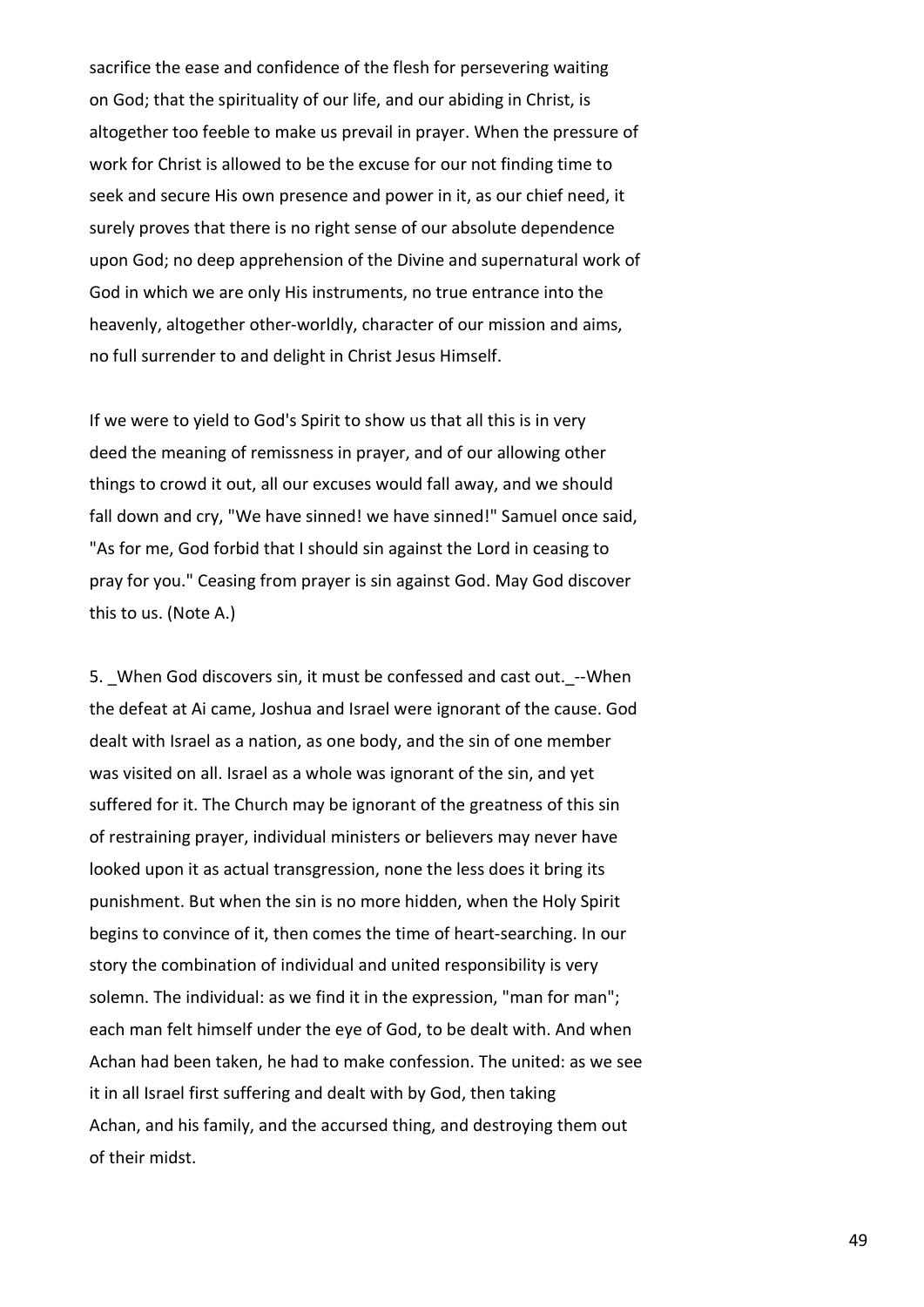sacrifice the ease and confidence of the flesh for persevering waiting on God; that the spirituality of our life, and our abiding in Christ, is altogether too feeble to make us prevail in prayer. When the pressure of work for Christ is allowed to be the excuse for our not finding time to seek and secure His own presence and power in it, as our chief need, it surely proves that there is no right sense of our absolute dependence upon God; no deep apprehension of the Divine and supernatural work of God in which we are only His instruments, no true entrance into the heavenly, altogether other-worldly, character of our mission and aims, no full surrender to and delight in Christ Jesus Himself.

If we were to yield to God's Spirit to show us that all this is in very deed the meaning of remissness in prayer, and of our allowing other things to crowd it out, all our excuses would fall away, and we should fall down and cry, "We have sinned! we have sinned!" Samuel once said, "As for me, God forbid that I should sin against the Lord in ceasing to pray for you." Ceasing from prayer is sin against God. May God discover this to us. (Note A.)

5. _When God discovers sin, it must be confessed and cast out._--When the defeat at Ai came, Joshua and Israel were ignorant of the cause. God dealt with Israel as a nation, as one body, and the sin of one member was visited on all. Israel as a whole was ignorant of the sin, and yet suffered for it. The Church may be ignorant of the greatness of this sin of restraining prayer, individual ministers or believers may never have looked upon it as actual transgression, none the less does it bring its punishment. But when the sin is no more hidden, when the Holy Spirit begins to convince of it, then comes the time of heart-searching. In our story the combination of individual and united responsibility is very solemn. The individual: as we find it in the expression, "man for man"; each man felt himself under the eye of God, to be dealt with. And when Achan had been taken, he had to make confession. The united: as we see it in all Israel first suffering and dealt with by God, then taking Achan, and his family, and the accursed thing, and destroying them out of their midst.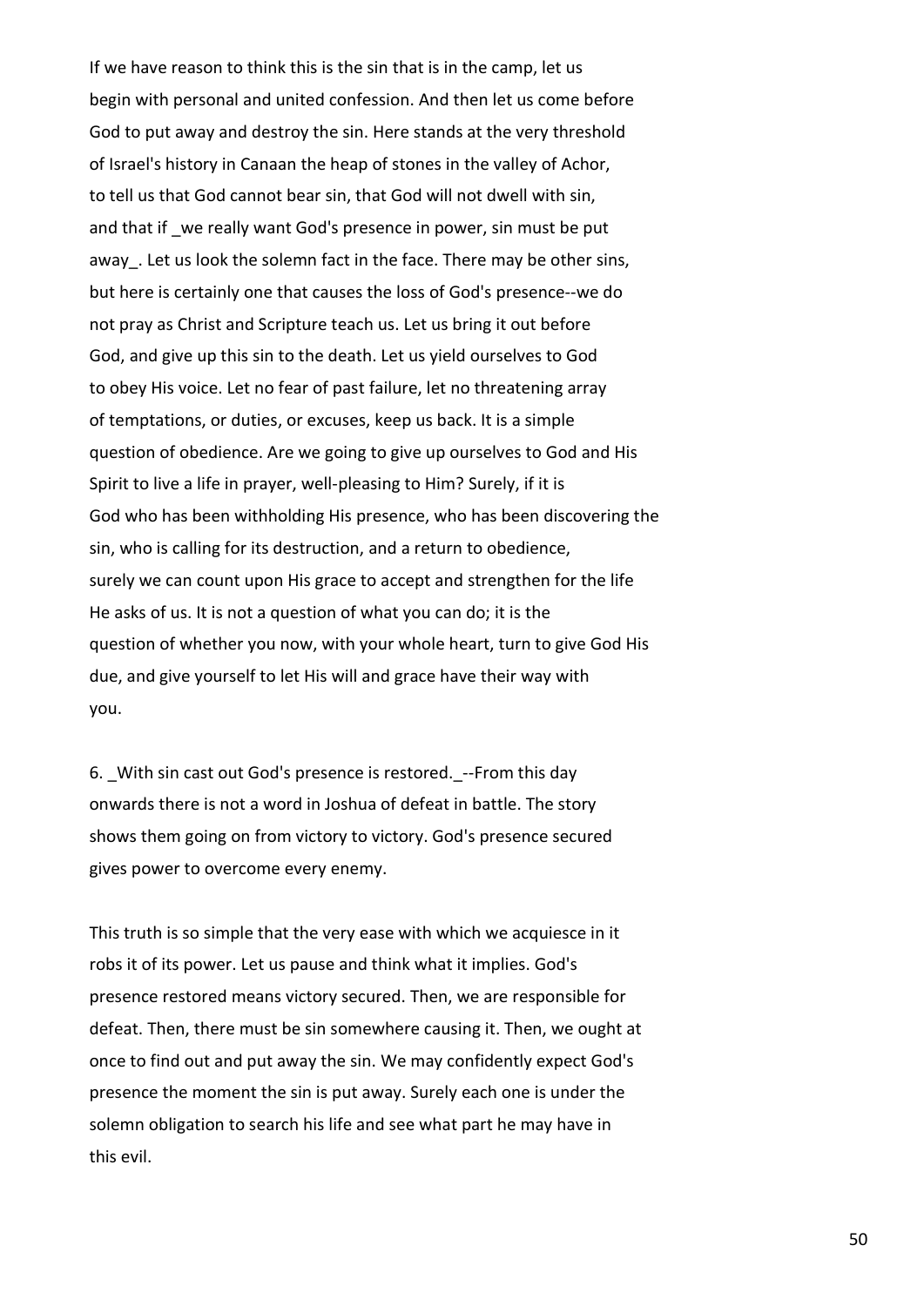If we have reason to think this is the sin that is in the camp, let us begin with personal and united confession. And then let us come before God to put away and destroy the sin. Here stands at the very threshold of Israel's history in Canaan the heap of stones in the valley of Achor, to tell us that God cannot bear sin, that God will not dwell with sin, and that if _we really want God's presence in power, sin must be put away_. Let us look the solemn fact in the face. There may be other sins, but here is certainly one that causes the loss of God's presence--we do not pray as Christ and Scripture teach us. Let us bring it out before God, and give up this sin to the death. Let us yield ourselves to God to obey His voice. Let no fear of past failure, let no threatening array of temptations, or duties, or excuses, keep us back. It is a simple question of obedience. Are we going to give up ourselves to God and His Spirit to live a life in prayer, well-pleasing to Him? Surely, if it is God who has been withholding His presence, who has been discovering the sin, who is calling for its destruction, and a return to obedience, surely we can count upon His grace to accept and strengthen for the life He asks of us. It is not a question of what you can do; it is the question of whether you now, with your whole heart, turn to give God His due, and give yourself to let His will and grace have their way with you.

6. _With sin cast out God's presence is restored._--From this day onwards there is not a word in Joshua of defeat in battle. The story shows them going on from victory to victory. God's presence secured gives power to overcome every enemy.

This truth is so simple that the very ease with which we acquiesce in it robs it of its power. Let us pause and think what it implies. God's presence restored means victory secured. Then, we are responsible for defeat. Then, there must be sin somewhere causing it. Then, we ought at once to find out and put away the sin. We may confidently expect God's presence the moment the sin is put away. Surely each one is under the solemn obligation to search his life and see what part he may have in this evil.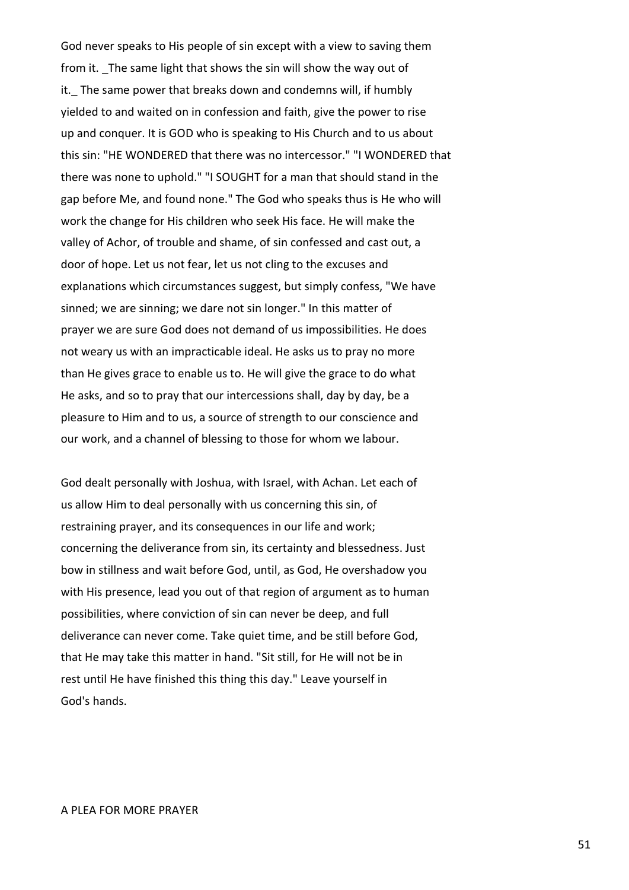God never speaks to His people of sin except with a view to saving them from it. _The same light that shows the sin will show the way out of it._ The same power that breaks down and condemns will, if humbly yielded to and waited on in confession and faith, give the power to rise up and conquer. It is GOD who is speaking to His Church and to us about this sin: "HE WONDERED that there was no intercessor." "I WONDERED that there was none to uphold." "I SOUGHT for a man that should stand in the gap before Me, and found none." The God who speaks thus is He who will work the change for His children who seek His face. He will make the valley of Achor, of trouble and shame, of sin confessed and cast out, a door of hope. Let us not fear, let us not cling to the excuses and explanations which circumstances suggest, but simply confess, "We have sinned; we are sinning; we dare not sin longer." In this matter of prayer we are sure God does not demand of us impossibilities. He does not weary us with an impracticable ideal. He asks us to pray no more than He gives grace to enable us to. He will give the grace to do what He asks, and so to pray that our intercessions shall, day by day, be a pleasure to Him and to us, a source of strength to our conscience and our work, and a channel of blessing to those for whom we labour.

God dealt personally with Joshua, with Israel, with Achan. Let each of us allow Him to deal personally with us concerning this sin, of restraining prayer, and its consequences in our life and work; concerning the deliverance from sin, its certainty and blessedness. Just bow in stillness and wait before God, until, as God, He overshadow you with His presence, lead you out of that region of argument as to human possibilities, where conviction of sin can never be deep, and full deliverance can never come. Take quiet time, and be still before God, that He may take this matter in hand. "Sit still, for He will not be in rest until He have finished this thing this day." Leave yourself in God's hands.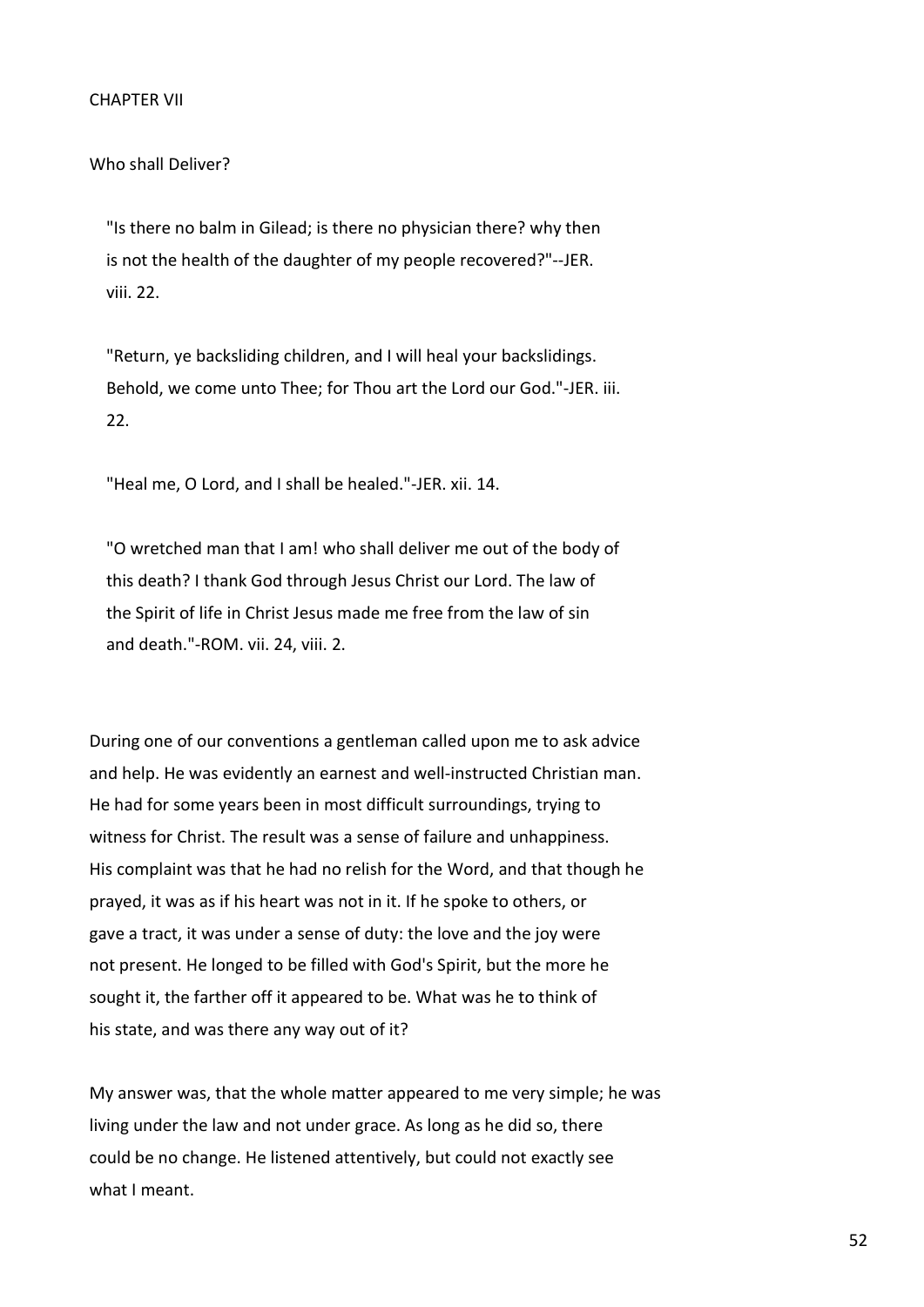# CHAPTER VII

## Who shall Deliver?

> "Is there no balm in Gilead; is there no physician there? why then is not the health of the daughter of my people recovered?"--JER. viii. 22.

> "Return, ye backsliding children, and I will heal your backslidings. Behold, we come unto Thee; for Thou art the Lord our God."-JER. iii. 22.

> "Heal me, O Lord, and I shall be healed."-JER. xii. 14.

> "O wretched man that I am! who shall deliver me out of the body of this death? I thank God through Jesus Christ our Lord. The law of the Spirit of life in Christ Jesus made me free from the law of sin and death."-ROM. vii. 24, viii. 2.

During one of our conventions a gentleman called upon me to ask advice and help. He was evidently an earnest and well-instructed Christian man. He had for some years been in most difficult surroundings, trying to witness for Christ. The result was a sense of failure and unhappiness. His complaint was that he had no relish for the Word, and that though he prayed, it was as if his heart was not in it. If he spoke to others, or gave a tract, it was under a sense of duty: the love and the joy were not present. He longed to be filled with God's Spirit, but the more he sought it, the farther off it appeared to be. What was he to think of his state, and was there any way out of it?

My answer was, that the whole matter appeared to me very simple; he was living under the law and not under grace. As long as he did so, there could be no change. He listened attentively, but could not exactly see what I meant.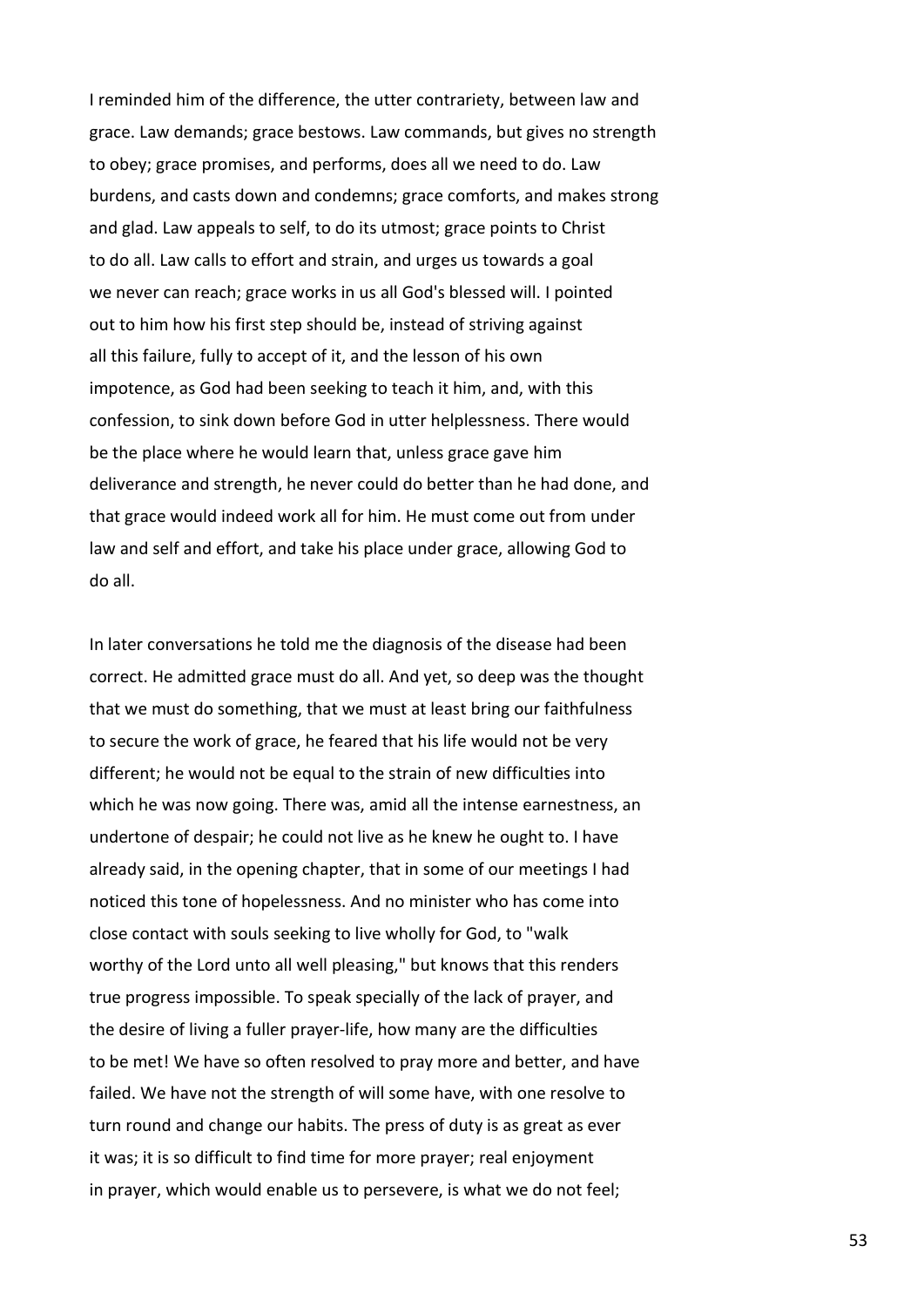I reminded him of the difference, the utter contrariety, between law and grace. Law demands; grace bestows. Law commands, but gives no strength to obey; grace promises, and performs, does all we need to do. Law burdens, and casts down and condemns; grace comforts, and makes strong and glad. Law appeals to self, to do its utmost; grace points to Christ to do all. Law calls to effort and strain, and urges us towards a goal we never can reach; grace works in us all God's blessed will. I pointed out to him how his first step should be, instead of striving against all this failure, fully to accept of it, and the lesson of his own impotence, as God had been seeking to teach it him, and, with this confession, to sink down before God in utter helplessness. There would be the place where he would learn that, unless grace gave him deliverance and strength, he never could do better than he had done, and that grace would indeed work all for him. He must come out from under law and self and effort, and take his place under grace, allowing God to do all.

In later conversations he told me the diagnosis of the disease had been correct. He admitted grace must do all. And yet, so deep was the thought that we must do something, that we must at least bring our faithfulness to secure the work of grace, he feared that his life would not be very different; he would not be equal to the strain of new difficulties into which he was now going. There was, amid all the intense earnestness, an undertone of despair; he could not live as he knew he ought to. I have already said, in the opening chapter, that in some of our meetings I had noticed this tone of hopelessness. And no minister who has come into close contact with souls seeking to live wholly for God, to "walk worthy of the Lord unto all well pleasing," but knows that this renders true progress impossible. To speak specially of the lack of prayer, and the desire of living a fuller prayer-life, how many are the difficulties to be met! We have so often resolved to pray more and better, and have failed. We have not the strength of will some have, with one resolve to turn round and change our habits. The press of duty is as great as ever it was; it is so difficult to find time for more prayer; real enjoyment in prayer, which would enable us to persevere, is what we do not feel;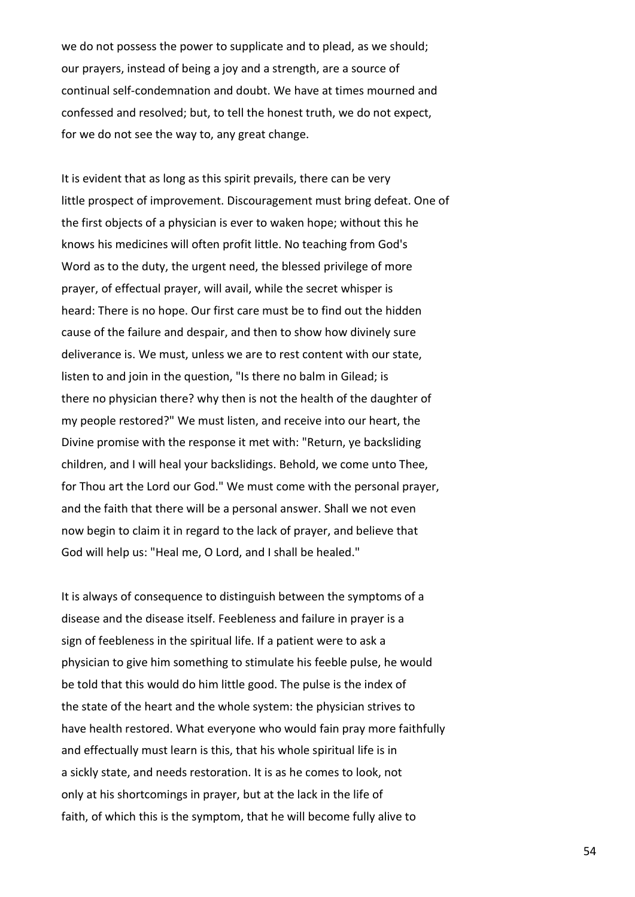we do not possess the power to supplicate and to plead, as we should; our prayers, instead of being a joy and a strength, are a source of continual self-condemnation and doubt. We have at times mourned and confessed and resolved; but, to tell the honest truth, we do not expect, for we do not see the way to, any great change.

It is evident that as long as this spirit prevails, there can be very little prospect of improvement. Discouragement must bring defeat. One of the first objects of a physician is ever to waken hope; without this he knows his medicines will often profit little. No teaching from God's Word as to the duty, the urgent need, the blessed privilege of more prayer, of effectual prayer, will avail, while the secret whisper is heard: There is no hope. Our first care must be to find out the hidden cause of the failure and despair, and then to show how divinely sure deliverance is. We must, unless we are to rest content with our state, listen to and join in the question, "Is there no balm in Gilead; is there no physician there? why then is not the health of the daughter of my people restored?" We must listen, and receive into our heart, the Divine promise with the response it met with: "Return, ye backsliding children, and I will heal your backslidings. Behold, we come unto Thee, for Thou art the Lord our God." We must come with the personal prayer, and the faith that there will be a personal answer. Shall we not even now begin to claim it in regard to the lack of prayer, and believe that God will help us: "Heal me, O Lord, and I shall be healed."

It is always of consequence to distinguish between the symptoms of a disease and the disease itself. Feebleness and failure in prayer is a sign of feebleness in the spiritual life. If a patient were to ask a physician to give him something to stimulate his feeble pulse, he would be told that this would do him little good. The pulse is the index of the state of the heart and the whole system: the physician strives to have health restored. What everyone who would fain pray more faithfully and effectually must learn is this, that his whole spiritual life is in a sickly state, and needs restoration. It is as he comes to look, not only at his shortcomings in prayer, but at the lack in the life of faith, of which this is the symptom, that he will become fully alive to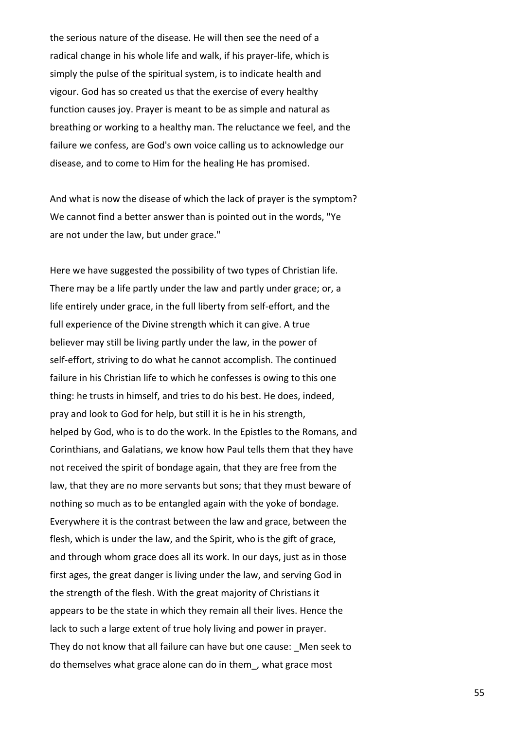the serious nature of the disease. He will then see the need of a radical change in his whole life and walk, if his prayer-life, which is simply the pulse of the spiritual system, is to indicate health and vigour. God has so created us that the exercise of every healthy function causes joy. Prayer is meant to be as simple and natural as breathing or working to a healthy man. The reluctance we feel, and the failure we confess, are God's own voice calling us to acknowledge our disease, and to come to Him for the healing He has promised.

And what is now the disease of which the lack of prayer is the symptom? We cannot find a better answer than is pointed out in the words, "Ye are not under the law, but under grace."

Here we have suggested the possibility of two types of Christian life. There may be a life partly under the law and partly under grace; or, a life entirely under grace, in the full liberty from self-effort, and the full experience of the Divine strength which it can give. A true believer may still be living partly under the law, in the power of self-effort, striving to do what he cannot accomplish. The continued failure in his Christian life to which he confesses is owing to this one thing: he trusts in himself, and tries to do his best. He does, indeed, pray and look to God for help, but still it is he in his strength, helped by God, who is to do the work. In the Epistles to the Romans, and Corinthians, and Galatians, we know how Paul tells them that they have not received the spirit of bondage again, that they are free from the law, that they are no more servants but sons; that they must beware of nothing so much as to be entangled again with the yoke of bondage. Everywhere it is the contrast between the law and grace, between the flesh, which is under the law, and the Spirit, who is the gift of grace, and through whom grace does all its work. In our days, just as in those first ages, the great danger is living under the law, and serving God in the strength of the flesh. With the great majority of Christians it appears to be the state in which they remain all their lives. Hence the lack to such a large extent of true holy living and power in prayer. They do not know that all failure can have but one cause: _Men seek to do themselves what grace alone can do in them_, what grace most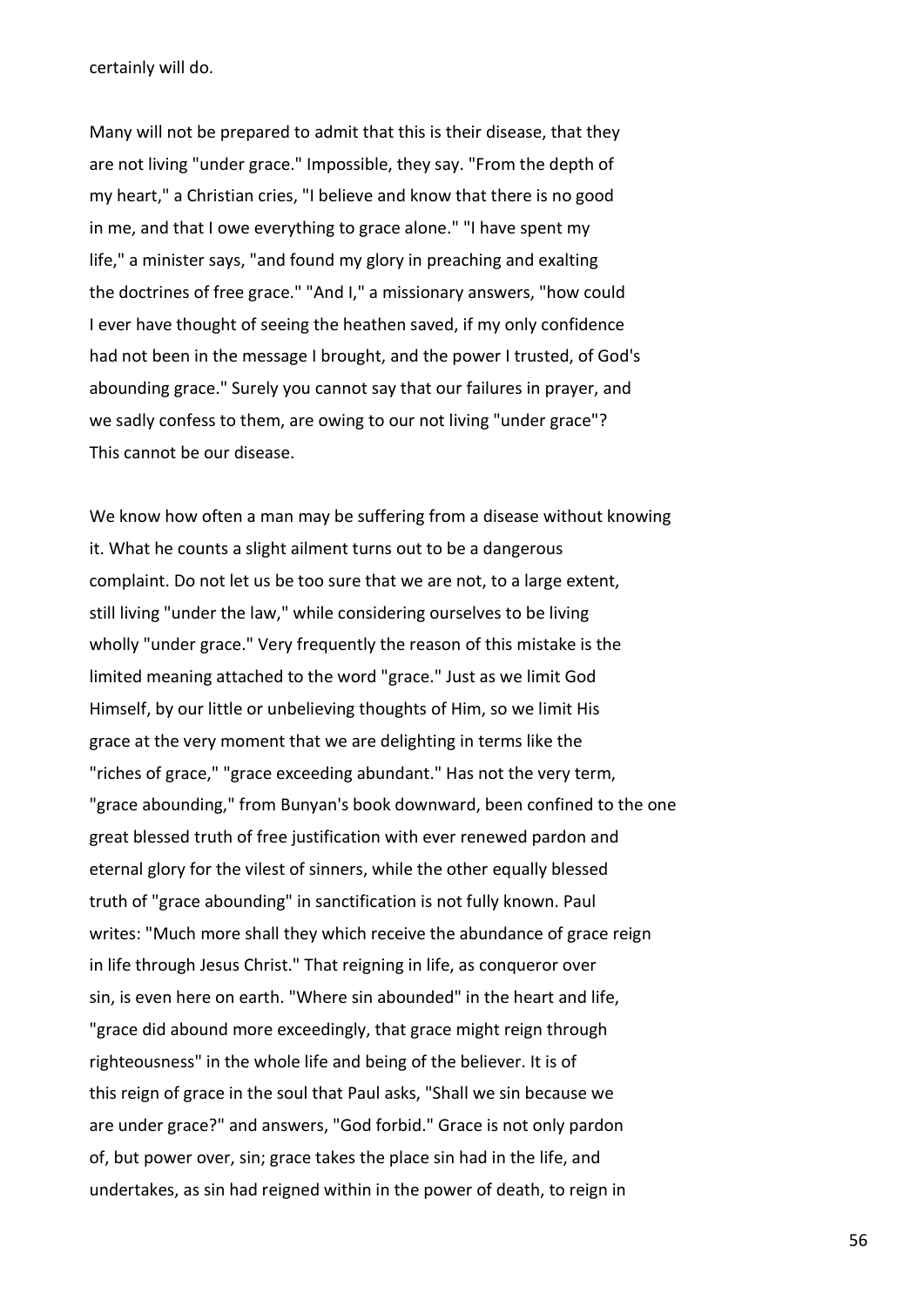certainly will do.

Many will not be prepared to admit that this is their disease, that they are not living "under grace." Impossible, they say. "From the depth of my heart," a Christian cries, "I believe and know that there is no good in me, and that I owe everything to grace alone." "I have spent my life," a minister says, "and found my glory in preaching and exalting the doctrines of free grace." "And I," a missionary answers, "how could I ever have thought of seeing the heathen saved, if my only confidence had not been in the message I brought, and the power I trusted, of God's abounding grace." Surely you cannot say that our failures in prayer, and we sadly confess to them, are owing to our not living "under grace"? This cannot be our disease.

We know how often a man may be suffering from a disease without knowing it. What he counts a slight ailment turns out to be a dangerous complaint. Do not let us be too sure that we are not, to a large extent, still living "under the law," while considering ourselves to be living wholly "under grace." Very frequently the reason of this mistake is the limited meaning attached to the word "grace." Just as we limit God Himself, by our little or unbelieving thoughts of Him, so we limit His grace at the very moment that we are delighting in terms like the "riches of grace," "grace exceeding abundant." Has not the very term, "grace abounding," from Bunyan's book downward, been confined to the one great blessed truth of free justification with ever renewed pardon and eternal glory for the vilest of sinners, while the other equally blessed truth of "grace abounding" in sanctification is not fully known. Paul writes: "Much more shall they which receive the abundance of grace reign in life through Jesus Christ." That reigning in life, as conqueror over sin, is even here on earth. "Where sin abounded" in the heart and life, "grace did abound more exceedingly, that grace might reign through righteousness" in the whole life and being of the believer. It is of this reign of grace in the soul that Paul asks, "Shall we sin because we are under grace?" and answers, "God forbid." Grace is not only pardon of, but power over, sin; grace takes the place sin had in the life, and undertakes, as sin had reigned within in the power of death, to reign in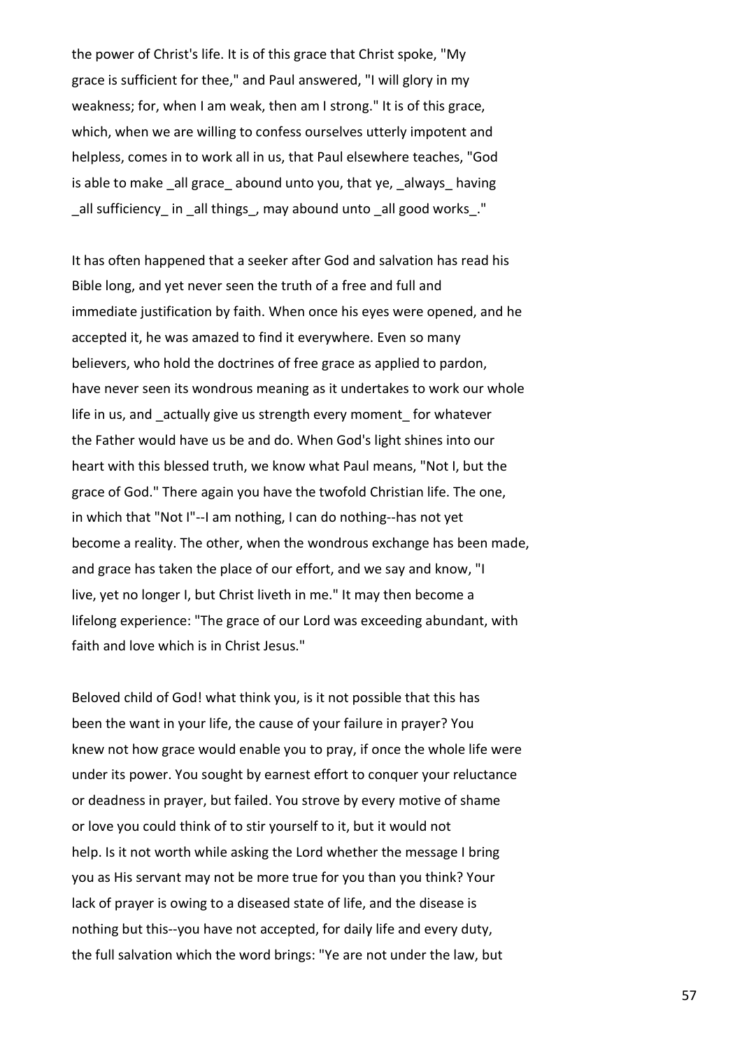the power of Christ's life. It is of this grace that Christ spoke, "My grace is sufficient for thee," and Paul answered, "I will glory in my weakness; for, when I am weak, then am I strong." It is of this grace, which, when we are willing to confess ourselves utterly impotent and helpless, comes in to work all in us, that Paul elsewhere teaches, "God is able to make _all grace_ abound unto you, that ye, _always_ having _all sufficiency_ in _all things_, may abound unto _all good works_."

It has often happened that a seeker after God and salvation has read his Bible long, and yet never seen the truth of a free and full and immediate justification by faith. When once his eyes were opened, and he accepted it, he was amazed to find it everywhere. Even so many believers, who hold the doctrines of free grace as applied to pardon, have never seen its wondrous meaning as it undertakes to work our whole life in us, and _actually give us strength every moment_ for whatever the Father would have us be and do. When God's light shines into our heart with this blessed truth, we know what Paul means, "Not I, but the grace of God." There again you have the twofold Christian life. The one, in which that "Not I"--I am nothing, I can do nothing--has not yet become a reality. The other, when the wondrous exchange has been made, and grace has taken the place of our effort, and we say and know, "I live, yet no longer I, but Christ liveth in me." It may then become a lifelong experience: "The grace of our Lord was exceeding abundant, with faith and love which is in Christ Jesus."

Beloved child of God! what think you, is it not possible that this has been the want in your life, the cause of your failure in prayer? You knew not how grace would enable you to pray, if once the whole life were under its power. You sought by earnest effort to conquer your reluctance or deadness in prayer, but failed. You strove by every motive of shame or love you could think of to stir yourself to it, but it would not help. Is it not worth while asking the Lord whether the message I bring you as His servant may not be more true for you than you think? Your lack of prayer is owing to a diseased state of life, and the disease is nothing but this--you have not accepted, for daily life and every duty, the full salvation which the word brings: "Ye are not under the law, but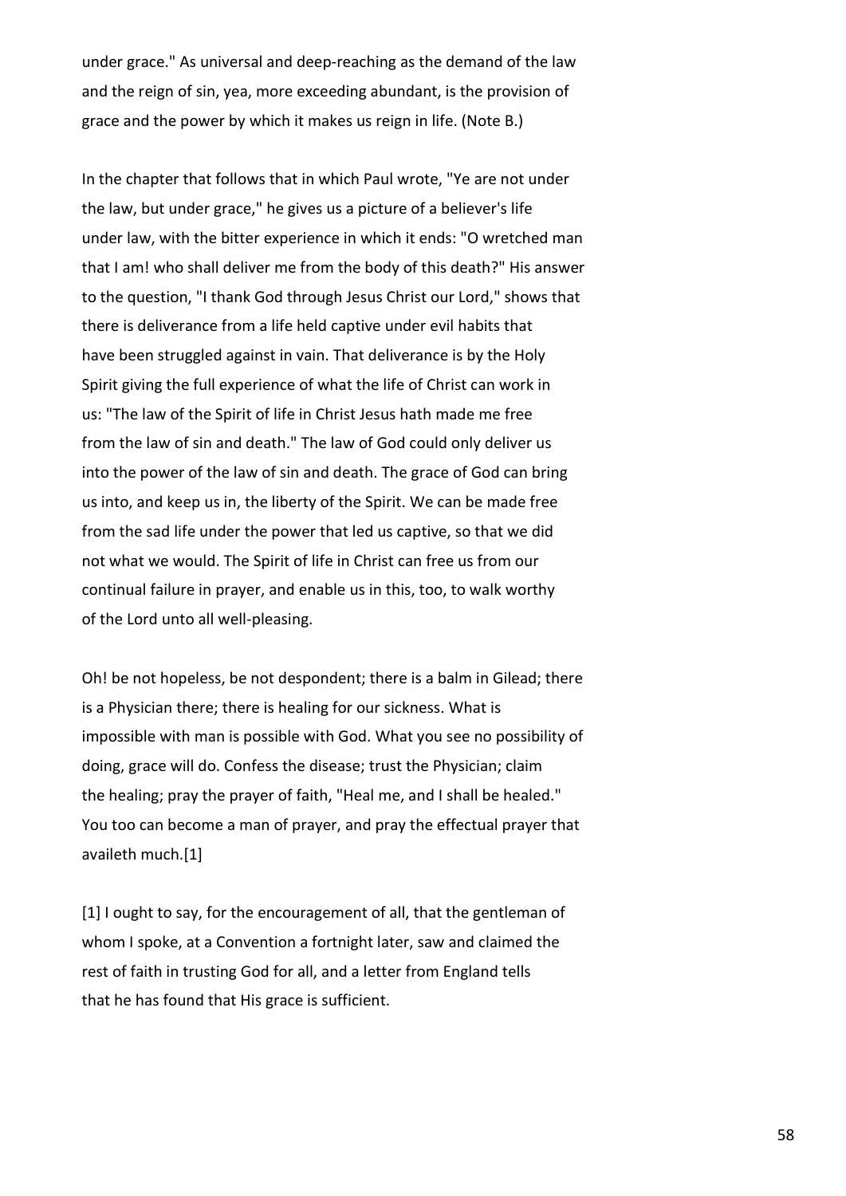under grace." As universal and deep-reaching as the demand of the law and the reign of sin, yea, more exceeding abundant, is the provision of grace and the power by which it makes us reign in life. (Note B.)

In the chapter that follows that in which Paul wrote, "Ye are not under the law, but under grace," he gives us a picture of a believer's life under law, with the bitter experience in which it ends: "O wretched man that I am! who shall deliver me from the body of this death?" His answer to the question, "I thank God through Jesus Christ our Lord," shows that there is deliverance from a life held captive under evil habits that have been struggled against in vain. That deliverance is by the Holy Spirit giving the full experience of what the life of Christ can work in us: "The law of the Spirit of life in Christ Jesus hath made me free from the law of sin and death." The law of God could only deliver us into the power of the law of sin and death. The grace of God can bring us into, and keep us in, the liberty of the Spirit. We can be made free from the sad life under the power that led us captive, so that we did not what we would. The Spirit of life in Christ can free us from our continual failure in prayer, and enable us in this, too, to walk worthy of the Lord unto all well-pleasing.

Oh! be not hopeless, be not despondent; there is a balm in Gilead; there is a Physician there; there is healing for our sickness. What is impossible with man is possible with God. What you see no possibility of doing, grace will do. Confess the disease; trust the Physician; claim the healing; pray the prayer of faith, "Heal me, and I shall be healed." You too can become a man of prayer, and pray the effectual prayer that availeth much.[1]

[1] I ought to say, for the encouragement of all, that the gentleman of whom I spoke, at a Convention a fortnight later, saw and claimed the rest of faith in trusting God for all, and a letter from England tells that he has found that His grace is sufficient.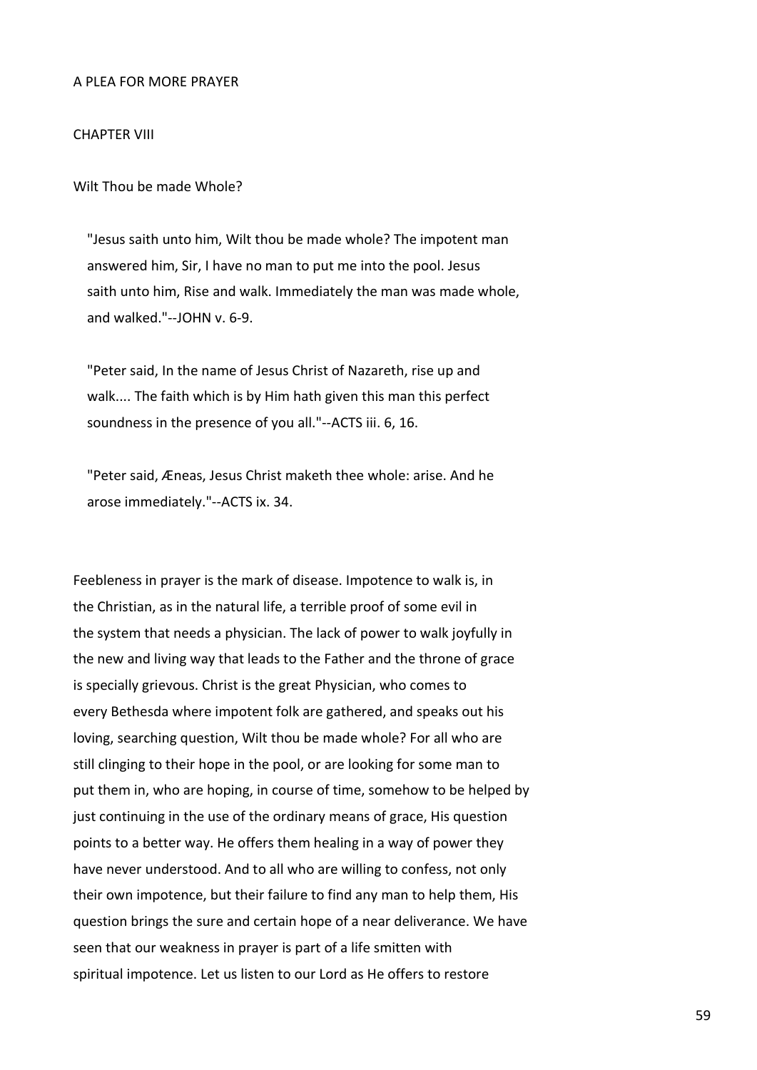A PLEA FOR MORE PRAYER

## CHAPTER VIII

### Wilt Thou be made Whole?

> "Jesus saith unto him, Wilt thou be made whole? The impotent man answered him, Sir, I have no man to put me into the pool. Jesus saith unto him, Rise and walk. Immediately the man was made whole, and walked."--JOHN v. 6-9.

> "Peter said, In the name of Jesus Christ of Nazareth, rise up and walk.... The faith which is by Him hath given this man this perfect soundness in the presence of you all."--ACTS iii. 6, 16.

> "Peter said, Æneas, Jesus Christ maketh thee whole: arise. And he arose immediately."--ACTS ix. 34.

Feebleness in prayer is the mark of disease. Impotence to walk is, in the Christian, as in the natural life, a terrible proof of some evil in the system that needs a physician. The lack of power to walk joyfully in the new and living way that leads to the Father and the throne of grace is specially grievous. Christ is the great Physician, who comes to every Bethesda where impotent folk are gathered, and speaks out his loving, searching question, Wilt thou be made whole? For all who are still clinging to their hope in the pool, or are looking for some man to put them in, who are hoping, in course of time, somehow to be helped by just continuing in the use of the ordinary means of grace, His question points to a better way. He offers them healing in a way of power they have never understood. And to all who are willing to confess, not only their own impotence, but their failure to find any man to help them, His question brings the sure and certain hope of a near deliverance. We have seen that our weakness in prayer is part of a life smitten with spiritual impotence. Let us listen to our Lord as He offers to restore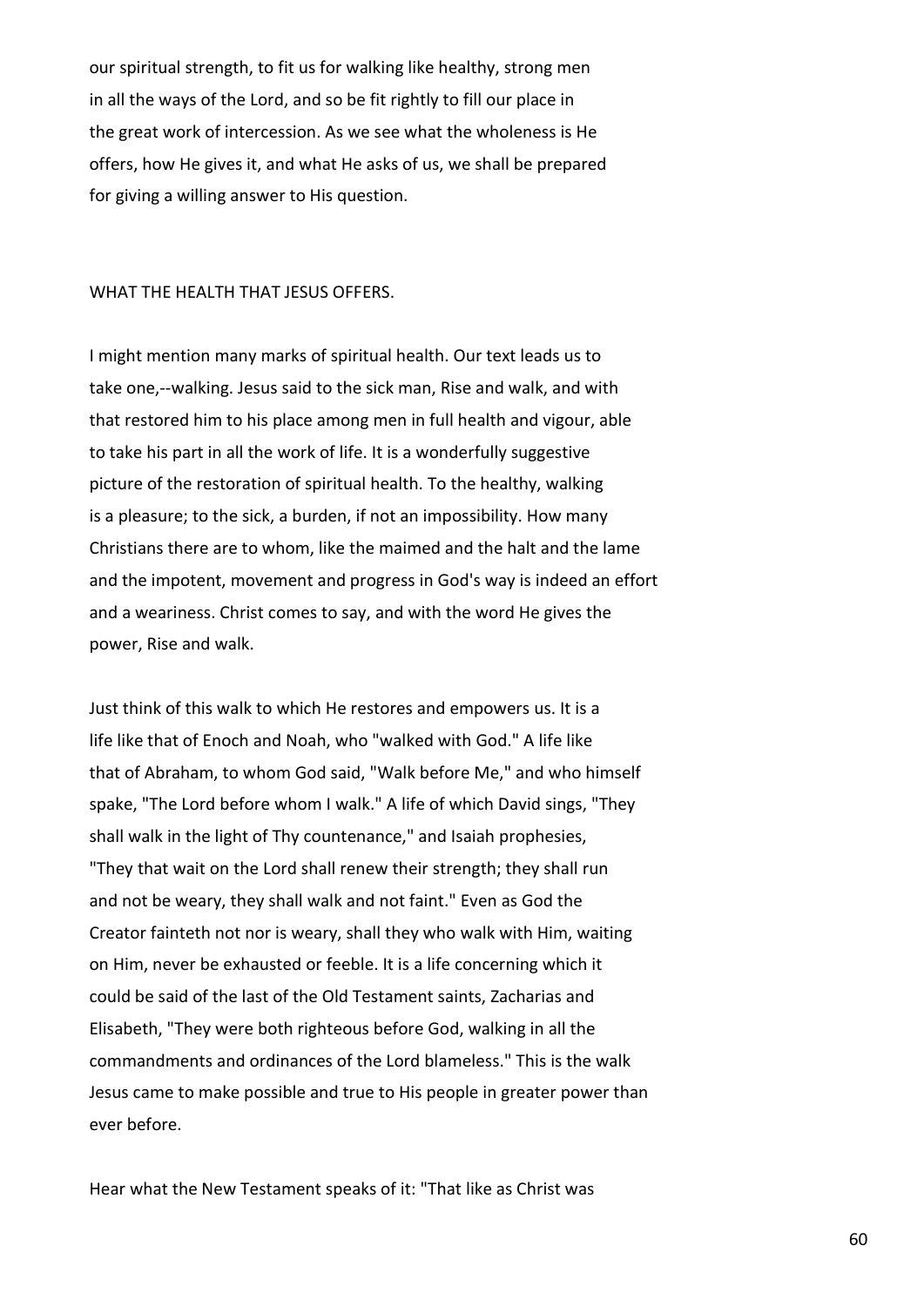our spiritual strength, to fit us for walking like healthy, strong men in all the ways of the Lord, and so be fit rightly to fill our place in the great work of intercession. As we see what the wholeness is He offers, how He gives it, and what He asks of us, we shall be prepared for giving a willing answer to His question.

## WHAT THE HEALTH THAT JESUS OFFERS.

I might mention many marks of spiritual health. Our text leads us to take one,--walking. Jesus said to the sick man, Rise and walk, and with that restored him to his place among men in full health and vigour, able to take his part in all the work of life. It is a wonderfully suggestive picture of the restoration of spiritual health. To the healthy, walking is a pleasure; to the sick, a burden, if not an impossibility. How many Christians there are to whom, like the maimed and the halt and the lame and the impotent, movement and progress in God's way is indeed an effort and a weariness. Christ comes to say, and with the word He gives the power, Rise and walk.

Just think of this walk to which He restores and empowers us. It is a life like that of Enoch and Noah, who "walked with God." A life like that of Abraham, to whom God said, "Walk before Me," and who himself spake, "The Lord before whom I walk." A life of which David sings, "They shall walk in the light of Thy countenance," and Isaiah prophesies, "They that wait on the Lord shall renew their strength; they shall run and not be weary, they shall walk and not faint." Even as God the Creator fainteth not nor is weary, shall they who walk with Him, waiting on Him, never be exhausted or feeble. It is a life concerning which it could be said of the last of the Old Testament saints, Zacharias and Elisabeth, "They were both righteous before God, walking in all the commandments and ordinances of the Lord blameless." This is the walk Jesus came to make possible and true to His people in greater power than ever before.

Hear what the New Testament speaks of it: "That like as Christ was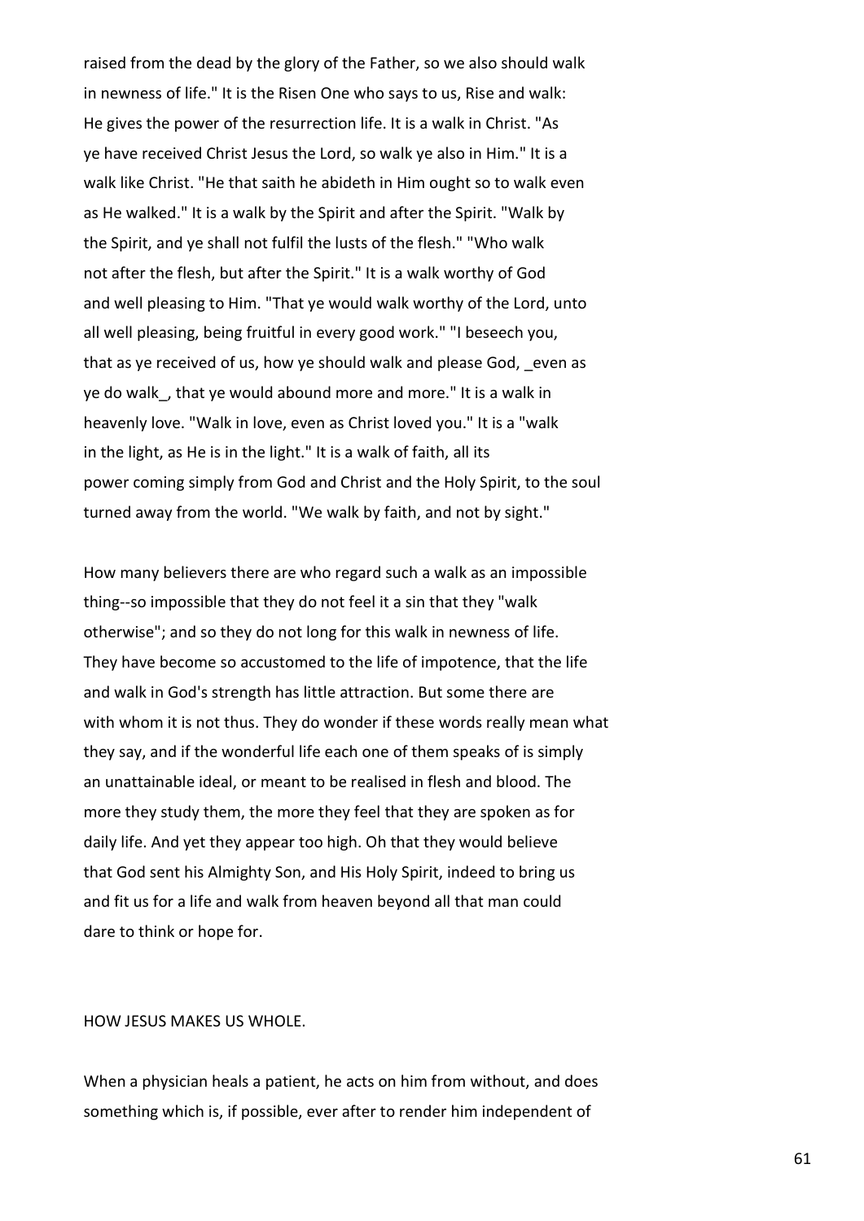raised from the dead by the glory of the Father, so we also should walk in newness of life." It is the Risen One who says to us, Rise and walk: He gives the power of the resurrection life. It is a walk in Christ. "As ye have received Christ Jesus the Lord, so walk ye also in Him." It is a walk like Christ. "He that saith he abideth in Him ought so to walk even as He walked." It is a walk by the Spirit and after the Spirit. "Walk by the Spirit, and ye shall not fulfil the lusts of the flesh." "Who walk not after the flesh, but after the Spirit." It is a walk worthy of God and well pleasing to Him. "That ye would walk worthy of the Lord, unto all well pleasing, being fruitful in every good work." "I beseech you, that as ye received of us, how ye should walk and please God, _even as ye do walk_, that ye would abound more and more." It is a walk in heavenly love. "Walk in love, even as Christ loved you." It is a "walk in the light, as He is in the light." It is a walk of faith, all its power coming simply from God and Christ and the Holy Spirit, to the soul turned away from the world. "We walk by faith, and not by sight."

How many believers there are who regard such a walk as an impossible thing--so impossible that they do not feel it a sin that they "walk otherwise"; and so they do not long for this walk in newness of life. They have become so accustomed to the life of impotence, that the life and walk in God's strength has little attraction. But some there are with whom it is not thus. They do wonder if these words really mean what they say, and if the wonderful life each one of them speaks of is simply an unattainable ideal, or meant to be realised in flesh and blood. The more they study them, the more they feel that they are spoken as for daily life. And yet they appear too high. Oh that they would believe that God sent his Almighty Son, and His Holy Spirit, indeed to bring us and fit us for a life and walk from heaven beyond all that man could dare to think or hope for.

## HOW JESUS MAKES US WHOLE.

When a physician heals a patient, he acts on him from without, and does something which is, if possible, ever after to render him independent of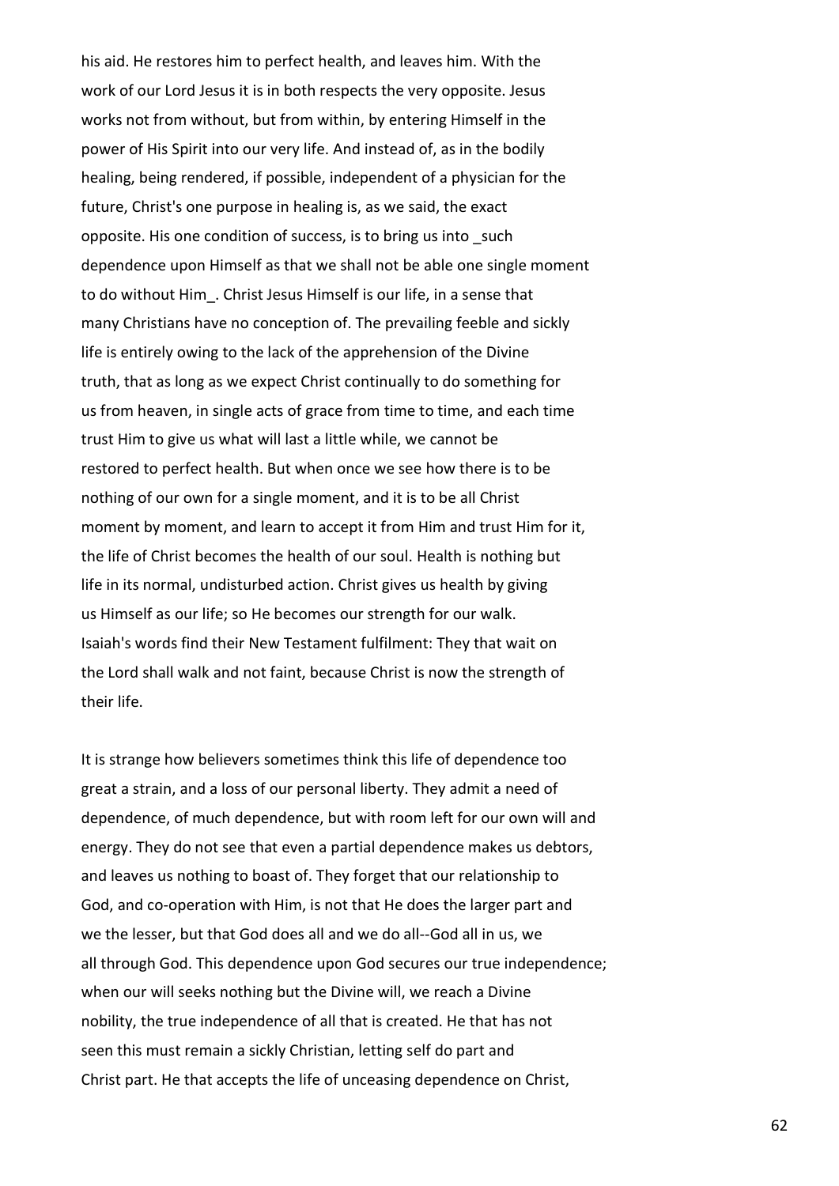his aid. He restores him to perfect health, and leaves him. With the work of our Lord Jesus it is in both respects the very opposite. Jesus works not from without, but from within, by entering Himself in the power of His Spirit into our very life. And instead of, as in the bodily healing, being rendered, if possible, independent of a physician for the future, Christ's one purpose in healing is, as we said, the exact opposite. His one condition of success, is to bring us into _such dependence upon Himself as that we shall not be able one single moment to do without Him_. Christ Jesus Himself is our life, in a sense that many Christians have no conception of. The prevailing feeble and sickly life is entirely owing to the lack of the apprehension of the Divine truth, that as long as we expect Christ continually to do something for us from heaven, in single acts of grace from time to time, and each time trust Him to give us what will last a little while, we cannot be restored to perfect health. But when once we see how there is to be nothing of our own for a single moment, and it is to be all Christ moment by moment, and learn to accept it from Him and trust Him for it, the life of Christ becomes the health of our soul. Health is nothing but life in its normal, undisturbed action. Christ gives us health by giving us Himself as our life; so He becomes our strength for our walk. Isaiah's words find their New Testament fulfilment: They that wait on the Lord shall walk and not faint, because Christ is now the strength of their life.

It is strange how believers sometimes think this life of dependence too great a strain, and a loss of our personal liberty. They admit a need of dependence, of much dependence, but with room left for our own will and energy. They do not see that even a partial dependence makes us debtors, and leaves us nothing to boast of. They forget that our relationship to God, and co-operation with Him, is not that He does the larger part and we the lesser, but that God does all and we do all--God all in us, we all through God. This dependence upon God secures our true independence; when our will seeks nothing but the Divine will, we reach a Divine nobility, the true independence of all that is created. He that has not seen this must remain a sickly Christian, letting self do part and Christ part. He that accepts the life of unceasing dependence on Christ,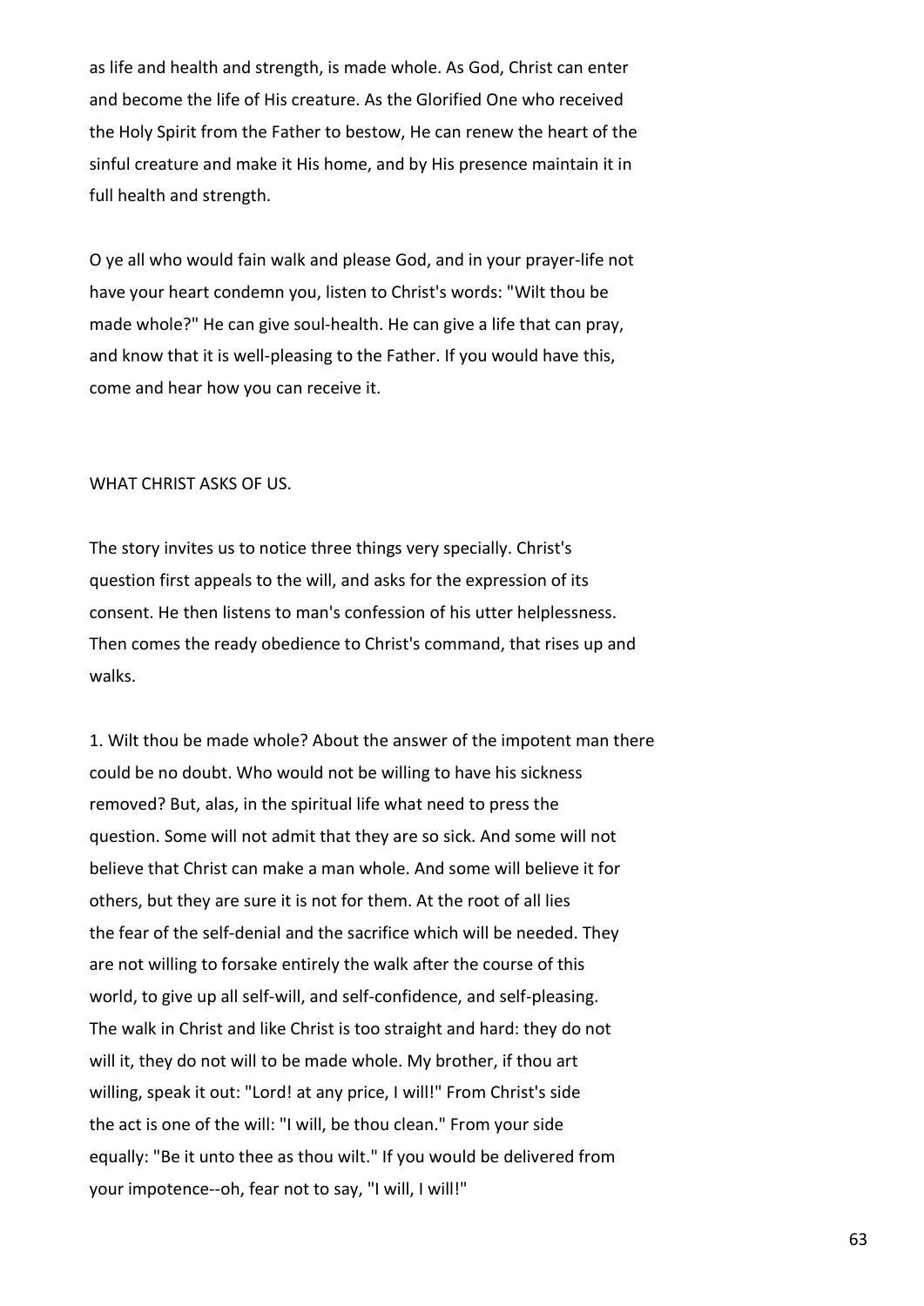as life and health and strength, is made whole. As God, Christ can enter and become the life of His creature. As the Glorified One who received the Holy Spirit from the Father to bestow, He can renew the heart of the sinful creature and make it His home, and by His presence maintain it in full health and strength.

O ye all who would fain walk and please God, and in your prayer-life not have your heart condemn you, listen to Christ's words: "Wilt thou be made whole?" He can give soul-health. He can give a life that can pray, and know that it is well-pleasing to the Father. If you would have this, come and hear how you can receive it.

## WHAT CHRIST ASKS OF US.

The story invites us to notice three things very specially. Christ's question first appeals to the will, and asks for the expression of its consent. He then listens to man's confession of his utter helplessness. Then comes the ready obedience to Christ's command, that rises up and walks.

1. Wilt thou be made whole? About the answer of the impotent man there could be no doubt. Who would not be willing to have his sickness removed? But, alas, in the spiritual life what need to press the question. Some will not admit that they are so sick. And some will not believe that Christ can make a man whole. And some will believe it for others, but they are sure it is not for them. At the root of all lies the fear of the self-denial and the sacrifice which will be needed. They are not willing to forsake entirely the walk after the course of this world, to give up all self-will, and self-confidence, and self-pleasing. The walk in Christ and like Christ is too straight and hard: they do not will it, they do not will to be made whole. My brother, if thou art willing, speak it out: "Lord! at any price, I will!" From Christ's side the act is one of the will: "I will, be thou clean." From your side equally: "Be it unto thee as thou wilt." If you would be delivered from your impotence--oh, fear not to say, "I will, I will!"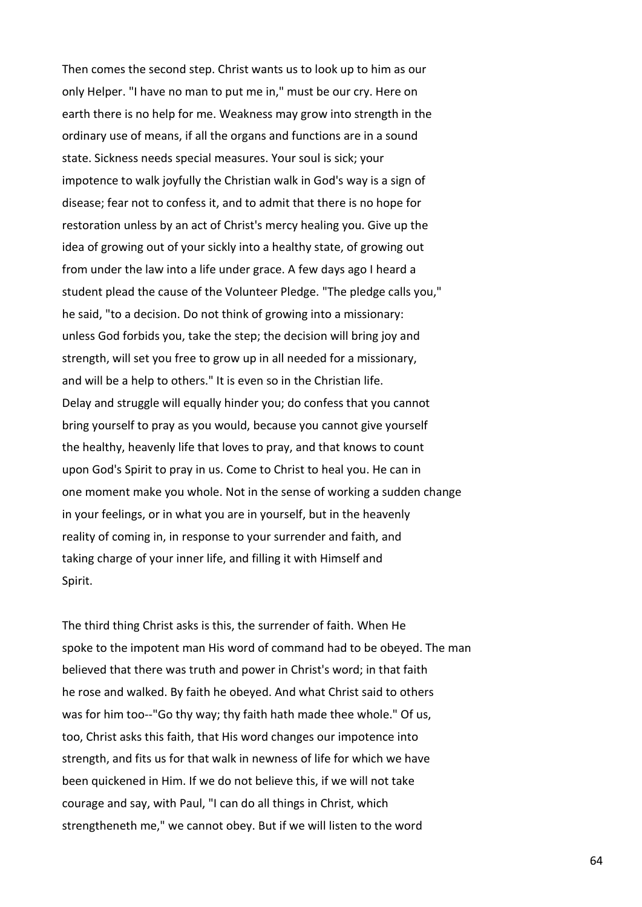Then comes the second step. Christ wants us to look up to him as our only Helper. "I have no man to put me in," must be our cry. Here on earth there is no help for me. Weakness may grow into strength in the ordinary use of means, if all the organs and functions are in a sound state. Sickness needs special measures. Your soul is sick; your impotence to walk joyfully the Christian walk in God's way is a sign of disease; fear not to confess it, and to admit that there is no hope for restoration unless by an act of Christ's mercy healing you. Give up the idea of growing out of your sickly into a healthy state, of growing out from under the law into a life under grace. A few days ago I heard a student plead the cause of the Volunteer Pledge. "The pledge calls you," he said, "to a decision. Do not think of growing into a missionary: unless God forbids you, take the step; the decision will bring joy and strength, will set you free to grow up in all needed for a missionary, and will be a help to others." It is even so in the Christian life. Delay and struggle will equally hinder you; do confess that you cannot bring yourself to pray as you would, because you cannot give yourself the healthy, heavenly life that loves to pray, and that knows to count upon God's Spirit to pray in us. Come to Christ to heal you. He can in one moment make you whole. Not in the sense of working a sudden change in your feelings, or in what you are in yourself, but in the heavenly reality of coming in, in response to your surrender and faith, and taking charge of your inner life, and filling it with Himself and Spirit.

The third thing Christ asks is this, the surrender of faith. When He spoke to the impotent man His word of command had to be obeyed. The man believed that there was truth and power in Christ's word; in that faith he rose and walked. By faith he obeyed. And what Christ said to others was for him too--"Go thy way; thy faith hath made thee whole." Of us, too, Christ asks this faith, that His word changes our impotence into strength, and fits us for that walk in newness of life for which we have been quickened in Him. If we do not believe this, if we will not take courage and say, with Paul, "I can do all things in Christ, which strengtheneth me," we cannot obey. But if we will listen to the word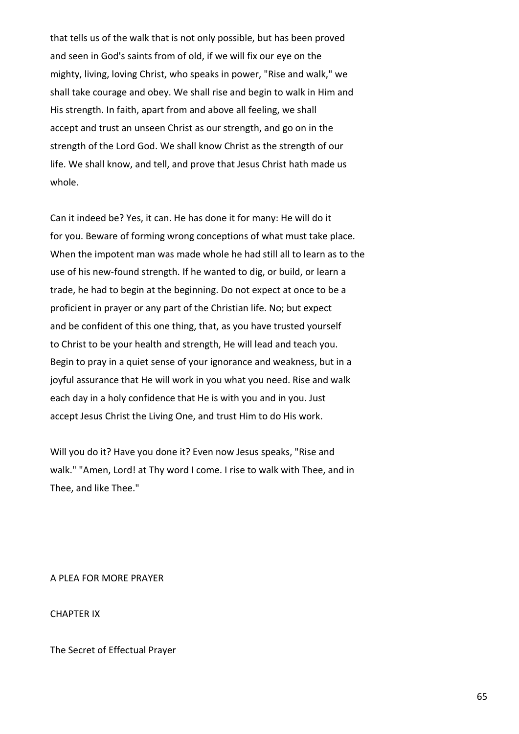that tells us of the walk that is not only possible, but has been proved and seen in God's saints from of old, if we will fix our eye on the mighty, living, loving Christ, who speaks in power, "Rise and walk," we shall take courage and obey. We shall rise and begin to walk in Him and His strength. In faith, apart from and above all feeling, we shall accept and trust an unseen Christ as our strength, and go on in the strength of the Lord God. We shall know Christ as the strength of our life. We shall know, and tell, and prove that Jesus Christ hath made us whole.

Can it indeed be? Yes, it can. He has done it for many: He will do it for you. Beware of forming wrong conceptions of what must take place. When the impotent man was made whole he had still all to learn as to the use of his new-found strength. If he wanted to dig, or build, or learn a trade, he had to begin at the beginning. Do not expect at once to be a proficient in prayer or any part of the Christian life. No; but expect and be confident of this one thing, that, as you have trusted yourself to Christ to be your health and strength, He will lead and teach you. Begin to pray in a quiet sense of your ignorance and weakness, but in a joyful assurance that He will work in you what you need. Rise and walk each day in a holy confidence that He is with you and in you. Just accept Jesus Christ the Living One, and trust Him to do His work.

Will you do it? Have you done it? Even now Jesus speaks, "Rise and walk." "Amen, Lord! at Thy word I come. I rise to walk with Thee, and in Thee, and like Thee."

A PLEA FOR MORE PRAYER

## CHAPTER IX

### The Secret of Effectual Prayer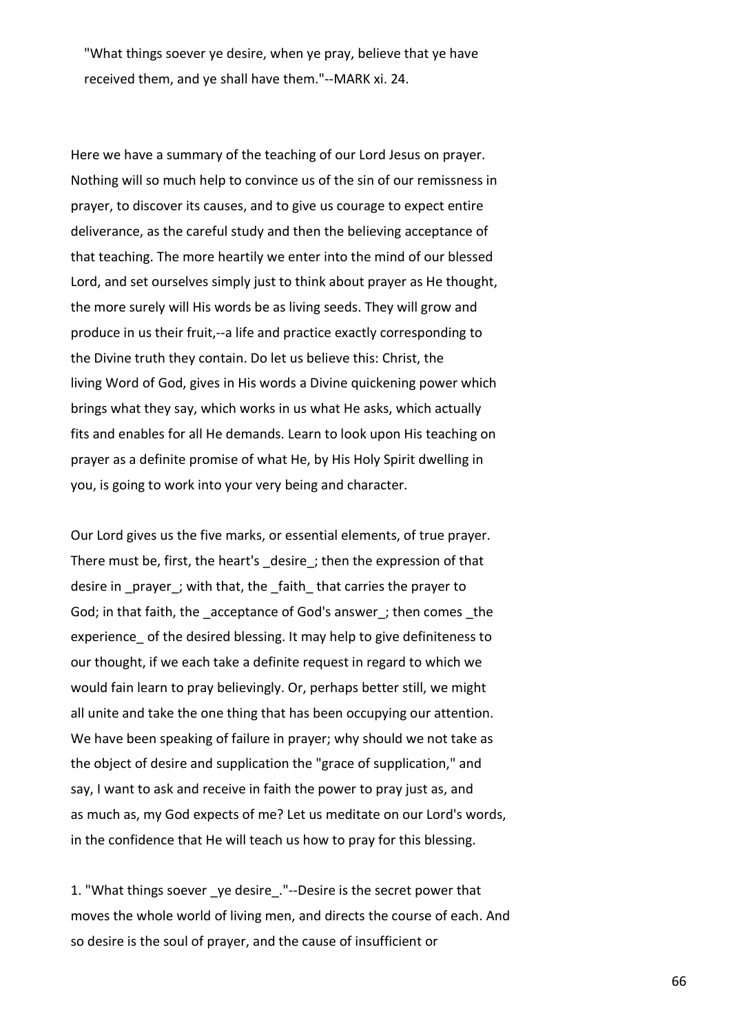"What things soever ye desire, when ye pray, believe that ye have received them, and ye shall have them."--MARK xi. 24.

Here we have a summary of the teaching of our Lord Jesus on prayer. Nothing will so much help to convince us of the sin of our remissness in prayer, to discover its causes, and to give us courage to expect entire deliverance, as the careful study and then the believing acceptance of that teaching. The more heartily we enter into the mind of our blessed Lord, and set ourselves simply just to think about prayer as He thought, the more surely will His words be as living seeds. They will grow and produce in us their fruit,--a life and practice exactly corresponding to the Divine truth they contain. Do let us believe this: Christ, the living Word of God, gives in His words a Divine quickening power which brings what they say, which works in us what He asks, which actually fits and enables for all He demands. Learn to look upon His teaching on prayer as a definite promise of what He, by His Holy Spirit dwelling in you, is going to work into your very being and character.

Our Lord gives us the five marks, or essential elements, of true prayer. There must be, first, the heart's _desire_; then the expression of that desire in _prayer_; with that, the _faith_ that carries the prayer to God; in that faith, the _acceptance of God's answer_; then comes _the experience_ of the desired blessing. It may help to give definiteness to our thought, if we each take a definite request in regard to which we would fain learn to pray believingly. Or, perhaps better still, we might all unite and take the one thing that has been occupying our attention. We have been speaking of failure in prayer; why should we not take as the object of desire and supplication the "grace of supplication," and say, I want to ask and receive in faith the power to pray just as, and as much as, my God expects of me? Let us meditate on our Lord's words, in the confidence that He will teach us how to pray for this blessing.

1. "What things soever _ye desire_."--Desire is the secret power that moves the whole world of living men, and directs the course of each. And so desire is the soul of prayer, and the cause of insufficient or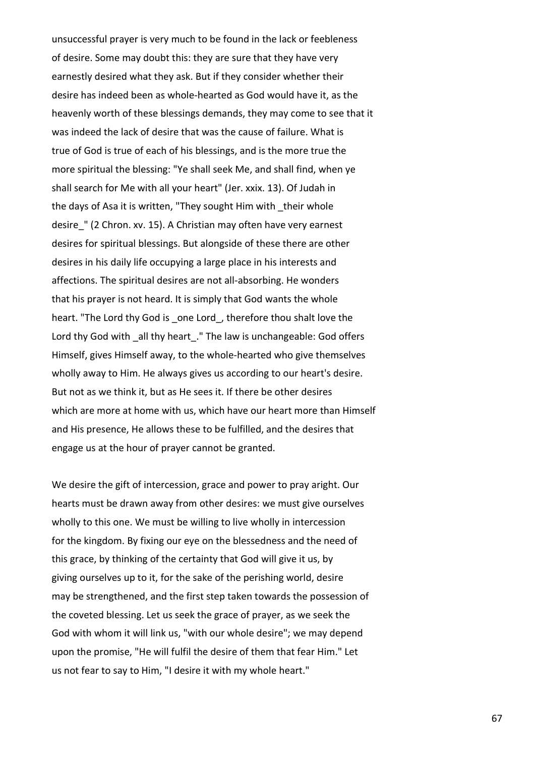unsuccessful prayer is very much to be found in the lack or feebleness of desire. Some may doubt this: they are sure that they have very earnestly desired what they ask. But if they consider whether their desire has indeed been as whole-hearted as God would have it, as the heavenly worth of these blessings demands, they may come to see that it was indeed the lack of desire that was the cause of failure. What is true of God is true of each of his blessings, and is the more true the more spiritual the blessing: "Ye shall seek Me, and shall find, when ye shall search for Me with all your heart" (Jer. xxix. 13). Of Judah in the days of Asa it is written, "They sought Him with _their whole desire_" (2 Chron. xv. 15). A Christian may often have very earnest desires for spiritual blessings. But alongside of these there are other desires in his daily life occupying a large place in his interests and affections. The spiritual desires are not all-absorbing. He wonders that his prayer is not heard. It is simply that God wants the whole heart. "The Lord thy God is _one Lord_, therefore thou shalt love the Lord thy God with _all thy heart_." The law is unchangeable: God offers Himself, gives Himself away, to the whole-hearted who give themselves wholly away to Him. He always gives us according to our heart's desire. But not as we think it, but as He sees it. If there be other desires which are more at home with us, which have our heart more than Himself and His presence, He allows these to be fulfilled, and the desires that engage us at the hour of prayer cannot be granted.

We desire the gift of intercession, grace and power to pray aright. Our hearts must be drawn away from other desires: we must give ourselves wholly to this one. We must be willing to live wholly in intercession for the kingdom. By fixing our eye on the blessedness and the need of this grace, by thinking of the certainty that God will give it us, by giving ourselves up to it, for the sake of the perishing world, desire may be strengthened, and the first step taken towards the possession of the coveted blessing. Let us seek the grace of prayer, as we seek the God with whom it will link us, "with our whole desire"; we may depend upon the promise, "He will fulfil the desire of them that fear Him." Let us not fear to say to Him, "I desire it with my whole heart."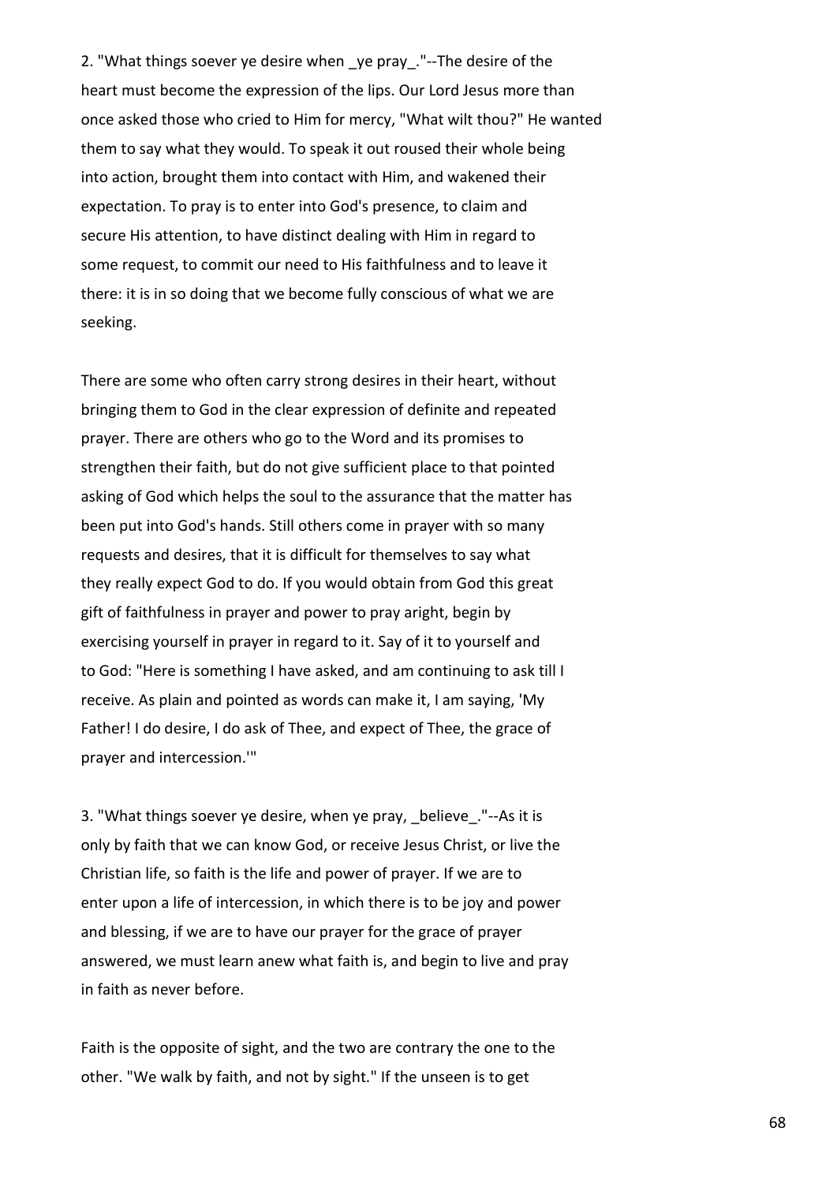2. "What things soever ye desire when _ye pray_."--The desire of the heart must become the expression of the lips. Our Lord Jesus more than once asked those who cried to Him for mercy, "What wilt thou?" He wanted them to say what they would. To speak it out roused their whole being into action, brought them into contact with Him, and wakened their expectation. To pray is to enter into God's presence, to claim and secure His attention, to have distinct dealing with Him in regard to some request, to commit our need to His faithfulness and to leave it there: it is in so doing that we become fully conscious of what we are seeking.

There are some who often carry strong desires in their heart, without bringing them to God in the clear expression of definite and repeated prayer. There are others who go to the Word and its promises to strengthen their faith, but do not give sufficient place to that pointed asking of God which helps the soul to the assurance that the matter has been put into God's hands. Still others come in prayer with so many requests and desires, that it is difficult for themselves to say what they really expect God to do. If you would obtain from God this great gift of faithfulness in prayer and power to pray aright, begin by exercising yourself in prayer in regard to it. Say of it to yourself and to God: "Here is something I have asked, and am continuing to ask till I receive. As plain and pointed as words can make it, I am saying, 'My Father! I do desire, I do ask of Thee, and expect of Thee, the grace of prayer and intercession.'"

3. "What things soever ye desire, when ye pray, _believe_."--As it is only by faith that we can know God, or receive Jesus Christ, or live the Christian life, so faith is the life and power of prayer. If we are to enter upon a life of intercession, in which there is to be joy and power and blessing, if we are to have our prayer for the grace of prayer answered, we must learn anew what faith is, and begin to live and pray in faith as never before.

Faith is the opposite of sight, and the two are contrary the one to the other. "We walk by faith, and not by sight." If the unseen is to get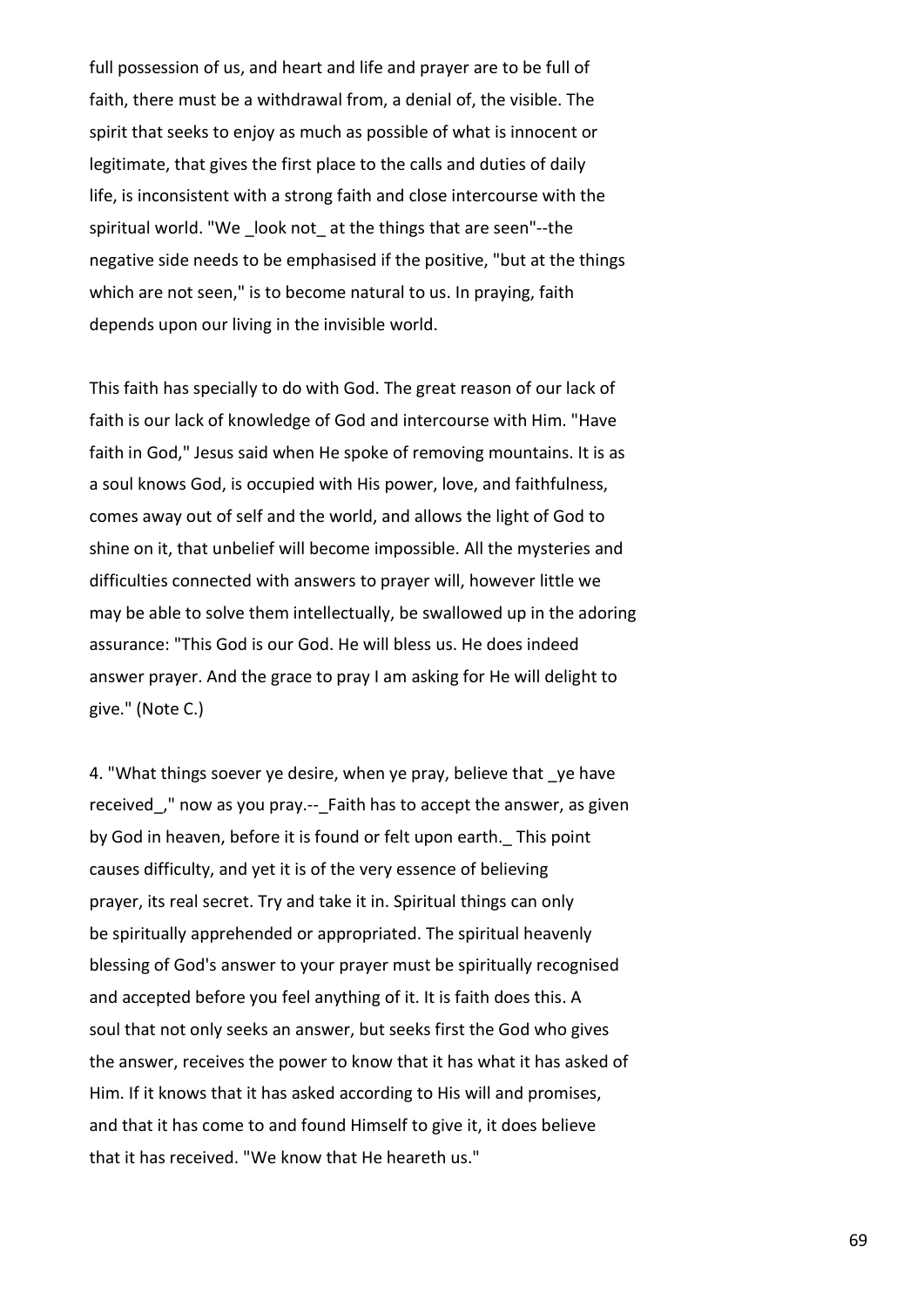full possession of us, and heart and life and prayer are to be full of faith, there must be a withdrawal from, a denial of, the visible. The spirit that seeks to enjoy as much as possible of what is innocent or legitimate, that gives the first place to the calls and duties of daily life, is inconsistent with a strong faith and close intercourse with the spiritual world. "We _look not_ at the things that are seen"--the negative side needs to be emphasised if the positive, "but at the things which are not seen," is to become natural to us. In praying, faith depends upon our living in the invisible world.

This faith has specially to do with God. The great reason of our lack of faith is our lack of knowledge of God and intercourse with Him. "Have faith in God," Jesus said when He spoke of removing mountains. It is as a soul knows God, is occupied with His power, love, and faithfulness, comes away out of self and the world, and allows the light of God to shine on it, that unbelief will become impossible. All the mysteries and difficulties connected with answers to prayer will, however little we may be able to solve them intellectually, be swallowed up in the adoring assurance: "This God is our God. He will bless us. He does indeed answer prayer. And the grace to pray I am asking for He will delight to give." (Note C.)

4. "What things soever ye desire, when ye pray, believe that _ye have received_," now as you pray.--_Faith has to accept the answer, as given by God in heaven, before it is found or felt upon earth._ This point causes difficulty, and yet it is of the very essence of believing prayer, its real secret. Try and take it in. Spiritual things can only be spiritually apprehended or appropriated. The spiritual heavenly blessing of God's answer to your prayer must be spiritually recognised and accepted before you feel anything of it. It is faith does this. A soul that not only seeks an answer, but seeks first the God who gives the answer, receives the power to know that it has what it has asked of Him. If it knows that it has asked according to His will and promises, and that it has come to and found Himself to give it, it does believe that it has received. "We know that He heareth us."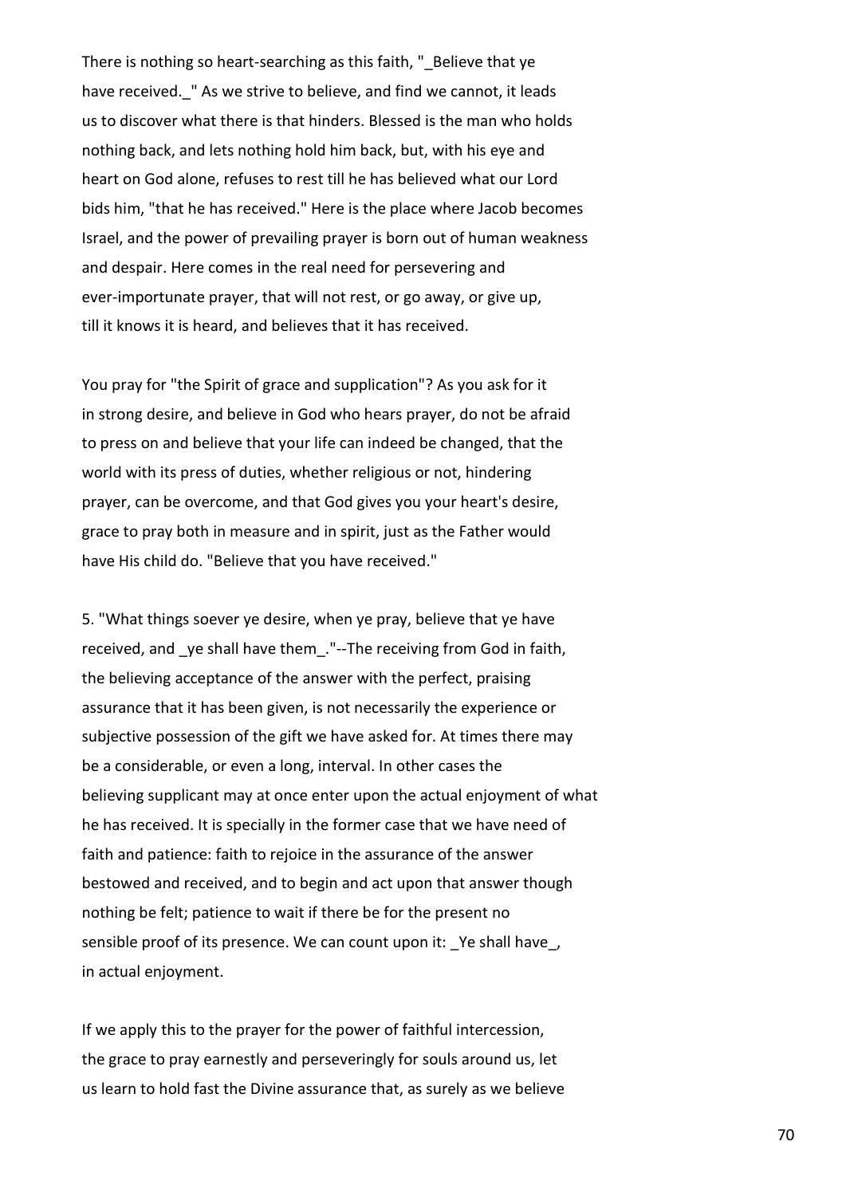There is nothing so heart-searching as this faith, "_Believe that ye have received._" As we strive to believe, and find we cannot, it leads us to discover what there is that hinders. Blessed is the man who holds nothing back, and lets nothing hold him back, but, with his eye and heart on God alone, refuses to rest till he has believed what our Lord bids him, "that he has received." Here is the place where Jacob becomes Israel, and the power of prevailing prayer is born out of human weakness and despair. Here comes in the real need for persevering and ever-importunate prayer, that will not rest, or go away, or give up, till it knows it is heard, and believes that it has received.

You pray for "the Spirit of grace and supplication"? As you ask for it in strong desire, and believe in God who hears prayer, do not be afraid to press on and believe that your life can indeed be changed, that the world with its press of duties, whether religious or not, hindering prayer, can be overcome, and that God gives you your heart's desire, grace to pray both in measure and in spirit, just as the Father would have His child do. "Believe that you have received."

5. "What things soever ye desire, when ye pray, believe that ye have received, and _ye shall have them_."--The receiving from God in faith, the believing acceptance of the answer with the perfect, praising assurance that it has been given, is not necessarily the experience or subjective possession of the gift we have asked for. At times there may be a considerable, or even a long, interval. In other cases the believing supplicant may at once enter upon the actual enjoyment of what he has received. It is specially in the former case that we have need of faith and patience: faith to rejoice in the assurance of the answer bestowed and received, and to begin and act upon that answer though nothing be felt; patience to wait if there be for the present no sensible proof of its presence. We can count upon it: _Ye shall have_, in actual enjoyment.

If we apply this to the prayer for the power of faithful intercession, the grace to pray earnestly and perseveringly for souls around us, let us learn to hold fast the Divine assurance that, as surely as we believe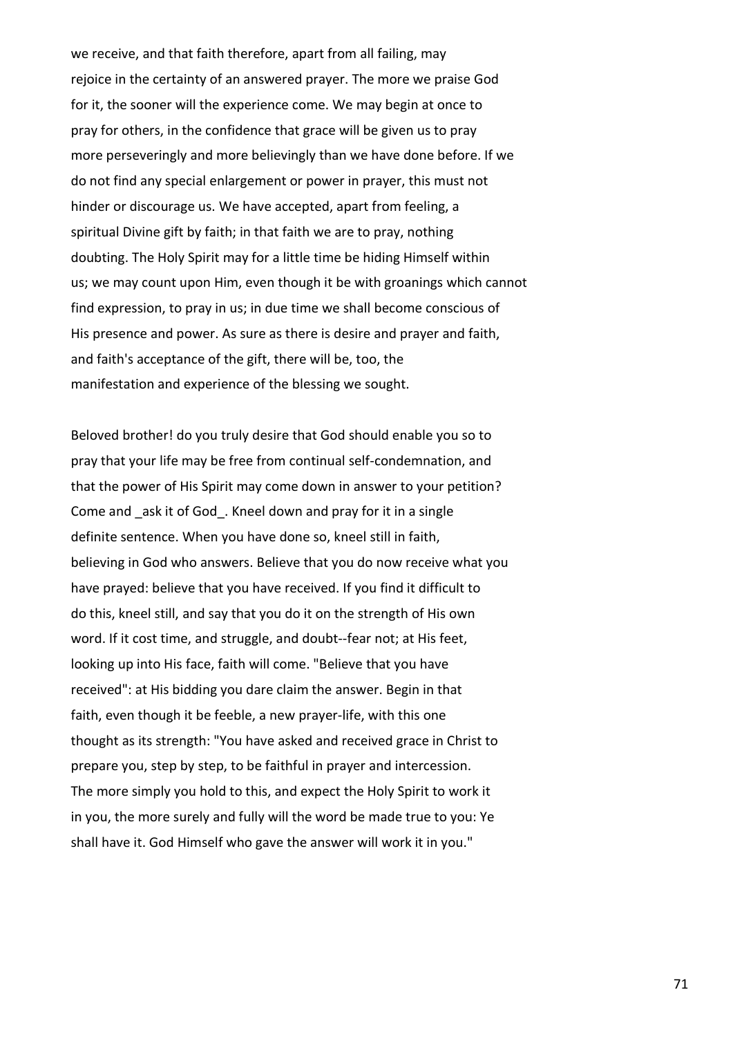we receive, and that faith therefore, apart from all failing, may rejoice in the certainty of an answered prayer. The more we praise God for it, the sooner will the experience come. We may begin at once to pray for others, in the confidence that grace will be given us to pray more perseveringly and more believingly than we have done before. If we do not find any special enlargement or power in prayer, this must not hinder or discourage us. We have accepted, apart from feeling, a spiritual Divine gift by faith; in that faith we are to pray, nothing doubting. The Holy Spirit may for a little time be hiding Himself within us; we may count upon Him, even though it be with groanings which cannot find expression, to pray in us; in due time we shall become conscious of His presence and power. As sure as there is desire and prayer and faith, and faith's acceptance of the gift, there will be, too, the manifestation and experience of the blessing we sought.

Beloved brother! do you truly desire that God should enable you so to pray that your life may be free from continual self-condemnation, and that the power of His Spirit may come down in answer to your petition? Come and _ask it of God_. Kneel down and pray for it in a single definite sentence. When you have done so, kneel still in faith, believing in God who answers. Believe that you do now receive what you have prayed: believe that you have received. If you find it difficult to do this, kneel still, and say that you do it on the strength of His own word. If it cost time, and struggle, and doubt--fear not; at His feet, looking up into His face, faith will come. "Believe that you have received": at His bidding you dare claim the answer. Begin in that faith, even though it be feeble, a new prayer-life, with this one thought as its strength: "You have asked and received grace in Christ to prepare you, step by step, to be faithful in prayer and intercession. The more simply you hold to this, and expect the Holy Spirit to work it in you, the more surely and fully will the word be made true to you: Ye shall have it. God Himself who gave the answer will work it in you."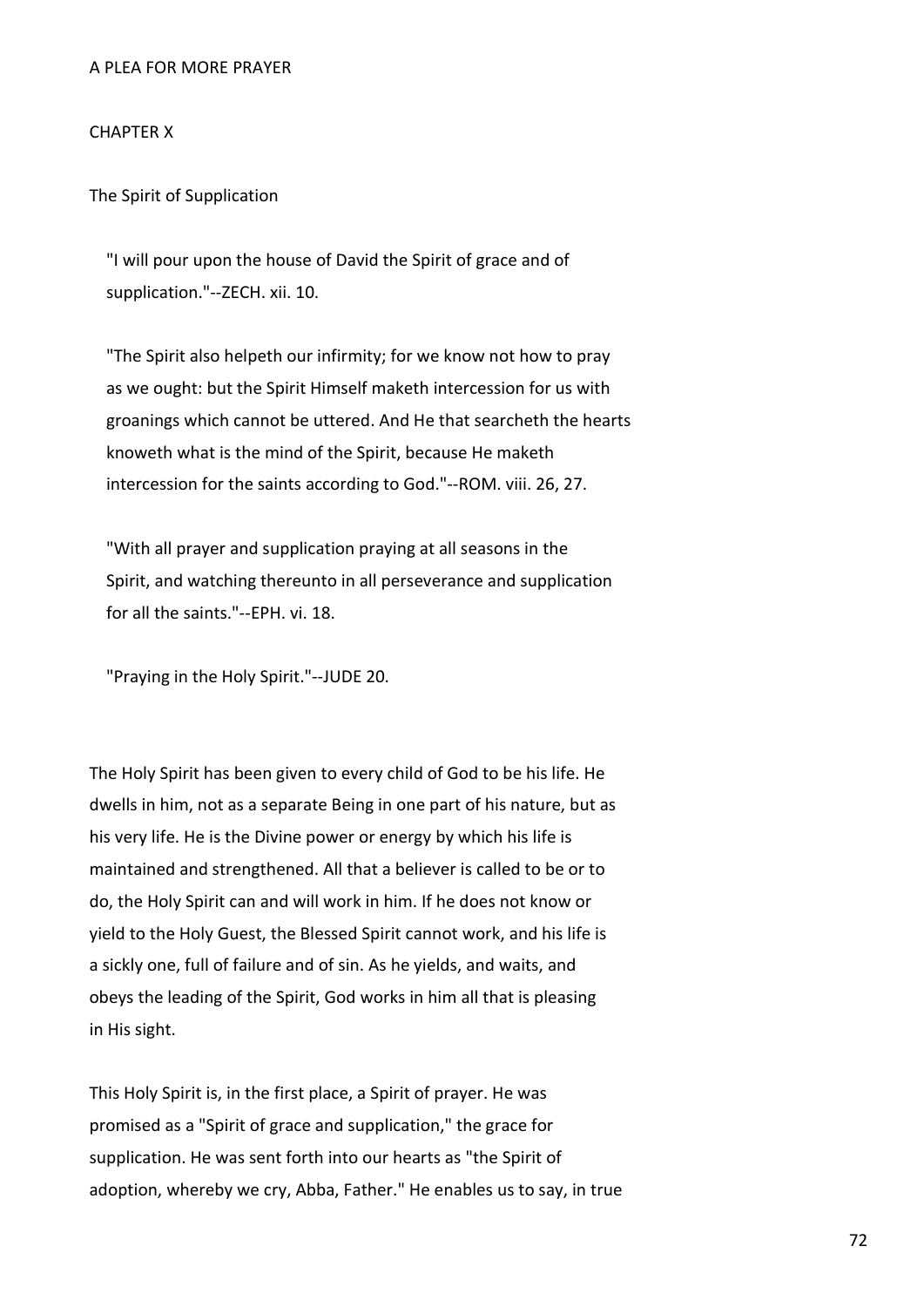# A PLEA FOR MORE PRAYER

## CHAPTER X

### The Spirit of Supplication

> "I will pour upon the house of David the Spirit of grace and of supplication."--ZECH. xii. 10.

> "The Spirit also helpeth our infirmity; for we know not how to pray as we ought: but the Spirit Himself maketh intercession for us with groanings which cannot be uttered. And He that searcheth the hearts knoweth what is the mind of the Spirit, because He maketh intercession for the saints according to God."--ROM. viii. 26, 27.

> "With all prayer and supplication praying at all seasons in the Spirit, and watching thereunto in all perseverance and supplication for all the saints."--EPH. vi. 18.

> "Praying in the Holy Spirit."--JUDE 20.

The Holy Spirit has been given to every child of God to be his life. He dwells in him, not as a separate Being in one part of his nature, but as his very life. He is the Divine power or energy by which his life is maintained and strengthened. All that a believer is called to be or to do, the Holy Spirit can and will work in him. If he does not know or yield to the Holy Guest, the Blessed Spirit cannot work, and his life is a sickly one, full of failure and of sin. As he yields, and waits, and obeys the leading of the Spirit, God works in him all that is pleasing in His sight.

This Holy Spirit is, in the first place, a Spirit of prayer. He was promised as a "Spirit of grace and supplication," the grace for supplication. He was sent forth into our hearts as "the Spirit of adoption, whereby we cry, Abba, Father." He enables us to say, in true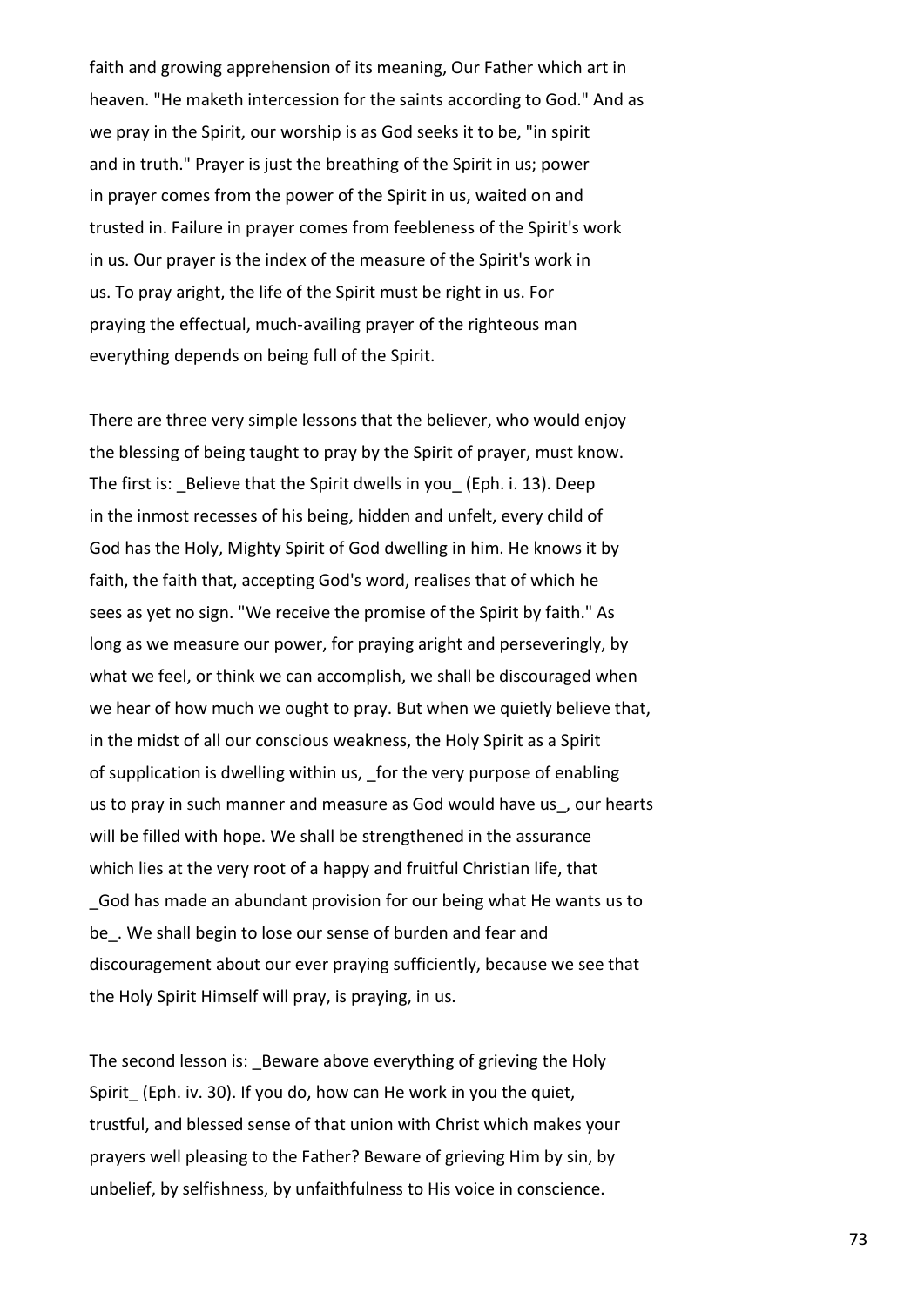faith and growing apprehension of its meaning, Our Father which art in heaven. "He maketh intercession for the saints according to God." And as we pray in the Spirit, our worship is as God seeks it to be, "in spirit and in truth." Prayer is just the breathing of the Spirit in us; power in prayer comes from the power of the Spirit in us, waited on and trusted in. Failure in prayer comes from feebleness of the Spirit's work in us. Our prayer is the index of the measure of the Spirit's work in us. To pray aright, the life of the Spirit must be right in us. For praying the effectual, much-availing prayer of the righteous man everything depends on being full of the Spirit.

There are three very simple lessons that the believer, who would enjoy the blessing of being taught to pray by the Spirit of prayer, must know. The first is: _Believe that the Spirit dwells in you_ (Eph. i. 13). Deep in the inmost recesses of his being, hidden and unfelt, every child of God has the Holy, Mighty Spirit of God dwelling in him. He knows it by faith, the faith that, accepting God's word, realises that of which he sees as yet no sign. "We receive the promise of the Spirit by faith." As long as we measure our power, for praying aright and perseveringly, by what we feel, or think we can accomplish, we shall be discouraged when we hear of how much we ought to pray. But when we quietly believe that, in the midst of all our conscious weakness, the Holy Spirit as a Spirit of supplication is dwelling within us, _for the very purpose of enabling us to pray in such manner and measure as God would have us_, our hearts will be filled with hope. We shall be strengthened in the assurance which lies at the very root of a happy and fruitful Christian life, that _God has made an abundant provision for our being what He wants us to be_. We shall begin to lose our sense of burden and fear and discouragement about our ever praying sufficiently, because we see that the Holy Spirit Himself will pray, is praying, in us.

The second lesson is: _Beware above everything of grieving the Holy Spirit_ (Eph. iv. 30). If you do, how can He work in you the quiet, trustful, and blessed sense of that union with Christ which makes your prayers well pleasing to the Father? Beware of grieving Him by sin, by unbelief, by selfishness, by unfaithfulness to His voice in conscience.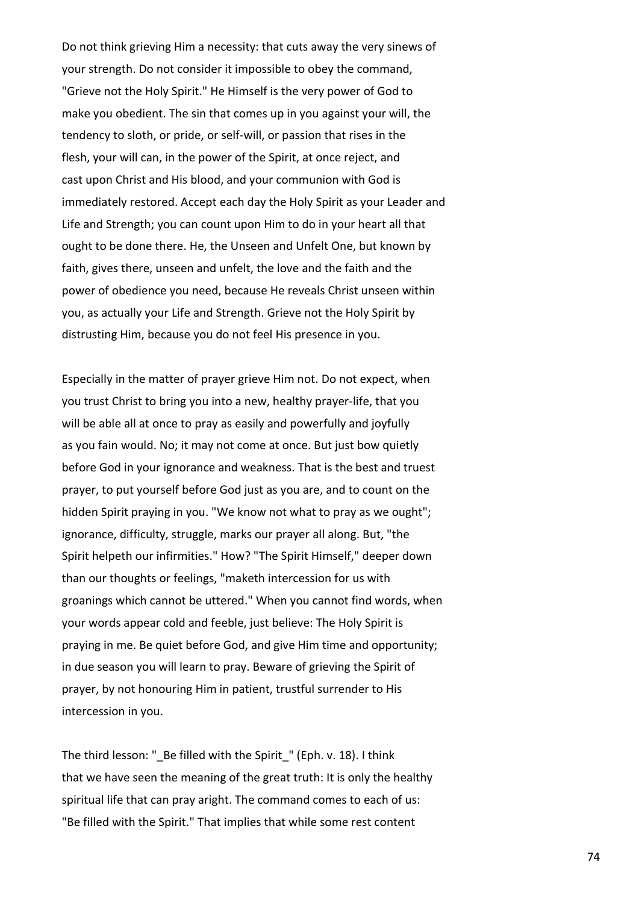Do not think grieving Him a necessity: that cuts away the very sinews of your strength. Do not consider it impossible to obey the command, "Grieve not the Holy Spirit." He Himself is the very power of God to make you obedient. The sin that comes up in you against your will, the tendency to sloth, or pride, or self-will, or passion that rises in the flesh, your will can, in the power of the Spirit, at once reject, and cast upon Christ and His blood, and your communion with God is immediately restored. Accept each day the Holy Spirit as your Leader and Life and Strength; you can count upon Him to do in your heart all that ought to be done there. He, the Unseen and Unfelt One, but known by faith, gives there, unseen and unfelt, the love and the faith and the power of obedience you need, because He reveals Christ unseen within you, as actually your Life and Strength. Grieve not the Holy Spirit by distrusting Him, because you do not feel His presence in you.

Especially in the matter of prayer grieve Him not. Do not expect, when you trust Christ to bring you into a new, healthy prayer-life, that you will be able all at once to pray as easily and powerfully and joyfully as you fain would. No; it may not come at once. But just bow quietly before God in your ignorance and weakness. That is the best and truest prayer, to put yourself before God just as you are, and to count on the hidden Spirit praying in you. "We know not what to pray as we ought"; ignorance, difficulty, struggle, marks our prayer all along. But, "the Spirit helpeth our infirmities." How? "The Spirit Himself," deeper down than our thoughts or feelings, "maketh intercession for us with groanings which cannot be uttered." When you cannot find words, when your words appear cold and feeble, just believe: The Holy Spirit is praying in me. Be quiet before God, and give Him time and opportunity; in due season you will learn to pray. Beware of grieving the Spirit of prayer, by not honouring Him in patient, trustful surrender to His intercession in you.

The third lesson: "_Be filled with the Spirit_" (Eph. v. 18). I think that we have seen the meaning of the great truth: It is only the healthy spiritual life that can pray aright. The command comes to each of us: "Be filled with the Spirit." That implies that while some rest content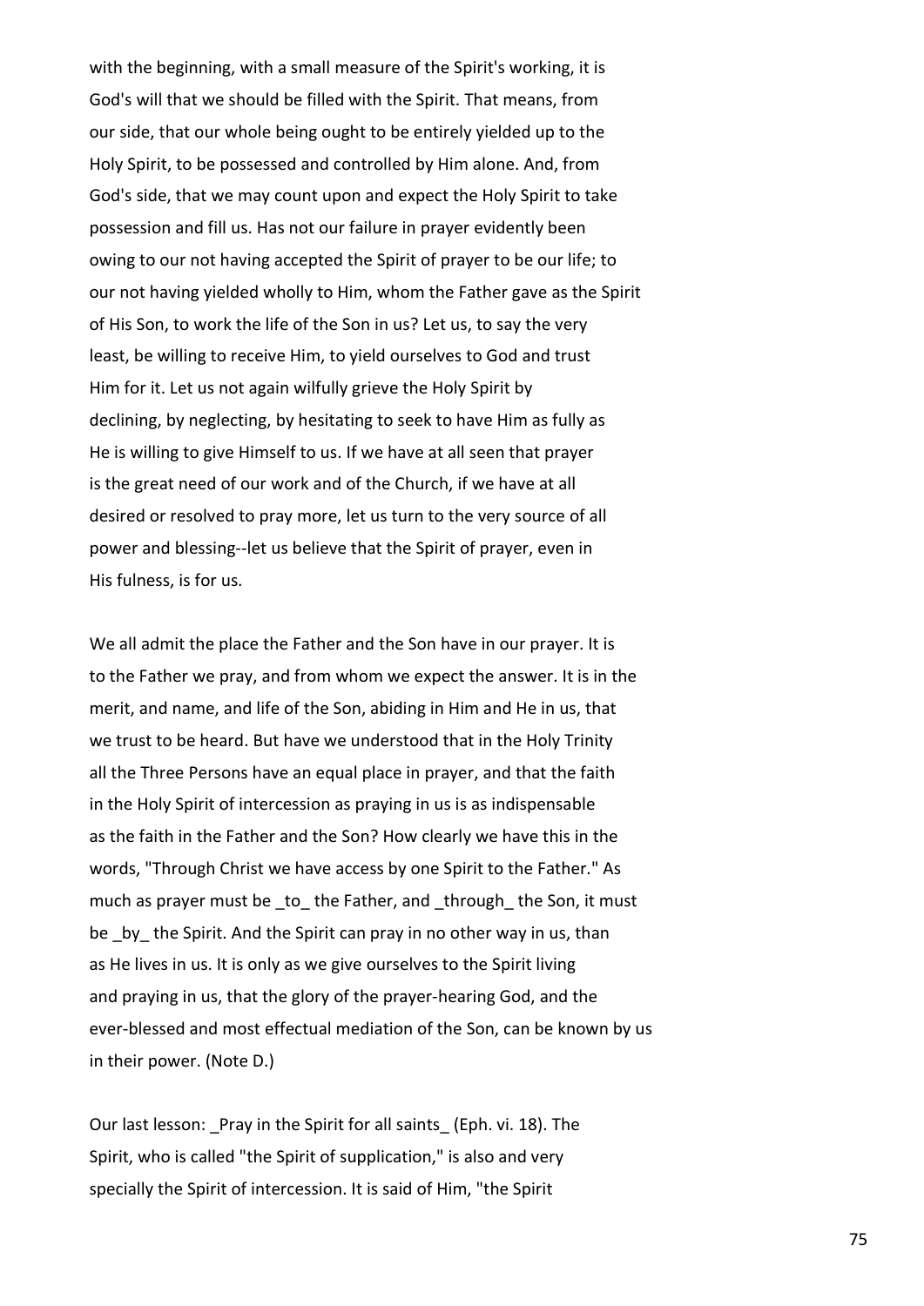with the beginning, with a small measure of the Spirit's working, it is God's will that we should be filled with the Spirit. That means, from our side, that our whole being ought to be entirely yielded up to the Holy Spirit, to be possessed and controlled by Him alone. And, from God's side, that we may count upon and expect the Holy Spirit to take possession and fill us. Has not our failure in prayer evidently been owing to our not having accepted the Spirit of prayer to be our life; to our not having yielded wholly to Him, whom the Father gave as the Spirit of His Son, to work the life of the Son in us? Let us, to say the very least, be willing to receive Him, to yield ourselves to God and trust Him for it. Let us not again wilfully grieve the Holy Spirit by declining, by neglecting, by hesitating to seek to have Him as fully as He is willing to give Himself to us. If we have at all seen that prayer is the great need of our work and of the Church, if we have at all desired or resolved to pray more, let us turn to the very source of all power and blessing--let us believe that the Spirit of prayer, even in His fulness, is for us.

We all admit the place the Father and the Son have in our prayer. It is to the Father we pray, and from whom we expect the answer. It is in the merit, and name, and life of the Son, abiding in Him and He in us, that we trust to be heard. But have we understood that in the Holy Trinity all the Three Persons have an equal place in prayer, and that the faith in the Holy Spirit of intercession as praying in us is as indispensable as the faith in the Father and the Son? How clearly we have this in the words, "Through Christ we have access by one Spirit to the Father." As much as prayer must be _to_ the Father, and _through_ the Son, it must be _by_ the Spirit. And the Spirit can pray in no other way in us, than as He lives in us. It is only as we give ourselves to the Spirit living and praying in us, that the glory of the prayer-hearing God, and the ever-blessed and most effectual mediation of the Son, can be known by us in their power. (Note D.)

Our last lesson: _Pray in the Spirit for all saints_ (Eph. vi. 18). The Spirit, who is called "the Spirit of supplication," is also and very specially the Spirit of intercession. It is said of Him, "the Spirit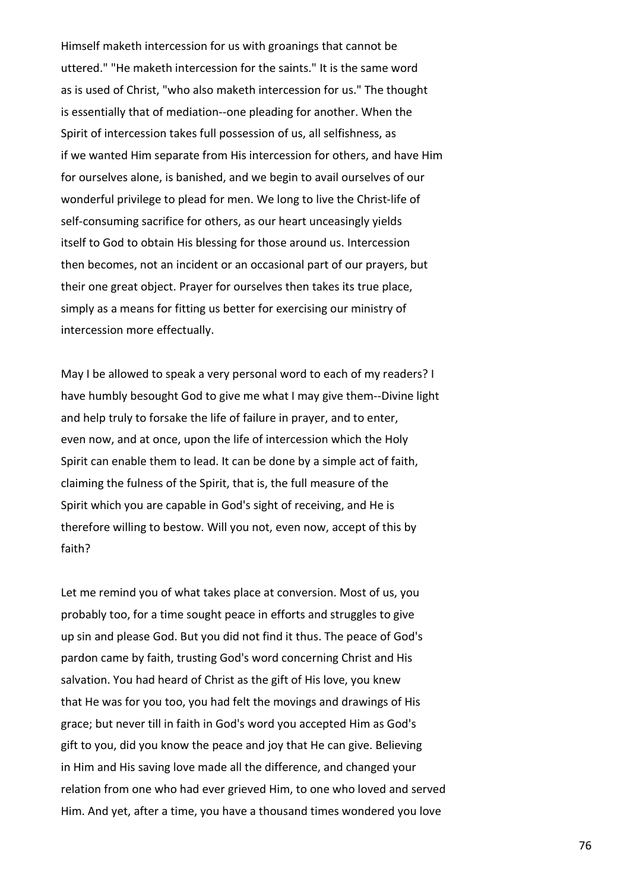Himself maketh intercession for us with groanings that cannot be uttered." "He maketh intercession for the saints." It is the same word as is used of Christ, "who also maketh intercession for us." The thought is essentially that of mediation--one pleading for another. When the Spirit of intercession takes full possession of us, all selfishness, as if we wanted Him separate from His intercession for others, and have Him for ourselves alone, is banished, and we begin to avail ourselves of our wonderful privilege to plead for men. We long to live the Christ-life of self-consuming sacrifice for others, as our heart unceasingly yields itself to God to obtain His blessing for those around us. Intercession then becomes, not an incident or an occasional part of our prayers, but their one great object. Prayer for ourselves then takes its true place, simply as a means for fitting us better for exercising our ministry of intercession more effectually.

May I be allowed to speak a very personal word to each of my readers? I have humbly besought God to give me what I may give them--Divine light and help truly to forsake the life of failure in prayer, and to enter, even now, and at once, upon the life of intercession which the Holy Spirit can enable them to lead. It can be done by a simple act of faith, claiming the fulness of the Spirit, that is, the full measure of the Spirit which you are capable in God's sight of receiving, and He is therefore willing to bestow. Will you not, even now, accept of this by faith?

Let me remind you of what takes place at conversion. Most of us, you probably too, for a time sought peace in efforts and struggles to give up sin and please God. But you did not find it thus. The peace of God's pardon came by faith, trusting God's word concerning Christ and His salvation. You had heard of Christ as the gift of His love, you knew that He was for you too, you had felt the movings and drawings of His grace; but never till in faith in God's word you accepted Him as God's gift to you, did you know the peace and joy that He can give. Believing in Him and His saving love made all the difference, and changed your relation from one who had ever grieved Him, to one who loved and served Him. And yet, after a time, you have a thousand times wondered you love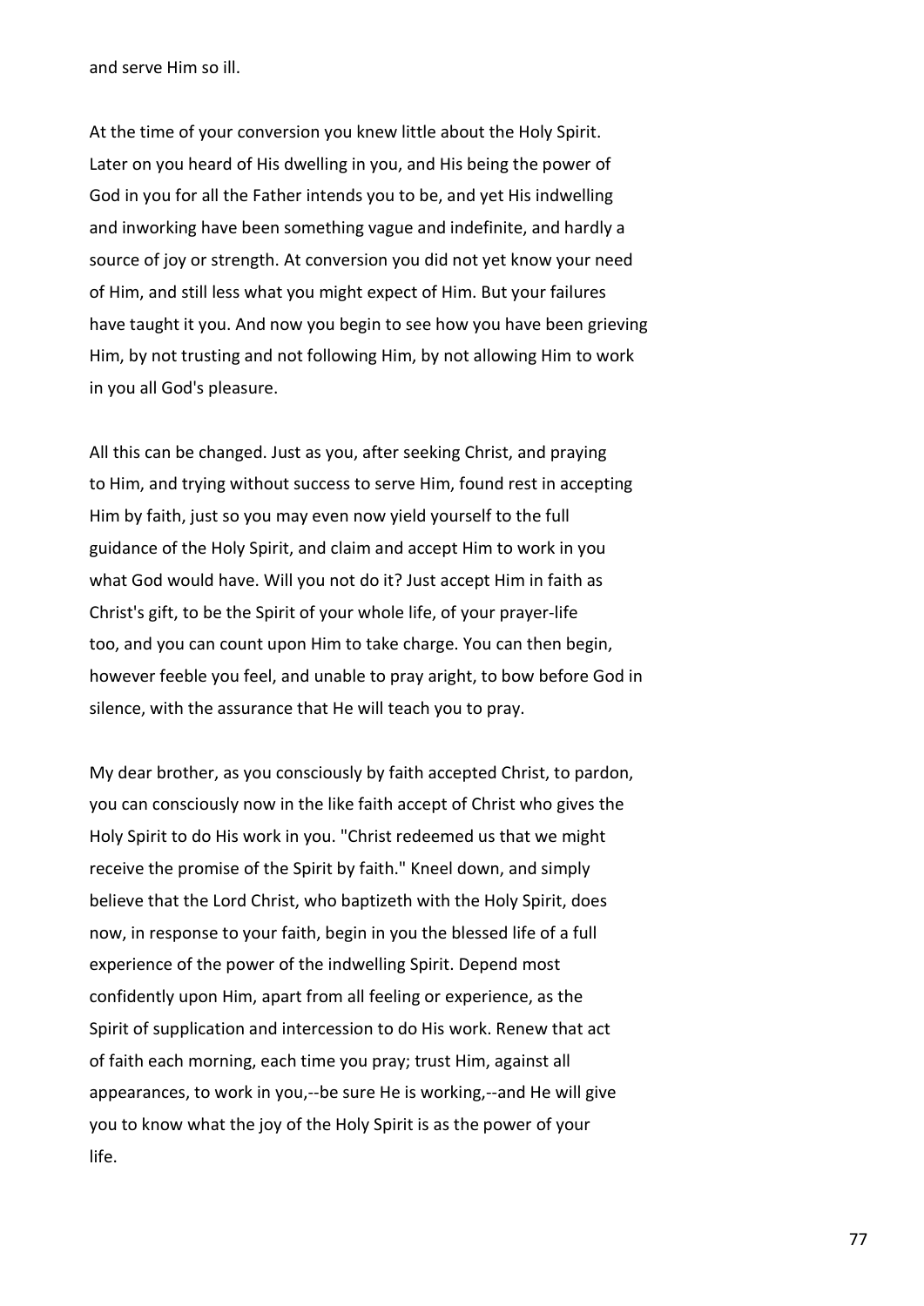and serve Him so ill.

At the time of your conversion you knew little about the Holy Spirit. Later on you heard of His dwelling in you, and His being the power of God in you for all the Father intends you to be, and yet His indwelling and inworking have been something vague and indefinite, and hardly a source of joy or strength. At conversion you did not yet know your need of Him, and still less what you might expect of Him. But your failures have taught it you. And now you begin to see how you have been grieving Him, by not trusting and not following Him, by not allowing Him to work in you all God's pleasure.

All this can be changed. Just as you, after seeking Christ, and praying to Him, and trying without success to serve Him, found rest in accepting Him by faith, just so you may even now yield yourself to the full guidance of the Holy Spirit, and claim and accept Him to work in you what God would have. Will you not do it? Just accept Him in faith as Christ's gift, to be the Spirit of your whole life, of your prayer-life too, and you can count upon Him to take charge. You can then begin, however feeble you feel, and unable to pray aright, to bow before God in silence, with the assurance that He will teach you to pray.

My dear brother, as you consciously by faith accepted Christ, to pardon, you can consciously now in the like faith accept of Christ who gives the Holy Spirit to do His work in you. "Christ redeemed us that we might receive the promise of the Spirit by faith." Kneel down, and simply believe that the Lord Christ, who baptizeth with the Holy Spirit, does now, in response to your faith, begin in you the blessed life of a full experience of the power of the indwelling Spirit. Depend most confidently upon Him, apart from all feeling or experience, as the Spirit of supplication and intercession to do His work. Renew that act of faith each morning, each time you pray; trust Him, against all appearances, to work in you,--be sure He is working,--and He will give you to know what the joy of the Holy Spirit is as the power of your life.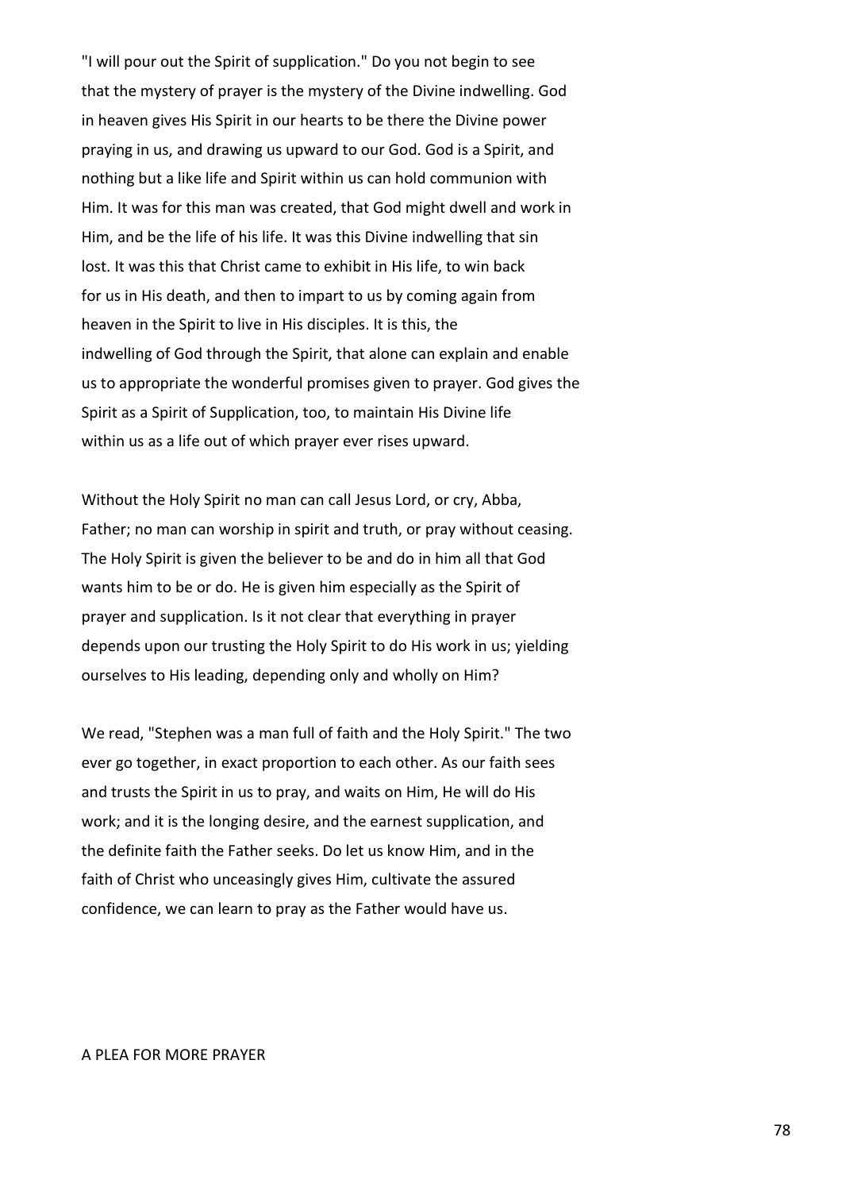"I will pour out the Spirit of supplication." Do you not begin to see that the mystery of prayer is the mystery of the Divine indwelling. God in heaven gives His Spirit in our hearts to be there the Divine power praying in us, and drawing us upward to our God. God is a Spirit, and nothing but a like life and Spirit within us can hold communion with Him. It was for this man was created, that God might dwell and work in Him, and be the life of his life. It was this Divine indwelling that sin lost. It was this that Christ came to exhibit in His life, to win back for us in His death, and then to impart to us by coming again from heaven in the Spirit to live in His disciples. It is this, the indwelling of God through the Spirit, that alone can explain and enable us to appropriate the wonderful promises given to prayer. God gives the Spirit as a Spirit of Supplication, too, to maintain His Divine life within us as a life out of which prayer ever rises upward.

Without the Holy Spirit no man can call Jesus Lord, or cry, Abba, Father; no man can worship in spirit and truth, or pray without ceasing. The Holy Spirit is given the believer to be and do in him all that God wants him to be or do. He is given him especially as the Spirit of prayer and supplication. Is it not clear that everything in prayer depends upon our trusting the Holy Spirit to do His work in us; yielding ourselves to His leading, depending only and wholly on Him?

We read, "Stephen was a man full of faith and the Holy Spirit." The two ever go together, in exact proportion to each other. As our faith sees and trusts the Spirit in us to pray, and waits on Him, He will do His work; and it is the longing desire, and the earnest supplication, and the definite faith the Father seeks. Do let us know Him, and in the faith of Christ who unceasingly gives Him, cultivate the assured confidence, we can learn to pray as the Father would have us.

## A PLEA FOR MORE PRAYER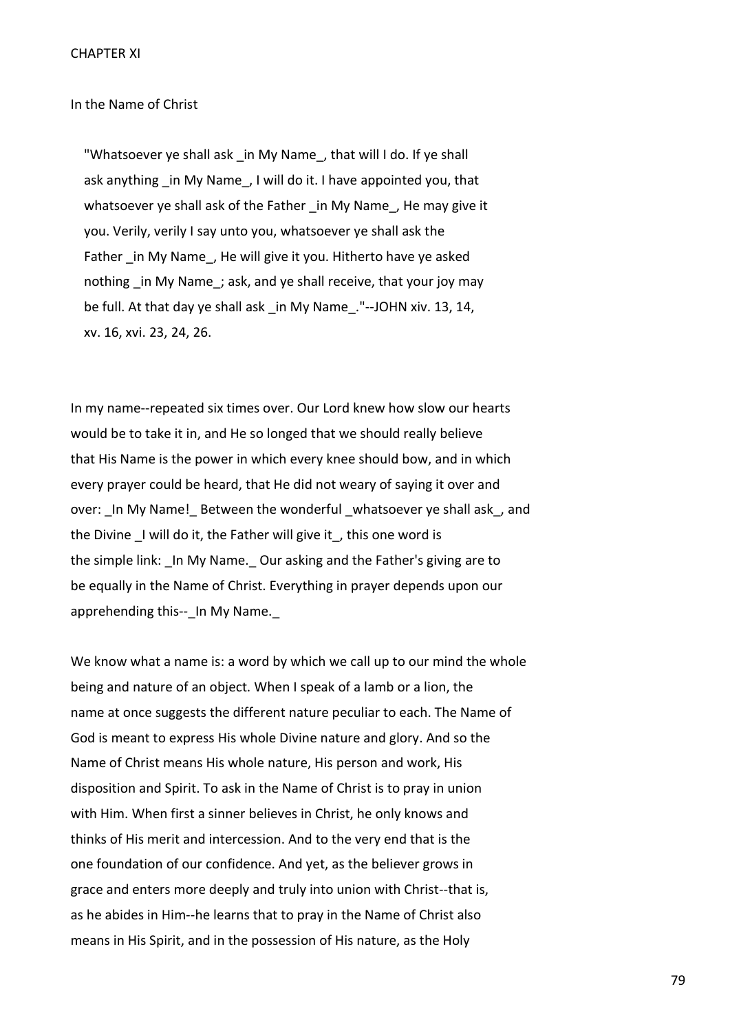# CHAPTER XI

## In the Name of Christ

> "Whatsoever ye shall ask _in My Name_, that will I do. If ye shall ask anything _in My Name_, I will do it. I have appointed you, that whatsoever ye shall ask of the Father _in My Name_, He may give it you. Verily, verily I say unto you, whatsoever ye shall ask the Father _in My Name_, He will give it you. Hitherto have ye asked nothing _in My Name_; ask, and ye shall receive, that your joy may be full. At that day ye shall ask _in My Name_."--JOHN xiv. 13, 14, xv. 16, xvi. 23, 24, 26.

In my name--repeated six times over. Our Lord knew how slow our hearts would be to take it in, and He so longed that we should really believe that His Name is the power in which every knee should bow, and in which every prayer could be heard, that He did not weary of saying it over and over: _In My Name!_ Between the wonderful _whatsoever ye shall ask_, and the Divine _I will do it, the Father will give it_, this one word is the simple link: _In My Name._ Our asking and the Father's giving are to be equally in the Name of Christ. Everything in prayer depends upon our apprehending this--_In My Name._

We know what a name is: a word by which we call up to our mind the whole being and nature of an object. When I speak of a lamb or a lion, the name at once suggests the different nature peculiar to each. The Name of God is meant to express His whole Divine nature and glory. And so the Name of Christ means His whole nature, His person and work, His disposition and Spirit. To ask in the Name of Christ is to pray in union with Him. When first a sinner believes in Christ, he only knows and thinks of His merit and intercession. And to the very end that is the one foundation of our confidence. And yet, as the believer grows in grace and enters more deeply and truly into union with Christ--that is, as he abides in Him--he learns that to pray in the Name of Christ also means in His Spirit, and in the possession of His nature, as the Holy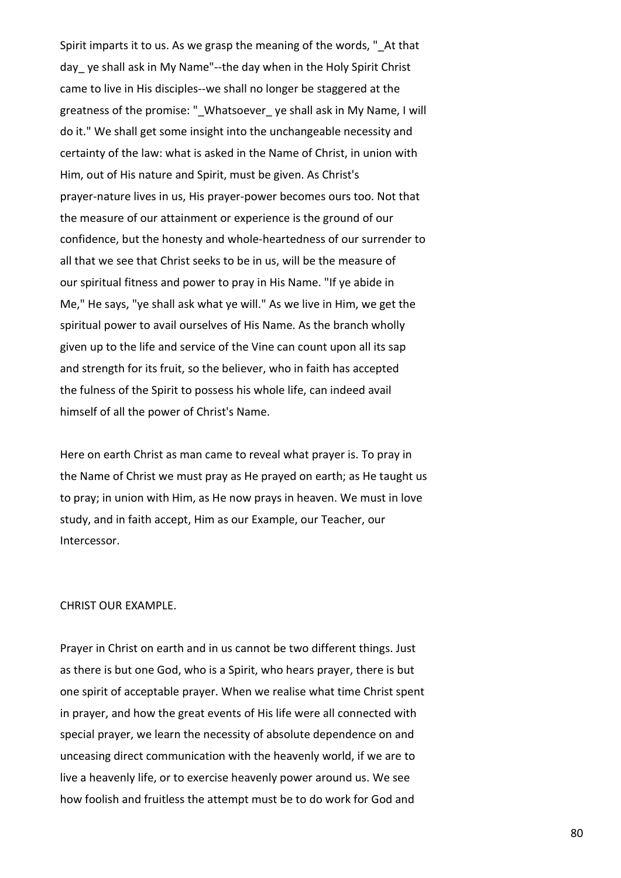Spirit imparts it to us. As we grasp the meaning of the words, "_At that day_ ye shall ask in My Name"--the day when in the Holy Spirit Christ came to live in His disciples--we shall no longer be staggered at the greatness of the promise: "_Whatsoever_ ye shall ask in My Name, I will do it." We shall get some insight into the unchangeable necessity and certainty of the law: what is asked in the Name of Christ, in union with Him, out of His nature and Spirit, must be given. As Christ's prayer-nature lives in us, His prayer-power becomes ours too. Not that the measure of our attainment or experience is the ground of our confidence, but the honesty and whole-heartedness of our surrender to all that we see that Christ seeks to be in us, will be the measure of our spiritual fitness and power to pray in His Name. "If ye abide in Me," He says, "ye shall ask what ye will." As we live in Him, we get the spiritual power to avail ourselves of His Name. As the branch wholly given up to the life and service of the Vine can count upon all its sap and strength for its fruit, so the believer, who in faith has accepted the fulness of the Spirit to possess his whole life, can indeed avail himself of all the power of Christ's Name.

Here on earth Christ as man came to reveal what prayer is. To pray in the Name of Christ we must pray as He prayed on earth; as He taught us to pray; in union with Him, as He now prays in heaven. We must in love study, and in faith accept, Him as our Example, our Teacher, our Intercessor.

## CHRIST OUR EXAMPLE.

Prayer in Christ on earth and in us cannot be two different things. Just as there is but one God, who is a Spirit, who hears prayer, there is but one spirit of acceptable prayer. When we realise what time Christ spent in prayer, and how the great events of His life were all connected with special prayer, we learn the necessity of absolute dependence on and unceasing direct communication with the heavenly world, if we are to live a heavenly life, or to exercise heavenly power around us. We see how foolish and fruitless the attempt must be to do work for God and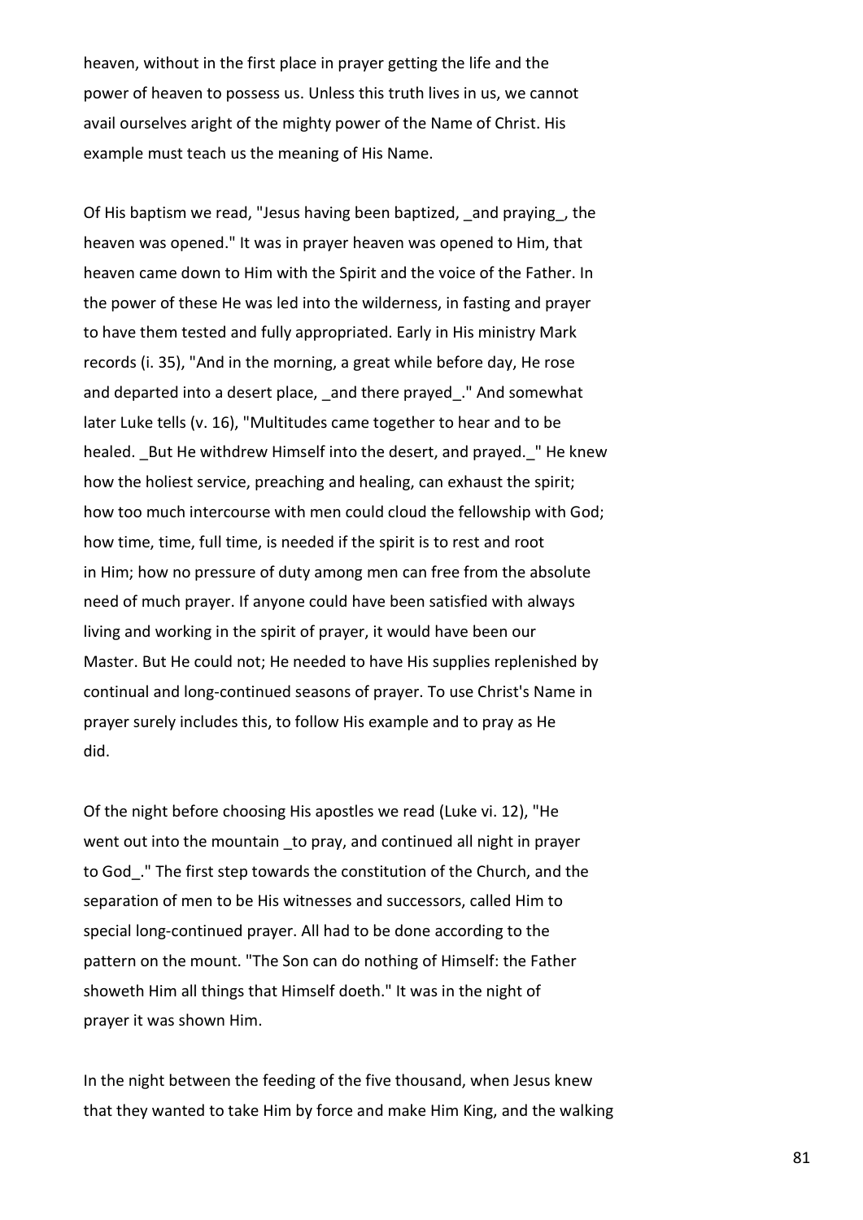heaven, without in the first place in prayer getting the life and the power of heaven to possess us. Unless this truth lives in us, we cannot avail ourselves aright of the mighty power of the Name of Christ. His example must teach us the meaning of His Name.

Of His baptism we read, "Jesus having been baptized, _and praying_, the heaven was opened." It was in prayer heaven was opened to Him, that heaven came down to Him with the Spirit and the voice of the Father. In the power of these He was led into the wilderness, in fasting and prayer to have them tested and fully appropriated. Early in His ministry Mark records (i. 35), "And in the morning, a great while before day, He rose and departed into a desert place, _and there prayed_." And somewhat later Luke tells (v. 16), "Multitudes came together to hear and to be healed. _But He withdrew Himself into the desert, and prayed._" He knew how the holiest service, preaching and healing, can exhaust the spirit; how too much intercourse with men could cloud the fellowship with God; how time, time, full time, is needed if the spirit is to rest and root in Him; how no pressure of duty among men can free from the absolute need of much prayer. If anyone could have been satisfied with always living and working in the spirit of prayer, it would have been our Master. But He could not; He needed to have His supplies replenished by continual and long-continued seasons of prayer. To use Christ's Name in prayer surely includes this, to follow His example and to pray as He did.

Of the night before choosing His apostles we read (Luke vi. 12), "He went out into the mountain _to pray, and continued all night in prayer to God_." The first step towards the constitution of the Church, and the separation of men to be His witnesses and successors, called Him to special long-continued prayer. All had to be done according to the pattern on the mount. "The Son can do nothing of Himself: the Father showeth Him all things that Himself doeth." It was in the night of prayer it was shown Him.

In the night between the feeding of the five thousand, when Jesus knew that they wanted to take Him by force and make Him King, and the walking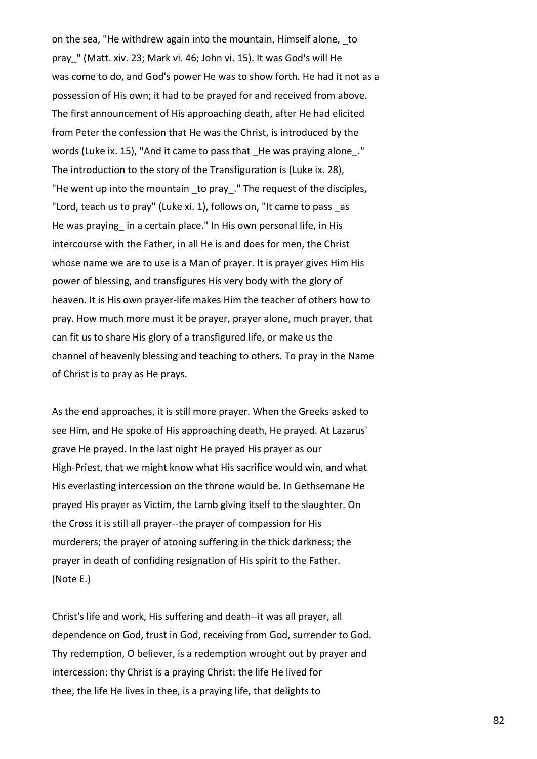on the sea, "He withdrew again into the mountain, Himself alone, _to pray_" (Matt. xiv. 23; Mark vi. 46; John vi. 15). It was God's will He was come to do, and God's power He was to show forth. He had it not as a possession of His own; it had to be prayed for and received from above. The first announcement of His approaching death, after He had elicited from Peter the confession that He was the Christ, is introduced by the words (Luke ix. 15), "And it came to pass that _He was praying alone_." The introduction to the story of the Transfiguration is (Luke ix. 28), "He went up into the mountain _to pray_." The request of the disciples, "Lord, teach us to pray" (Luke xi. 1), follows on, "It came to pass _as He was praying_ in a certain place." In His own personal life, in His intercourse with the Father, in all He is and does for men, the Christ whose name we are to use is a Man of prayer. It is prayer gives Him His power of blessing, and transfigures His very body with the glory of heaven. It is His own prayer-life makes Him the teacher of others how to pray. How much more must it be prayer, prayer alone, much prayer, that can fit us to share His glory of a transfigured life, or make us the channel of heavenly blessing and teaching to others. To pray in the Name of Christ is to pray as He prays.

As the end approaches, it is still more prayer. When the Greeks asked to see Him, and He spoke of His approaching death, He prayed. At Lazarus' grave He prayed. In the last night He prayed His prayer as our High-Priest, that we might know what His sacrifice would win, and what His everlasting intercession on the throne would be. In Gethsemane He prayed His prayer as Victim, the Lamb giving itself to the slaughter. On the Cross it is still all prayer--the prayer of compassion for His murderers; the prayer of atoning suffering in the thick darkness; the prayer in death of confiding resignation of His spirit to the Father. (Note E.)

Christ's life and work, His suffering and death--it was all prayer, all dependence on God, trust in God, receiving from God, surrender to God. Thy redemption, O believer, is a redemption wrought out by prayer and intercession: thy Christ is a praying Christ: the life He lived for thee, the life He lives in thee, is a praying life, that delights to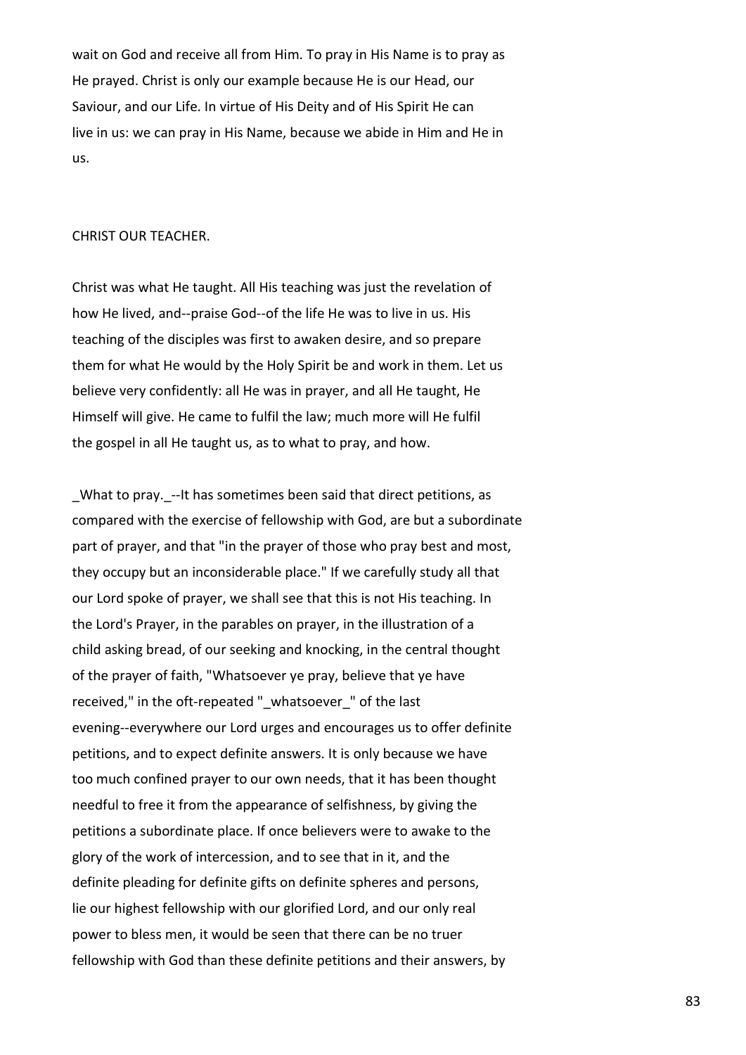wait on God and receive all from Him. To pray in His Name is to pray as He prayed. Christ is only our example because He is our Head, our Saviour, and our Life. In virtue of His Deity and of His Spirit He can live in us: we can pray in His Name, because we abide in Him and He in us.

## CHRIST OUR TEACHER.

Christ was what He taught. All His teaching was just the revelation of how He lived, and--praise God--of the life He was to live in us. His teaching of the disciples was first to awaken desire, and so prepare them for what He would by the Holy Spirit be and work in them. Let us believe very confidently: all He was in prayer, and all He taught, He Himself will give. He came to fulfil the law; much more will He fulfil the gospel in all He taught us, as to what to pray, and how.

_What to pray._--It has sometimes been said that direct petitions, as compared with the exercise of fellowship with God, are but a subordinate part of prayer, and that "in the prayer of those who pray best and most, they occupy but an inconsiderable place." If we carefully study all that our Lord spoke of prayer, we shall see that this is not His teaching. In the Lord's Prayer, in the parables on prayer, in the illustration of a child asking bread, of our seeking and knocking, in the central thought of the prayer of faith, "Whatsoever ye pray, believe that ye have received," in the oft-repeated "_whatsoever_" of the last evening--everywhere our Lord urges and encourages us to offer definite petitions, and to expect definite answers. It is only because we have too much confined prayer to our own needs, that it has been thought needful to free it from the appearance of selfishness, by giving the petitions a subordinate place. If once believers were to awake to the glory of the work of intercession, and to see that in it, and the definite pleading for definite gifts on definite spheres and persons, lie our highest fellowship with our glorified Lord, and our only real power to bless men, it would be seen that there can be no truer fellowship with God than these definite petitions and their answers, by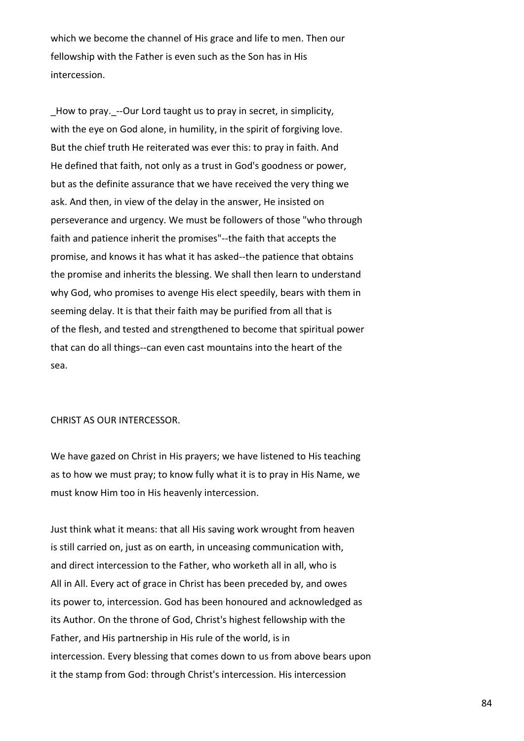which we become the channel of His grace and life to men. Then our fellowship with the Father is even such as the Son has in His intercession.

_How to pray._--Our Lord taught us to pray in secret, in simplicity, with the eye on God alone, in humility, in the spirit of forgiving love. But the chief truth He reiterated was ever this: to pray in faith. And He defined that faith, not only as a trust in God's goodness or power, but as the definite assurance that we have received the very thing we ask. And then, in view of the delay in the answer, He insisted on perseverance and urgency. We must be followers of those "who through faith and patience inherit the promises"--the faith that accepts the promise, and knows it has what it has asked--the patience that obtains the promise and inherits the blessing. We shall then learn to understand why God, who promises to avenge His elect speedily, bears with them in seeming delay. It is that their faith may be purified from all that is of the flesh, and tested and strengthened to become that spiritual power that can do all things--can even cast mountains into the heart of the sea.

## CHRIST AS OUR INTERCESSOR.

We have gazed on Christ in His prayers; we have listened to His teaching as to how we must pray; to know fully what it is to pray in His Name, we must know Him too in His heavenly intercession.

Just think what it means: that all His saving work wrought from heaven is still carried on, just as on earth, in unceasing communication with, and direct intercession to the Father, who worketh all in all, who is All in All. Every act of grace in Christ has been preceded by, and owes its power to, intercession. God has been honoured and acknowledged as its Author. On the throne of God, Christ's highest fellowship with the Father, and His partnership in His rule of the world, is in intercession. Every blessing that comes down to us from above bears upon it the stamp from God: through Christ's intercession. His intercession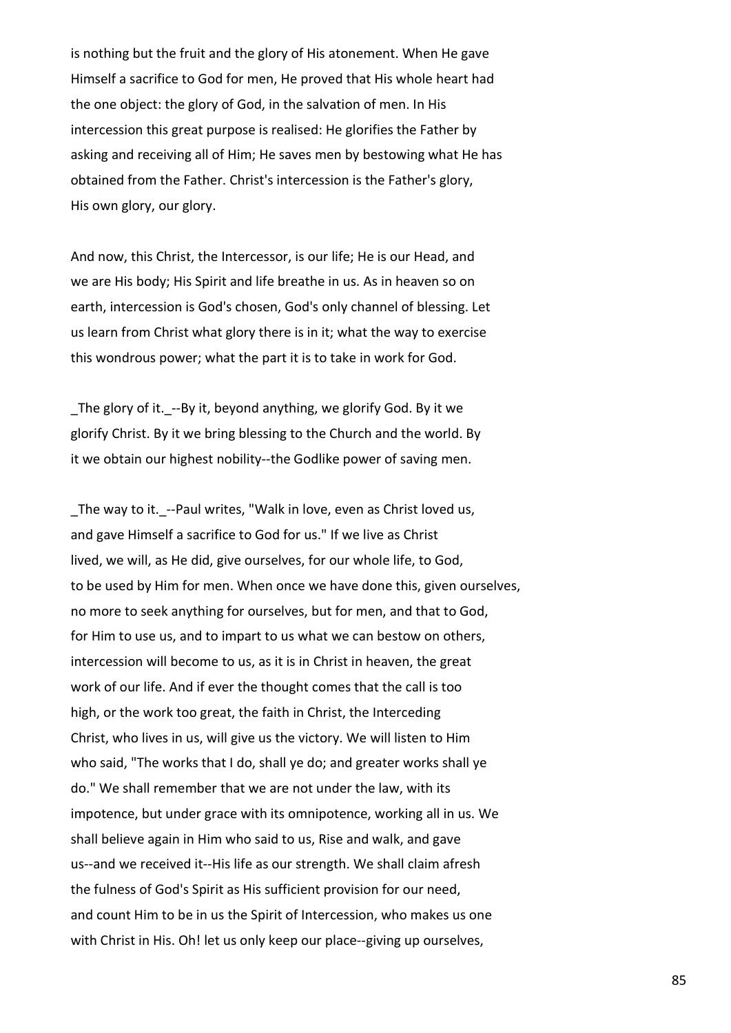is nothing but the fruit and the glory of His atonement. When He gave Himself a sacrifice to God for men, He proved that His whole heart had the one object: the glory of God, in the salvation of men. In His intercession this great purpose is realised: He glorifies the Father by asking and receiving all of Him; He saves men by bestowing what He has obtained from the Father. Christ's intercession is the Father's glory, His own glory, our glory.

And now, this Christ, the Intercessor, is our life; He is our Head, and we are His body; His Spirit and life breathe in us. As in heaven so on earth, intercession is God's chosen, God's only channel of blessing. Let us learn from Christ what glory there is in it; what the way to exercise this wondrous power; what the part it is to take in work for God.

_The glory of it._--By it, beyond anything, we glorify God. By it we glorify Christ. By it we bring blessing to the Church and the world. By it we obtain our highest nobility--the Godlike power of saving men.

_The way to it._--Paul writes, "Walk in love, even as Christ loved us, and gave Himself a sacrifice to God for us." If we live as Christ lived, we will, as He did, give ourselves, for our whole life, to God, to be used by Him for men. When once we have done this, given ourselves, no more to seek anything for ourselves, but for men, and that to God, for Him to use us, and to impart to us what we can bestow on others, intercession will become to us, as it is in Christ in heaven, the great work of our life. And if ever the thought comes that the call is too high, or the work too great, the faith in Christ, the Interceding Christ, who lives in us, will give us the victory. We will listen to Him who said, "The works that I do, shall ye do; and greater works shall ye do." We shall remember that we are not under the law, with its impotence, but under grace with its omnipotence, working all in us. We shall believe again in Him who said to us, Rise and walk, and gave us--and we received it--His life as our strength. We shall claim afresh the fulness of God's Spirit as His sufficient provision for our need, and count Him to be in us the Spirit of Intercession, who makes us one with Christ in His. Oh! let us only keep our place--giving up ourselves,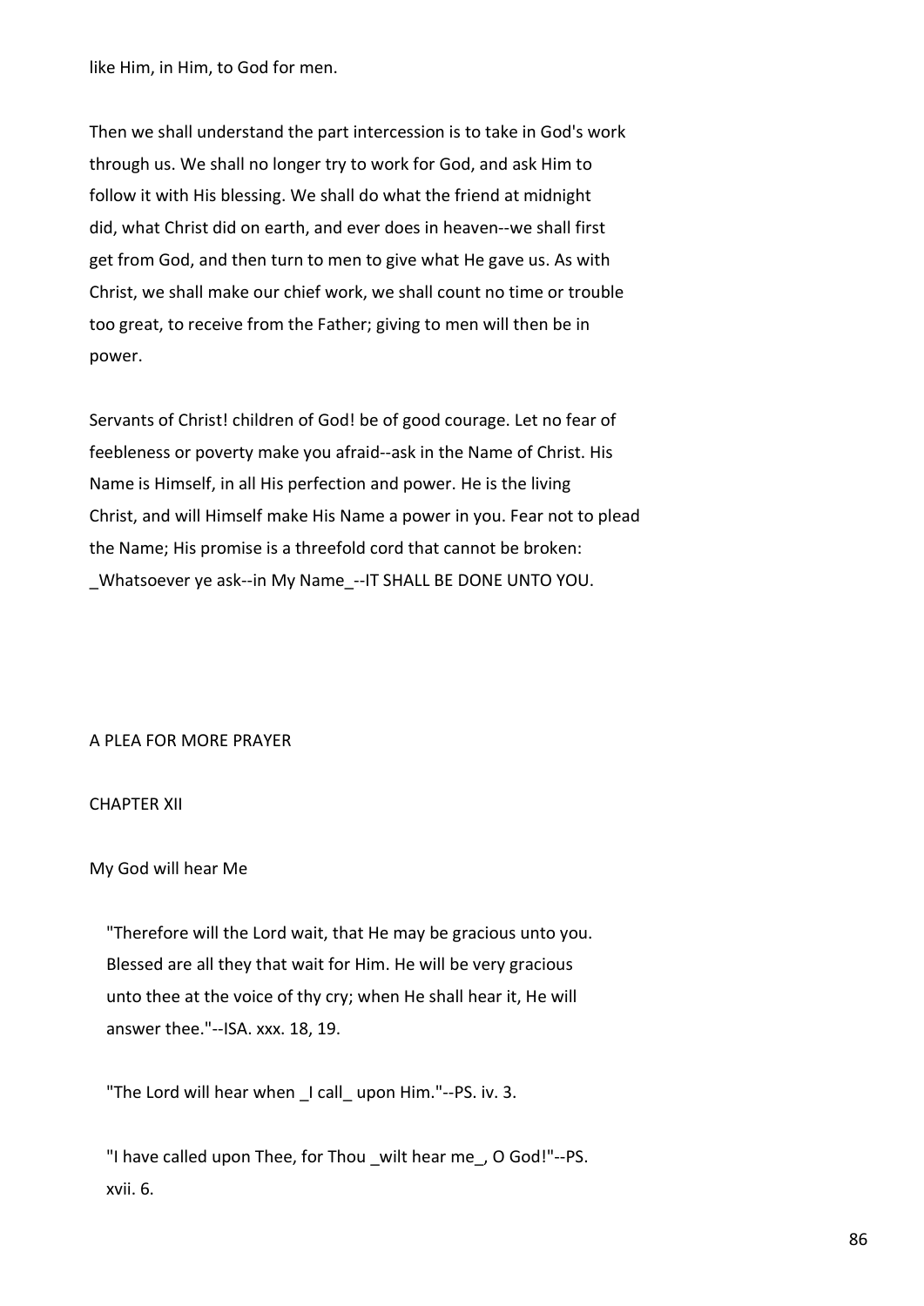like Him, in Him, to God for men.

Then we shall understand the part intercession is to take in God's work through us. We shall no longer try to work for God, and ask Him to follow it with His blessing. We shall do what the friend at midnight did, what Christ did on earth, and ever does in heaven--we shall first get from God, and then turn to men to give what He gave us. As with Christ, we shall make our chief work, we shall count no time or trouble too great, to receive from the Father; giving to men will then be in power.

Servants of Christ! children of God! be of good courage. Let no fear of feebleness or poverty make you afraid--ask in the Name of Christ. His Name is Himself, in all His perfection and power. He is the living Christ, and will Himself make His Name a power in you. Fear not to plead the Name; His promise is a threefold cord that cannot be broken: _Whatsoever ye ask--in My Name_--IT SHALL BE DONE UNTO YOU.

A PLEA FOR MORE PRAYER

## CHAPTER XII

### My God will hear Me

> "Therefore will the Lord wait, that He may be gracious unto you. Blessed are all they that wait for Him. He will be very gracious unto thee at the voice of thy cry; when He shall hear it, He will answer thee."--ISA. xxx. 18, 19.

> "The Lord will hear when _I call_ upon Him."--PS. iv. 3.

> "I have called upon Thee, for Thou _wilt hear me_, O God!"--PS. xvii. 6.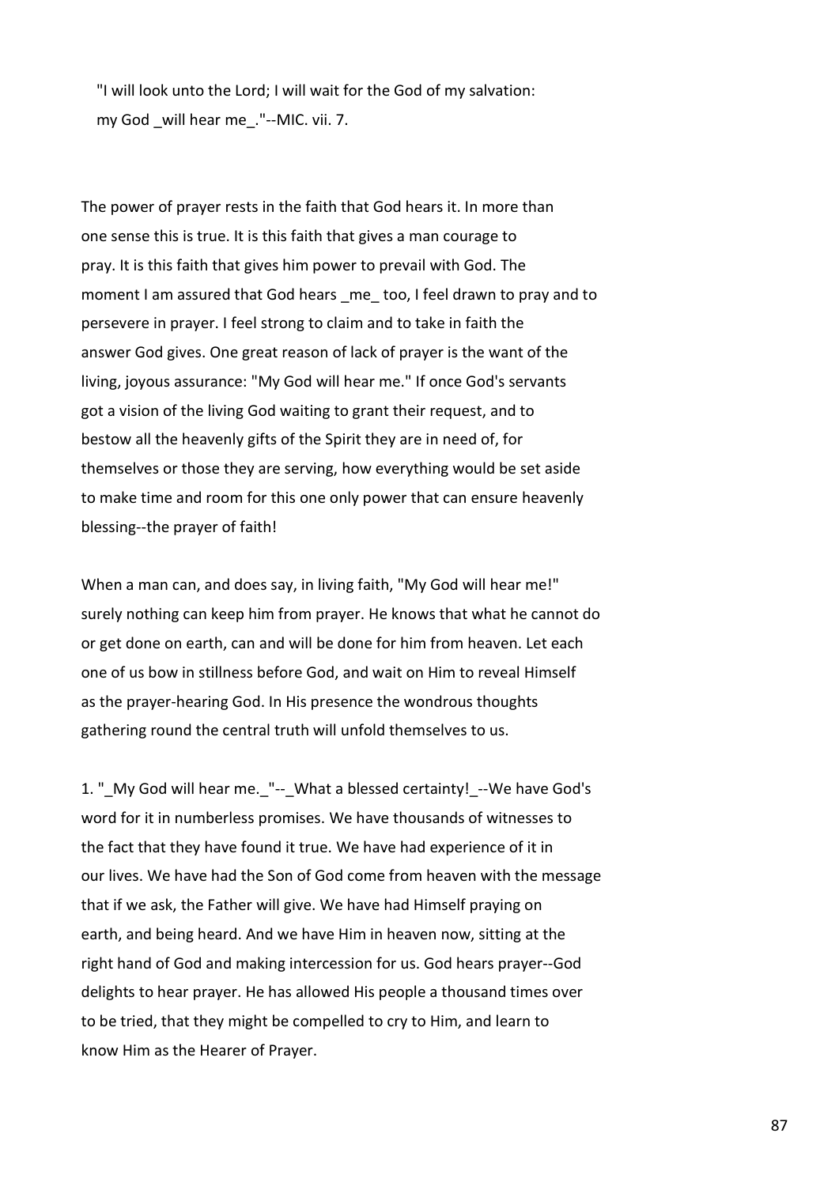"I will look unto the Lord; I will wait for the God of my salvation: my God _will hear me_."--MIC. vii. 7.

The power of prayer rests in the faith that God hears it. In more than one sense this is true. It is this faith that gives a man courage to pray. It is this faith that gives him power to prevail with God. The moment I am assured that God hears _me_ too, I feel drawn to pray and to persevere in prayer. I feel strong to claim and to take in faith the answer God gives. One great reason of lack of prayer is the want of the living, joyous assurance: "My God will hear me." If once God's servants got a vision of the living God waiting to grant their request, and to bestow all the heavenly gifts of the Spirit they are in need of, for themselves or those they are serving, how everything would be set aside to make time and room for this one only power that can ensure heavenly blessing--the prayer of faith!

When a man can, and does say, in living faith, "My God will hear me!" surely nothing can keep him from prayer. He knows that what he cannot do or get done on earth, can and will be done for him from heaven. Let each one of us bow in stillness before God, and wait on Him to reveal Himself as the prayer-hearing God. In His presence the wondrous thoughts gathering round the central truth will unfold themselves to us.

1. "_My God will hear me._"--_What a blessed certainty!_--We have God's word for it in numberless promises. We have thousands of witnesses to the fact that they have found it true. We have had experience of it in our lives. We have had the Son of God come from heaven with the message that if we ask, the Father will give. We have had Himself praying on earth, and being heard. And we have Him in heaven now, sitting at the right hand of God and making intercession for us. God hears prayer--God delights to hear prayer. He has allowed His people a thousand times over to be tried, that they might be compelled to cry to Him, and learn to know Him as the Hearer of Prayer.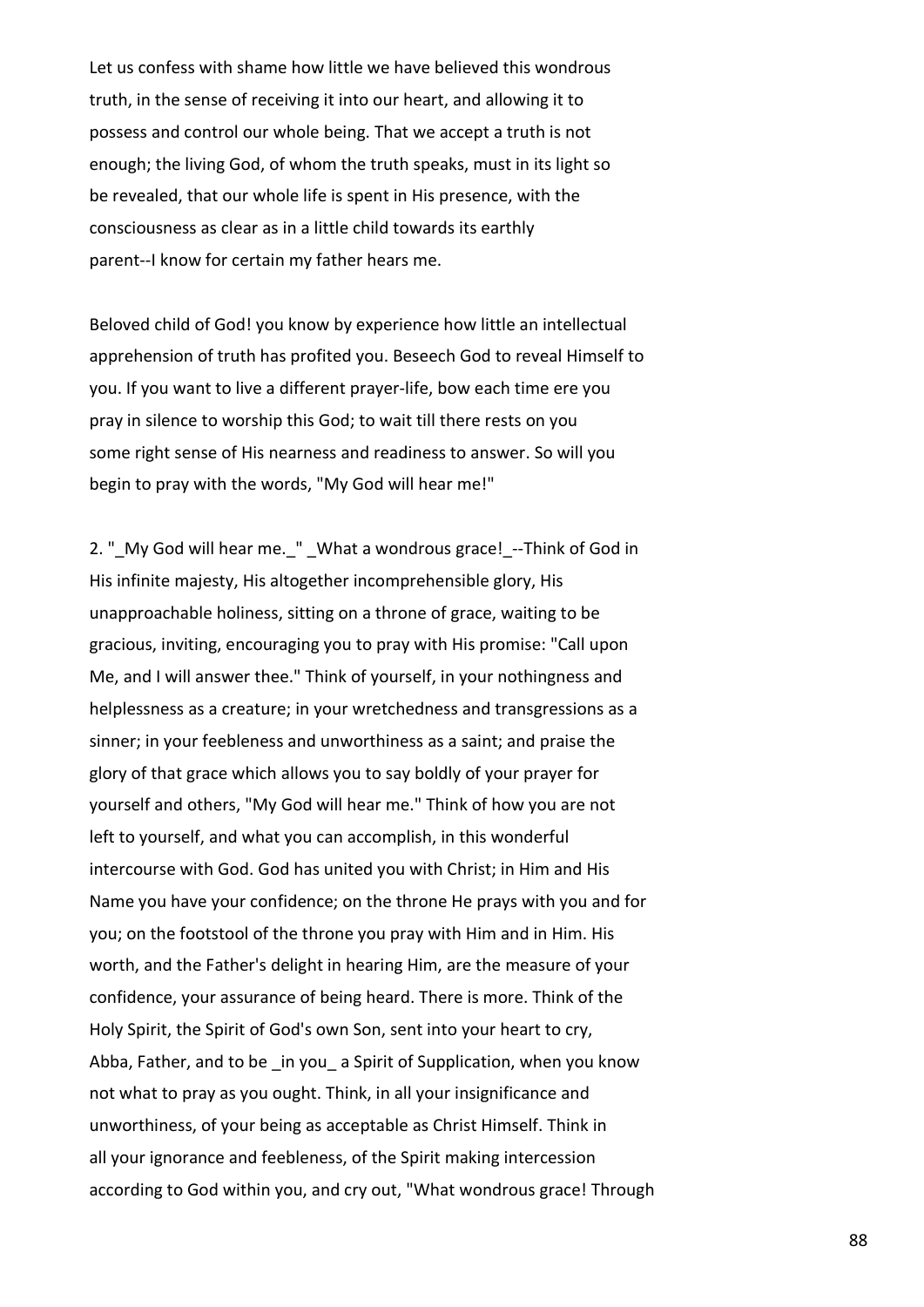Let us confess with shame how little we have believed this wondrous truth, in the sense of receiving it into our heart, and allowing it to possess and control our whole being. That we accept a truth is not enough; the living God, of whom the truth speaks, must in its light so be revealed, that our whole life is spent in His presence, with the consciousness as clear as in a little child towards its earthly parent--I know for certain my father hears me.

Beloved child of God! you know by experience how little an intellectual apprehension of truth has profited you. Beseech God to reveal Himself to you. If you want to live a different prayer-life, bow each time ere you pray in silence to worship this God; to wait till there rests on you some right sense of His nearness and readiness to answer. So will you begin to pray with the words, "My God will hear me!"

2. "_My God will hear me._" _What a wondrous grace!_--Think of God in His infinite majesty, His altogether incomprehensible glory, His unapproachable holiness, sitting on a throne of grace, waiting to be gracious, inviting, encouraging you to pray with His promise: "Call upon Me, and I will answer thee." Think of yourself, in your nothingness and helplessness as a creature; in your wretchedness and transgressions as a sinner; in your feebleness and unworthiness as a saint; and praise the glory of that grace which allows you to say boldly of your prayer for yourself and others, "My God will hear me." Think of how you are not left to yourself, and what you can accomplish, in this wonderful intercourse with God. God has united you with Christ; in Him and His Name you have your confidence; on the throne He prays with you and for you; on the footstool of the throne you pray with Him and in Him. His worth, and the Father's delight in hearing Him, are the measure of your confidence, your assurance of being heard. There is more. Think of the Holy Spirit, the Spirit of God's own Son, sent into your heart to cry, Abba, Father, and to be _in you_ a Spirit of Supplication, when you know not what to pray as you ought. Think, in all your insignificance and unworthiness, of your being as acceptable as Christ Himself. Think in all your ignorance and feebleness, of the Spirit making intercession according to God within you, and cry out, "What wondrous grace! Through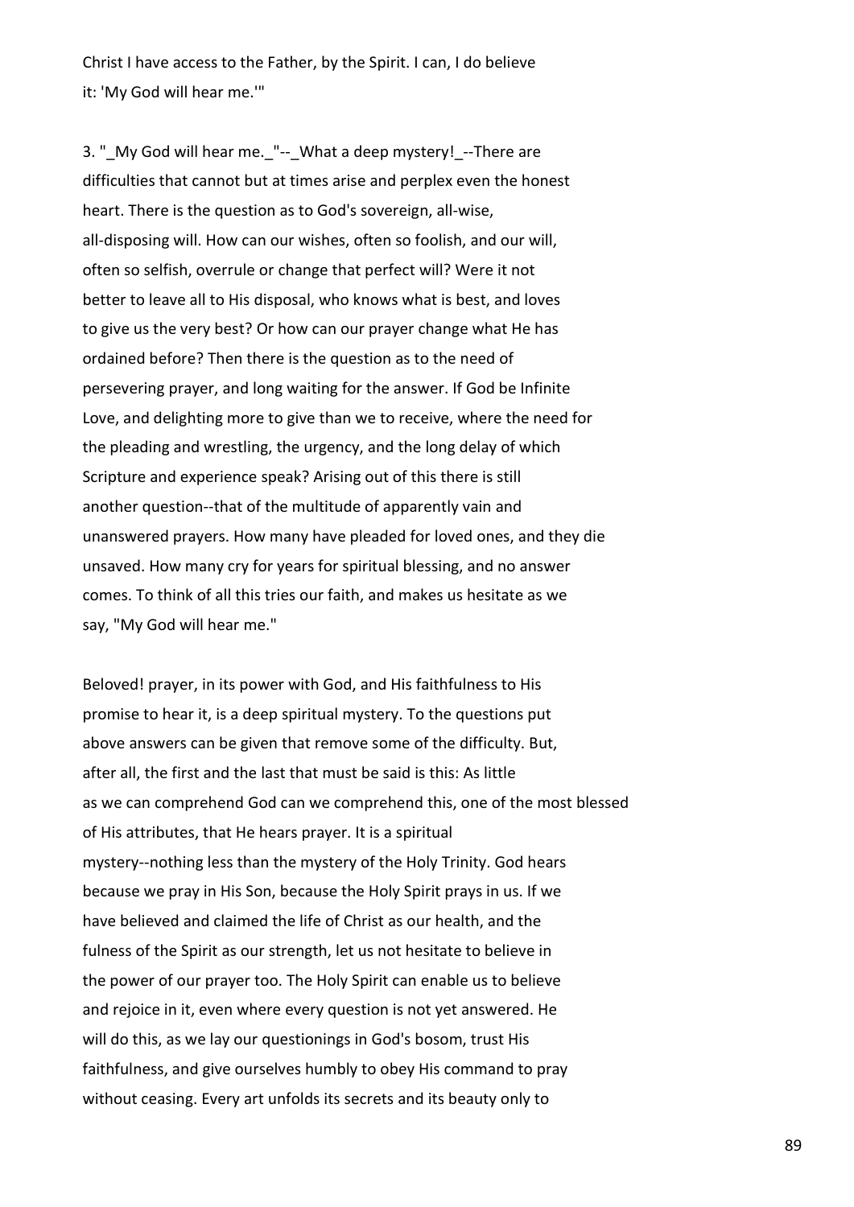Christ I have access to the Father, by the Spirit. I can, I do believe it: 'My God will hear me.'"

3. "_My God will hear me._"--_What a deep mystery!_--There are difficulties that cannot but at times arise and perplex even the honest heart. There is the question as to God's sovereign, all-wise, all-disposing will. How can our wishes, often so foolish, and our will, often so selfish, overrule or change that perfect will? Were it not better to leave all to His disposal, who knows what is best, and loves to give us the very best? Or how can our prayer change what He has ordained before? Then there is the question as to the need of persevering prayer, and long waiting for the answer. If God be Infinite Love, and delighting more to give than we to receive, where the need for the pleading and wrestling, the urgency, and the long delay of which Scripture and experience speak? Arising out of this there is still another question--that of the multitude of apparently vain and unanswered prayers. How many have pleaded for loved ones, and they die unsaved. How many cry for years for spiritual blessing, and no answer comes. To think of all this tries our faith, and makes us hesitate as we say, "My God will hear me."

Beloved! prayer, in its power with God, and His faithfulness to His promise to hear it, is a deep spiritual mystery. To the questions put above answers can be given that remove some of the difficulty. But, after all, the first and the last that must be said is this: As little as we can comprehend God can we comprehend this, one of the most blessed of His attributes, that He hears prayer. It is a spiritual mystery--nothing less than the mystery of the Holy Trinity. God hears because we pray in His Son, because the Holy Spirit prays in us. If we have believed and claimed the life of Christ as our health, and the fulness of the Spirit as our strength, let us not hesitate to believe in the power of our prayer too. The Holy Spirit can enable us to believe and rejoice in it, even where every question is not yet answered. He will do this, as we lay our questionings in God's bosom, trust His faithfulness, and give ourselves humbly to obey His command to pray without ceasing. Every art unfolds its secrets and its beauty only to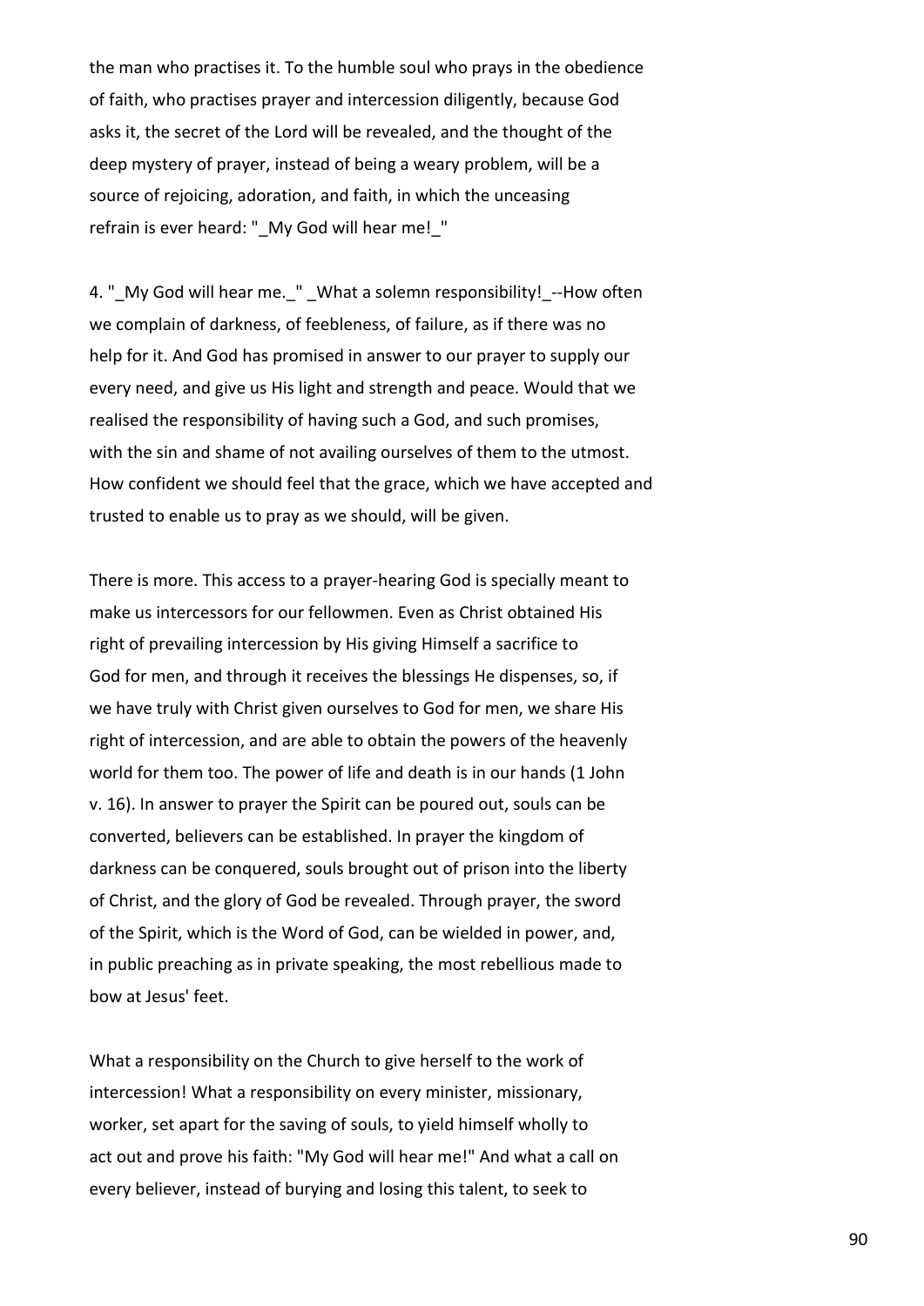the man who practises it. To the humble soul who prays in the obedience of faith, who practises prayer and intercession diligently, because God asks it, the secret of the Lord will be revealed, and the thought of the deep mystery of prayer, instead of being a weary problem, will be a source of rejoicing, adoration, and faith, in which the unceasing refrain is ever heard: "_My God will hear me!_"

4. "_My God will hear me._" _What a solemn responsibility!_--How often we complain of darkness, of feebleness, of failure, as if there was no help for it. And God has promised in answer to our prayer to supply our every need, and give us His light and strength and peace. Would that we realised the responsibility of having such a God, and such promises, with the sin and shame of not availing ourselves of them to the utmost. How confident we should feel that the grace, which we have accepted and trusted to enable us to pray as we should, will be given.

There is more. This access to a prayer-hearing God is specially meant to make us intercessors for our fellowmen. Even as Christ obtained His right of prevailing intercession by His giving Himself a sacrifice to God for men, and through it receives the blessings He dispenses, so, if we have truly with Christ given ourselves to God for men, we share His right of intercession, and are able to obtain the powers of the heavenly world for them too. The power of life and death is in our hands (1 John v. 16). In answer to prayer the Spirit can be poured out, souls can be converted, believers can be established. In prayer the kingdom of darkness can be conquered, souls brought out of prison into the liberty of Christ, and the glory of God be revealed. Through prayer, the sword of the Spirit, which is the Word of God, can be wielded in power, and, in public preaching as in private speaking, the most rebellious made to bow at Jesus' feet.

What a responsibility on the Church to give herself to the work of intercession! What a responsibility on every minister, missionary, worker, set apart for the saving of souls, to yield himself wholly to act out and prove his faith: "My God will hear me!" And what a call on every believer, instead of burying and losing this talent, to seek to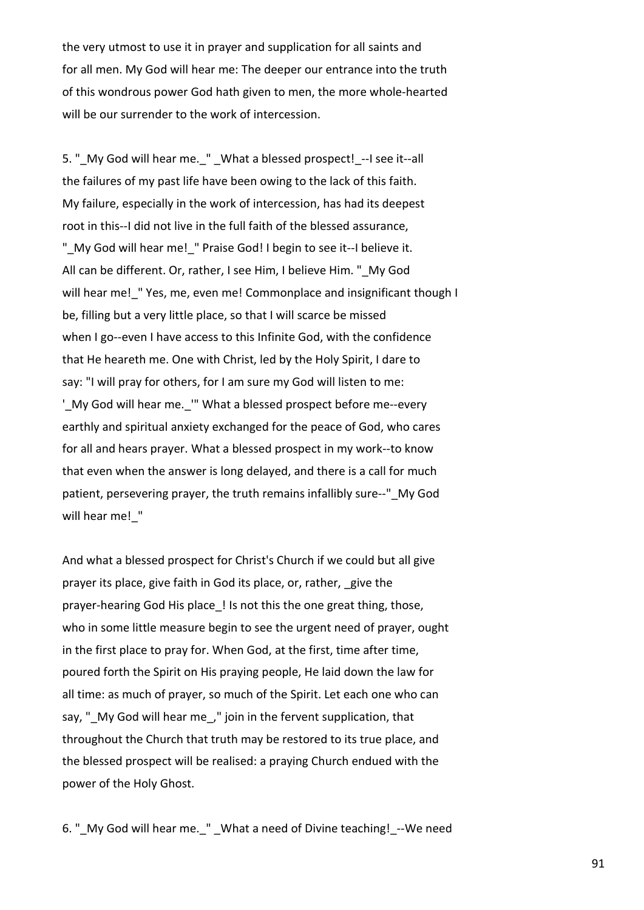the very utmost to use it in prayer and supplication for all saints and for all men. My God will hear me: The deeper our entrance into the truth of this wondrous power God hath given to men, the more whole-hearted will be our surrender to the work of intercession.

5. "_My God will hear me._" _What a blessed prospect!_--I see it--all the failures of my past life have been owing to the lack of this faith. My failure, especially in the work of intercession, has had its deepest root in this--I did not live in the full faith of the blessed assurance, "_My God will hear me!_" Praise God! I begin to see it--I believe it. All can be different. Or, rather, I see Him, I believe Him. "_My God will hear me!_" Yes, me, even me! Commonplace and insignificant though I be, filling but a very little place, so that I will scarce be missed when I go--even I have access to this Infinite God, with the confidence that He heareth me. One with Christ, led by the Holy Spirit, I dare to say: "I will pray for others, for I am sure my God will listen to me: '_My God will hear me._'" What a blessed prospect before me--every earthly and spiritual anxiety exchanged for the peace of God, who cares for all and hears prayer. What a blessed prospect in my work--to know that even when the answer is long delayed, and there is a call for much patient, persevering prayer, the truth remains infallibly sure--"_My God will hear me!_"

And what a blessed prospect for Christ's Church if we could but all give prayer its place, give faith in God its place, or, rather, _give the prayer-hearing God His place_! Is not this the one great thing, those, who in some little measure begin to see the urgent need of prayer, ought in the first place to pray for. When God, at the first, time after time, poured forth the Spirit on His praying people, He laid down the law for all time: as much of prayer, so much of the Spirit. Let each one who can say, "_My God will hear me_," join in the fervent supplication, that throughout the Church that truth may be restored to its true place, and the blessed prospect will be realised: a praying Church endued with the power of the Holy Ghost.

6. "_My God will hear me._" _What a need of Divine teaching!_--We need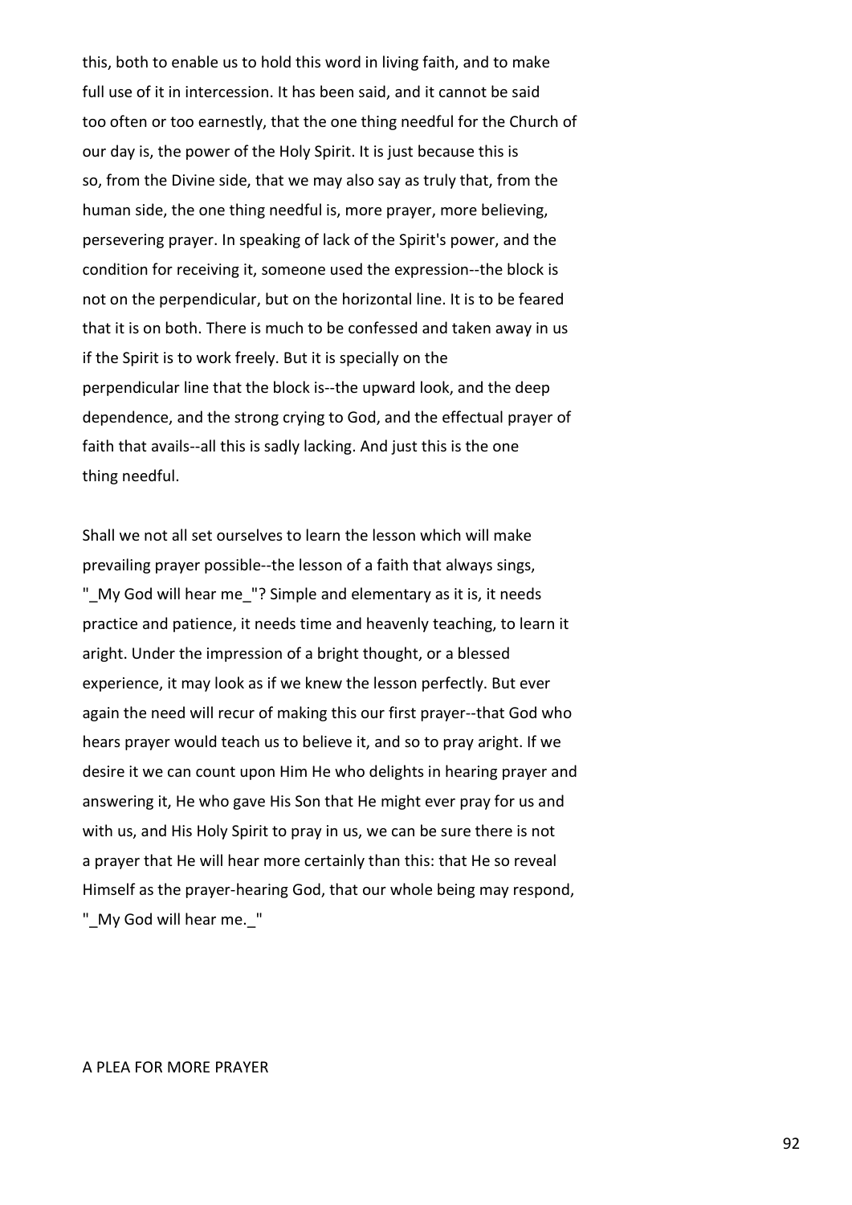this, both to enable us to hold this word in living faith, and to make full use of it in intercession. It has been said, and it cannot be said too often or too earnestly, that the one thing needful for the Church of our day is, the power of the Holy Spirit. It is just because this is so, from the Divine side, that we may also say as truly that, from the human side, the one thing needful is, more prayer, more believing, persevering prayer. In speaking of lack of the Spirit's power, and the condition for receiving it, someone used the expression--the block is not on the perpendicular, but on the horizontal line. It is to be feared that it is on both. There is much to be confessed and taken away in us if the Spirit is to work freely. But it is specially on the perpendicular line that the block is--the upward look, and the deep dependence, and the strong crying to God, and the effectual prayer of faith that avails--all this is sadly lacking. And just this is the one thing needful.

Shall we not all set ourselves to learn the lesson which will make prevailing prayer possible--the lesson of a faith that always sings, "_My God will hear me_"? Simple and elementary as it is, it needs practice and patience, it needs time and heavenly teaching, to learn it aright. Under the impression of a bright thought, or a blessed experience, it may look as if we knew the lesson perfectly. But ever again the need will recur of making this our first prayer--that God who hears prayer would teach us to believe it, and so to pray aright. If we desire it we can count upon Him He who delights in hearing prayer and answering it, He who gave His Son that He might ever pray for us and with us, and His Holy Spirit to pray in us, we can be sure there is not a prayer that He will hear more certainly than this: that He so reveal Himself as the prayer-hearing God, that our whole being may respond, "_My God will hear me._"

A PLEA FOR MORE PRAYER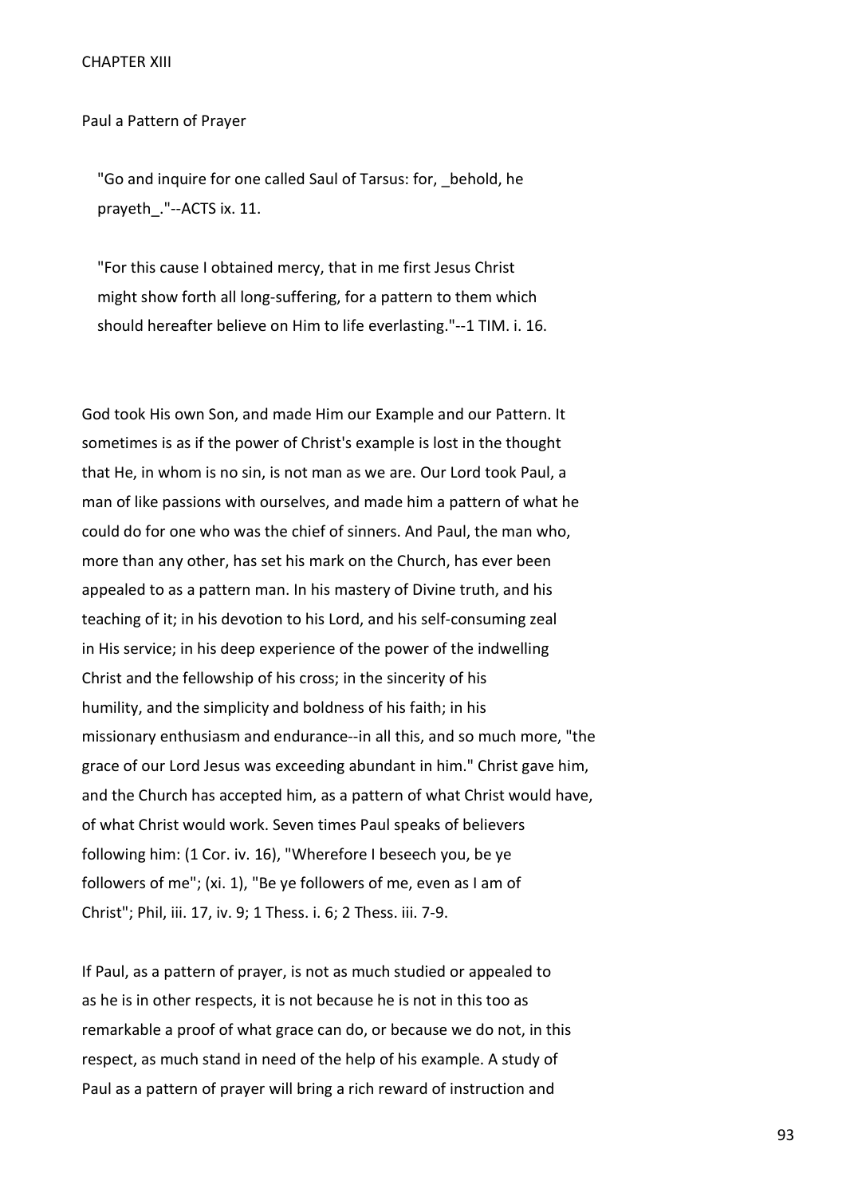# CHAPTER XIII

## Paul a Pattern of Prayer

> "Go and inquire for one called Saul of Tarsus: for, _behold, he prayeth_."--ACTS ix. 11.

> "For this cause I obtained mercy, that in me first Jesus Christ might show forth all long-suffering, for a pattern to them which should hereafter believe on Him to life everlasting."--1 TIM. i. 16.

God took His own Son, and made Him our Example and our Pattern. It sometimes is as if the power of Christ's example is lost in the thought that He, in whom is no sin, is not man as we are. Our Lord took Paul, a man of like passions with ourselves, and made him a pattern of what he could do for one who was the chief of sinners. And Paul, the man who, more than any other, has set his mark on the Church, has ever been appealed to as a pattern man. In his mastery of Divine truth, and his teaching of it; in his devotion to his Lord, and his self-consuming zeal in His service; in his deep experience of the power of the indwelling Christ and the fellowship of his cross; in the sincerity of his humility, and the simplicity and boldness of his faith; in his missionary enthusiasm and endurance--in all this, and so much more, "the grace of our Lord Jesus was exceeding abundant in him." Christ gave him, and the Church has accepted him, as a pattern of what Christ would have, of what Christ would work. Seven times Paul speaks of believers following him: (1 Cor. iv. 16), "Wherefore I beseech you, be ye followers of me"; (xi. 1), "Be ye followers of me, even as I am of Christ"; Phil, iii. 17, iv. 9; 1 Thess. i. 6; 2 Thess. iii. 7-9.

If Paul, as a pattern of prayer, is not as much studied or appealed to as he is in other respects, it is not because he is not in this too as remarkable a proof of what grace can do, or because we do not, in this respect, as much stand in need of the help of his example. A study of Paul as a pattern of prayer will bring a rich reward of instruction and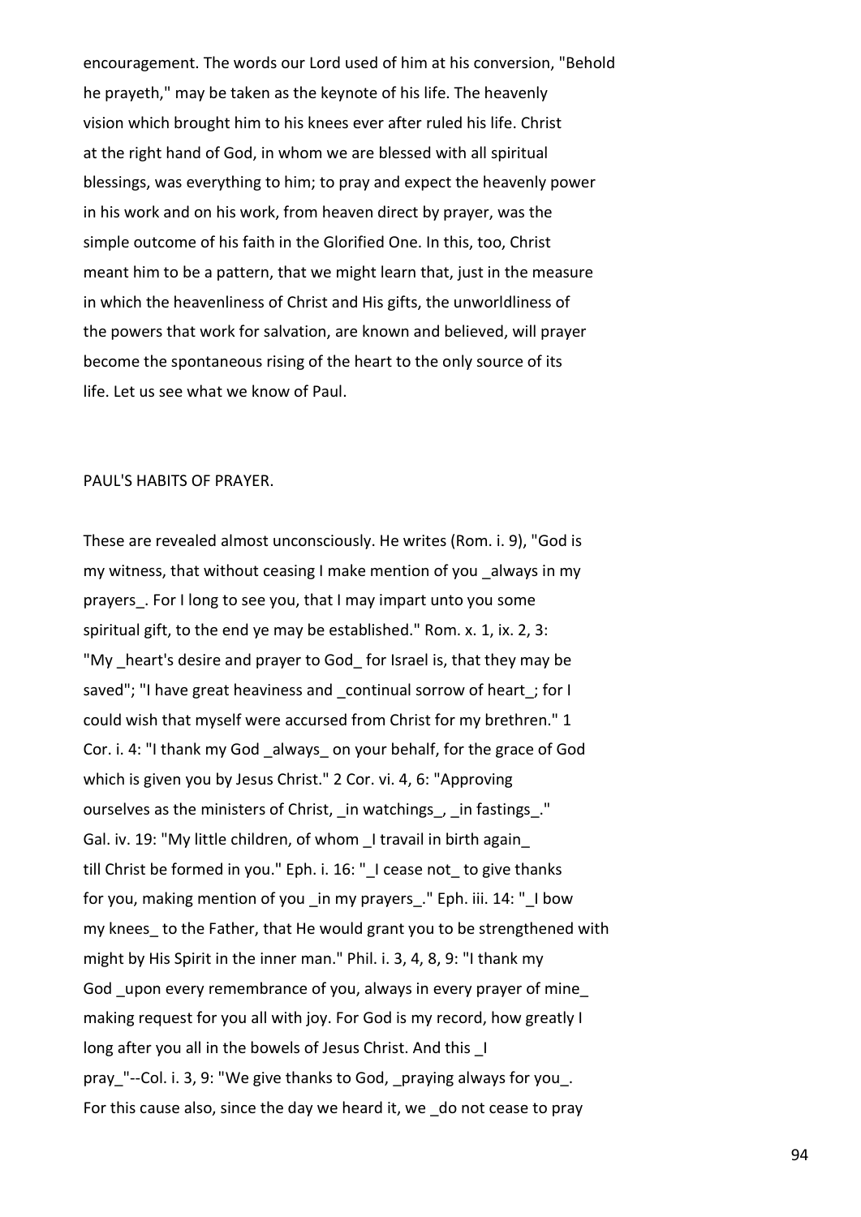encouragement. The words our Lord used of him at his conversion, "Behold he prayeth," may be taken as the keynote of his life. The heavenly vision which brought him to his knees ever after ruled his life. Christ at the right hand of God, in whom we are blessed with all spiritual blessings, was everything to him; to pray and expect the heavenly power in his work and on his work, from heaven direct by prayer, was the simple outcome of his faith in the Glorified One. In this, too, Christ meant him to be a pattern, that we might learn that, just in the measure in which the heavenliness of Christ and His gifts, the unworldliness of the powers that work for salvation, are known and believed, will prayer become the spontaneous rising of the heart to the only source of its life. Let us see what we know of Paul.

PAUL'S HABITS OF PRAYER.

These are revealed almost unconsciously. He writes (Rom. i. 9), "God is my witness, that without ceasing I make mention of you _always in my prayers_. For I long to see you, that I may impart unto you some spiritual gift, to the end ye may be established." Rom. x. 1, ix. 2, 3: "My _heart's desire and prayer to God_ for Israel is, that they may be saved"; "I have great heaviness and _continual sorrow of heart_; for I could wish that myself were accursed from Christ for my brethren." 1 Cor. i. 4: "I thank my God _always_ on your behalf, for the grace of God which is given you by Jesus Christ." 2 Cor. vi. 4, 6: "Approving ourselves as the ministers of Christ, _in watchings_, _in fastings_." Gal. iv. 19: "My little children, of whom _I travail in birth again_ till Christ be formed in you." Eph. i. 16: "_I cease not_ to give thanks for you, making mention of you _in my prayers_." Eph. iii. 14: "_I bow my knees_ to the Father, that He would grant you to be strengthened with might by His Spirit in the inner man." Phil. i. 3, 4, 8, 9: "I thank my God _upon every remembrance of you, always in every prayer of mine_ making request for you all with joy. For God is my record, how greatly I long after you all in the bowels of Jesus Christ. And this _I pray_"--Col. i. 3, 9: "We give thanks to God, _praying always for you_. For this cause also, since the day we heard it, we _do not cease to pray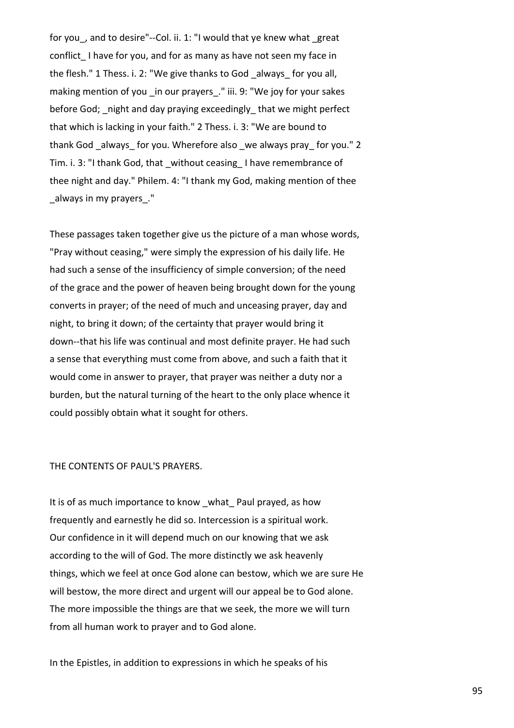for you_, and to desire"--Col. ii. 1: "I would that ye knew what _great conflict_ I have for you, and for as many as have not seen my face in the flesh." 1 Thess. i. 2: "We give thanks to God _always_ for you all, making mention of you _in our prayers_." iii. 9: "We joy for your sakes before God; _night and day praying exceedingly_ that we might perfect that which is lacking in your faith." 2 Thess. i. 3: "We are bound to thank God _always_ for you. Wherefore also _we always pray_ for you." 2 Tim. i. 3: "I thank God, that _without ceasing_ I have remembrance of thee night and day." Philem. 4: "I thank my God, making mention of thee _always in my prayers_."

These passages taken together give us the picture of a man whose words, "Pray without ceasing," were simply the expression of his daily life. He had such a sense of the insufficiency of simple conversion; of the need of the grace and the power of heaven being brought down for the young converts in prayer; of the need of much and unceasing prayer, day and night, to bring it down; of the certainty that prayer would bring it down--that his life was continual and most definite prayer. He had such a sense that everything must come from above, and such a faith that it would come in answer to prayer, that prayer was neither a duty nor a burden, but the natural turning of the heart to the only place whence it could possibly obtain what it sought for others.

## THE CONTENTS OF PAUL'S PRAYERS.

It is of as much importance to know _what_ Paul prayed, as how frequently and earnestly he did so. Intercession is a spiritual work. Our confidence in it will depend much on our knowing that we ask according to the will of God. The more distinctly we ask heavenly things, which we feel at once God alone can bestow, which we are sure He will bestow, the more direct and urgent will our appeal be to God alone. The more impossible the things are that we seek, the more we will turn from all human work to prayer and to God alone.

In the Epistles, in addition to expressions in which he speaks of his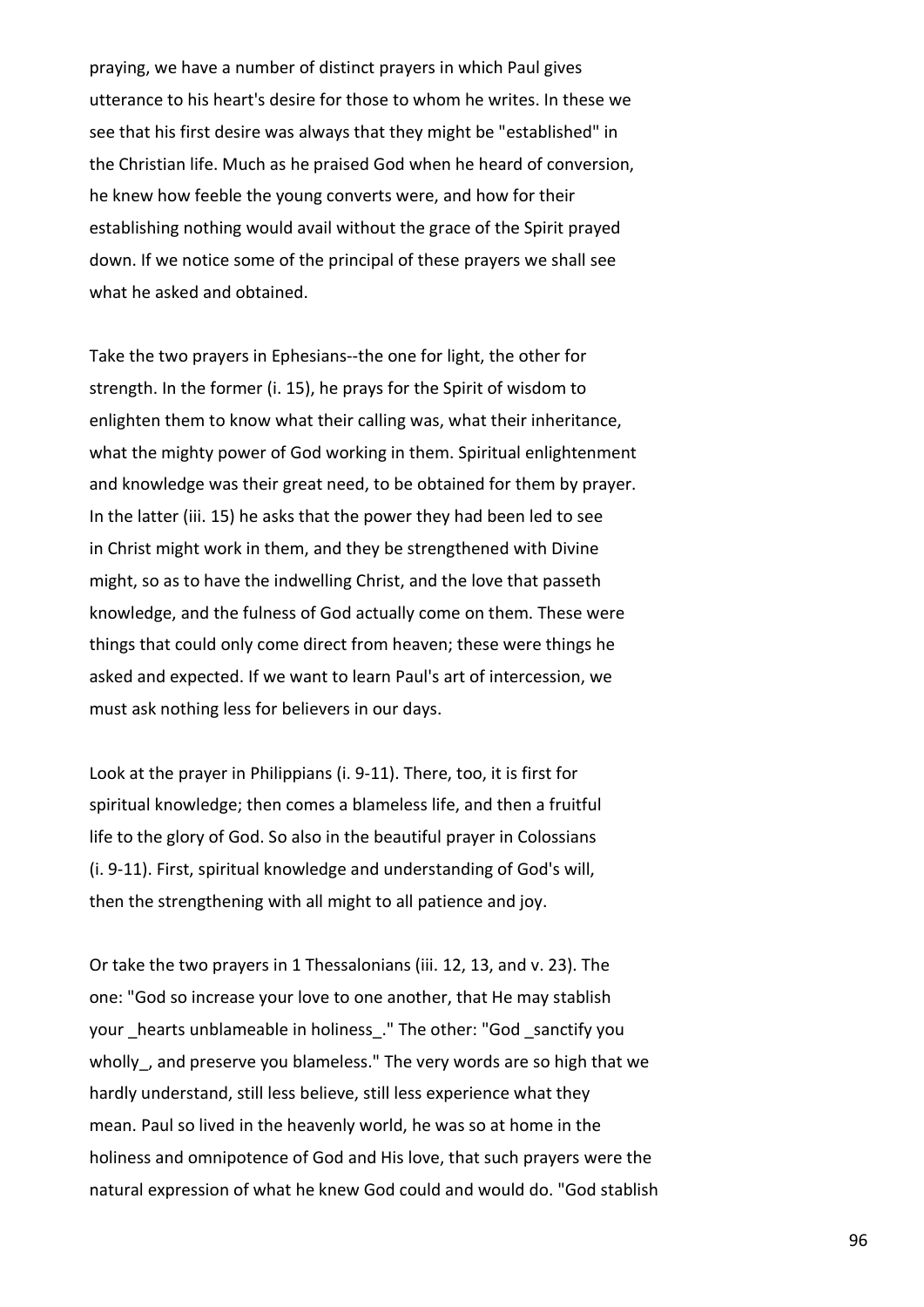praying, we have a number of distinct prayers in which Paul gives utterance to his heart's desire for those to whom he writes. In these we see that his first desire was always that they might be "established" in the Christian life. Much as he praised God when he heard of conversion, he knew how feeble the young converts were, and how for their establishing nothing would avail without the grace of the Spirit prayed down. If we notice some of the principal of these prayers we shall see what he asked and obtained.

Take the two prayers in Ephesians--the one for light, the other for strength. In the former (i. 15), he prays for the Spirit of wisdom to enlighten them to know what their calling was, what their inheritance, what the mighty power of God working in them. Spiritual enlightenment and knowledge was their great need, to be obtained for them by prayer. In the latter (iii. 15) he asks that the power they had been led to see in Christ might work in them, and they be strengthened with Divine might, so as to have the indwelling Christ, and the love that passeth knowledge, and the fulness of God actually come on them. These were things that could only come direct from heaven; these were things he asked and expected. If we want to learn Paul's art of intercession, we must ask nothing less for believers in our days.

Look at the prayer in Philippians (i. 9-11). There, too, it is first for spiritual knowledge; then comes a blameless life, and then a fruitful life to the glory of God. So also in the beautiful prayer in Colossians (i. 9-11). First, spiritual knowledge and understanding of God's will, then the strengthening with all might to all patience and joy.

Or take the two prayers in 1 Thessalonians (iii. 12, 13, and v. 23). The one: "God so increase your love to one another, that He may stablish your _hearts unblameable in holiness_." The other: "God _sanctify you wholly_, and preserve you blameless." The very words are so high that we hardly understand, still less believe, still less experience what they mean. Paul so lived in the heavenly world, he was so at home in the holiness and omnipotence of God and His love, that such prayers were the natural expression of what he knew God could and would do. "God stablish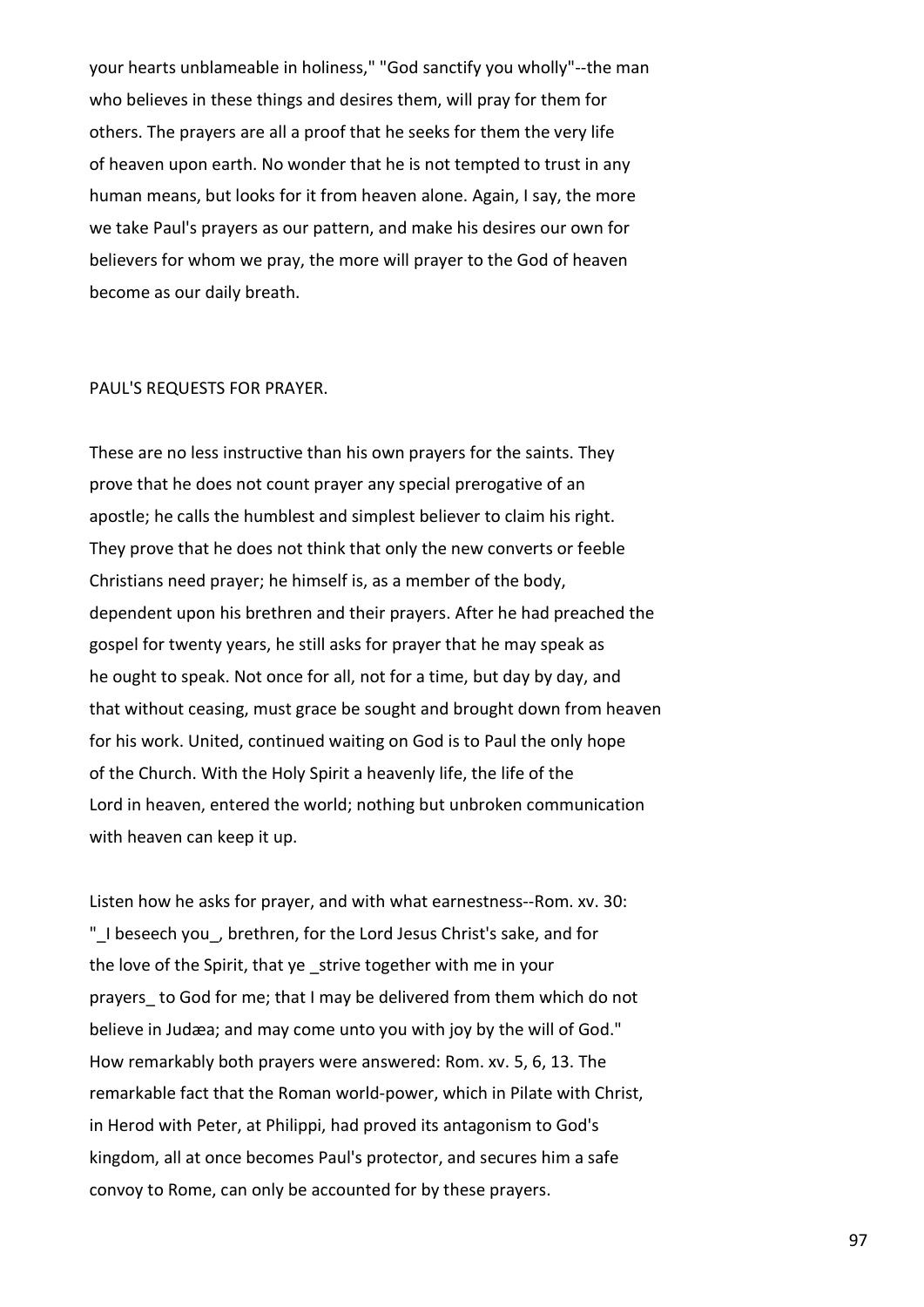your hearts unblameable in holiness," "God sanctify you wholly"--the man who believes in these things and desires them, will pray for them for others. The prayers are all a proof that he seeks for them the very life of heaven upon earth. No wonder that he is not tempted to trust in any human means, but looks for it from heaven alone. Again, I say, the more we take Paul's prayers as our pattern, and make his desires our own for believers for whom we pray, the more will prayer to the God of heaven become as our daily breath.

## PAUL'S REQUESTS FOR PRAYER.

These are no less instructive than his own prayers for the saints. They prove that he does not count prayer any special prerogative of an apostle; he calls the humblest and simplest believer to claim his right. They prove that he does not think that only the new converts or feeble Christians need prayer; he himself is, as a member of the body, dependent upon his brethren and their prayers. After he had preached the gospel for twenty years, he still asks for prayer that he may speak as he ought to speak. Not once for all, not for a time, but day by day, and that without ceasing, must grace be sought and brought down from heaven for his work. United, continued waiting on God is to Paul the only hope of the Church. With the Holy Spirit a heavenly life, the life of the Lord in heaven, entered the world; nothing but unbroken communication with heaven can keep it up.

Listen how he asks for prayer, and with what earnestness--Rom. xv. 30: "_I beseech you_, brethren, for the Lord Jesus Christ's sake, and for the love of the Spirit, that ye _strive together with me in your prayers_ to God for me; that I may be delivered from them which do not believe in Judæa; and may come unto you with joy by the will of God." How remarkably both prayers were answered: Rom. xv. 5, 6, 13. The remarkable fact that the Roman world-power, which in Pilate with Christ, in Herod with Peter, at Philippi, had proved its antagonism to God's kingdom, all at once becomes Paul's protector, and secures him a safe convoy to Rome, can only be accounted for by these prayers.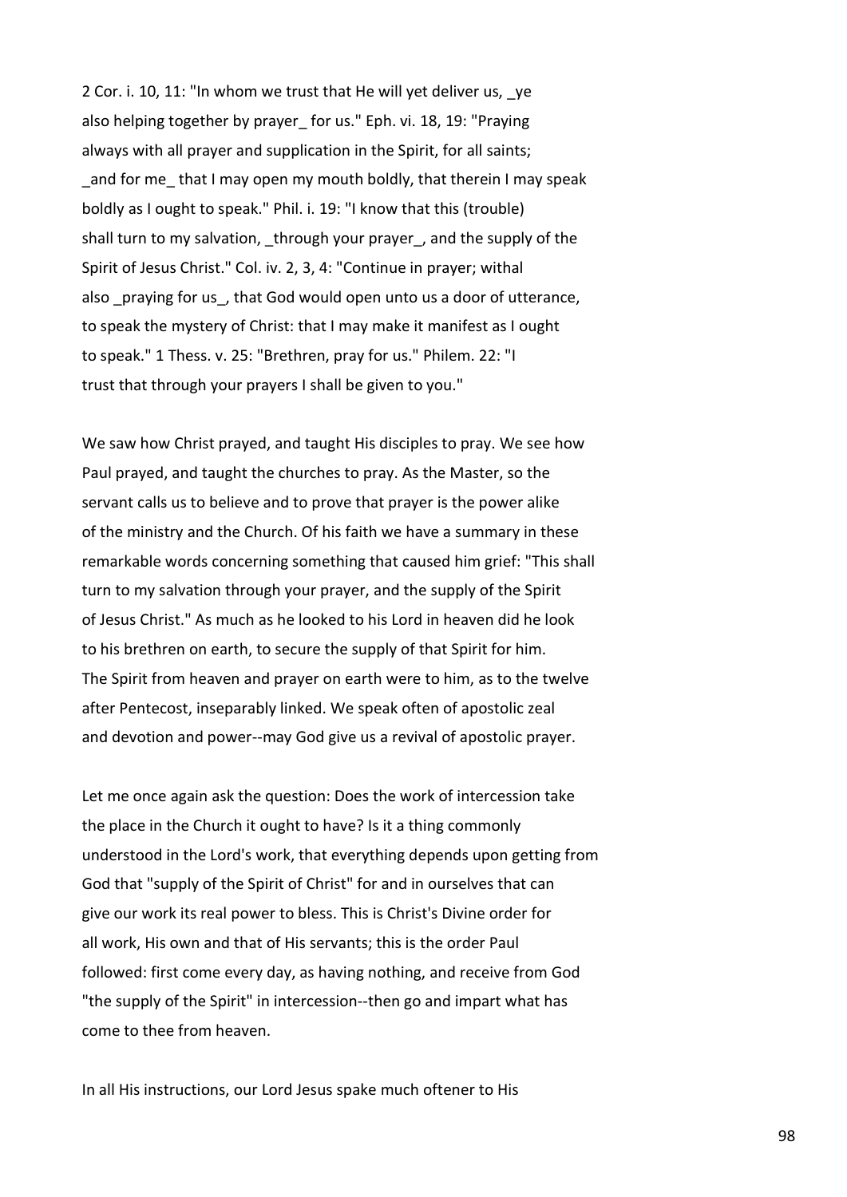2 Cor. i. 10, 11: "In whom we trust that He will yet deliver us, _ye also helping together by prayer_ for us." Eph. vi. 18, 19: "Praying always with all prayer and supplication in the Spirit, for all saints; _and for me_ that I may open my mouth boldly, that therein I may speak boldly as I ought to speak." Phil. i. 19: "I know that this (trouble) shall turn to my salvation, _through your prayer_, and the supply of the Spirit of Jesus Christ." Col. iv. 2, 3, 4: "Continue in prayer; withal also _praying for us_, that God would open unto us a door of utterance, to speak the mystery of Christ: that I may make it manifest as I ought to speak." 1 Thess. v. 25: "Brethren, pray for us." Philem. 22: "I trust that through your prayers I shall be given to you."

We saw how Christ prayed, and taught His disciples to pray. We see how Paul prayed, and taught the churches to pray. As the Master, so the servant calls us to believe and to prove that prayer is the power alike of the ministry and the Church. Of his faith we have a summary in these remarkable words concerning something that caused him grief: "This shall turn to my salvation through your prayer, and the supply of the Spirit of Jesus Christ." As much as he looked to his Lord in heaven did he look to his brethren on earth, to secure the supply of that Spirit for him. The Spirit from heaven and prayer on earth were to him, as to the twelve after Pentecost, inseparably linked. We speak often of apostolic zeal and devotion and power--may God give us a revival of apostolic prayer.

Let me once again ask the question: Does the work of intercession take the place in the Church it ought to have? Is it a thing commonly understood in the Lord's work, that everything depends upon getting from God that "supply of the Spirit of Christ" for and in ourselves that can give our work its real power to bless. This is Christ's Divine order for all work, His own and that of His servants; this is the order Paul followed: first come every day, as having nothing, and receive from God "the supply of the Spirit" in intercession--then go and impart what has come to thee from heaven.

In all His instructions, our Lord Jesus spake much oftener to His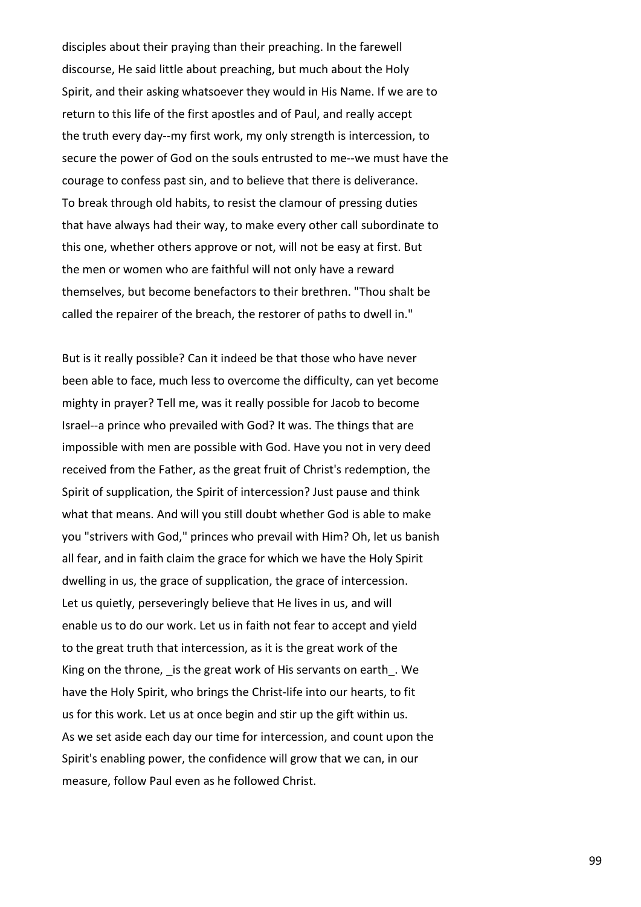disciples about their praying than their preaching. In the farewell discourse, He said little about preaching, but much about the Holy Spirit, and their asking whatsoever they would in His Name. If we are to return to this life of the first apostles and of Paul, and really accept the truth every day--my first work, my only strength is intercession, to secure the power of God on the souls entrusted to me--we must have the courage to confess past sin, and to believe that there is deliverance. To break through old habits, to resist the clamour of pressing duties that have always had their way, to make every other call subordinate to this one, whether others approve or not, will not be easy at first. But the men or women who are faithful will not only have a reward themselves, but become benefactors to their brethren. "Thou shalt be called the repairer of the breach, the restorer of paths to dwell in."

But is it really possible? Can it indeed be that those who have never been able to face, much less to overcome the difficulty, can yet become mighty in prayer? Tell me, was it really possible for Jacob to become Israel--a prince who prevailed with God? It was. The things that are impossible with men are possible with God. Have you not in very deed received from the Father, as the great fruit of Christ's redemption, the Spirit of supplication, the Spirit of intercession? Just pause and think what that means. And will you still doubt whether God is able to make you "strivers with God," princes who prevail with Him? Oh, let us banish all fear, and in faith claim the grace for which we have the Holy Spirit dwelling in us, the grace of supplication, the grace of intercession. Let us quietly, perseveringly believe that He lives in us, and will enable us to do our work. Let us in faith not fear to accept and yield to the great truth that intercession, as it is the great work of the King on the throne, _is the great work of His servants on earth_. We have the Holy Spirit, who brings the Christ-life into our hearts, to fit us for this work. Let us at once begin and stir up the gift within us. As we set aside each day our time for intercession, and count upon the Spirit's enabling power, the confidence will grow that we can, in our measure, follow Paul even as he followed Christ.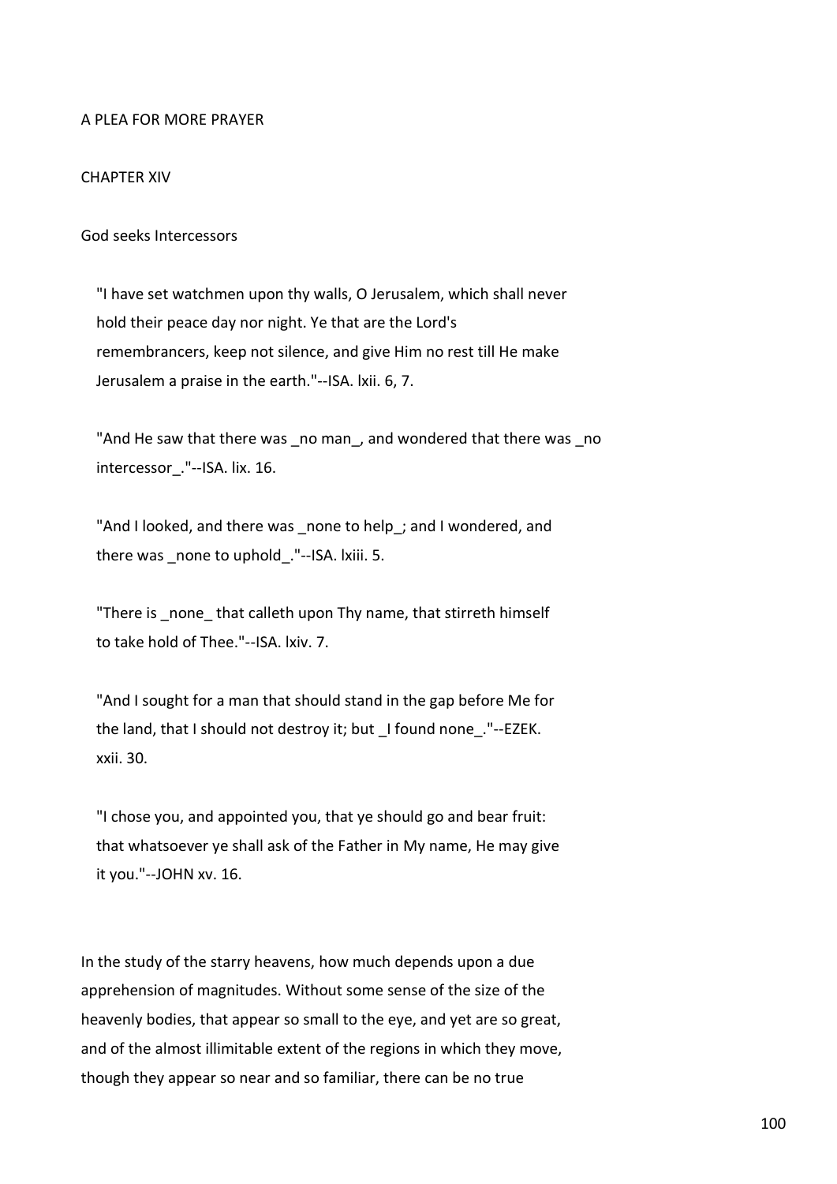A PLEA FOR MORE PRAYER

## CHAPTER XIV

### God seeks Intercessors

> "I have set watchmen upon thy walls, O Jerusalem, which shall never hold their peace day nor night. Ye that are the Lord's remembrancers, keep not silence, and give Him no rest till He make Jerusalem a praise in the earth."--ISA. lxii. 6, 7.

> "And He saw that there was _no man_, and wondered that there was _no intercessor_."--ISA. lix. 16.

> "And I looked, and there was _none to help_; and I wondered, and there was _none to uphold_."--ISA. lxiii. 5.

> "There is _none_ that calleth upon Thy name, that stirreth himself to take hold of Thee."--ISA. lxiv. 7.

> "And I sought for a man that should stand in the gap before Me for the land, that I should not destroy it; but _I found none_."--EZEK. xxii. 30.

> "I chose you, and appointed you, that ye should go and bear fruit: that whatsoever ye shall ask of the Father in My name, He may give it you."--JOHN xv. 16.

In the study of the starry heavens, how much depends upon a due apprehension of magnitudes. Without some sense of the size of the heavenly bodies, that appear so small to the eye, and yet are so great, and of the almost illimitable extent of the regions in which they move, though they appear so near and so familiar, there can be no true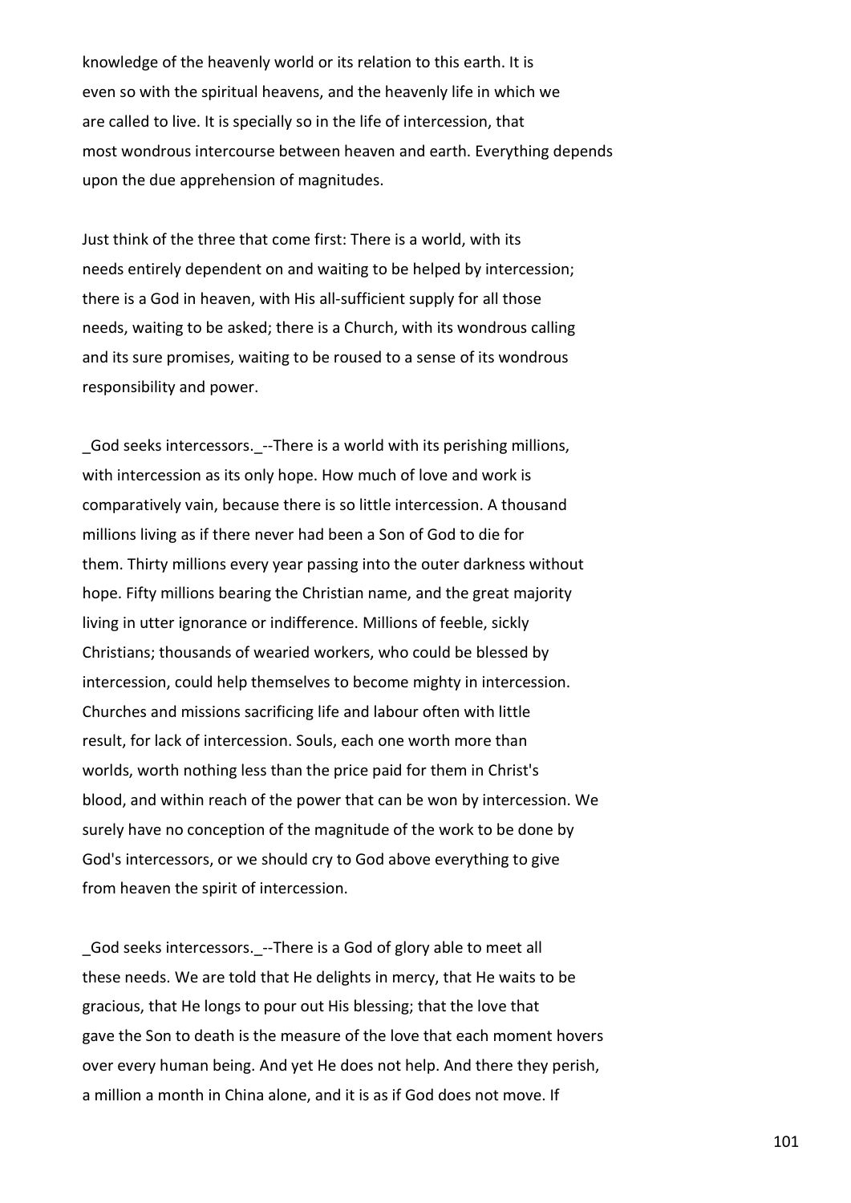knowledge of the heavenly world or its relation to this earth. It is even so with the spiritual heavens, and the heavenly life in which we are called to live. It is specially so in the life of intercession, that most wondrous intercourse between heaven and earth. Everything depends upon the due apprehension of magnitudes.

Just think of the three that come first: There is a world, with its needs entirely dependent on and waiting to be helped by intercession; there is a God in heaven, with His all-sufficient supply for all those needs, waiting to be asked; there is a Church, with its wondrous calling and its sure promises, waiting to be roused to a sense of its wondrous responsibility and power.

_God seeks intercessors._--There is a world with its perishing millions, with intercession as its only hope. How much of love and work is comparatively vain, because there is so little intercession. A thousand millions living as if there never had been a Son of God to die for them. Thirty millions every year passing into the outer darkness without hope. Fifty millions bearing the Christian name, and the great majority living in utter ignorance or indifference. Millions of feeble, sickly Christians; thousands of wearied workers, who could be blessed by intercession, could help themselves to become mighty in intercession. Churches and missions sacrificing life and labour often with little result, for lack of intercession. Souls, each one worth more than worlds, worth nothing less than the price paid for them in Christ's blood, and within reach of the power that can be won by intercession. We surely have no conception of the magnitude of the work to be done by God's intercessors, or we should cry to God above everything to give from heaven the spirit of intercession.

_God seeks intercessors._--There is a God of glory able to meet all these needs. We are told that He delights in mercy, that He waits to be gracious, that He longs to pour out His blessing; that the love that gave the Son to death is the measure of the love that each moment hovers over every human being. And yet He does not help. And there they perish, a million a month in China alone, and it is as if God does not move. If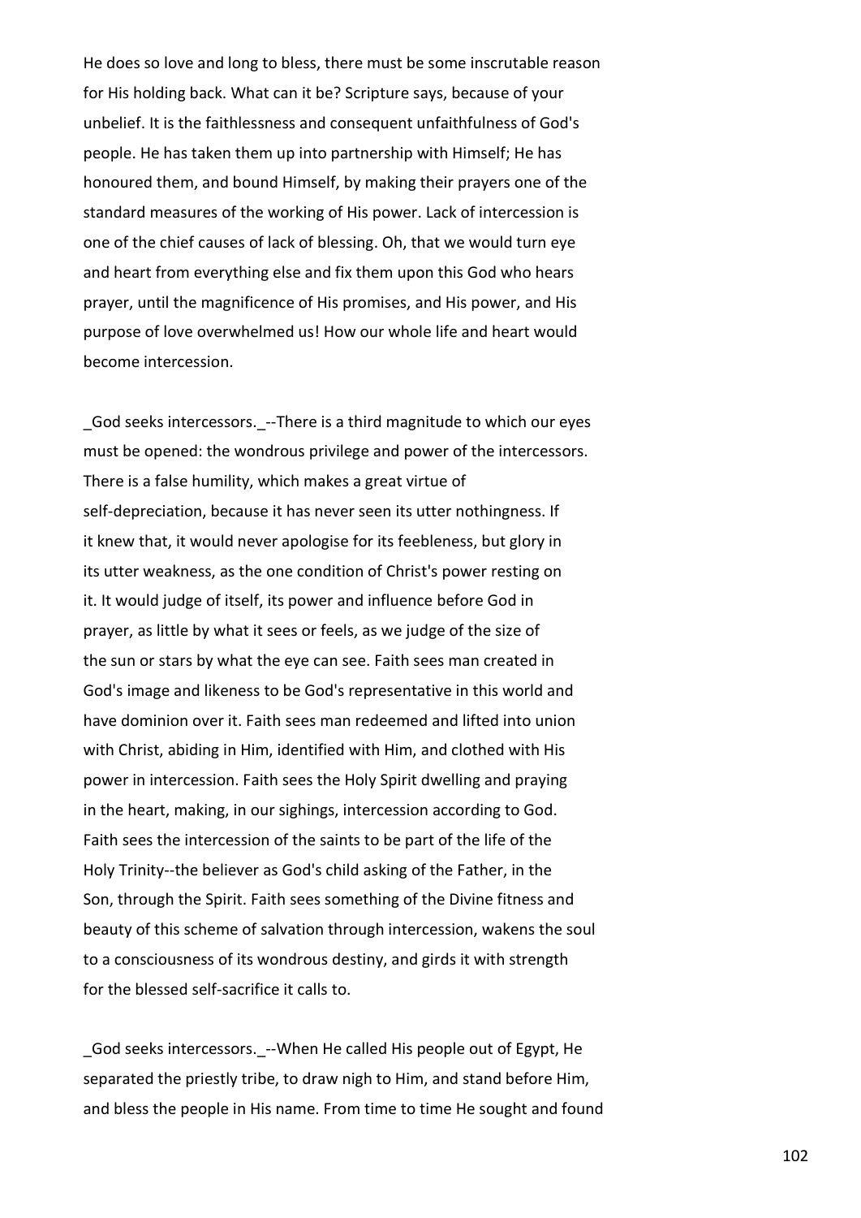He does so love and long to bless, there must be some inscrutable reason for His holding back. What can it be? Scripture says, because of your unbelief. It is the faithlessness and consequent unfaithfulness of God's people. He has taken them up into partnership with Himself; He has honoured them, and bound Himself, by making their prayers one of the standard measures of the working of His power. Lack of intercession is one of the chief causes of lack of blessing. Oh, that we would turn eye and heart from everything else and fix them upon this God who hears prayer, until the magnificence of His promises, and His power, and His purpose of love overwhelmed us! How our whole life and heart would become intercession.

_God seeks intercessors._--There is a third magnitude to which our eyes must be opened: the wondrous privilege and power of the intercessors. There is a false humility, which makes a great virtue of self-depreciation, because it has never seen its utter nothingness. If it knew that, it would never apologise for its feebleness, but glory in its utter weakness, as the one condition of Christ's power resting on it. It would judge of itself, its power and influence before God in prayer, as little by what it sees or feels, as we judge of the size of the sun or stars by what the eye can see. Faith sees man created in God's image and likeness to be God's representative in this world and have dominion over it. Faith sees man redeemed and lifted into union with Christ, abiding in Him, identified with Him, and clothed with His power in intercession. Faith sees the Holy Spirit dwelling and praying in the heart, making, in our sighings, intercession according to God. Faith sees the intercession of the saints to be part of the life of the Holy Trinity--the believer as God's child asking of the Father, in the Son, through the Spirit. Faith sees something of the Divine fitness and beauty of this scheme of salvation through intercession, wakens the soul to a consciousness of its wondrous destiny, and girds it with strength for the blessed self-sacrifice it calls to.

_God seeks intercessors._--When He called His people out of Egypt, He separated the priestly tribe, to draw nigh to Him, and stand before Him, and bless the people in His name. From time to time He sought and found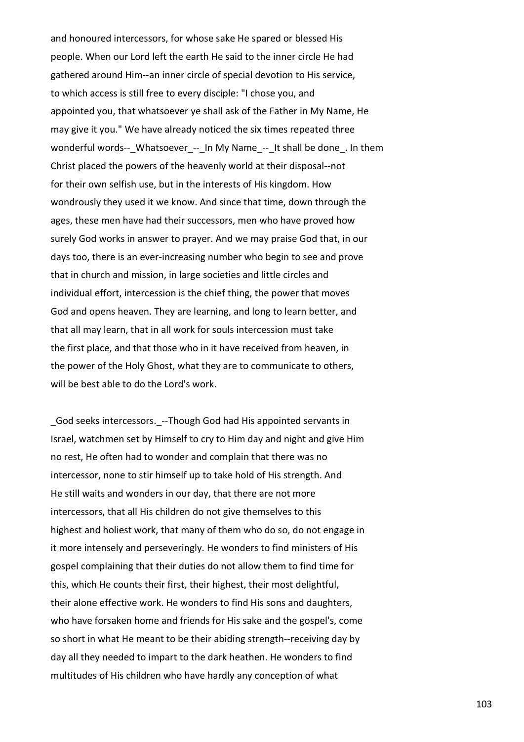and honoured intercessors, for whose sake He spared or blessed His people. When our Lord left the earth He said to the inner circle He had gathered around Him--an inner circle of special devotion to His service, to which access is still free to every disciple: "I chose you, and appointed you, that whatsoever ye shall ask of the Father in My Name, He may give it you." We have already noticed the six times repeated three wonderful words--_Whatsoever_--_In My Name_--_It shall be done_. In them Christ placed the powers of the heavenly world at their disposal--not for their own selfish use, but in the interests of His kingdom. How wondrously they used it we know. And since that time, down through the ages, these men have had their successors, men who have proved how surely God works in answer to prayer. And we may praise God that, in our days too, there is an ever-increasing number who begin to see and prove that in church and mission, in large societies and little circles and individual effort, intercession is the chief thing, the power that moves God and opens heaven. They are learning, and long to learn better, and that all may learn, that in all work for souls intercession must take the first place, and that those who in it have received from heaven, in the power of the Holy Ghost, what they are to communicate to others, will be best able to do the Lord's work.

_God seeks intercessors._--Though God had His appointed servants in Israel, watchmen set by Himself to cry to Him day and night and give Him no rest, He often had to wonder and complain that there was no intercessor, none to stir himself up to take hold of His strength. And He still waits and wonders in our day, that there are not more intercessors, that all His children do not give themselves to this highest and holiest work, that many of them who do so, do not engage in it more intensely and perseveringly. He wonders to find ministers of His gospel complaining that their duties do not allow them to find time for this, which He counts their first, their highest, their most delightful, their alone effective work. He wonders to find His sons and daughters, who have forsaken home and friends for His sake and the gospel's, come so short in what He meant to be their abiding strength--receiving day by day all they needed to impart to the dark heathen. He wonders to find multitudes of His children who have hardly any conception of what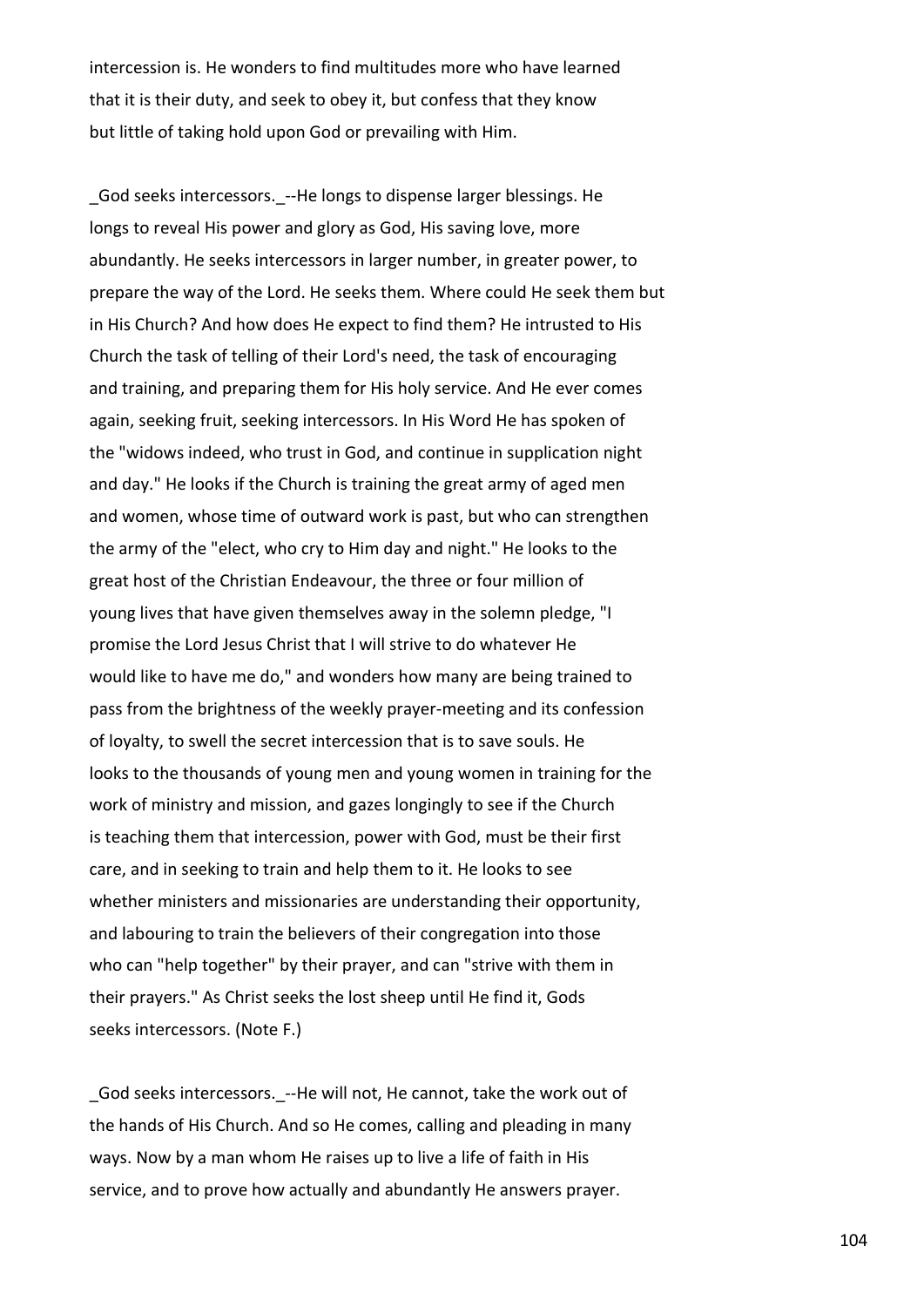intercession is. He wonders to find multitudes more who have learned that it is their duty, and seek to obey it, but confess that they know but little of taking hold upon God or prevailing with Him.

_God seeks intercessors._--He longs to dispense larger blessings. He longs to reveal His power and glory as God, His saving love, more abundantly. He seeks intercessors in larger number, in greater power, to prepare the way of the Lord. He seeks them. Where could He seek them but in His Church? And how does He expect to find them? He intrusted to His Church the task of telling of their Lord's need, the task of encouraging and training, and preparing them for His holy service. And He ever comes again, seeking fruit, seeking intercessors. In His Word He has spoken of the "widows indeed, who trust in God, and continue in supplication night and day." He looks if the Church is training the great army of aged men and women, whose time of outward work is past, but who can strengthen the army of the "elect, who cry to Him day and night." He looks to the great host of the Christian Endeavour, the three or four million of young lives that have given themselves away in the solemn pledge, "I promise the Lord Jesus Christ that I will strive to do whatever He would like to have me do," and wonders how many are being trained to pass from the brightness of the weekly prayer-meeting and its confession of loyalty, to swell the secret intercession that is to save souls. He looks to the thousands of young men and young women in training for the work of ministry and mission, and gazes longingly to see if the Church is teaching them that intercession, power with God, must be their first care, and in seeking to train and help them to it. He looks to see whether ministers and missionaries are understanding their opportunity, and labouring to train the believers of their congregation into those who can "help together" by their prayer, and can "strive with them in their prayers." As Christ seeks the lost sheep until He find it, Gods seeks intercessors. (Note F.)

_God seeks intercessors._--He will not, He cannot, take the work out of the hands of His Church. And so He comes, calling and pleading in many ways. Now by a man whom He raises up to live a life of faith in His service, and to prove how actually and abundantly He answers prayer.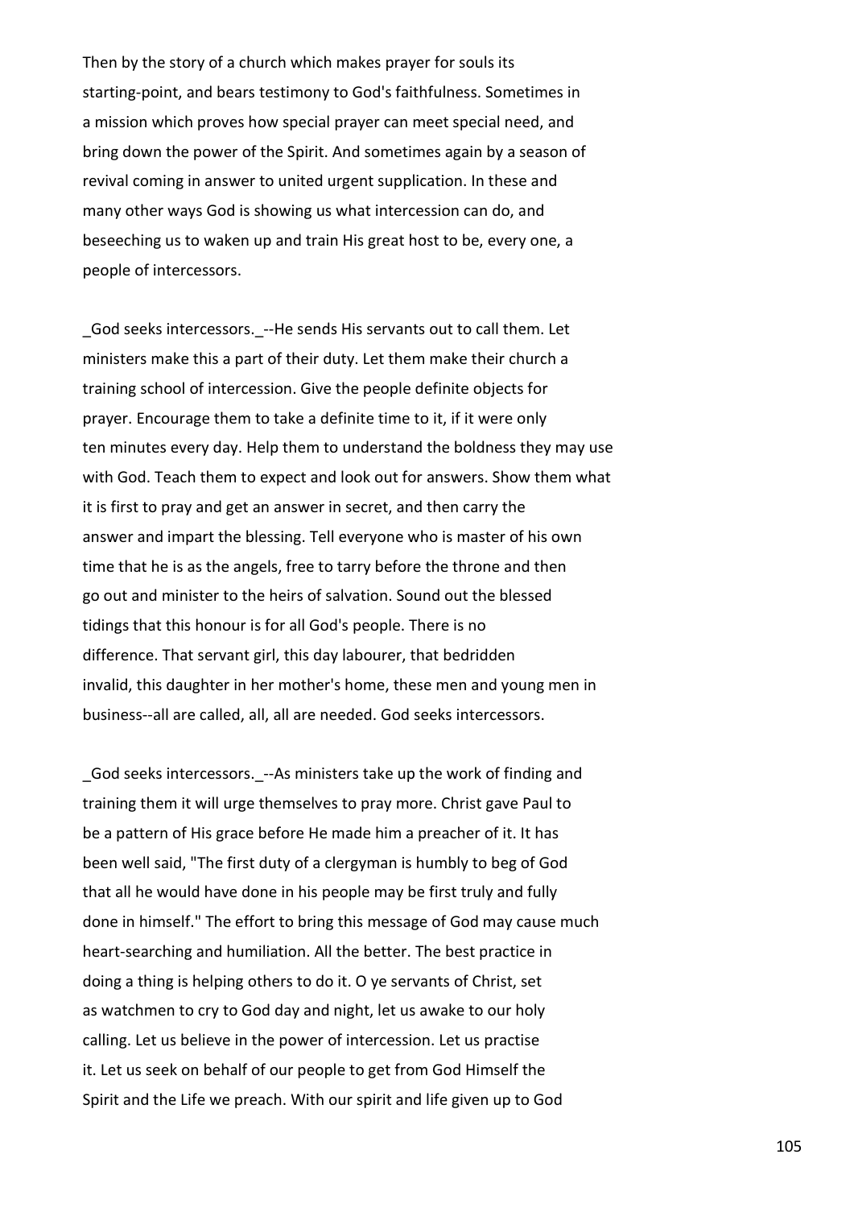Then by the story of a church which makes prayer for souls its starting-point, and bears testimony to God's faithfulness. Sometimes in a mission which proves how special prayer can meet special need, and bring down the power of the Spirit. And sometimes again by a season of revival coming in answer to united urgent supplication. In these and many other ways God is showing us what intercession can do, and beseeching us to waken up and train His great host to be, every one, a people of intercessors.

_God seeks intercessors._--He sends His servants out to call them. Let ministers make this a part of their duty. Let them make their church a training school of intercession. Give the people definite objects for prayer. Encourage them to take a definite time to it, if it were only ten minutes every day. Help them to understand the boldness they may use with God. Teach them to expect and look out for answers. Show them what it is first to pray and get an answer in secret, and then carry the answer and impart the blessing. Tell everyone who is master of his own time that he is as the angels, free to tarry before the throne and then go out and minister to the heirs of salvation. Sound out the blessed tidings that this honour is for all God's people. There is no difference. That servant girl, this day labourer, that bedridden invalid, this daughter in her mother's home, these men and young men in business--all are called, all, all are needed. God seeks intercessors.

_God seeks intercessors._--As ministers take up the work of finding and training them it will urge themselves to pray more. Christ gave Paul to be a pattern of His grace before He made him a preacher of it. It has been well said, "The first duty of a clergyman is humbly to beg of God that all he would have done in his people may be first truly and fully done in himself." The effort to bring this message of God may cause much heart-searching and humiliation. All the better. The best practice in doing a thing is helping others to do it. O ye servants of Christ, set as watchmen to cry to God day and night, let us awake to our holy calling. Let us believe in the power of intercession. Let us practise it. Let us seek on behalf of our people to get from God Himself the Spirit and the Life we preach. With our spirit and life given up to God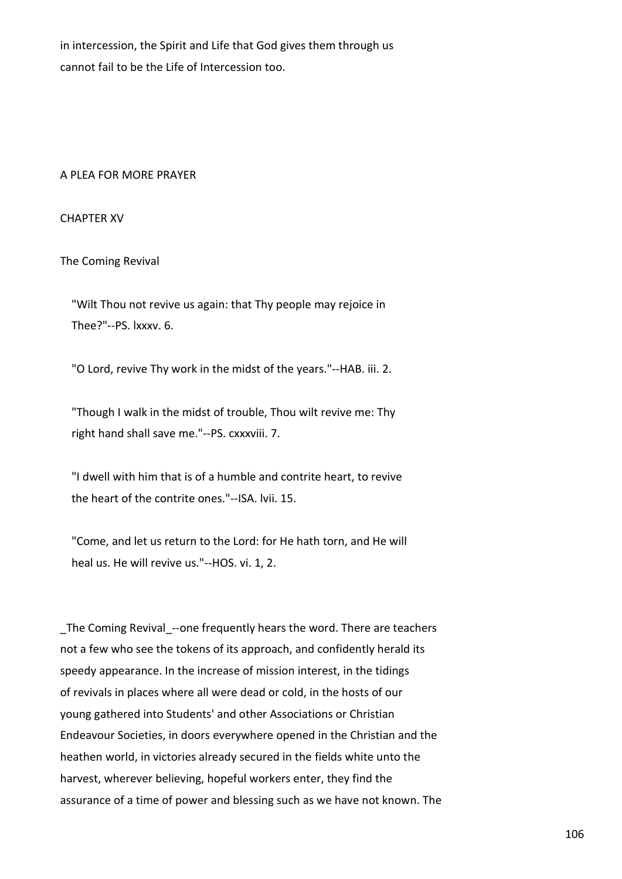in intercession, the Spirit and Life that God gives them through us cannot fail to be the Life of Intercession too.

A PLEA FOR MORE PRAYER

## CHAPTER XV

### The Coming Revival

> "Wilt Thou not revive us again: that Thy people may rejoice in Thee?"--PS. lxxxv. 6.
>
> "O Lord, revive Thy work in the midst of the years."--HAB. iii. 2.
>
> "Though I walk in the midst of trouble, Thou wilt revive me: Thy right hand shall save me."--PS. cxxxviii. 7.
>
> "I dwell with him that is of a humble and contrite heart, to revive the heart of the contrite ones."--ISA. lvii. 15.
>
> "Come, and let us return to the Lord: for He hath torn, and He will heal us. He will revive us."--HOS. vi. 1, 2.

_The Coming Revival_--one frequently hears the word. There are teachers not a few who see the tokens of its approach, and confidently herald its speedy appearance. In the increase of mission interest, in the tidings of revivals in places where all were dead or cold, in the hosts of our young gathered into Students' and other Associations or Christian Endeavour Societies, in doors everywhere opened in the Christian and the heathen world, in victories already secured in the fields white unto the harvest, wherever believing, hopeful workers enter, they find the assurance of a time of power and blessing such as we have not known. The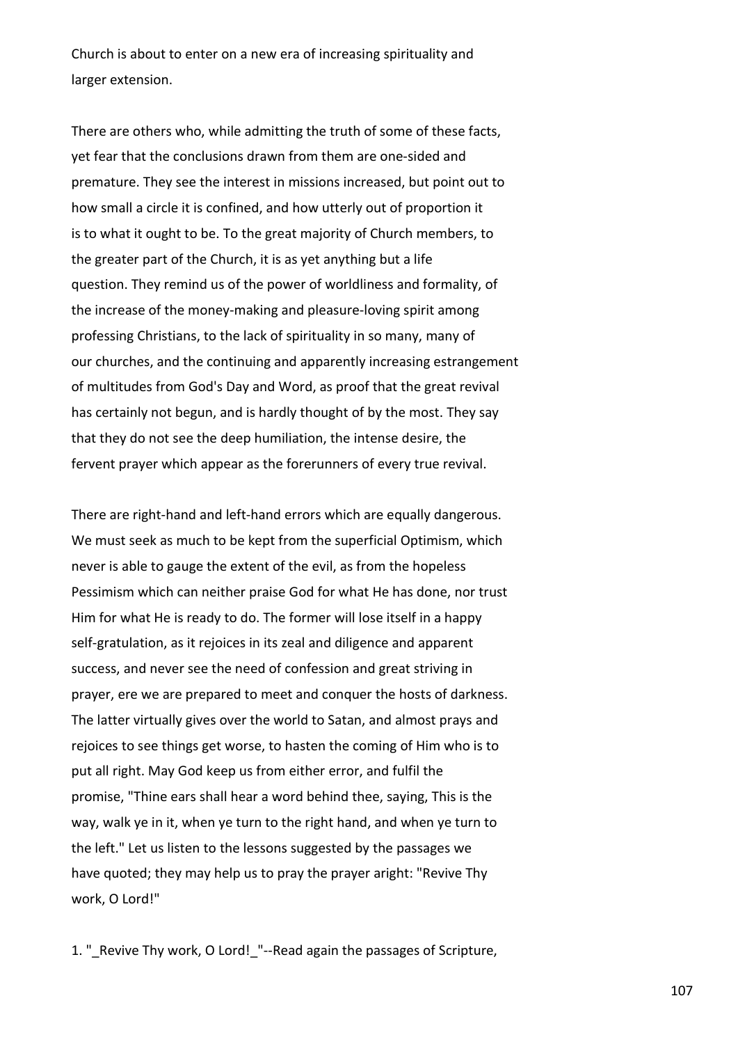Church is about to enter on a new era of increasing spirituality and larger extension.

There are others who, while admitting the truth of some of these facts, yet fear that the conclusions drawn from them are one-sided and premature. They see the interest in missions increased, but point out to how small a circle it is confined, and how utterly out of proportion it is to what it ought to be. To the great majority of Church members, to the greater part of the Church, it is as yet anything but a life question. They remind us of the power of worldliness and formality, of the increase of the money-making and pleasure-loving spirit among professing Christians, to the lack of spirituality in so many, many of our churches, and the continuing and apparently increasing estrangement of multitudes from God's Day and Word, as proof that the great revival has certainly not begun, and is hardly thought of by the most. They say that they do not see the deep humiliation, the intense desire, the fervent prayer which appear as the forerunners of every true revival.

There are right-hand and left-hand errors which are equally dangerous. We must seek as much to be kept from the superficial Optimism, which never is able to gauge the extent of the evil, as from the hopeless Pessimism which can neither praise God for what He has done, nor trust Him for what He is ready to do. The former will lose itself in a happy self-gratulation, as it rejoices in its zeal and diligence and apparent success, and never see the need of confession and great striving in prayer, ere we are prepared to meet and conquer the hosts of darkness. The latter virtually gives over the world to Satan, and almost prays and rejoices to see things get worse, to hasten the coming of Him who is to put all right. May God keep us from either error, and fulfil the promise, "Thine ears shall hear a word behind thee, saying, This is the way, walk ye in it, when ye turn to the right hand, and when ye turn to the left." Let us listen to the lessons suggested by the passages we have quoted; they may help us to pray the prayer aright: "Revive Thy work, O Lord!"

1. "_Revive Thy work, O Lord!_"--Read again the passages of Scripture,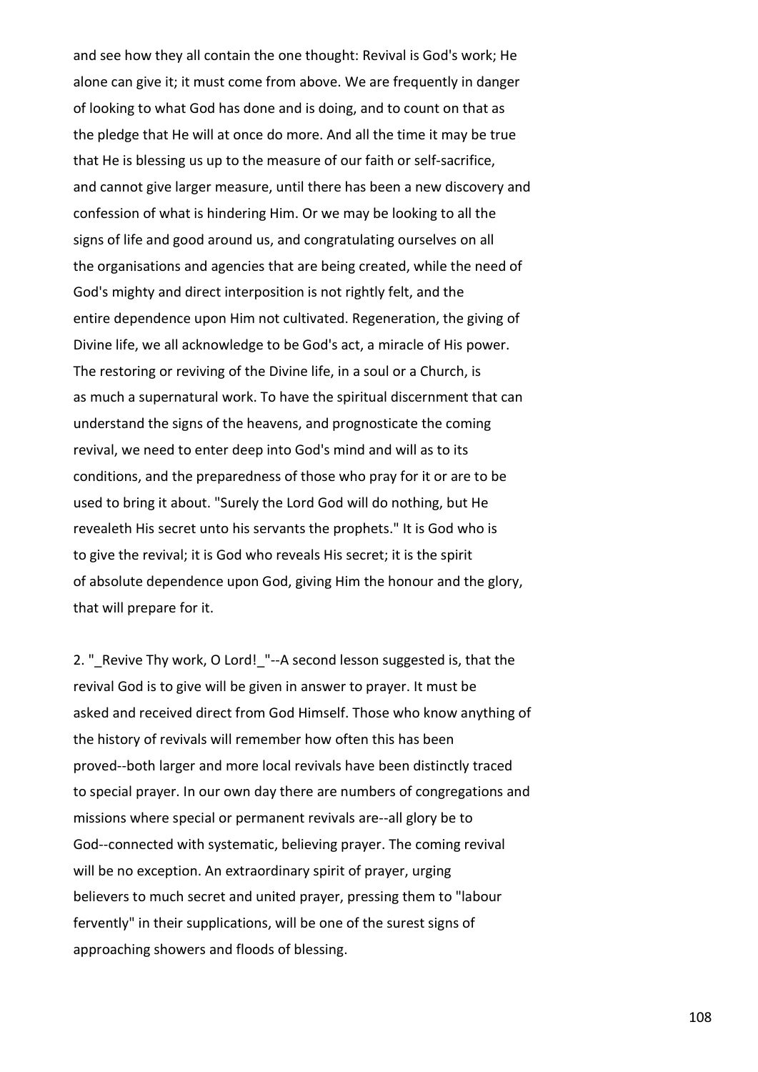and see how they all contain the one thought: Revival is God's work; He alone can give it; it must come from above. We are frequently in danger of looking to what God has done and is doing, and to count on that as the pledge that He will at once do more. And all the time it may be true that He is blessing us up to the measure of our faith or self-sacrifice, and cannot give larger measure, until there has been a new discovery and confession of what is hindering Him. Or we may be looking to all the signs of life and good around us, and congratulating ourselves on all the organisations and agencies that are being created, while the need of God's mighty and direct interposition is not rightly felt, and the entire dependence upon Him not cultivated. Regeneration, the giving of Divine life, we all acknowledge to be God's act, a miracle of His power. The restoring or reviving of the Divine life, in a soul or a Church, is as much a supernatural work. To have the spiritual discernment that can understand the signs of the heavens, and prognosticate the coming revival, we need to enter deep into God's mind and will as to its conditions, and the preparedness of those who pray for it or are to be used to bring it about. "Surely the Lord God will do nothing, but He revealeth His secret unto his servants the prophets." It is God who is to give the revival; it is God who reveals His secret; it is the spirit of absolute dependence upon God, giving Him the honour and the glory, that will prepare for it.

2. "_Revive Thy work, O Lord!_"--A second lesson suggested is, that the revival God is to give will be given in answer to prayer. It must be asked and received direct from God Himself. Those who know anything of the history of revivals will remember how often this has been proved--both larger and more local revivals have been distinctly traced to special prayer. In our own day there are numbers of congregations and missions where special or permanent revivals are--all glory be to God--connected with systematic, believing prayer. The coming revival will be no exception. An extraordinary spirit of prayer, urging believers to much secret and united prayer, pressing them to "labour fervently" in their supplications, will be one of the surest signs of approaching showers and floods of blessing.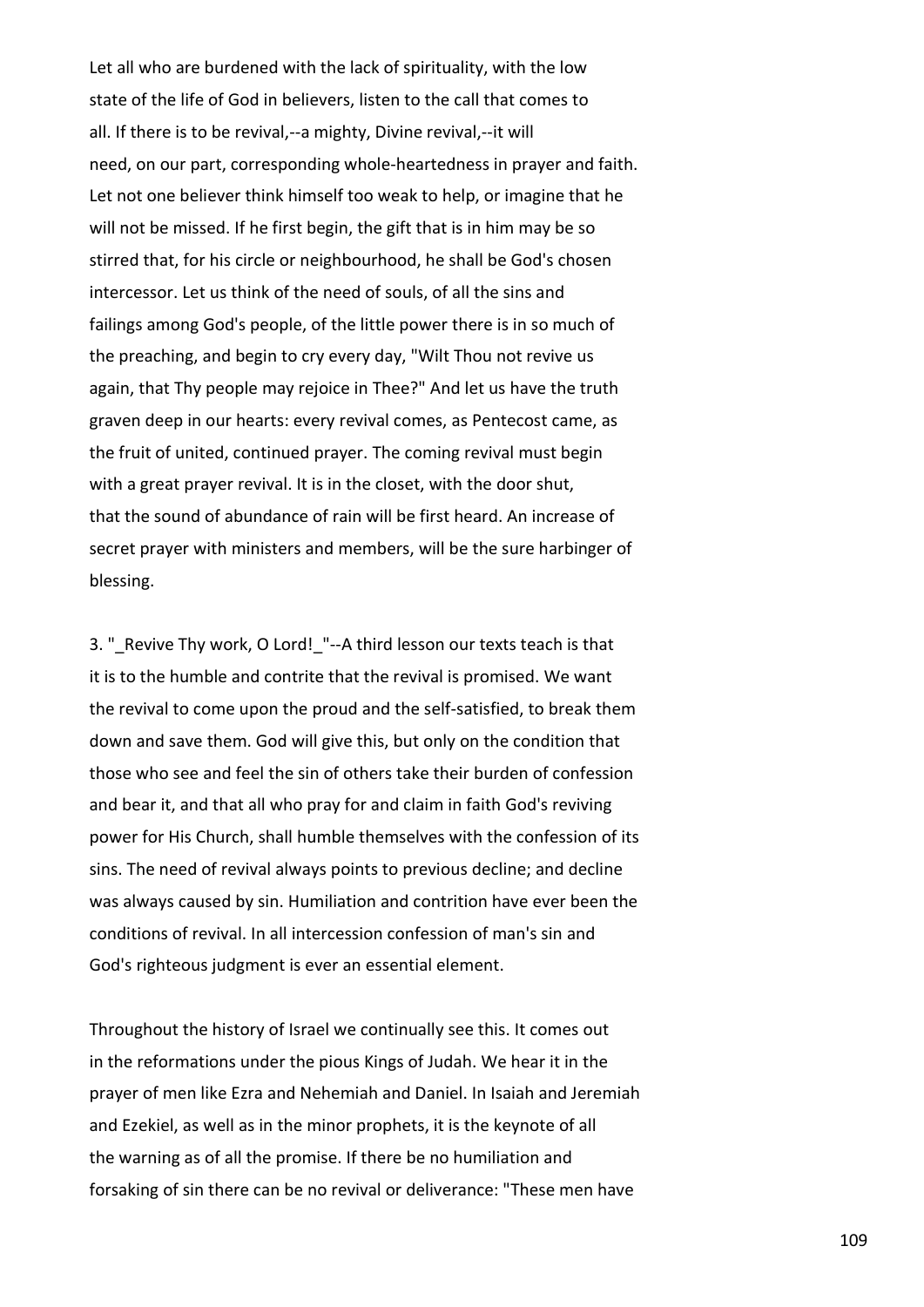Let all who are burdened with the lack of spirituality, with the low state of the life of God in believers, listen to the call that comes to all. If there is to be revival,--a mighty, Divine revival,--it will need, on our part, corresponding whole-heartedness in prayer and faith. Let not one believer think himself too weak to help, or imagine that he will not be missed. If he first begin, the gift that is in him may be so stirred that, for his circle or neighbourhood, he shall be God's chosen intercessor. Let us think of the need of souls, of all the sins and failings among God's people, of the little power there is in so much of the preaching, and begin to cry every day, "Wilt Thou not revive us again, that Thy people may rejoice in Thee?" And let us have the truth graven deep in our hearts: every revival comes, as Pentecost came, as the fruit of united, continued prayer. The coming revival must begin with a great prayer revival. It is in the closet, with the door shut, that the sound of abundance of rain will be first heard. An increase of secret prayer with ministers and members, will be the sure harbinger of blessing.

3. "_Revive Thy work, O Lord!_"--A third lesson our texts teach is that it is to the humble and contrite that the revival is promised. We want the revival to come upon the proud and the self-satisfied, to break them down and save them. God will give this, but only on the condition that those who see and feel the sin of others take their burden of confession and bear it, and that all who pray for and claim in faith God's reviving power for His Church, shall humble themselves with the confession of its sins. The need of revival always points to previous decline; and decline was always caused by sin. Humiliation and contrition have ever been the conditions of revival. In all intercession confession of man's sin and God's righteous judgment is ever an essential element.

Throughout the history of Israel we continually see this. It comes out in the reformations under the pious Kings of Judah. We hear it in the prayer of men like Ezra and Nehemiah and Daniel. In Isaiah and Jeremiah and Ezekiel, as well as in the minor prophets, it is the keynote of all the warning as of all the promise. If there be no humiliation and forsaking of sin there can be no revival or deliverance: "These men have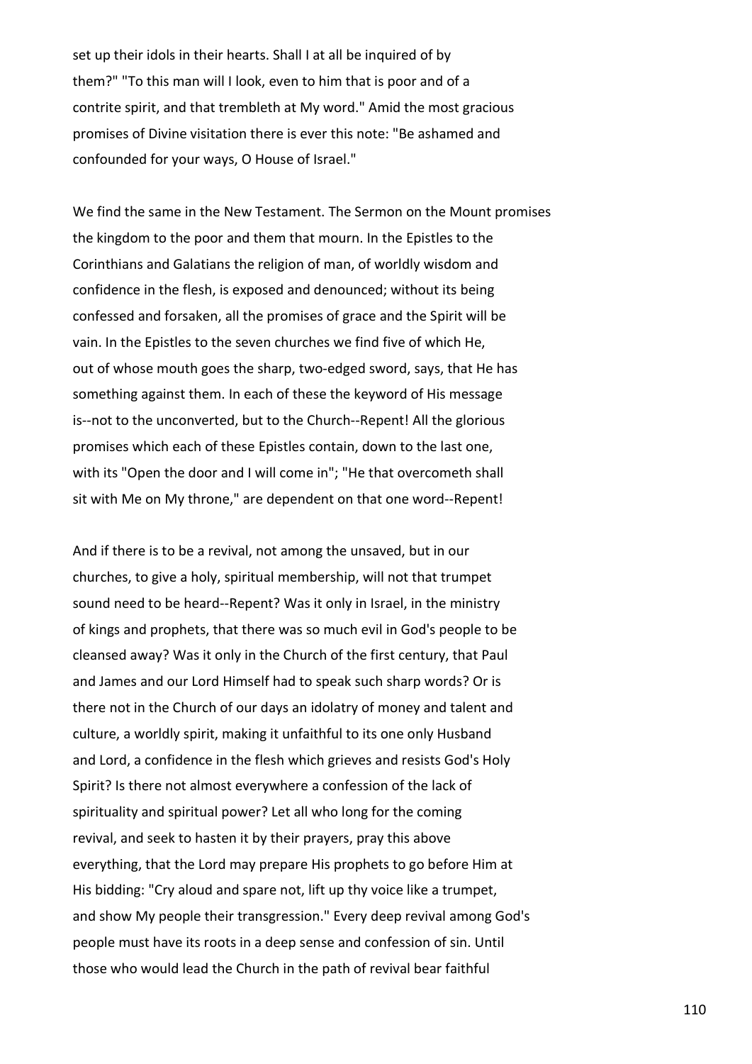set up their idols in their hearts. Shall I at all be inquired of by them?" "To this man will I look, even to him that is poor and of a contrite spirit, and that trembleth at My word." Amid the most gracious promises of Divine visitation there is ever this note: "Be ashamed and confounded for your ways, O House of Israel."

We find the same in the New Testament. The Sermon on the Mount promises the kingdom to the poor and them that mourn. In the Epistles to the Corinthians and Galatians the religion of man, of worldly wisdom and confidence in the flesh, is exposed and denounced; without its being confessed and forsaken, all the promises of grace and the Spirit will be vain. In the Epistles to the seven churches we find five of which He, out of whose mouth goes the sharp, two-edged sword, says, that He has something against them. In each of these the keyword of His message is--not to the unconverted, but to the Church--Repent! All the glorious promises which each of these Epistles contain, down to the last one, with its "Open the door and I will come in"; "He that overcometh shall sit with Me on My throne," are dependent on that one word--Repent!

And if there is to be a revival, not among the unsaved, but in our churches, to give a holy, spiritual membership, will not that trumpet sound need to be heard--Repent? Was it only in Israel, in the ministry of kings and prophets, that there was so much evil in God's people to be cleansed away? Was it only in the Church of the first century, that Paul and James and our Lord Himself had to speak such sharp words? Or is there not in the Church of our days an idolatry of money and talent and culture, a worldly spirit, making it unfaithful to its one only Husband and Lord, a confidence in the flesh which grieves and resists God's Holy Spirit? Is there not almost everywhere a confession of the lack of spirituality and spiritual power? Let all who long for the coming revival, and seek to hasten it by their prayers, pray this above everything, that the Lord may prepare His prophets to go before Him at His bidding: "Cry aloud and spare not, lift up thy voice like a trumpet, and show My people their transgression." Every deep revival among God's people must have its roots in a deep sense and confession of sin. Until those who would lead the Church in the path of revival bear faithful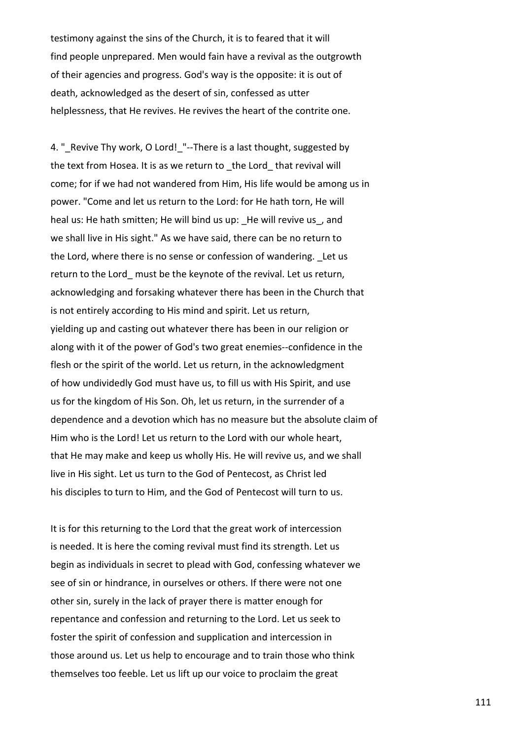testimony against the sins of the Church, it is to feared that it will find people unprepared. Men would fain have a revival as the outgrowth of their agencies and progress. God's way is the opposite: it is out of death, acknowledged as the desert of sin, confessed as utter helplessness, that He revives. He revives the heart of the contrite one.

4. "_Revive Thy work, O Lord!_"--There is a last thought, suggested by the text from Hosea. It is as we return to _the Lord_ that revival will come; for if we had not wandered from Him, His life would be among us in power. "Come and let us return to the Lord: for He hath torn, He will heal us: He hath smitten; He will bind us up: _He will revive us_, and we shall live in His sight." As we have said, there can be no return to the Lord, where there is no sense or confession of wandering. _Let us return to the Lord_ must be the keynote of the revival. Let us return, acknowledging and forsaking whatever there has been in the Church that is not entirely according to His mind and spirit. Let us return, yielding up and casting out whatever there has been in our religion or along with it of the power of God's two great enemies--confidence in the flesh or the spirit of the world. Let us return, in the acknowledgment of how undividedly God must have us, to fill us with His Spirit, and use us for the kingdom of His Son. Oh, let us return, in the surrender of a dependence and a devotion which has no measure but the absolute claim of Him who is the Lord! Let us return to the Lord with our whole heart, that He may make and keep us wholly His. He will revive us, and we shall live in His sight. Let us turn to the God of Pentecost, as Christ led his disciples to turn to Him, and the God of Pentecost will turn to us.

It is for this returning to the Lord that the great work of intercession is needed. It is here the coming revival must find its strength. Let us begin as individuals in secret to plead with God, confessing whatever we see of sin or hindrance, in ourselves or others. If there were not one other sin, surely in the lack of prayer there is matter enough for repentance and confession and returning to the Lord. Let us seek to foster the spirit of confession and supplication and intercession in those around us. Let us help to encourage and to train those who think themselves too feeble. Let us lift up our voice to proclaim the great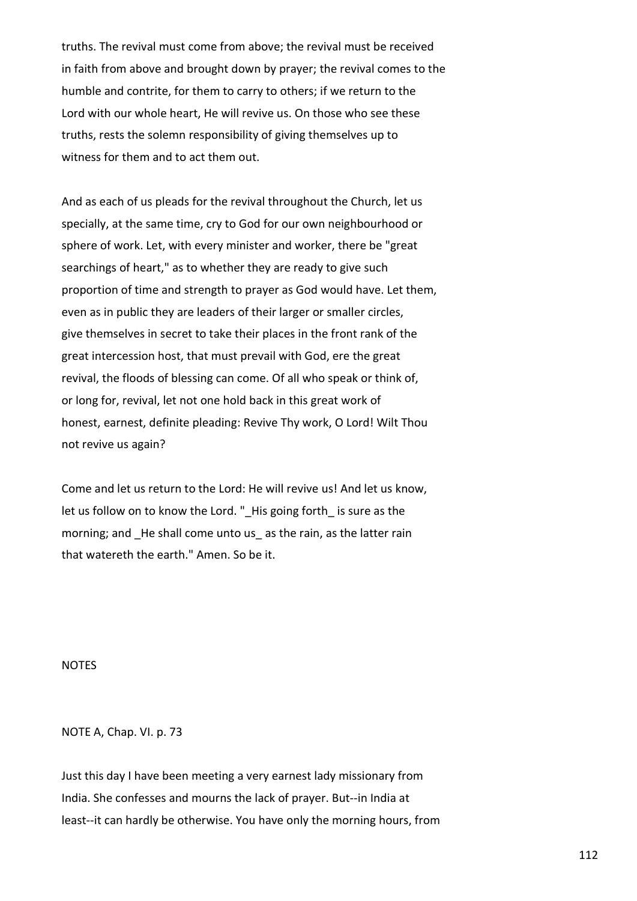truths. The revival must come from above; the revival must be received in faith from above and brought down by prayer; the revival comes to the humble and contrite, for them to carry to others; if we return to the Lord with our whole heart, He will revive us. On those who see these truths, rests the solemn responsibility of giving themselves up to witness for them and to act them out.

And as each of us pleads for the revival throughout the Church, let us specially, at the same time, cry to God for our own neighbourhood or sphere of work. Let, with every minister and worker, there be "great searchings of heart," as to whether they are ready to give such proportion of time and strength to prayer as God would have. Let them, even as in public they are leaders of their larger or smaller circles, give themselves in secret to take their places in the front rank of the great intercession host, that must prevail with God, ere the great revival, the floods of blessing can come. Of all who speak or think of, or long for, revival, let not one hold back in this great work of honest, earnest, definite pleading: Revive Thy work, O Lord! Wilt Thou not revive us again?

Come and let us return to the Lord: He will revive us! And let us know, let us follow on to know the Lord. "_His going forth_ is sure as the morning; and _He shall come unto us_ as the rain, as the latter rain that watereth the earth." Amen. So be it.

## NOTES

### NOTE A, Chap. VI. p. 73

Just this day I have been meeting a very earnest lady missionary from India. She confesses and mourns the lack of prayer. But--in India at least--it can hardly be otherwise. You have only the morning hours, from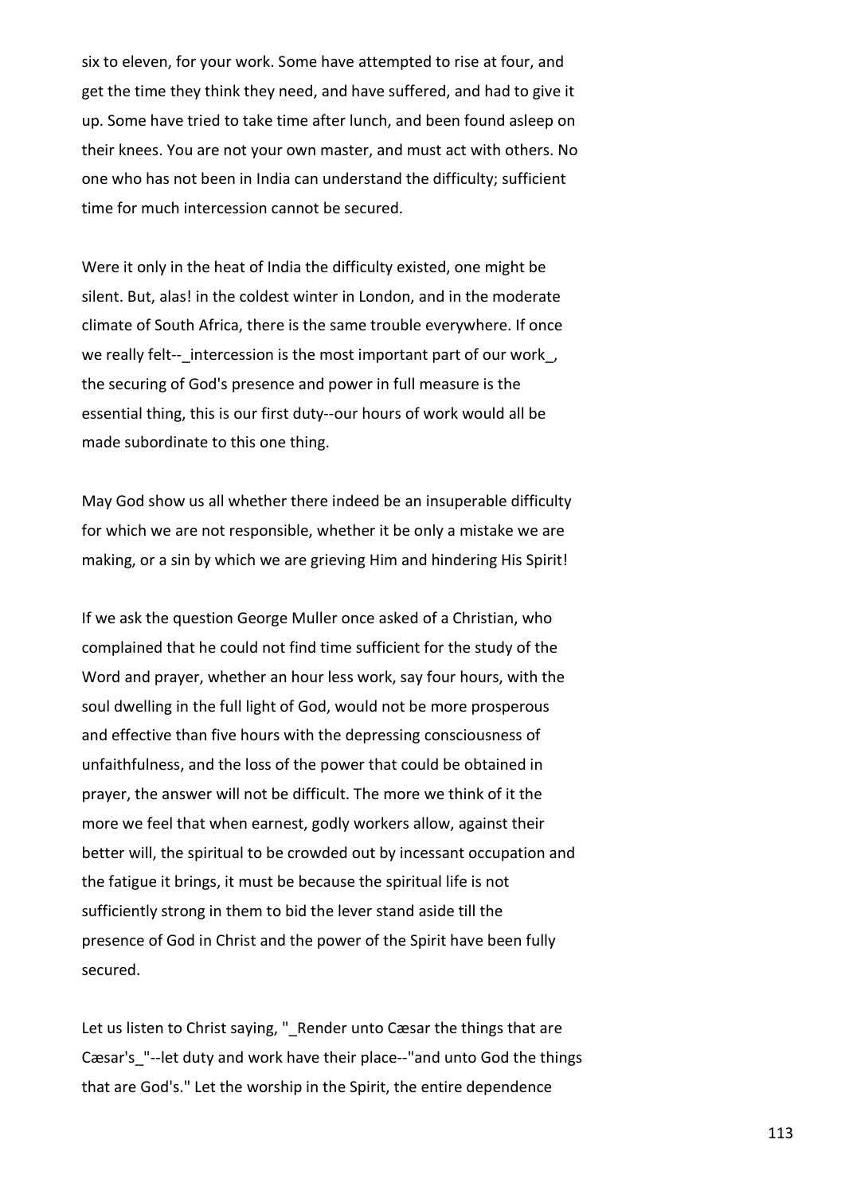six to eleven, for your work. Some have attempted to rise at four, and get the time they think they need, and have suffered, and had to give it up. Some have tried to take time after lunch, and been found asleep on their knees. You are not your own master, and must act with others. No one who has not been in India can understand the difficulty; sufficient time for much intercession cannot be secured.

Were it only in the heat of India the difficulty existed, one might be silent. But, alas! in the coldest winter in London, and in the moderate climate of South Africa, there is the same trouble everywhere. If once we really felt--_intercession is the most important part of our work_, the securing of God's presence and power in full measure is the essential thing, this is our first duty--our hours of work would all be made subordinate to this one thing.

May God show us all whether there indeed be an insuperable difficulty for which we are not responsible, whether it be only a mistake we are making, or a sin by which we are grieving Him and hindering His Spirit!

If we ask the question George Muller once asked of a Christian, who complained that he could not find time sufficient for the study of the Word and prayer, whether an hour less work, say four hours, with the soul dwelling in the full light of God, would not be more prosperous and effective than five hours with the depressing consciousness of unfaithfulness, and the loss of the power that could be obtained in prayer, the answer will not be difficult. The more we think of it the more we feel that when earnest, godly workers allow, against their better will, the spiritual to be crowded out by incessant occupation and the fatigue it brings, it must be because the spiritual life is not sufficiently strong in them to bid the lever stand aside till the presence of God in Christ and the power of the Spirit have been fully secured.

Let us listen to Christ saying, "_Render unto Cæsar the things that are Cæsar's_"--let duty and work have their place--"and unto God the things that are God's." Let the worship in the Spirit, the entire dependence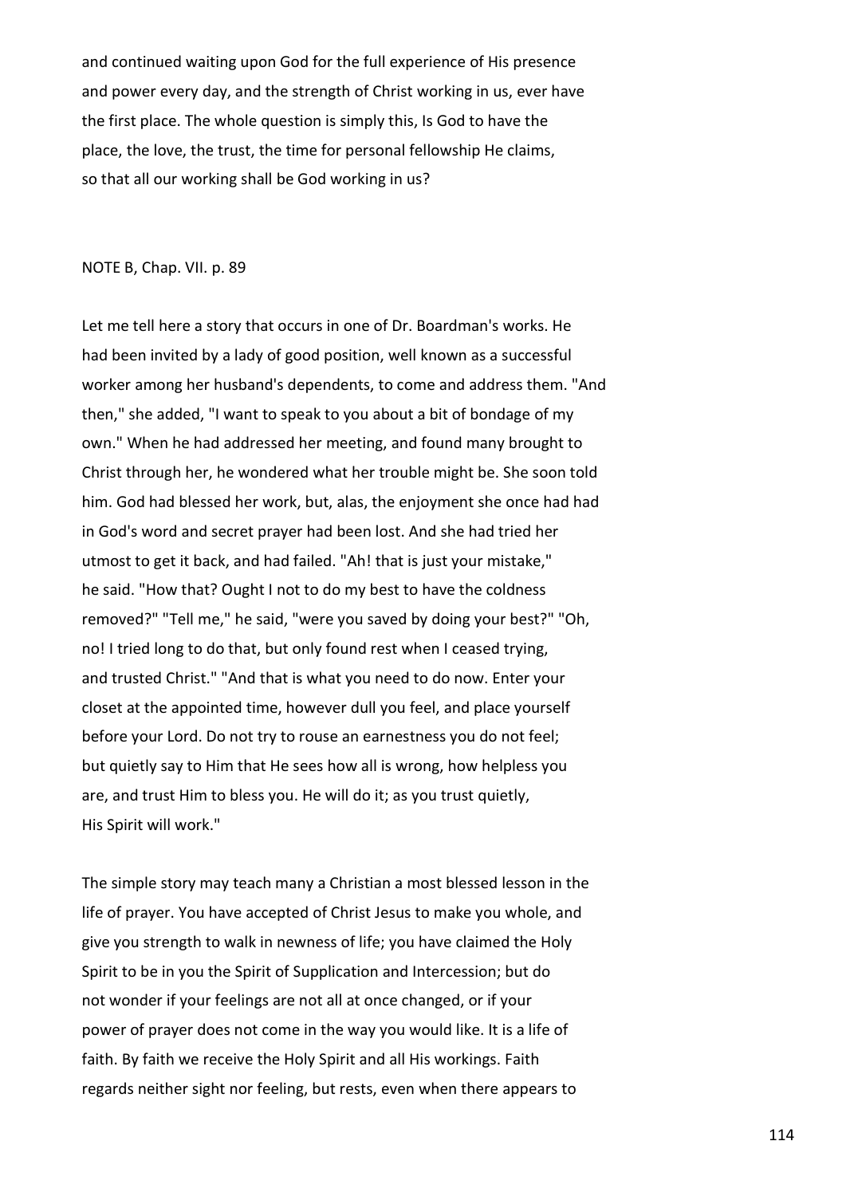and continued waiting upon God for the full experience of His presence and power every day, and the strength of Christ working in us, ever have the first place. The whole question is simply this, Is God to have the place, the love, the trust, the time for personal fellowship He claims, so that all our working shall be God working in us?

NOTE B, Chap. VII. p. 89

Let me tell here a story that occurs in one of Dr. Boardman's works. He had been invited by a lady of good position, well known as a successful worker among her husband's dependents, to come and address them. "And then," she added, "I want to speak to you about a bit of bondage of my own." When he had addressed her meeting, and found many brought to Christ through her, he wondered what her trouble might be. She soon told him. God had blessed her work, but, alas, the enjoyment she once had had in God's word and secret prayer had been lost. And she had tried her utmost to get it back, and had failed. "Ah! that is just your mistake," he said. "How that? Ought I not to do my best to have the coldness removed?" "Tell me," he said, "were you saved by doing your best?" "Oh, no! I tried long to do that, but only found rest when I ceased trying, and trusted Christ." "And that is what you need to do now. Enter your closet at the appointed time, however dull you feel, and place yourself before your Lord. Do not try to rouse an earnestness you do not feel; but quietly say to Him that He sees how all is wrong, how helpless you are, and trust Him to bless you. He will do it; as you trust quietly, His Spirit will work."

The simple story may teach many a Christian a most blessed lesson in the life of prayer. You have accepted of Christ Jesus to make you whole, and give you strength to walk in newness of life; you have claimed the Holy Spirit to be in you the Spirit of Supplication and Intercession; but do not wonder if your feelings are not all at once changed, or if your power of prayer does not come in the way you would like. It is a life of faith. By faith we receive the Holy Spirit and all His workings. Faith regards neither sight nor feeling, but rests, even when there appears to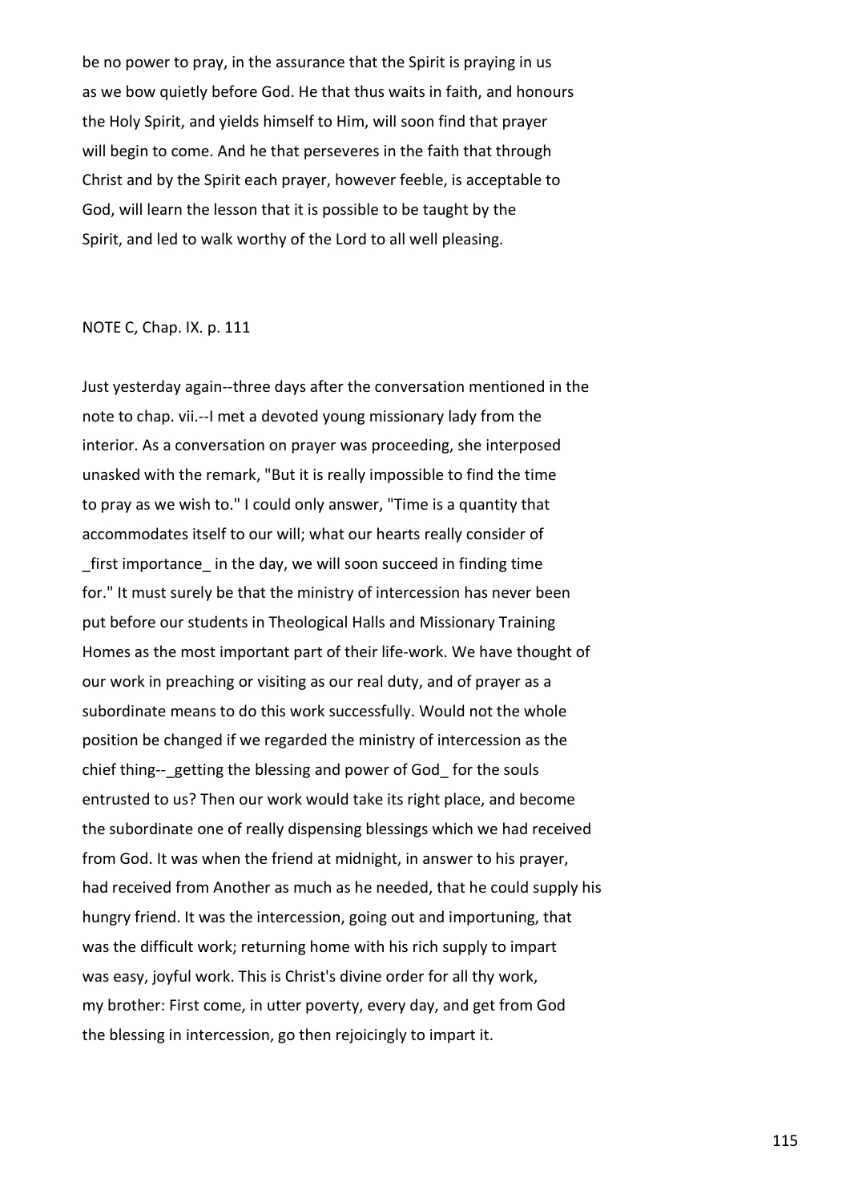be no power to pray, in the assurance that the Spirit is praying in us as we bow quietly before God. He that thus waits in faith, and honours the Holy Spirit, and yields himself to Him, will soon find that prayer will begin to come. And he that perseveres in the faith that through Christ and by the Spirit each prayer, however feeble, is acceptable to God, will learn the lesson that it is possible to be taught by the Spirit, and led to walk worthy of the Lord to all well pleasing.

NOTE C, Chap. IX. p. 111

Just yesterday again--three days after the conversation mentioned in the note to chap. vii.--I met a devoted young missionary lady from the interior. As a conversation on prayer was proceeding, she interposed unasked with the remark, "But it is really impossible to find the time to pray as we wish to." I could only answer, "Time is a quantity that accommodates itself to our will; what our hearts really consider of _first importance_ in the day, we will soon succeed in finding time for." It must surely be that the ministry of intercession has never been put before our students in Theological Halls and Missionary Training Homes as the most important part of their life-work. We have thought of our work in preaching or visiting as our real duty, and of prayer as a subordinate means to do this work successfully. Would not the whole position be changed if we regarded the ministry of intercession as the chief thing--_getting the blessing and power of God_ for the souls entrusted to us? Then our work would take its right place, and become the subordinate one of really dispensing blessings which we had received from God. It was when the friend at midnight, in answer to his prayer, had received from Another as much as he needed, that he could supply his hungry friend. It was the intercession, going out and importuning, that was the difficult work; returning home with his rich supply to impart was easy, joyful work. This is Christ's divine order for all thy work, my brother: First come, in utter poverty, every day, and get from God the blessing in intercession, go then rejoicingly to impart it.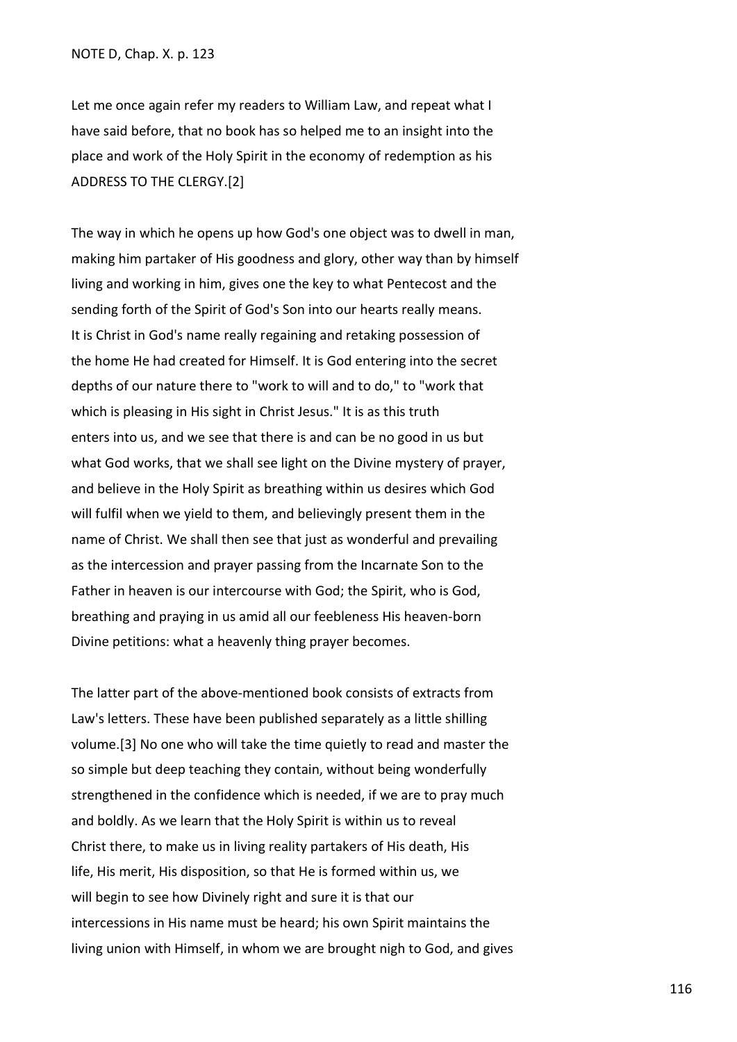NOTE D, Chap. X. p. 123

Let me once again refer my readers to William Law, and repeat what I have said before, that no book has so helped me to an insight into the place and work of the Holy Spirit in the economy of redemption as his ADDRESS TO THE CLERGY.[2]

The way in which he opens up how God's one object was to dwell in man, making him partaker of His goodness and glory, other way than by himself living and working in him, gives one the key to what Pentecost and the sending forth of the Spirit of God's Son into our hearts really means. It is Christ in God's name really regaining and retaking possession of the home He had created for Himself. It is God entering into the secret depths of our nature there to "work to will and to do," to "work that which is pleasing in His sight in Christ Jesus." It is as this truth enters into us, and we see that there is and can be no good in us but what God works, that we shall see light on the Divine mystery of prayer, and believe in the Holy Spirit as breathing within us desires which God will fulfil when we yield to them, and believingly present them in the name of Christ. We shall then see that just as wonderful and prevailing as the intercession and prayer passing from the Incarnate Son to the Father in heaven is our intercourse with God; the Spirit, who is God, breathing and praying in us amid all our feebleness His heaven-born Divine petitions: what a heavenly thing prayer becomes.

The latter part of the above-mentioned book consists of extracts from Law's letters. These have been published separately as a little shilling volume.[3] No one who will take the time quietly to read and master the so simple but deep teaching they contain, without being wonderfully strengthened in the confidence which is needed, if we are to pray much and boldly. As we learn that the Holy Spirit is within us to reveal Christ there, to make us in living reality partakers of His death, His life, His merit, His disposition, so that He is formed within us, we will begin to see how Divinely right and sure it is that our intercessions in His name must be heard; his own Spirit maintains the living union with Himself, in whom we are brought nigh to God, and gives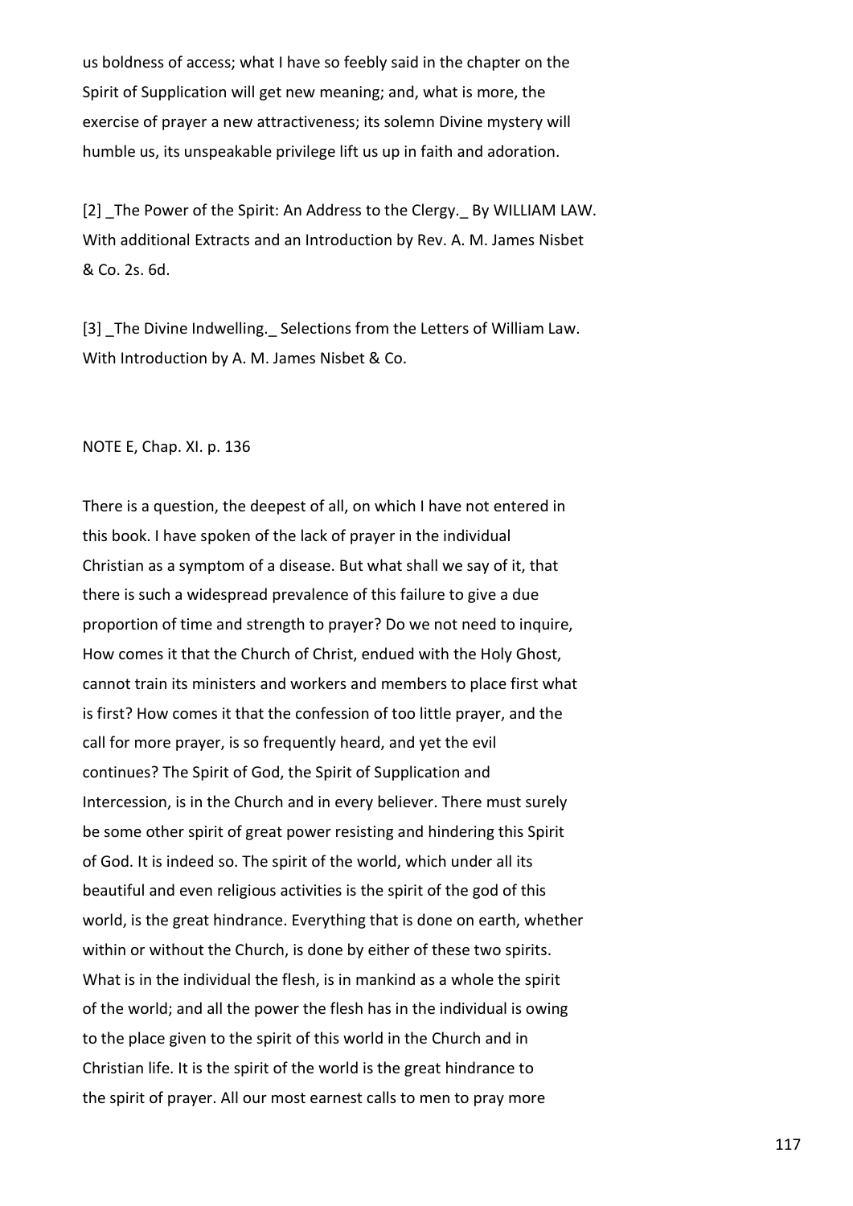us boldness of access; what I have so feebly said in the chapter on the Spirit of Supplication will get new meaning; and, what is more, the exercise of prayer a new attractiveness; its solemn Divine mystery will humble us, its unspeakable privilege lift us up in faith and adoration.

[2] _The Power of the Spirit: An Address to the Clergy._ By WILLIAM LAW. With additional Extracts and an Introduction by Rev. A. M. James Nisbet & Co. 2s. 6d.

[3] _The Divine Indwelling._ Selections from the Letters of William Law. With Introduction by A. M. James Nisbet & Co.

NOTE E, Chap. XI. p. 136

There is a question, the deepest of all, on which I have not entered in this book. I have spoken of the lack of prayer in the individual Christian as a symptom of a disease. But what shall we say of it, that there is such a widespread prevalence of this failure to give a due proportion of time and strength to prayer? Do we not need to inquire, How comes it that the Church of Christ, endued with the Holy Ghost, cannot train its ministers and workers and members to place first what is first? How comes it that the confession of too little prayer, and the call for more prayer, is so frequently heard, and yet the evil continues? The Spirit of God, the Spirit of Supplication and Intercession, is in the Church and in every believer. There must surely be some other spirit of great power resisting and hindering this Spirit of God. It is indeed so. The spirit of the world, which under all its beautiful and even religious activities is the spirit of the god of this world, is the great hindrance. Everything that is done on earth, whether within or without the Church, is done by either of these two spirits. What is in the individual the flesh, is in mankind as a whole the spirit of the world; and all the power the flesh has in the individual is owing to the place given to the spirit of this world in the Church and in Christian life. It is the spirit of the world is the great hindrance to the spirit of prayer. All our most earnest calls to men to pray more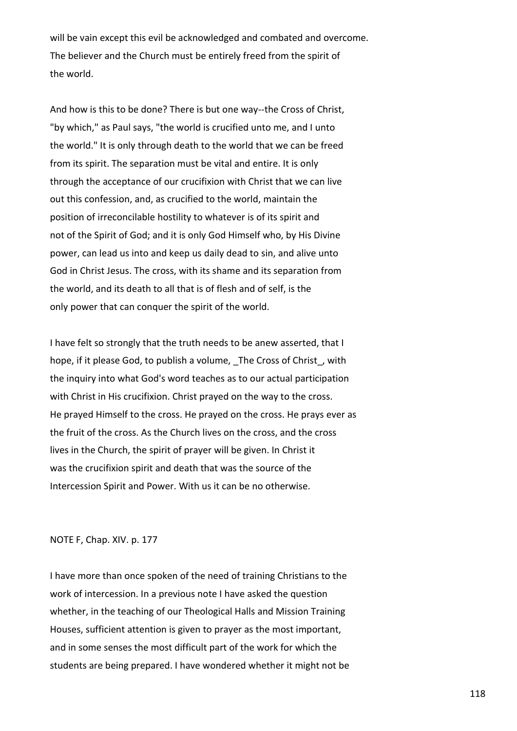will be vain except this evil be acknowledged and combated and overcome. The believer and the Church must be entirely freed from the spirit of the world.

And how is this to be done? There is but one way--the Cross of Christ, "by which," as Paul says, "the world is crucified unto me, and I unto the world." It is only through death to the world that we can be freed from its spirit. The separation must be vital and entire. It is only through the acceptance of our crucifixion with Christ that we can live out this confession, and, as crucified to the world, maintain the position of irreconcilable hostility to whatever is of its spirit and not of the Spirit of God; and it is only God Himself who, by His Divine power, can lead us into and keep us daily dead to sin, and alive unto God in Christ Jesus. The cross, with its shame and its separation from the world, and its death to all that is of flesh and of self, is the only power that can conquer the spirit of the world.

I have felt so strongly that the truth needs to be anew asserted, that I hope, if it please God, to publish a volume, _The Cross of Christ_, with the inquiry into what God's word teaches as to our actual participation with Christ in His crucifixion. Christ prayed on the way to the cross. He prayed Himself to the cross. He prayed on the cross. He prays ever as the fruit of the cross. As the Church lives on the cross, and the cross lives in the Church, the spirit of prayer will be given. In Christ it was the crucifixion spirit and death that was the source of the Intercession Spirit and Power. With us it can be no otherwise.

NOTE F, Chap. XIV. p. 177

I have more than once spoken of the need of training Christians to the work of intercession. In a previous note I have asked the question whether, in the teaching of our Theological Halls and Mission Training Houses, sufficient attention is given to prayer as the most important, and in some senses the most difficult part of the work for which the students are being prepared. I have wondered whether it might not be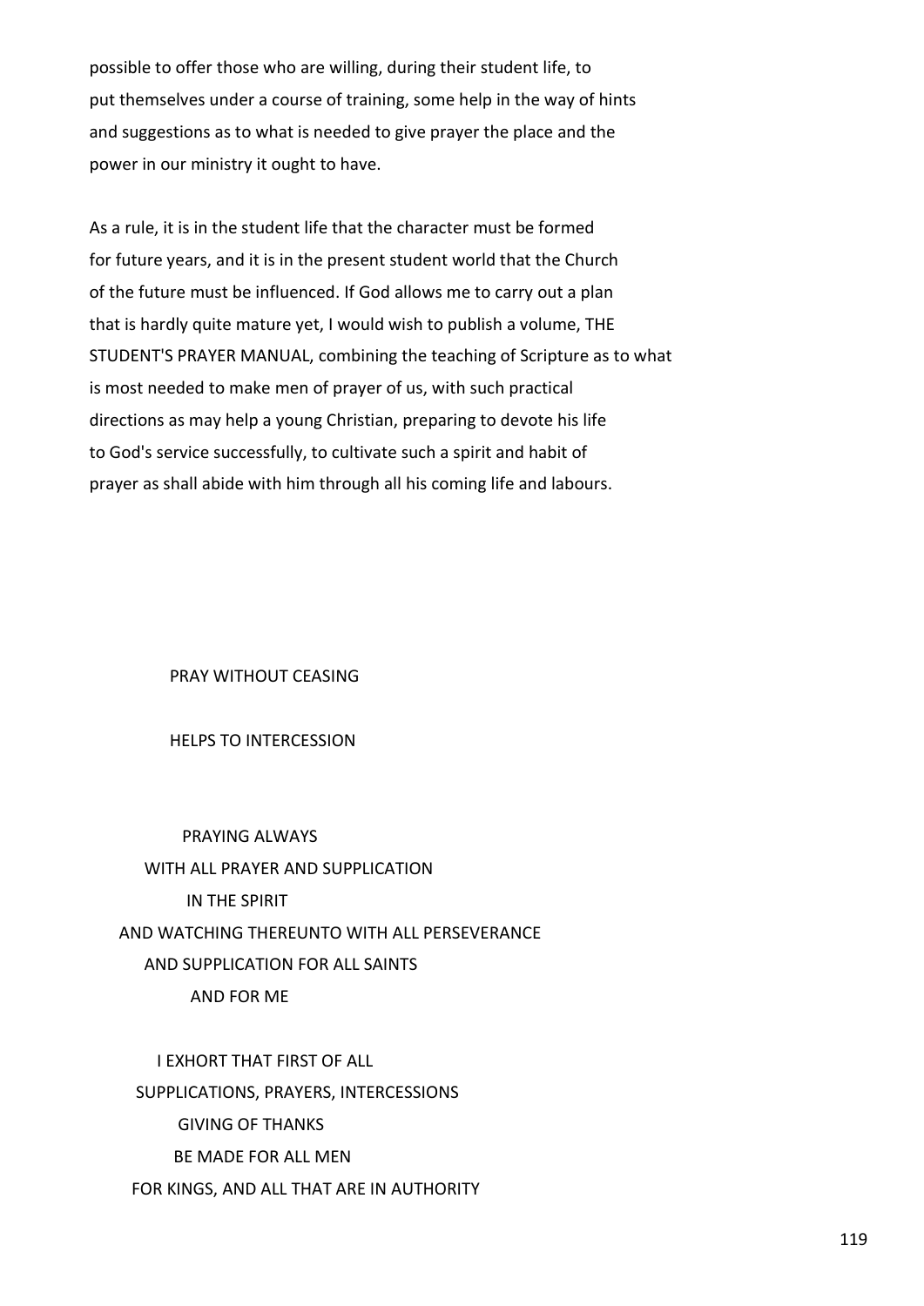possible to offer those who are willing, during their student life, to put themselves under a course of training, some help in the way of hints and suggestions as to what is needed to give prayer the place and the power in our ministry it ought to have.

As a rule, it is in the student life that the character must be formed for future years, and it is in the present student world that the Church of the future must be influenced. If God allows me to carry out a plan that is hardly quite mature yet, I would wish to publish a volume, THE STUDENT'S PRAYER MANUAL, combining the teaching of Scripture as to what is most needed to make men of prayer of us, with such practical directions as may help a young Christian, preparing to devote his life to God's service successfully, to cultivate such a spirit and habit of prayer as shall abide with him through all his coming life and labours.

# PRAY WITHOUT CEASING

## HELPS TO INTERCESSION

PRAYING ALWAYS  
WITH ALL PRAYER AND SUPPLICATION  
IN THE SPIRIT  
AND WATCHING THEREUNTO WITH ALL PERSEVERANCE  
AND SUPPLICATION FOR ALL SAINTS  
AND FOR ME

I EXHORT THAT FIRST OF ALL  
SUPPLICATIONS, PRAYERS, INTERCESSIONS  
GIVING OF THANKS  
BE MADE FOR ALL MEN  
FOR KINGS, AND ALL THAT ARE IN AUTHORITY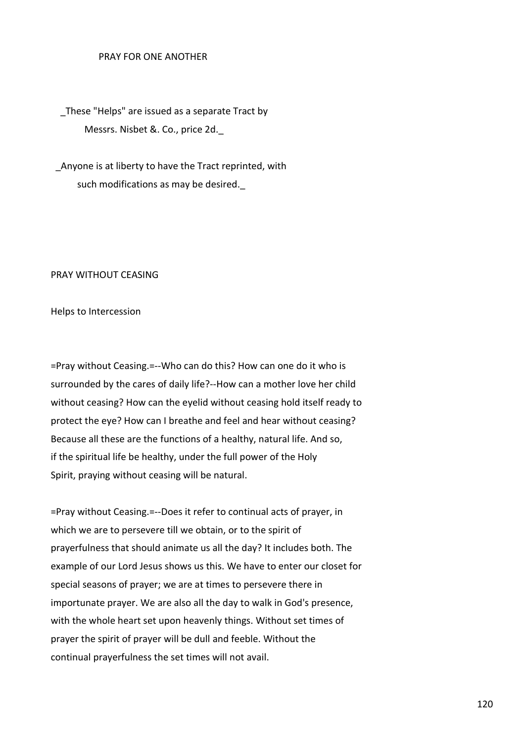PRAY FOR ONE ANOTHER

_These "Helps" are issued as a separate Tract by Messrs. Nisbet &. Co., price 2d._

_Anyone is at liberty to have the Tract reprinted, with such modifications as may be desired._

## PRAY WITHOUT CEASING

### Helps to Intercession

=Pray without Ceasing.=--Who can do this? How can one do it who is surrounded by the cares of daily life?--How can a mother love her child without ceasing? How can the eyelid without ceasing hold itself ready to protect the eye? How can I breathe and feel and hear without ceasing? Because all these are the functions of a healthy, natural life. And so, if the spiritual life be healthy, under the full power of the Holy Spirit, praying without ceasing will be natural.

=Pray without Ceasing.=--Does it refer to continual acts of prayer, in which we are to persevere till we obtain, or to the spirit of prayerfulness that should animate us all the day? It includes both. The example of our Lord Jesus shows us this. We have to enter our closet for special seasons of prayer; we are at times to persevere there in importunate prayer. We are also all the day to walk in God's presence, with the whole heart set upon heavenly things. Without set times of prayer the spirit of prayer will be dull and feeble. Without the continual prayerfulness the set times will not avail.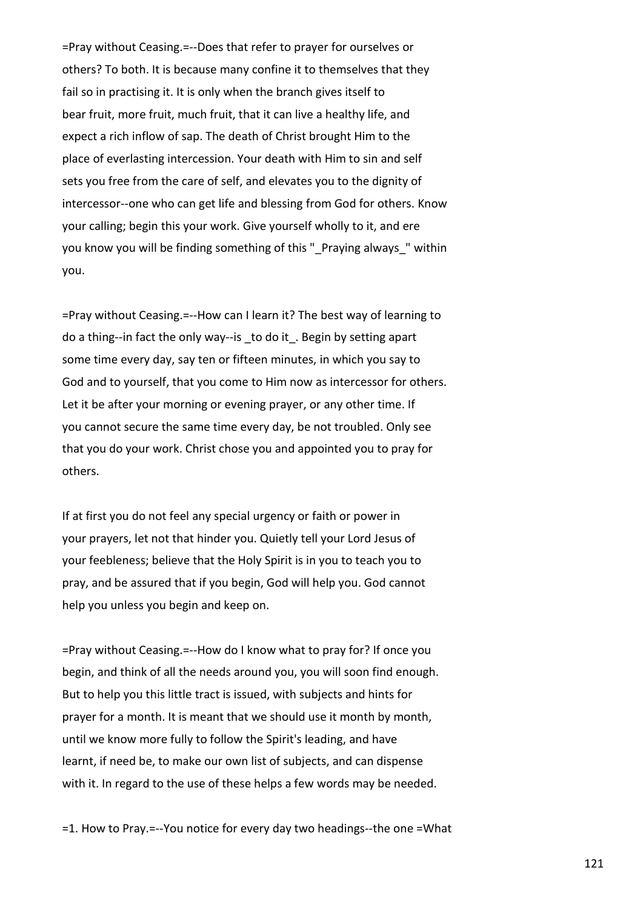=Pray without Ceasing.=--Does that refer to prayer for ourselves or others? To both. It is because many confine it to themselves that they fail so in practising it. It is only when the branch gives itself to bear fruit, more fruit, much fruit, that it can live a healthy life, and expect a rich inflow of sap. The death of Christ brought Him to the place of everlasting intercession. Your death with Him to sin and self sets you free from the care of self, and elevates you to the dignity of intercessor--one who can get life and blessing from God for others. Know your calling; begin this your work. Give yourself wholly to it, and ere you know you will be finding something of this "_Praying always_" within you.

=Pray without Ceasing.=--How can I learn it? The best way of learning to do a thing--in fact the only way--is _to do it_. Begin by setting apart some time every day, say ten or fifteen minutes, in which you say to God and to yourself, that you come to Him now as intercessor for others. Let it be after your morning or evening prayer, or any other time. If you cannot secure the same time every day, be not troubled. Only see that you do your work. Christ chose you and appointed you to pray for others.

If at first you do not feel any special urgency or faith or power in your prayers, let not that hinder you. Quietly tell your Lord Jesus of your feebleness; believe that the Holy Spirit is in you to teach you to pray, and be assured that if you begin, God will help you. God cannot help you unless you begin and keep on.

=Pray without Ceasing.=--How do I know what to pray for? If once you begin, and think of all the needs around you, you will soon find enough. But to help you this little tract is issued, with subjects and hints for prayer for a month. It is meant that we should use it month by month, until we know more fully to follow the Spirit's leading, and have learnt, if need be, to make our own list of subjects, and can dispense with it. In regard to the use of these helps a few words may be needed.

=1. How to Pray.=--You notice for every day two headings--the one =What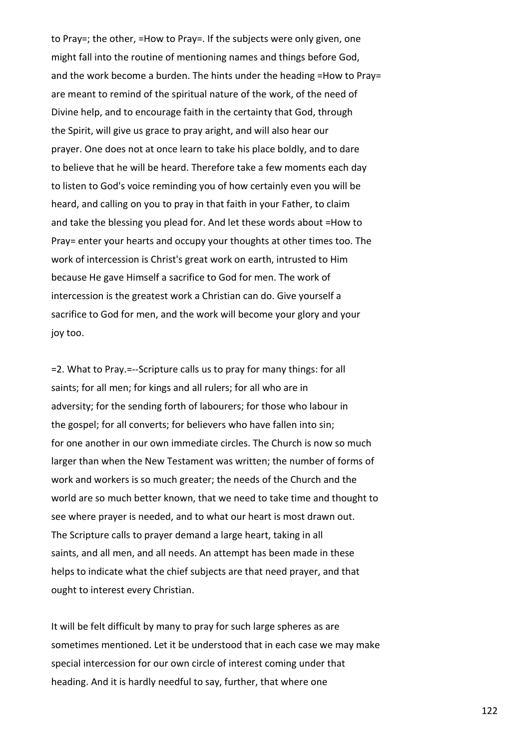to Pray=; the other, =How to Pray=. If the subjects were only given, one might fall into the routine of mentioning names and things before God, and the work become a burden. The hints under the heading =How to Pray= are meant to remind of the spiritual nature of the work, of the need of Divine help, and to encourage faith in the certainty that God, through the Spirit, will give us grace to pray aright, and will also hear our prayer. One does not at once learn to take his place boldly, and to dare to believe that he will be heard. Therefore take a few moments each day to listen to God's voice reminding you of how certainly even you will be heard, and calling on you to pray in that faith in your Father, to claim and take the blessing you plead for. And let these words about =How to Pray= enter your hearts and occupy your thoughts at other times too. The work of intercession is Christ's great work on earth, intrusted to Him because He gave Himself a sacrifice to God for men. The work of intercession is the greatest work a Christian can do. Give yourself a sacrifice to God for men, and the work will become your glory and your joy too.

=2. What to Pray.=--Scripture calls us to pray for many things: for all saints; for all men; for kings and all rulers; for all who are in adversity; for the sending forth of labourers; for those who labour in the gospel; for all converts; for believers who have fallen into sin; for one another in our own immediate circles. The Church is now so much larger than when the New Testament was written; the number of forms of work and workers is so much greater; the needs of the Church and the world are so much better known, that we need to take time and thought to see where prayer is needed, and to what our heart is most drawn out. The Scripture calls to prayer demand a large heart, taking in all saints, and all men, and all needs. An attempt has been made in these helps to indicate what the chief subjects are that need prayer, and that ought to interest every Christian.

It will be felt difficult by many to pray for such large spheres as are sometimes mentioned. Let it be understood that in each case we may make special intercession for our own circle of interest coming under that heading. And it is hardly needful to say, further, that where one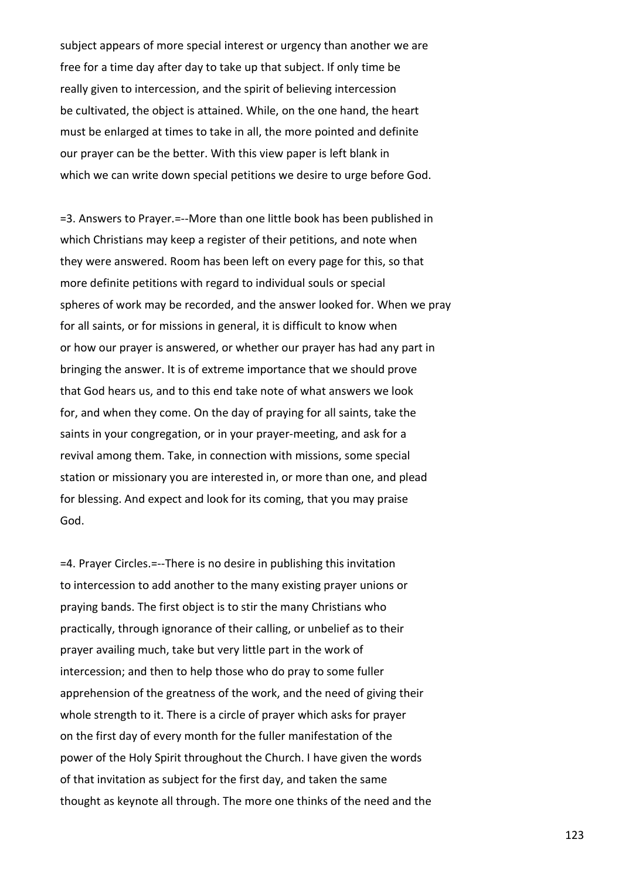subject appears of more special interest or urgency than another we are free for a time day after day to take up that subject. If only time be really given to intercession, and the spirit of believing intercession be cultivated, the object is attained. While, on the one hand, the heart must be enlarged at times to take in all, the more pointed and definite our prayer can be the better. With this view paper is left blank in which we can write down special petitions we desire to urge before God.

=3. Answers to Prayer.=--More than one little book has been published in which Christians may keep a register of their petitions, and note when they were answered. Room has been left on every page for this, so that more definite petitions with regard to individual souls or special spheres of work may be recorded, and the answer looked for. When we pray for all saints, or for missions in general, it is difficult to know when or how our prayer is answered, or whether our prayer has had any part in bringing the answer. It is of extreme importance that we should prove that God hears us, and to this end take note of what answers we look for, and when they come. On the day of praying for all saints, take the saints in your congregation, or in your prayer-meeting, and ask for a revival among them. Take, in connection with missions, some special station or missionary you are interested in, or more than one, and plead for blessing. And expect and look for its coming, that you may praise God.

=4. Prayer Circles.=--There is no desire in publishing this invitation to intercession to add another to the many existing prayer unions or praying bands. The first object is to stir the many Christians who practically, through ignorance of their calling, or unbelief as to their prayer availing much, take but very little part in the work of intercession; and then to help those who do pray to some fuller apprehension of the greatness of the work, and the need of giving their whole strength to it. There is a circle of prayer which asks for prayer on the first day of every month for the fuller manifestation of the power of the Holy Spirit throughout the Church. I have given the words of that invitation as subject for the first day, and taken the same thought as keynote all through. The more one thinks of the need and the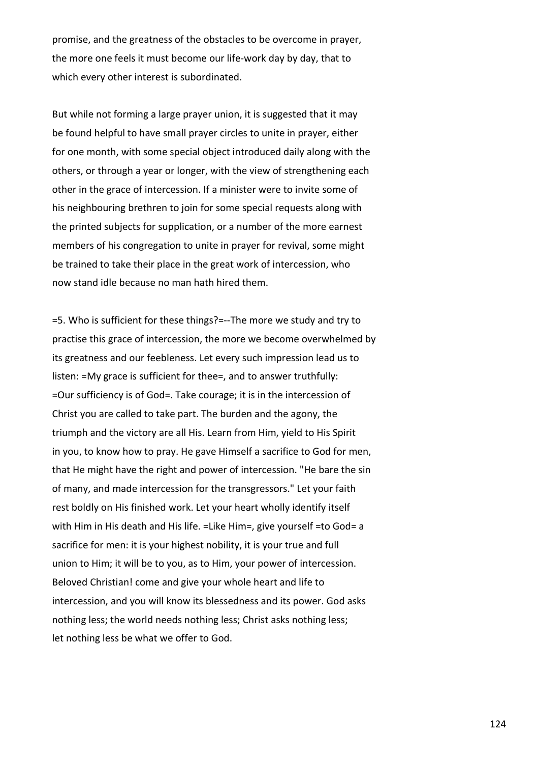promise, and the greatness of the obstacles to be overcome in prayer, the more one feels it must become our life-work day by day, that to which every other interest is subordinated.

But while not forming a large prayer union, it is suggested that it may be found helpful to have small prayer circles to unite in prayer, either for one month, with some special object introduced daily along with the others, or through a year or longer, with the view of strengthening each other in the grace of intercession. If a minister were to invite some of his neighbouring brethren to join for some special requests along with the printed subjects for supplication, or a number of the more earnest members of his congregation to unite in prayer for revival, some might be trained to take their place in the great work of intercession, who now stand idle because no man hath hired them.

=5. Who is sufficient for these things?=--The more we study and try to practise this grace of intercession, the more we become overwhelmed by its greatness and our feebleness. Let every such impression lead us to listen: =My grace is sufficient for thee=, and to answer truthfully: =Our sufficiency is of God=. Take courage; it is in the intercession of Christ you are called to take part. The burden and the agony, the triumph and the victory are all His. Learn from Him, yield to His Spirit in you, to know how to pray. He gave Himself a sacrifice to God for men, that He might have the right and power of intercession. "He bare the sin of many, and made intercession for the transgressors." Let your faith rest boldly on His finished work. Let your heart wholly identify itself with Him in His death and His life. =Like Him=, give yourself =to God= a sacrifice for men: it is your highest nobility, it is your true and full union to Him; it will be to you, as to Him, your power of intercession. Beloved Christian! come and give your whole heart and life to intercession, and you will know its blessedness and its power. God asks nothing less; the world needs nothing less; Christ asks nothing less; let nothing less be what we offer to God.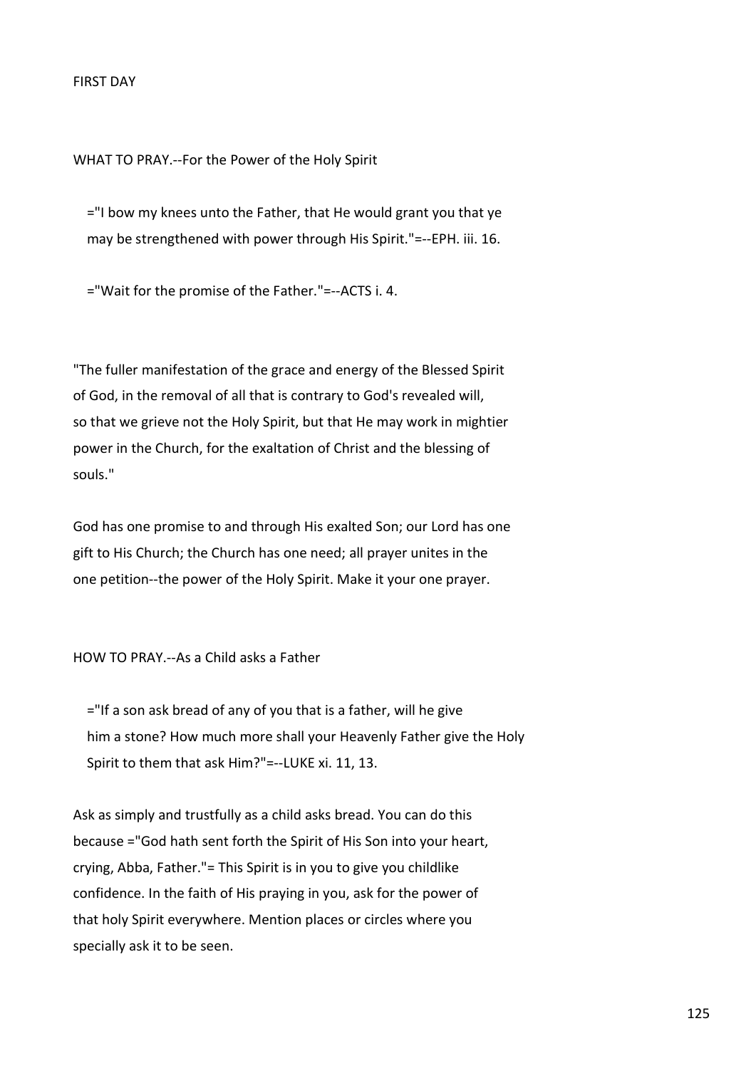FIRST DAY

WHAT TO PRAY.--For the Power of the Holy Spirit

> ="I bow my knees unto the Father, that He would grant you that ye may be strengthened with power through His Spirit."=--EPH. iii. 16.
>
> ="Wait for the promise of the Father."=--ACTS i. 4.

"The fuller manifestation of the grace and energy of the Blessed Spirit of God, in the removal of all that is contrary to God's revealed will, so that we grieve not the Holy Spirit, but that He may work in mightier power in the Church, for the exaltation of Christ and the blessing of souls."

God has one promise to and through His exalted Son; our Lord has one gift to His Church; the Church has one need; all prayer unites in the one petition--the power of the Holy Spirit. Make it your one prayer.

HOW TO PRAY.--As a Child asks a Father

> ="If a son ask bread of any of you that is a father, will he give him a stone? How much more shall your Heavenly Father give the Holy Spirit to them that ask Him?"=--LUKE xi. 11, 13.

Ask as simply and trustfully as a child asks bread. You can do this because ="God hath sent forth the Spirit of His Son into your heart, crying, Abba, Father."= This Spirit is in you to give you childlike confidence. In the faith of His praying in you, ask for the power of that holy Spirit everywhere. Mention places or circles where you specially ask it to be seen.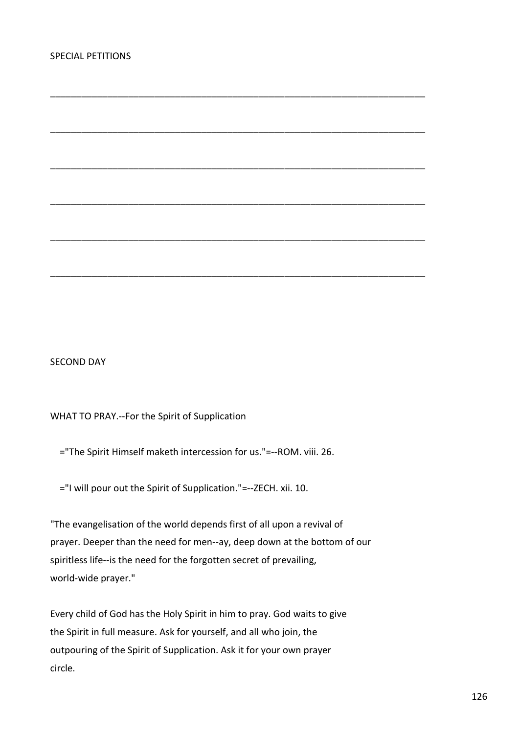SPECIAL PETITIONS

___________________________________________________________________________

___________________________________________________________________________

___________________________________________________________________________

___________________________________________________________________________

___________________________________________________________________________

___________________________________________________________________________

SECOND DAY

WHAT TO PRAY.--For the Spirit of Supplication

="The Spirit Himself maketh intercession for us."=--ROM. viii. 26.

="I will pour out the Spirit of Supplication."=--ZECH. xii. 10.

"The evangelisation of the world depends first of all upon a revival of prayer. Deeper than the need for men--ay, deep down at the bottom of our spiritless life--is the need for the forgotten secret of prevailing, world-wide prayer."

Every child of God has the Holy Spirit in him to pray. God waits to give the Spirit in full measure. Ask for yourself, and all who join, the outpouring of the Spirit of Supplication. Ask it for your own prayer circle.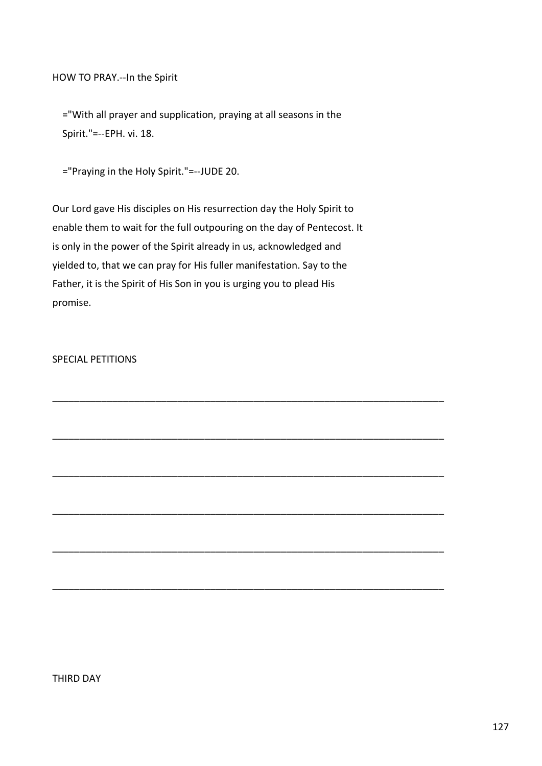HOW TO PRAY.--In the Spirit

="With all prayer and supplication, praying at all seasons in the Spirit."=--EPH. vi. 18.

="Praying in the Holy Spirit."=--JUDE 20.

Our Lord gave His disciples on His resurrection day the Holy Spirit to enable them to wait for the full outpouring on the day of Pentecost. It is only in the power of the Spirit already in us, acknowledged and yielded to, that we can pray for His fuller manifestation. Say to the Father, it is the Spirit of His Son in you is urging you to plead His promise.

SPECIAL PETITIONS

_________________________________________________________________________

_________________________________________________________________________

_________________________________________________________________________

_________________________________________________________________________

_________________________________________________________________________

_________________________________________________________________________

THIRD DAY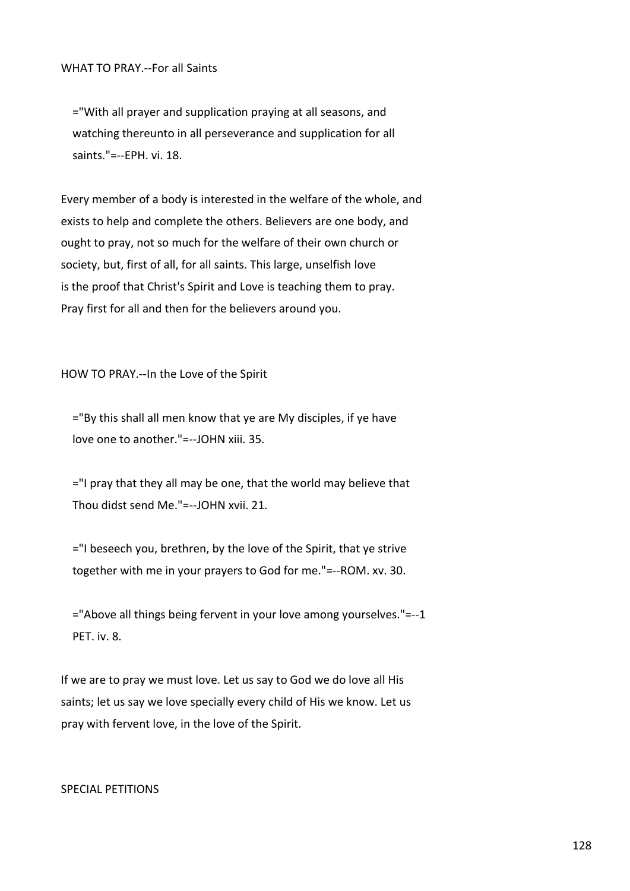WHAT TO PRAY.--For all Saints

> ="With all prayer and supplication praying at all seasons, and watching thereunto in all perseverance and supplication for all saints."=--EPH. vi. 18.

Every member of a body is interested in the welfare of the whole, and exists to help and complete the others. Believers are one body, and ought to pray, not so much for the welfare of their own church or society, but, first of all, for all saints. This large, unselfish love is the proof that Christ's Spirit and Love is teaching them to pray. Pray first for all and then for the believers around you.

HOW TO PRAY.--In the Love of the Spirit

> ="By this shall all men know that ye are My disciples, if ye have love one to another."=--JOHN xiii. 35.
>
> ="I pray that they all may be one, that the world may believe that Thou didst send Me."=--JOHN xvii. 21.
>
> ="I beseech you, brethren, by the love of the Spirit, that ye strive together with me in your prayers to God for me."=--ROM. xv. 30.
>
> ="Above all things being fervent in your love among yourselves."=--1 PET. iv. 8.

If we are to pray we must love. Let us say to God we do love all His saints; let us say we love specially every child of His we know. Let us pray with fervent love, in the love of the Spirit.

SPECIAL PETITIONS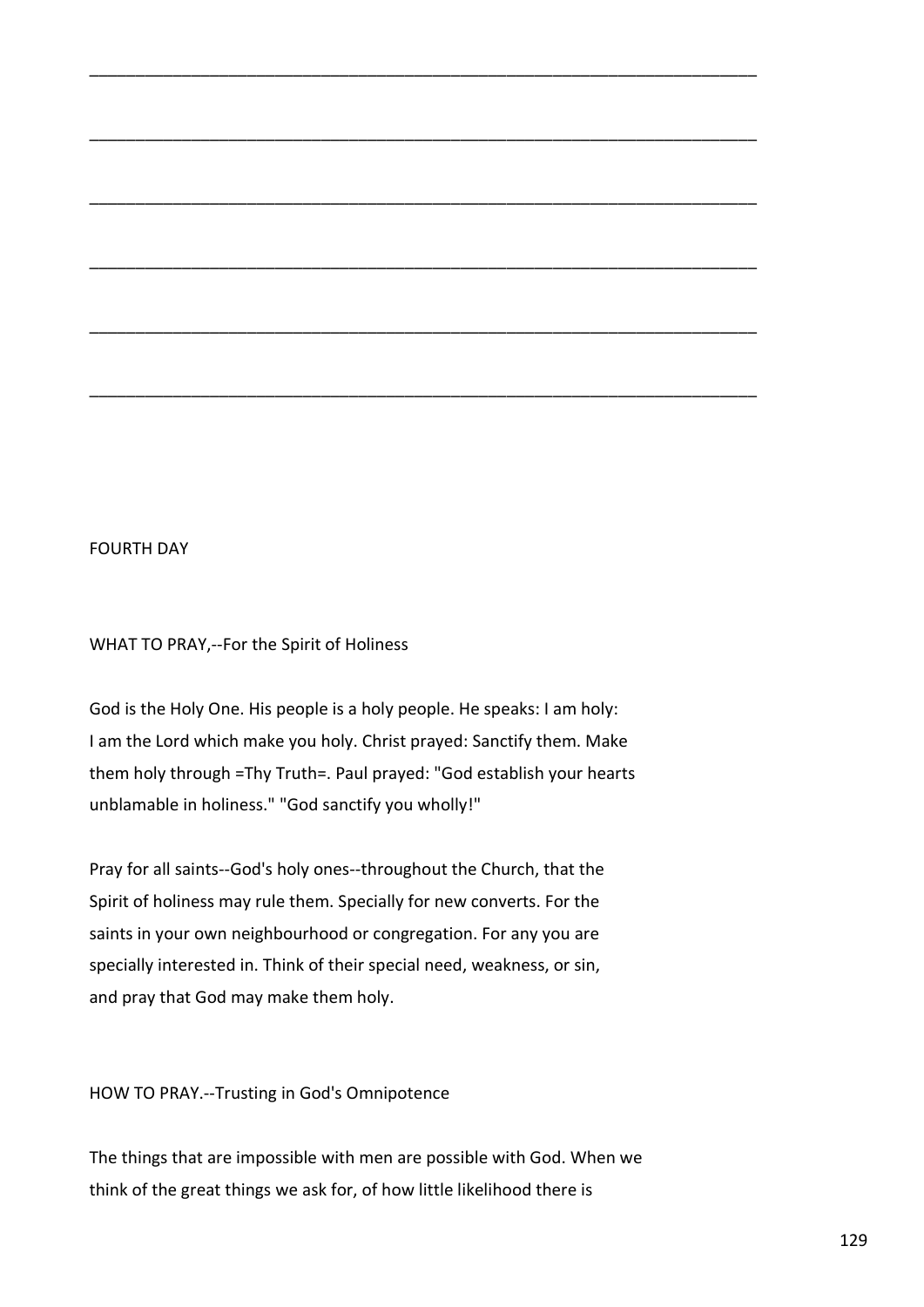\_\_\_\_\_\_\_\_\_\_\_\_\_\_\_\_\_\_\_\_\_\_\_\_\_\_\_\_\_\_\_\_\_\_\_\_\_\_\_\_\_\_\_\_\_\_\_\_\_\_\_\_\_\_\_\_\_\_\_\_\_\_\_\_\_\_\_\_\_\_

\_\_\_\_\_\_\_\_\_\_\_\_\_\_\_\_\_\_\_\_\_\_\_\_\_\_\_\_\_\_\_\_\_\_\_\_\_\_\_\_\_\_\_\_\_\_\_\_\_\_\_\_\_\_\_\_\_\_\_\_\_\_\_\_\_\_\_\_\_\_

\_\_\_\_\_\_\_\_\_\_\_\_\_\_\_\_\_\_\_\_\_\_\_\_\_\_\_\_\_\_\_\_\_\_\_\_\_\_\_\_\_\_\_\_\_\_\_\_\_\_\_\_\_\_\_\_\_\_\_\_\_\_\_\_\_\_\_\_\_\_

\_\_\_\_\_\_\_\_\_\_\_\_\_\_\_\_\_\_\_\_\_\_\_\_\_\_\_\_\_\_\_\_\_\_\_\_\_\_\_\_\_\_\_\_\_\_\_\_\_\_\_\_\_\_\_\_\_\_\_\_\_\_\_\_\_\_\_\_\_\_

\_\_\_\_\_\_\_\_\_\_\_\_\_\_\_\_\_\_\_\_\_\_\_\_\_\_\_\_\_\_\_\_\_\_\_\_\_\_\_\_\_\_\_\_\_\_\_\_\_\_\_\_\_\_\_\_\_\_\_\_\_\_\_\_\_\_\_\_\_\_

\_\_\_\_\_\_\_\_\_\_\_\_\_\_\_\_\_\_\_\_\_\_\_\_\_\_\_\_\_\_\_\_\_\_\_\_\_\_\_\_\_\_\_\_\_\_\_\_\_\_\_\_\_\_\_\_\_\_\_\_\_\_\_\_\_\_\_\_\_\_

## FOURTH DAY

WHAT TO PRAY,--For the Spirit of Holiness

God is the Holy One. His people is a holy people. He speaks: I am holy: I am the Lord which make you holy. Christ prayed: Sanctify them. Make them holy through =Thy Truth=. Paul prayed: "God establish your hearts unblamable in holiness." "God sanctify you wholly!"

Pray for all saints--God's holy ones--throughout the Church, that the Spirit of holiness may rule them. Specially for new converts. For the saints in your own neighbourhood or congregation. For any you are specially interested in. Think of their special need, weakness, or sin, and pray that God may make them holy.

HOW TO PRAY.--Trusting in God's Omnipotence

The things that are impossible with men are possible with God. When we think of the great things we ask for, of how little likelihood there is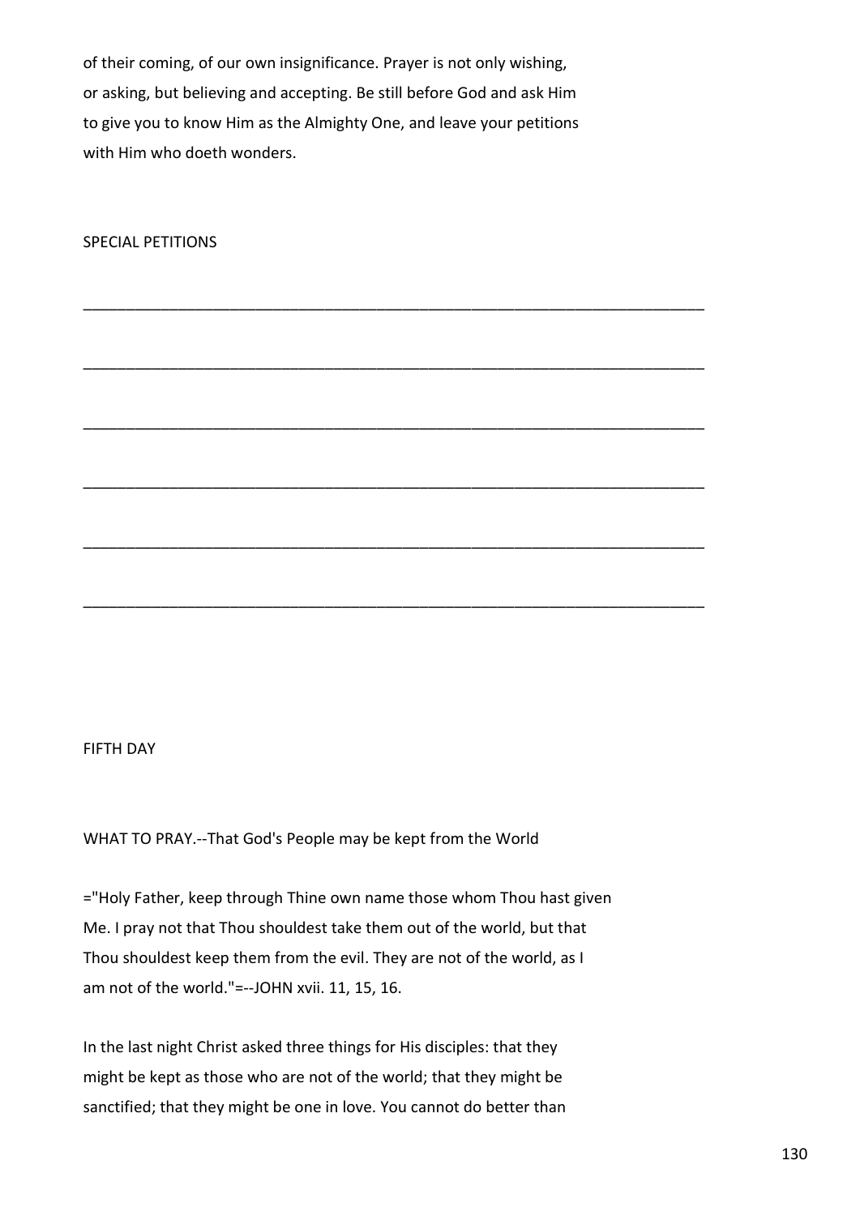of their coming, of our own insignificance. Prayer is not only wishing, or asking, but believing and accepting. Be still before God and ask Him to give you to know Him as the Almighty One, and leave your petitions with Him who doeth wonders.

SPECIAL PETITIONS

___________________________________________________________________________

___________________________________________________________________________

___________________________________________________________________________

___________________________________________________________________________

___________________________________________________________________________

___________________________________________________________________________

## FIFTH DAY

WHAT TO PRAY.--That God's People may be kept from the World

="Holy Father, keep through Thine own name those whom Thou hast given Me. I pray not that Thou shouldest take them out of the world, but that Thou shouldest keep them from the evil. They are not of the world, as I am not of the world."=--JOHN xvii. 11, 15, 16.

In the last night Christ asked three things for His disciples: that they might be kept as those who are not of the world; that they might be sanctified; that they might be one in love. You cannot do better than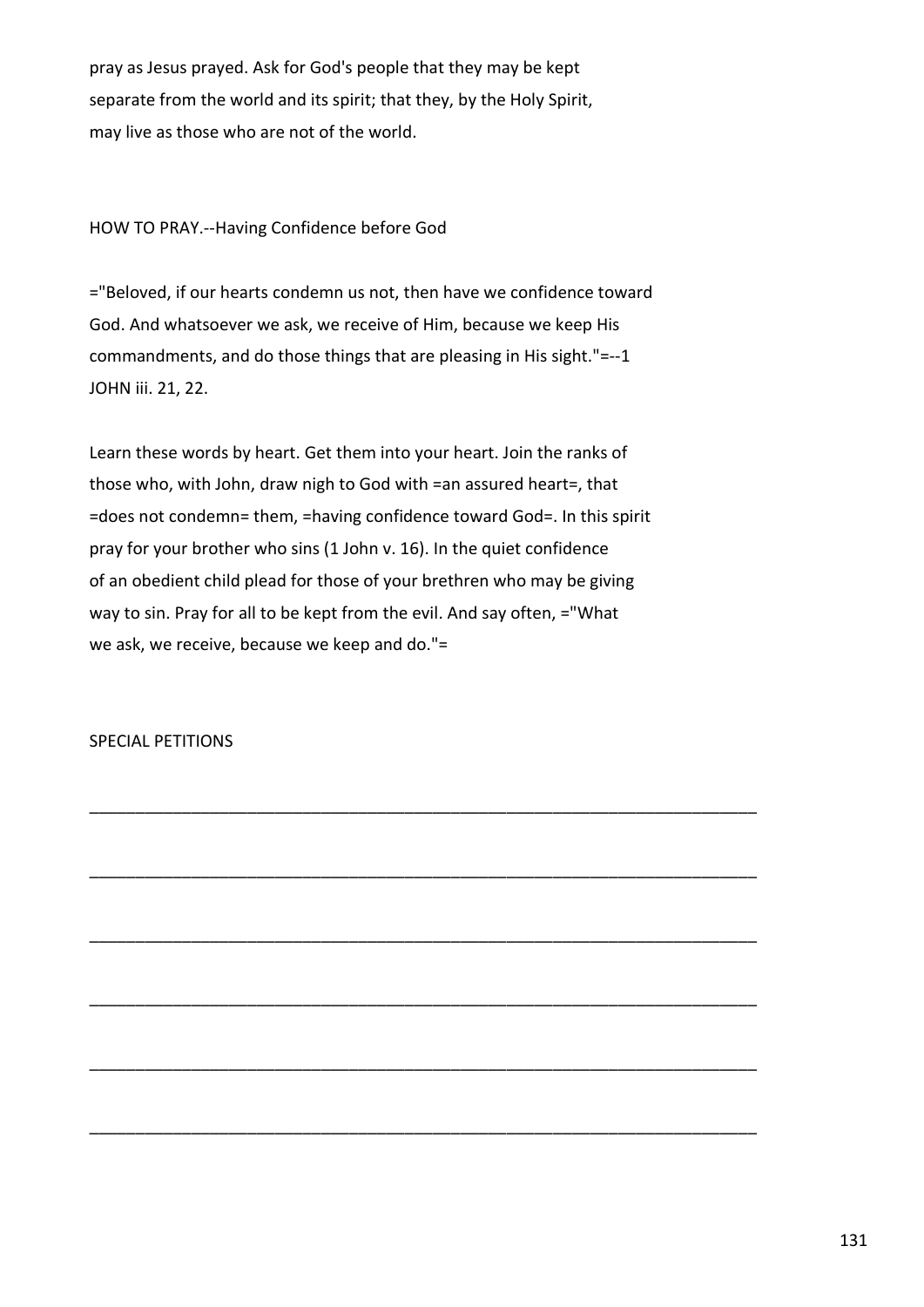pray as Jesus prayed. Ask for God's people that they may be kept separate from the world and its spirit; that they, by the Holy Spirit, may live as those who are not of the world.

## HOW TO PRAY.--Having Confidence before God

="Beloved, if our hearts condemn us not, then have we confidence toward God. And whatsoever we ask, we receive of Him, because we keep His commandments, and do those things that are pleasing in His sight."=--1 JOHN iii. 21, 22.

Learn these words by heart. Get them into your heart. Join the ranks of those who, with John, draw nigh to God with =an assured heart=, that =does not condemn= them, =having confidence toward God=. In this spirit pray for your brother who sins (1 John v. 16). In the quiet confidence of an obedient child plead for those of your brethren who may be giving way to sin. Pray for all to be kept from the evil. And say often, ="What we ask, we receive, because we keep and do."=

## SPECIAL PETITIONS

\_\_\_\_\_\_\_\_\_\_\_\_\_\_\_\_\_\_\_\_\_\_\_\_\_\_\_\_\_\_\_\_\_\_\_\_\_\_\_\_\_\_\_\_\_\_\_\_\_\_\_\_\_\_\_\_\_\_\_\_\_\_\_\_\_\_\_\_\_\_

\_\_\_\_\_\_\_\_\_\_\_\_\_\_\_\_\_\_\_\_\_\_\_\_\_\_\_\_\_\_\_\_\_\_\_\_\_\_\_\_\_\_\_\_\_\_\_\_\_\_\_\_\_\_\_\_\_\_\_\_\_\_\_\_\_\_\_\_\_\_

\_\_\_\_\_\_\_\_\_\_\_\_\_\_\_\_\_\_\_\_\_\_\_\_\_\_\_\_\_\_\_\_\_\_\_\_\_\_\_\_\_\_\_\_\_\_\_\_\_\_\_\_\_\_\_\_\_\_\_\_\_\_\_\_\_\_\_\_\_\_

\_\_\_\_\_\_\_\_\_\_\_\_\_\_\_\_\_\_\_\_\_\_\_\_\_\_\_\_\_\_\_\_\_\_\_\_\_\_\_\_\_\_\_\_\_\_\_\_\_\_\_\_\_\_\_\_\_\_\_\_\_\_\_\_\_\_\_\_\_\_

\_\_\_\_\_\_\_\_\_\_\_\_\_\_\_\_\_\_\_\_\_\_\_\_\_\_\_\_\_\_\_\_\_\_\_\_\_\_\_\_\_\_\_\_\_\_\_\_\_\_\_\_\_\_\_\_\_\_\_\_\_\_\_\_\_\_\_\_\_\_

\_\_\_\_\_\_\_\_\_\_\_\_\_\_\_\_\_\_\_\_\_\_\_\_\_\_\_\_\_\_\_\_\_\_\_\_\_\_\_\_\_\_\_\_\_\_\_\_\_\_\_\_\_\_\_\_\_\_\_\_\_\_\_\_\_\_\_\_\_\_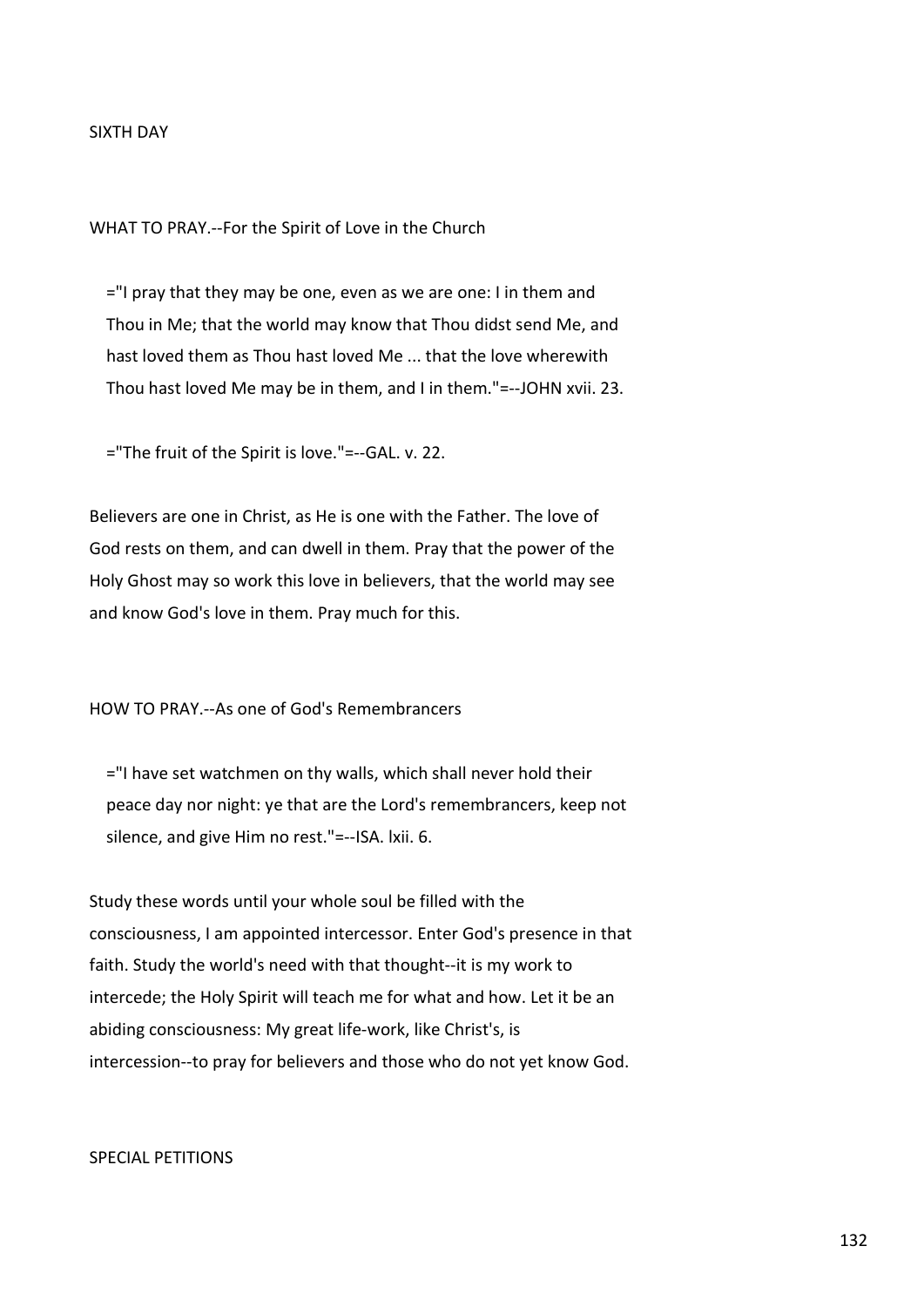## SIXTH DAY

WHAT TO PRAY.--For the Spirit of Love in the Church

> ="I pray that they may be one, even as we are one: I in them and Thou in Me; that the world may know that Thou didst send Me, and hast loved them as Thou hast loved Me ... that the love wherewith Thou hast loved Me may be in them, and I in them."=--JOHN xvii. 23.

> ="The fruit of the Spirit is love."=--GAL. v. 22.

Believers are one in Christ, as He is one with the Father. The love of God rests on them, and can dwell in them. Pray that the power of the Holy Ghost may so work this love in believers, that the world may see and know God's love in them. Pray much for this.

HOW TO PRAY.--As one of God's Remembrancers

> ="I have set watchmen on thy walls, which shall never hold their peace day nor night: ye that are the Lord's remembrancers, keep not silence, and give Him no rest."=--ISA. lxii. 6.

Study these words until your whole soul be filled with the consciousness, I am appointed intercessor. Enter God's presence in that faith. Study the world's need with that thought--it is my work to intercede; the Holy Spirit will teach me for what and how. Let it be an abiding consciousness: My great life-work, like Christ's, is intercession--to pray for believers and those who do not yet know God.

SPECIAL PETITIONS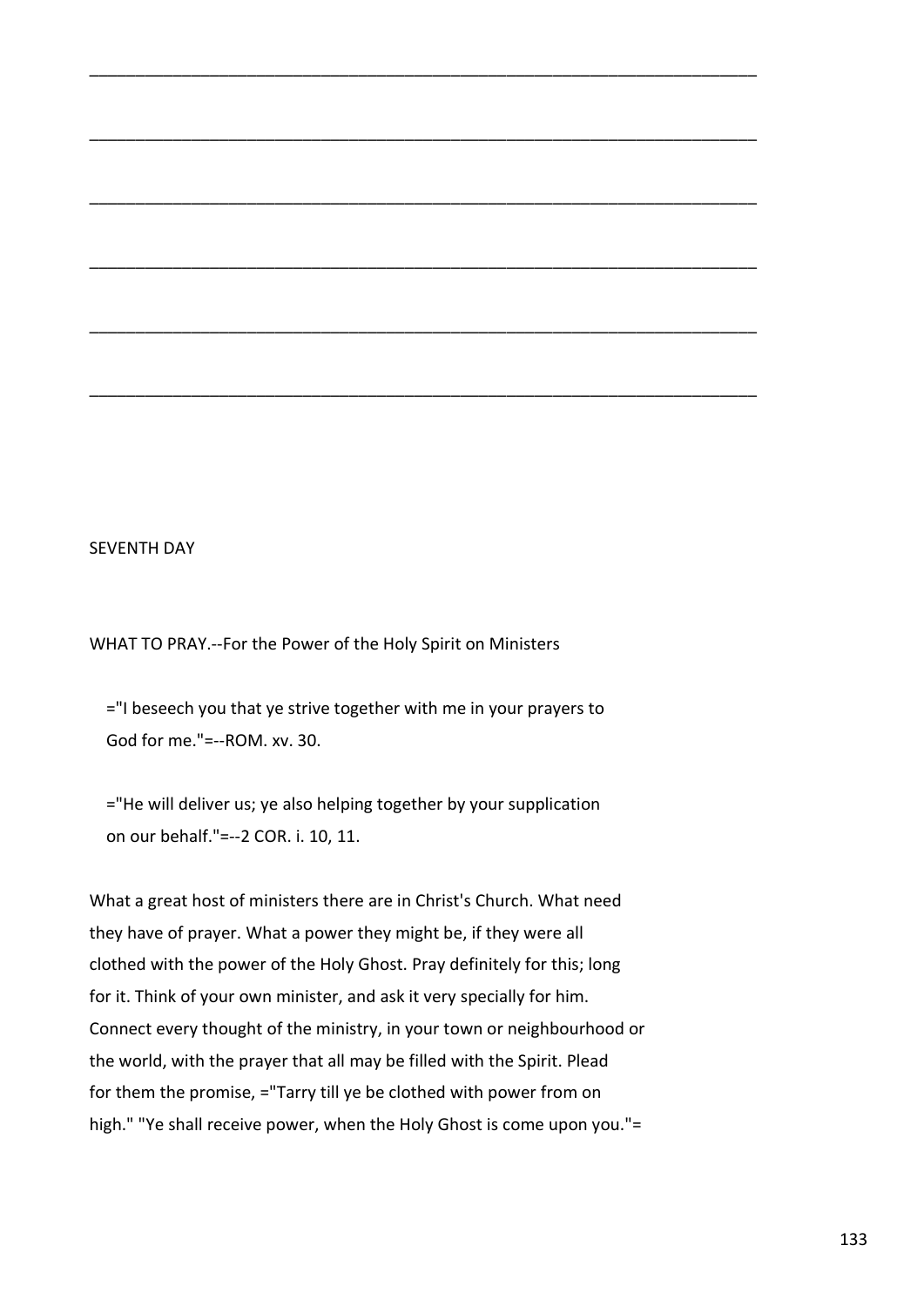________________________________________________________________________

________________________________________________________________________

________________________________________________________________________

________________________________________________________________________

________________________________________________________________________

________________________________________________________________________

SEVENTH DAY

WHAT TO PRAY.--For the Power of the Holy Spirit on Ministers

="I beseech you that ye strive together with me in your prayers to God for me."=--ROM. xv. 30.

="He will deliver us; ye also helping together by your supplication on our behalf."=--2 COR. i. 10, 11.

What a great host of ministers there are in Christ's Church. What need they have of prayer. What a power they might be, if they were all clothed with the power of the Holy Ghost. Pray definitely for this; long for it. Think of your own minister, and ask it very specially for him. Connect every thought of the ministry, in your town or neighbourhood or the world, with the prayer that all may be filled with the Spirit. Plead for them the promise, ="Tarry till ye be clothed with power from on high." "Ye shall receive power, when the Holy Ghost is come upon you."=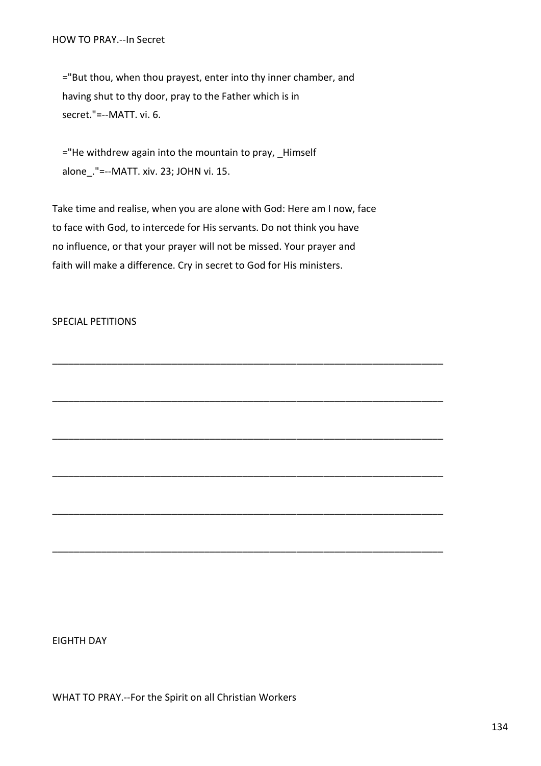HOW TO PRAY.--In Secret

="But thou, when thou prayest, enter into thy inner chamber, and having shut to thy door, pray to the Father which is in secret."=--MATT. vi. 6.

="He withdrew again into the mountain to pray, _Himself alone_."=--MATT. xiv. 23; JOHN vi. 15.

Take time and realise, when you are alone with God: Here am I now, face to face with God, to intercede for His servants. Do not think you have no influence, or that your prayer will not be missed. Your prayer and faith will make a difference. Cry in secret to God for His ministers.

SPECIAL PETITIONS

___________________________________________________________________________

___________________________________________________________________________

___________________________________________________________________________

___________________________________________________________________________

___________________________________________________________________________

___________________________________________________________________________

EIGHTH DAY

WHAT TO PRAY.--For the Spirit on all Christian Workers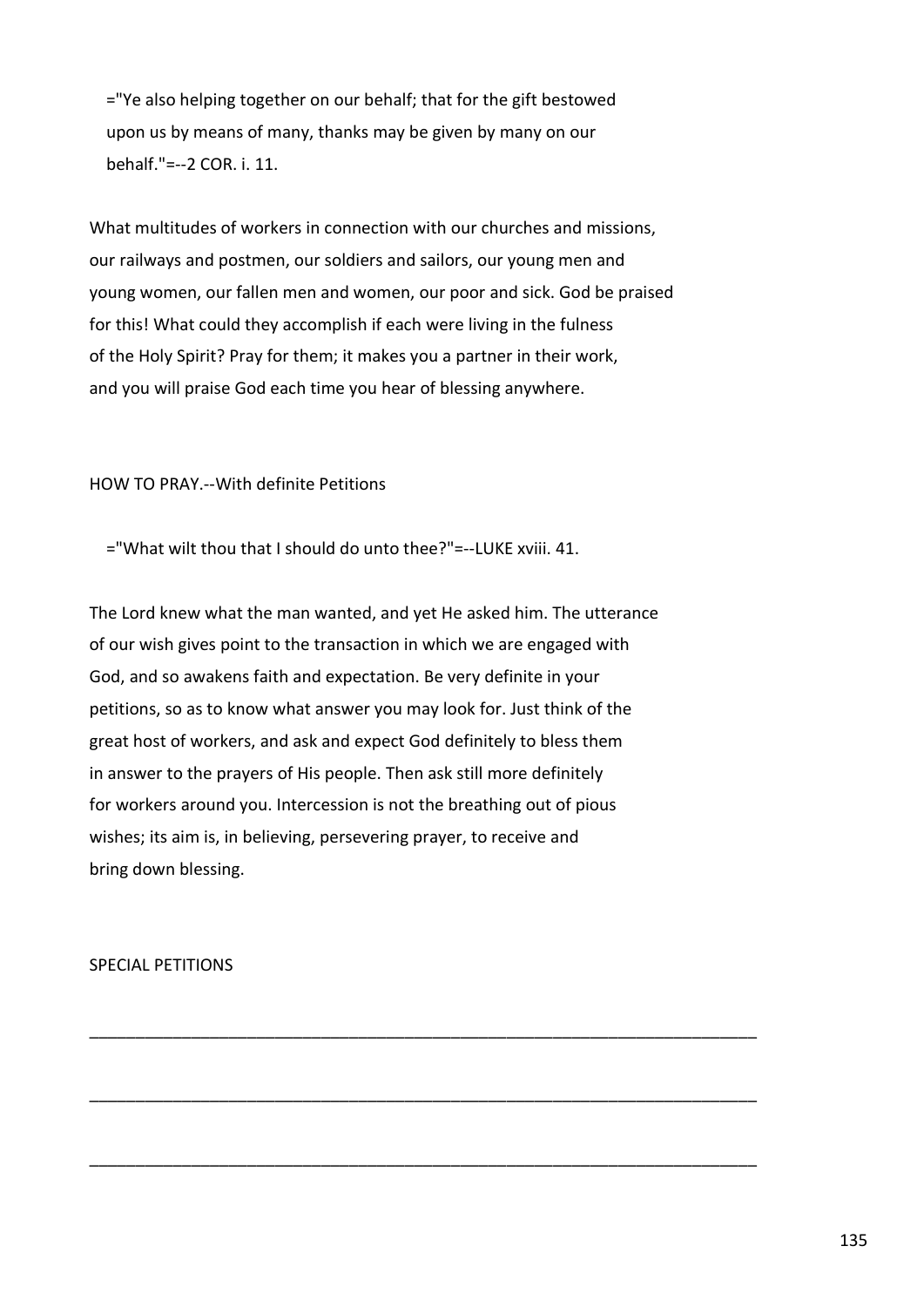="Ye also helping together on our behalf; that for the gift bestowed upon us by means of many, thanks may be given by many on our behalf."=--2 COR. i. 11.

What multitudes of workers in connection with our churches and missions, our railways and postmen, our soldiers and sailors, our young men and young women, our fallen men and women, our poor and sick. God be praised for this! What could they accomplish if each were living in the fulness of the Holy Spirit? Pray for them; it makes you a partner in their work, and you will praise God each time you hear of blessing anywhere.

HOW TO PRAY.--With definite Petitions

="What wilt thou that I should do unto thee?"=--LUKE xviii. 41.

The Lord knew what the man wanted, and yet He asked him. The utterance of our wish gives point to the transaction in which we are engaged with God, and so awakens faith and expectation. Be very definite in your petitions, so as to know what answer you may look for. Just think of the great host of workers, and ask and expect God definitely to bless them in answer to the prayers of His people. Then ask still more definitely for workers around you. Intercession is not the breathing out of pious wishes; its aim is, in believing, persevering prayer, to receive and bring down blessing.

SPECIAL PETITIONS

___________________________________________________________________________

___________________________________________________________________________

___________________________________________________________________________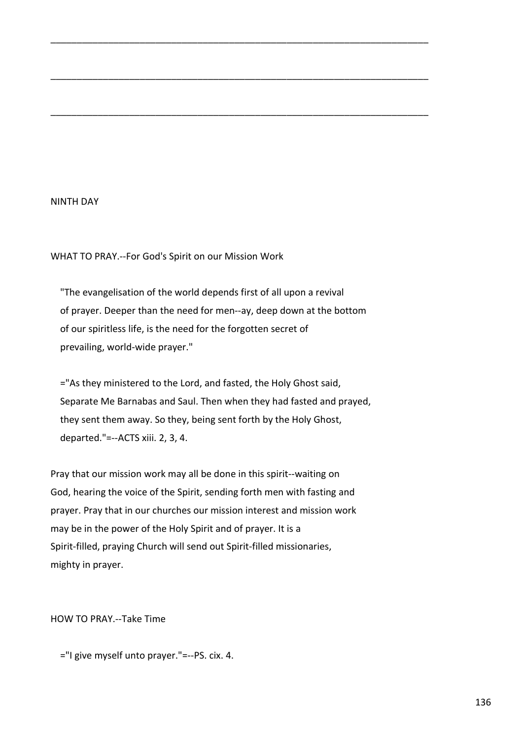\_\_\_\_\_\_\_\_\_\_\_\_\_\_\_\_\_\_\_\_\_\_\_\_\_\_\_\_\_\_\_\_\_\_\_\_\_\_\_\_\_\_\_\_\_\_\_\_\_\_\_\_\_\_\_\_\_\_\_\_\_\_\_\_\_\_\_\_\_\_\_\_\_\_\_\_\_\_

\_\_\_\_\_\_\_\_\_\_\_\_\_\_\_\_\_\_\_\_\_\_\_\_\_\_\_\_\_\_\_\_\_\_\_\_\_\_\_\_\_\_\_\_\_\_\_\_\_\_\_\_\_\_\_\_\_\_\_\_\_\_\_\_\_\_\_\_\_\_\_\_\_\_\_\_\_\_

\_\_\_\_\_\_\_\_\_\_\_\_\_\_\_\_\_\_\_\_\_\_\_\_\_\_\_\_\_\_\_\_\_\_\_\_\_\_\_\_\_\_\_\_\_\_\_\_\_\_\_\_\_\_\_\_\_\_\_\_\_\_\_\_\_\_\_\_\_\_\_\_\_\_\_\_\_\_

NINTH DAY

WHAT TO PRAY.--For God's Spirit on our Mission Work

> "The evangelisation of the world depends first of all upon a revival of prayer. Deeper than the need for men--ay, deep down at the bottom of our spiritless life, is the need for the forgotten secret of prevailing, world-wide prayer."
>
> ="As they ministered to the Lord, and fasted, the Holy Ghost said, Separate Me Barnabas and Saul. Then when they had fasted and prayed, they sent them away. So they, being sent forth by the Holy Ghost, departed."=--ACTS xiii. 2, 3, 4.

Pray that our mission work may all be done in this spirit--waiting on God, hearing the voice of the Spirit, sending forth men with fasting and prayer. Pray that in our churches our mission interest and mission work may be in the power of the Holy Spirit and of prayer. It is a Spirit-filled, praying Church will send out Spirit-filled missionaries, mighty in prayer.

HOW TO PRAY.--Take Time

> ="I give myself unto prayer."=--PS. cix. 4.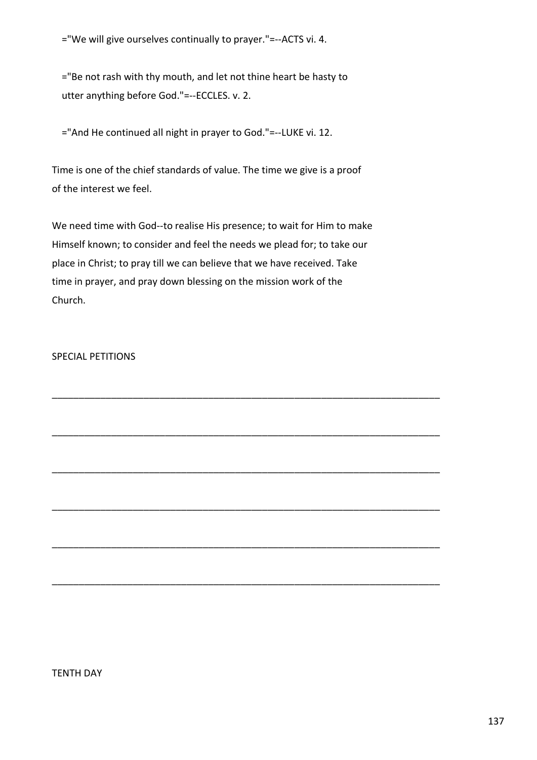="We will give ourselves continually to prayer."=--ACTS vi. 4.

="Be not rash with thy mouth, and let not thine heart be hasty to utter anything before God."=--ECCLES. v. 2.

="And He continued all night in prayer to God."=--LUKE vi. 12.

Time is one of the chief standards of value. The time we give is a proof of the interest we feel.

We need time with God--to realise His presence; to wait for Him to make Himself known; to consider and feel the needs we plead for; to take our place in Christ; to pray till we can believe that we have received. Take time in prayer, and pray down blessing on the mission work of the Church.

SPECIAL PETITIONS

___________________________________________________________________________

___________________________________________________________________________

___________________________________________________________________________

___________________________________________________________________________

___________________________________________________________________________

___________________________________________________________________________

TENTH DAY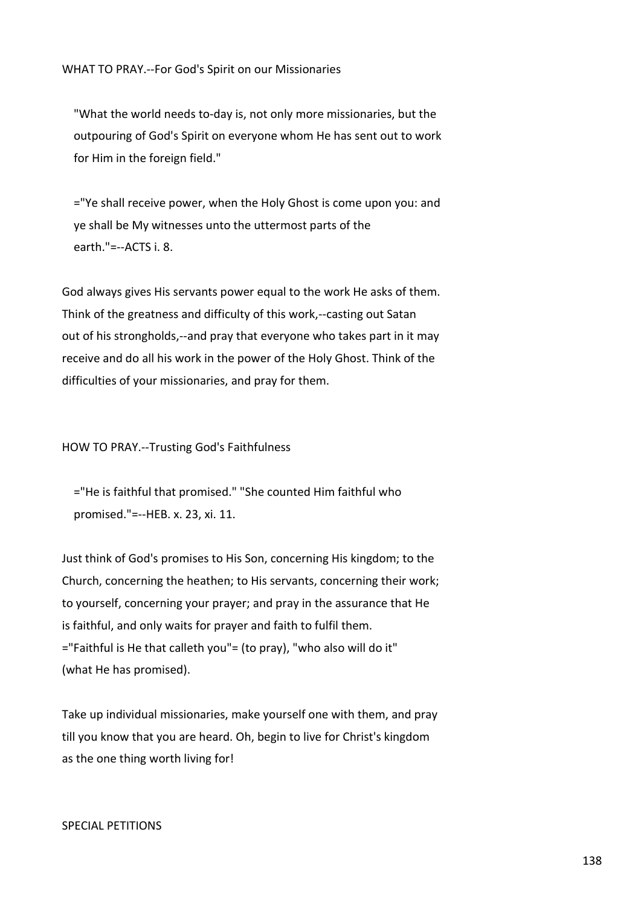WHAT TO PRAY.--For God's Spirit on our Missionaries

> "What the world needs to-day is, not only more missionaries, but the outpouring of God's Spirit on everyone whom He has sent out to work for Him in the foreign field."

> ="Ye shall receive power, when the Holy Ghost is come upon you: and ye shall be My witnesses unto the uttermost parts of the earth."=--ACTS i. 8.

God always gives His servants power equal to the work He asks of them. Think of the greatness and difficulty of this work,--casting out Satan out of his strongholds,--and pray that everyone who takes part in it may receive and do all his work in the power of the Holy Ghost. Think of the difficulties of your missionaries, and pray for them.

HOW TO PRAY.--Trusting God's Faithfulness

> ="He is faithful that promised." "She counted Him faithful who promised."=--HEB. x. 23, xi. 11.

Just think of God's promises to His Son, concerning His kingdom; to the Church, concerning the heathen; to His servants, concerning their work; to yourself, concerning your prayer; and pray in the assurance that He is faithful, and only waits for prayer and faith to fulfil them. ="Faithful is He that calleth you"= (to pray), "who also will do it" (what He has promised).

Take up individual missionaries, make yourself one with them, and pray till you know that you are heard. Oh, begin to live for Christ's kingdom as the one thing worth living for!

SPECIAL PETITIONS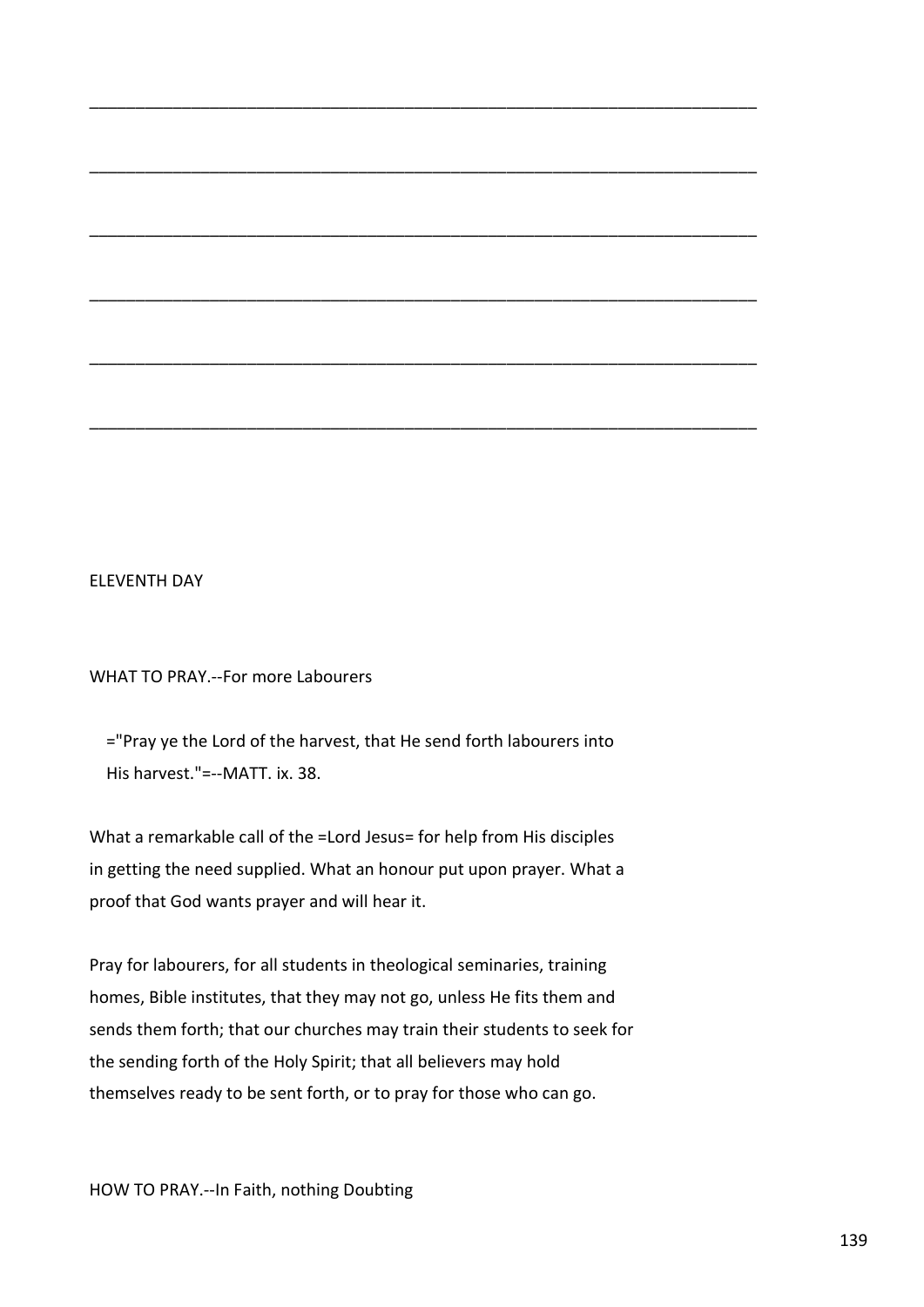________________________________________________________________________

________________________________________________________________________

________________________________________________________________________

________________________________________________________________________

________________________________________________________________________

________________________________________________________________________

ELEVENTH DAY

WHAT TO PRAY.--For more Labourers

> ="Pray ye the Lord of the harvest, that He send forth labourers into His harvest."=--MATT. ix. 38.

What a remarkable call of the =Lord Jesus= for help from His disciples in getting the need supplied. What an honour put upon prayer. What a proof that God wants prayer and will hear it.

Pray for labourers, for all students in theological seminaries, training homes, Bible institutes, that they may not go, unless He fits them and sends them forth; that our churches may train their students to seek for the sending forth of the Holy Spirit; that all believers may hold themselves ready to be sent forth, or to pray for those who can go.

HOW TO PRAY.--In Faith, nothing Doubting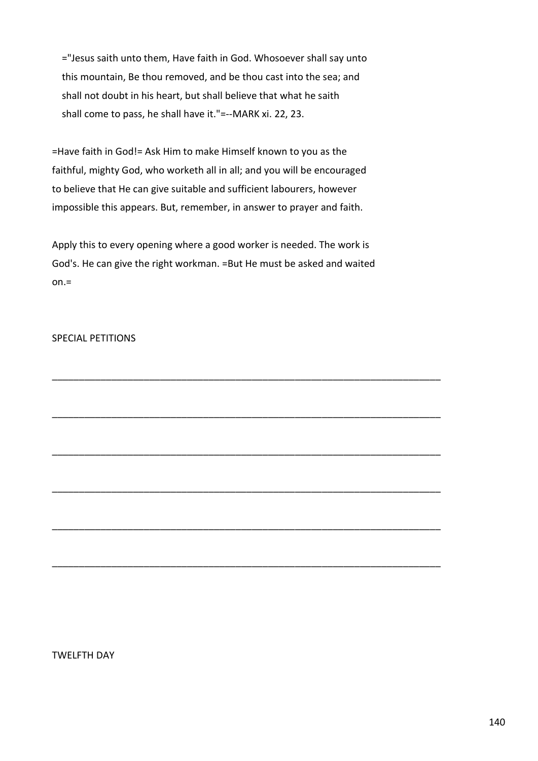="Jesus saith unto them, Have faith in God. Whosoever shall say unto this mountain, Be thou removed, and be thou cast into the sea; and shall not doubt in his heart, but shall believe that what he saith shall come to pass, he shall have it."=--MARK xi. 22, 23.

=Have faith in God!= Ask Him to make Himself known to you as the faithful, mighty God, who worketh all in all; and you will be encouraged to believe that He can give suitable and sufficient labourers, however impossible this appears. But, remember, in answer to prayer and faith.

Apply this to every opening where a good worker is needed. The work is God's. He can give the right workman. =But He must be asked and waited on.=

SPECIAL PETITIONS

___________________________________________________________________________

___________________________________________________________________________

___________________________________________________________________________

___________________________________________________________________________

___________________________________________________________________________

___________________________________________________________________________

TWELFTH DAY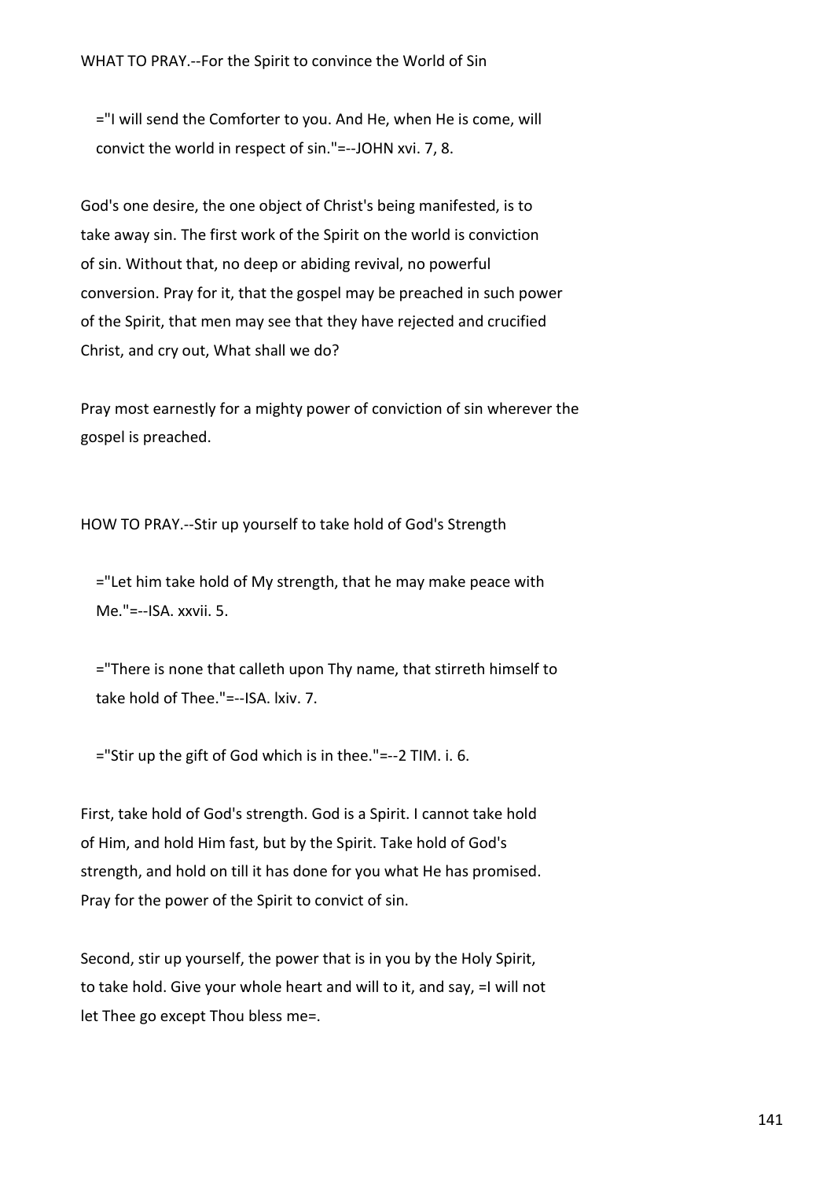WHAT TO PRAY.--For the Spirit to convince the World of Sin

> ="I will send the Comforter to you. And He, when He is come, will convict the world in respect of sin."=--JOHN xvi. 7, 8.

God's one desire, the one object of Christ's being manifested, is to take away sin. The first work of the Spirit on the world is conviction of sin. Without that, no deep or abiding revival, no powerful conversion. Pray for it, that the gospel may be preached in such power of the Spirit, that men may see that they have rejected and crucified Christ, and cry out, What shall we do?

Pray most earnestly for a mighty power of conviction of sin wherever the gospel is preached.

HOW TO PRAY.--Stir up yourself to take hold of God's Strength

> ="Let him take hold of My strength, that he may make peace with Me."=--ISA. xxvii. 5.

> ="There is none that calleth upon Thy name, that stirreth himself to take hold of Thee."=--ISA. lxiv. 7.

> ="Stir up the gift of God which is in thee."=--2 TIM. i. 6.

First, take hold of God's strength. God is a Spirit. I cannot take hold of Him, and hold Him fast, but by the Spirit. Take hold of God's strength, and hold on till it has done for you what He has promised. Pray for the power of the Spirit to convict of sin.

Second, stir up yourself, the power that is in you by the Holy Spirit, to take hold. Give your whole heart and will to it, and say, =I will not let Thee go except Thou bless me=.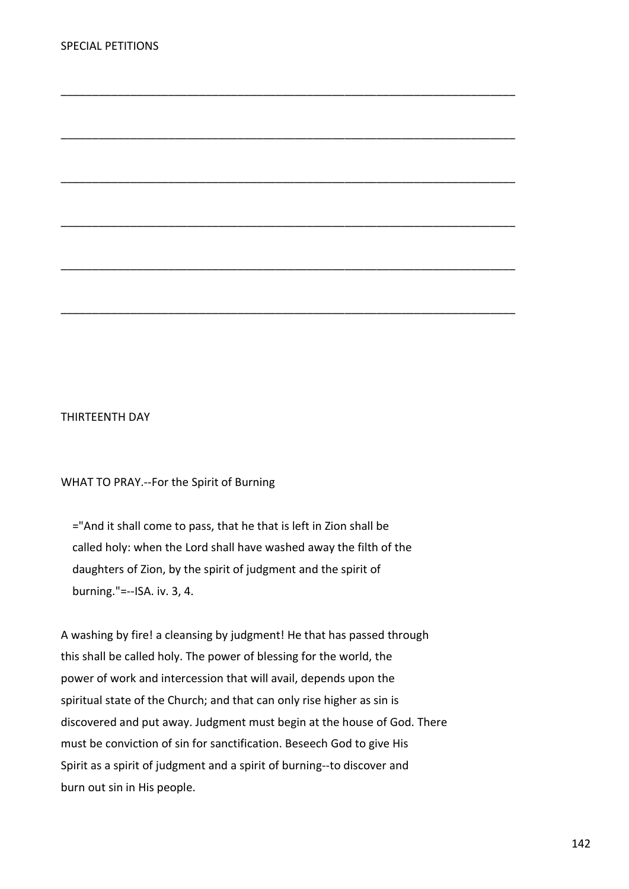SPECIAL PETITIONS

___________________________________________________________________________

___________________________________________________________________________

___________________________________________________________________________

___________________________________________________________________________

___________________________________________________________________________

___________________________________________________________________________

## THIRTEENTH DAY

WHAT TO PRAY.--For the Spirit of Burning

> ="And it shall come to pass, that he that is left in Zion shall be called holy: when the Lord shall have washed away the filth of the daughters of Zion, by the spirit of judgment and the spirit of burning."=--ISA. iv. 3, 4.

A washing by fire! a cleansing by judgment! He that has passed through this shall be called holy. The power of blessing for the world, the power of work and intercession that will avail, depends upon the spiritual state of the Church; and that can only rise higher as sin is discovered and put away. Judgment must begin at the house of God. There must be conviction of sin for sanctification. Beseech God to give His Spirit as a spirit of judgment and a spirit of burning--to discover and burn out sin in His people.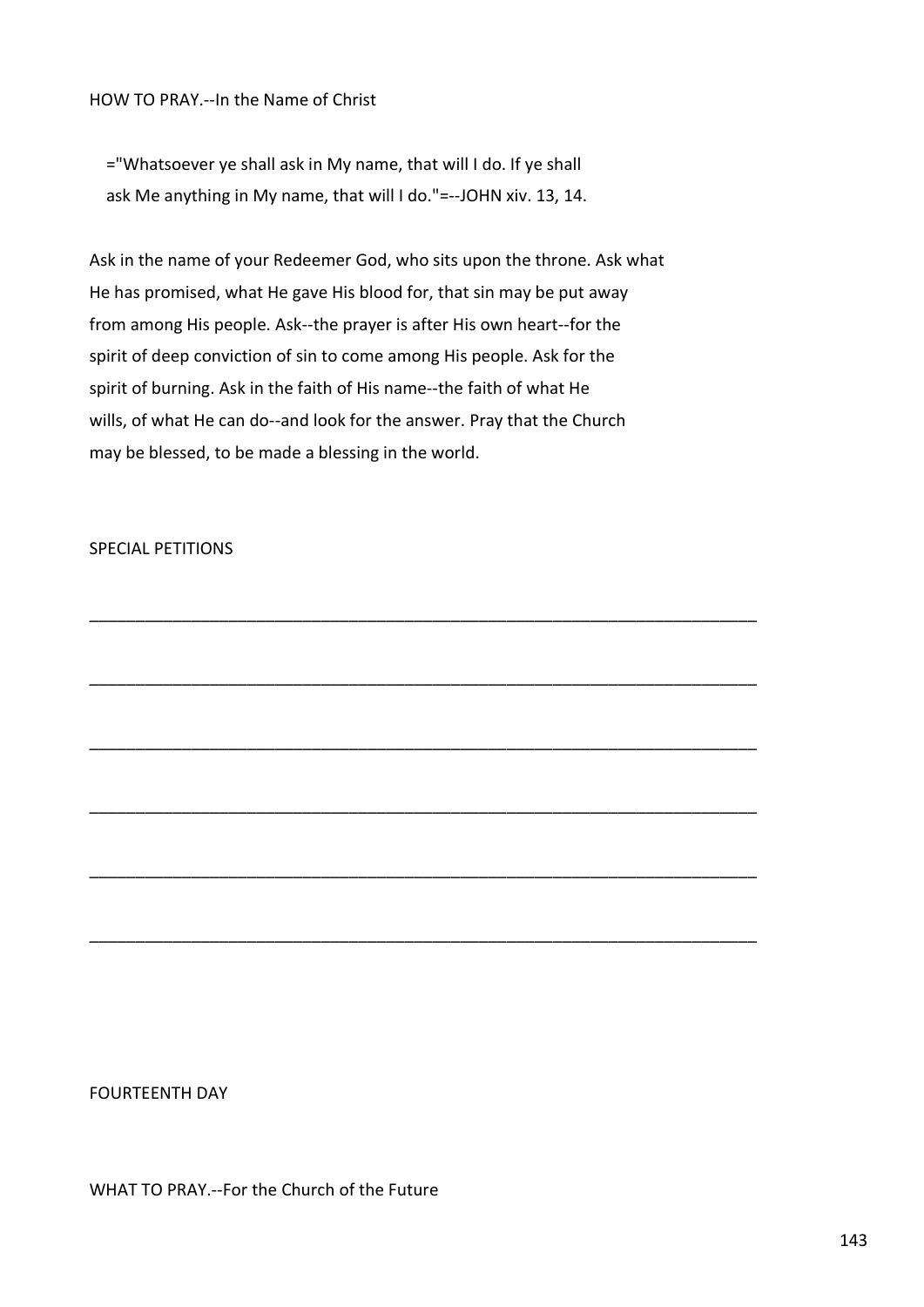HOW TO PRAY.--In the Name of Christ

="Whatsoever ye shall ask in My name, that will I do. If ye shall ask Me anything in My name, that will I do."=--JOHN xiv. 13, 14.

Ask in the name of your Redeemer God, who sits upon the throne. Ask what He has promised, what He gave His blood for, that sin may be put away from among His people. Ask--the prayer is after His own heart--for the spirit of deep conviction of sin to come among His people. Ask for the spirit of burning. Ask in the faith of His name--the faith of what He wills, of what He can do--and look for the answer. Pray that the Church may be blessed, to be made a blessing in the world.

SPECIAL PETITIONS

___________________________________________________________________________

___________________________________________________________________________

___________________________________________________________________________

___________________________________________________________________________

___________________________________________________________________________

___________________________________________________________________________

FOURTEENTH DAY

WHAT TO PRAY.--For the Church of the Future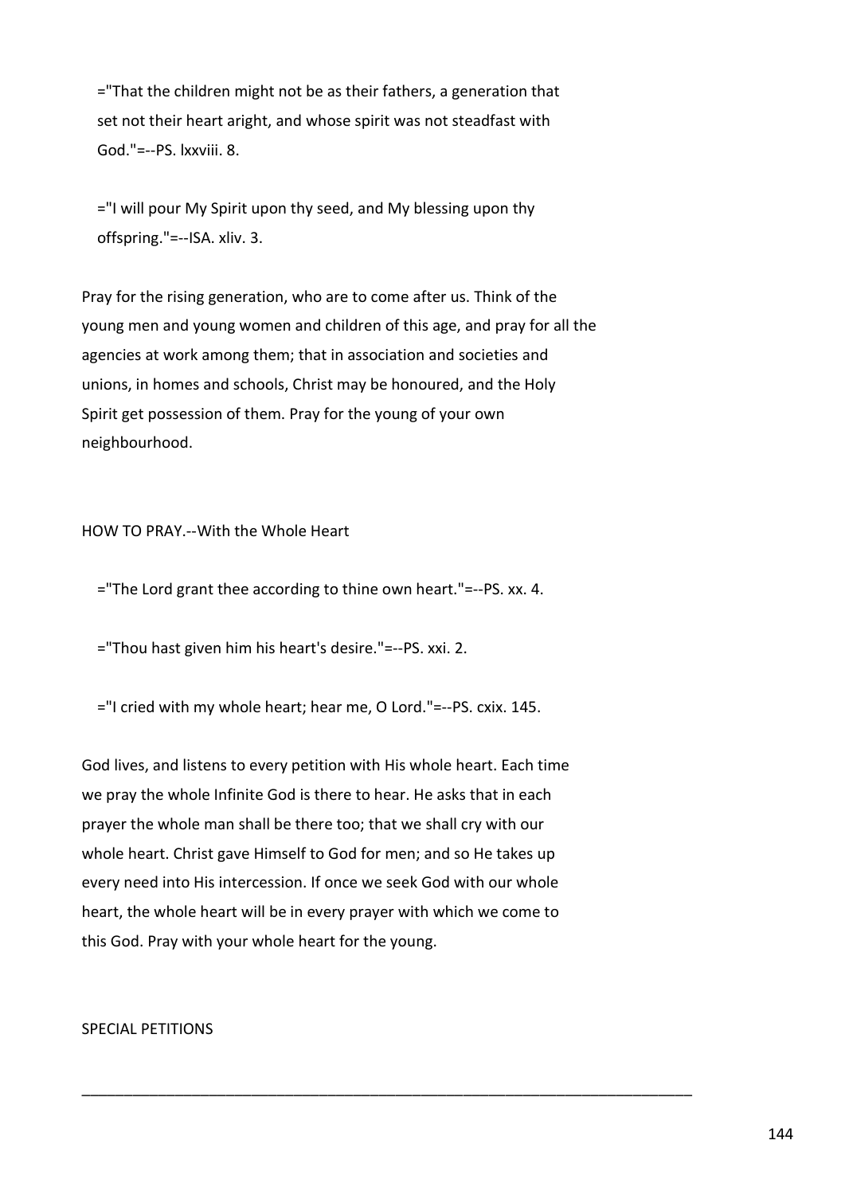="That the children might not be as their fathers, a generation that set not their heart aright, and whose spirit was not steadfast with God."=--PS. lxxviii. 8.

="I will pour My Spirit upon thy seed, and My blessing upon thy offspring."=--ISA. xliv. 3.

Pray for the rising generation, who are to come after us. Think of the young men and young women and children of this age, and pray for all the agencies at work among them; that in association and societies and unions, in homes and schools, Christ may be honoured, and the Holy Spirit get possession of them. Pray for the young of your own neighbourhood.

HOW TO PRAY.--With the Whole Heart

="The Lord grant thee according to thine own heart."=--PS. xx. 4.

="Thou hast given him his heart's desire."=--PS. xxi. 2.

="I cried with my whole heart; hear me, O Lord."=--PS. cxix. 145.

God lives, and listens to every petition with His whole heart. Each time we pray the whole Infinite God is there to hear. He asks that in each prayer the whole man shall be there too; that we shall cry with our whole heart. Christ gave Himself to God for men; and so He takes up every need into His intercession. If once we seek God with our whole heart, the whole heart will be in every prayer with which we come to this God. Pray with your whole heart for the young.

SPECIAL PETITIONS

---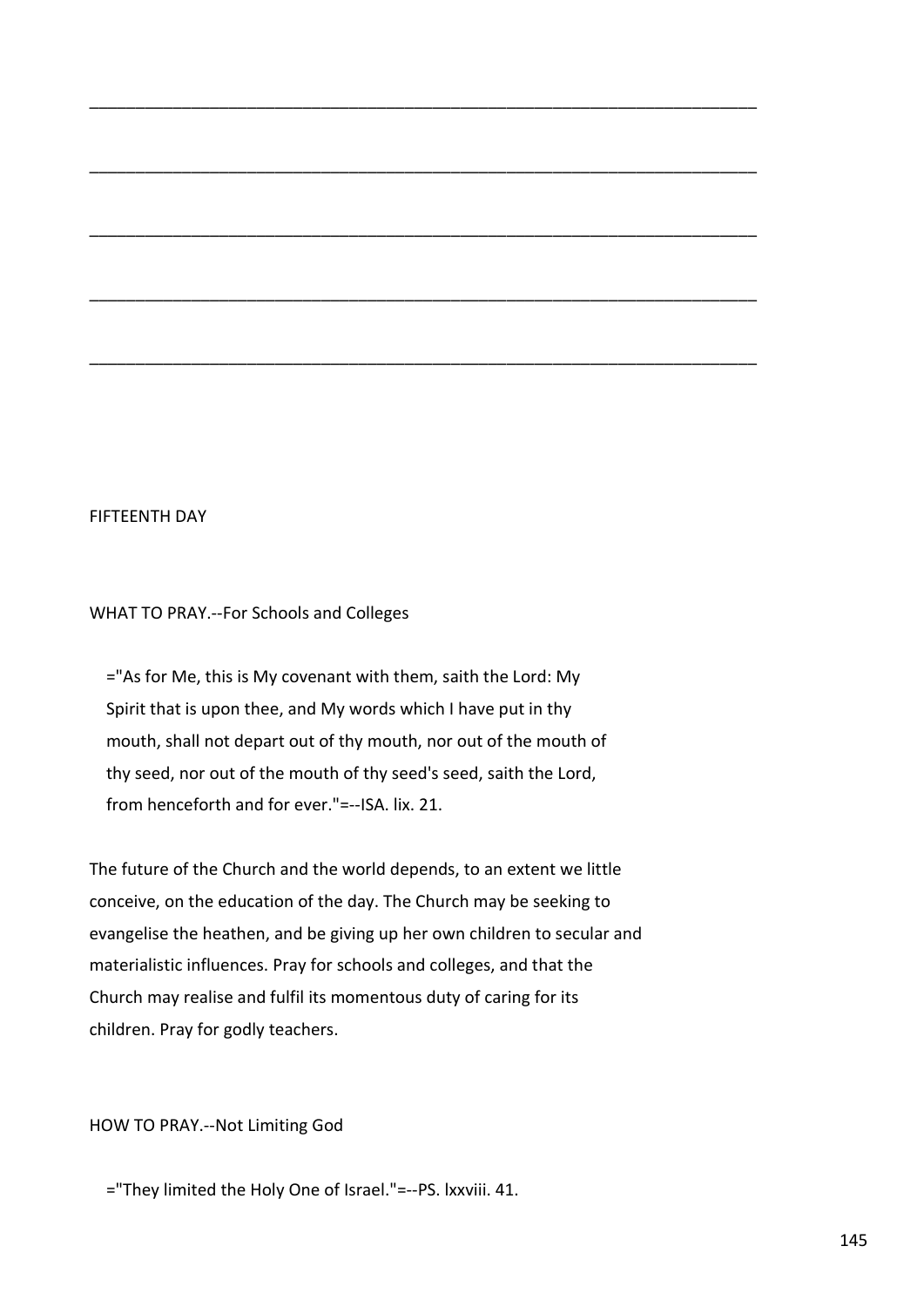\_\_\_\_\_\_\_\_\_\_\_\_\_\_\_\_\_\_\_\_\_\_\_\_\_\_\_\_\_\_\_\_\_\_\_\_\_\_\_\_\_\_\_\_\_\_\_\_\_\_\_\_\_\_\_\_\_\_\_\_\_\_\_\_\_\_\_\_\_\_

\_\_\_\_\_\_\_\_\_\_\_\_\_\_\_\_\_\_\_\_\_\_\_\_\_\_\_\_\_\_\_\_\_\_\_\_\_\_\_\_\_\_\_\_\_\_\_\_\_\_\_\_\_\_\_\_\_\_\_\_\_\_\_\_\_\_\_\_\_\_

\_\_\_\_\_\_\_\_\_\_\_\_\_\_\_\_\_\_\_\_\_\_\_\_\_\_\_\_\_\_\_\_\_\_\_\_\_\_\_\_\_\_\_\_\_\_\_\_\_\_\_\_\_\_\_\_\_\_\_\_\_\_\_\_\_\_\_\_\_\_

\_\_\_\_\_\_\_\_\_\_\_\_\_\_\_\_\_\_\_\_\_\_\_\_\_\_\_\_\_\_\_\_\_\_\_\_\_\_\_\_\_\_\_\_\_\_\_\_\_\_\_\_\_\_\_\_\_\_\_\_\_\_\_\_\_\_\_\_\_\_

\_\_\_\_\_\_\_\_\_\_\_\_\_\_\_\_\_\_\_\_\_\_\_\_\_\_\_\_\_\_\_\_\_\_\_\_\_\_\_\_\_\_\_\_\_\_\_\_\_\_\_\_\_\_\_\_\_\_\_\_\_\_\_\_\_\_\_\_\_\_

## FIFTEENTH DAY

### WHAT TO PRAY.--For Schools and Colleges

> ="As for Me, this is My covenant with them, saith the Lord: My Spirit that is upon thee, and My words which I have put in thy mouth, shall not depart out of thy mouth, nor out of the mouth of thy seed, nor out of the mouth of thy seed's seed, saith the Lord, from henceforth and for ever."=--ISA. lix. 21.

The future of the Church and the world depends, to an extent we little conceive, on the education of the day. The Church may be seeking to evangelise the heathen, and be giving up her own children to secular and materialistic influences. Pray for schools and colleges, and that the Church may realise and fulfil its momentous duty of caring for its children. Pray for godly teachers.

### HOW TO PRAY.--Not Limiting God

> ="They limited the Holy One of Israel."=--PS. lxxviii. 41.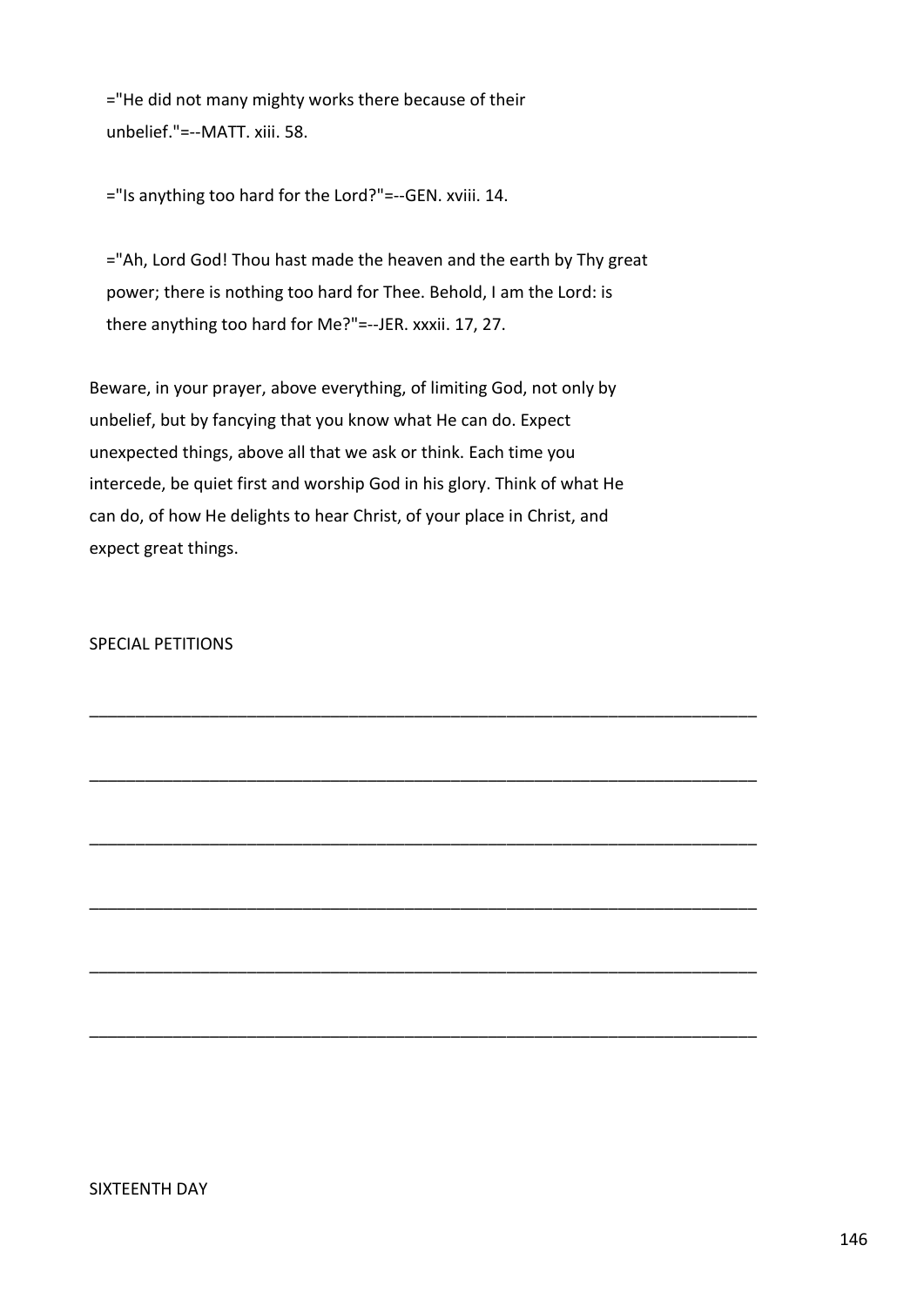="He did not many mighty works there because of their unbelief."=--MATT. xiii. 58.

="Is anything too hard for the Lord?"=--GEN. xviii. 14.

="Ah, Lord God! Thou hast made the heaven and the earth by Thy great power; there is nothing too hard for Thee. Behold, I am the Lord: is there anything too hard for Me?"=--JER. xxxii. 17, 27.

Beware, in your prayer, above everything, of limiting God, not only by unbelief, but by fancying that you know what He can do. Expect unexpected things, above all that we ask or think. Each time you intercede, be quiet first and worship God in his glory. Think of what He can do, of how He delights to hear Christ, of your place in Christ, and expect great things.

SPECIAL PETITIONS

___________________________________________________________________________

___________________________________________________________________________

___________________________________________________________________________

___________________________________________________________________________

___________________________________________________________________________

___________________________________________________________________________

SIXTEENTH DAY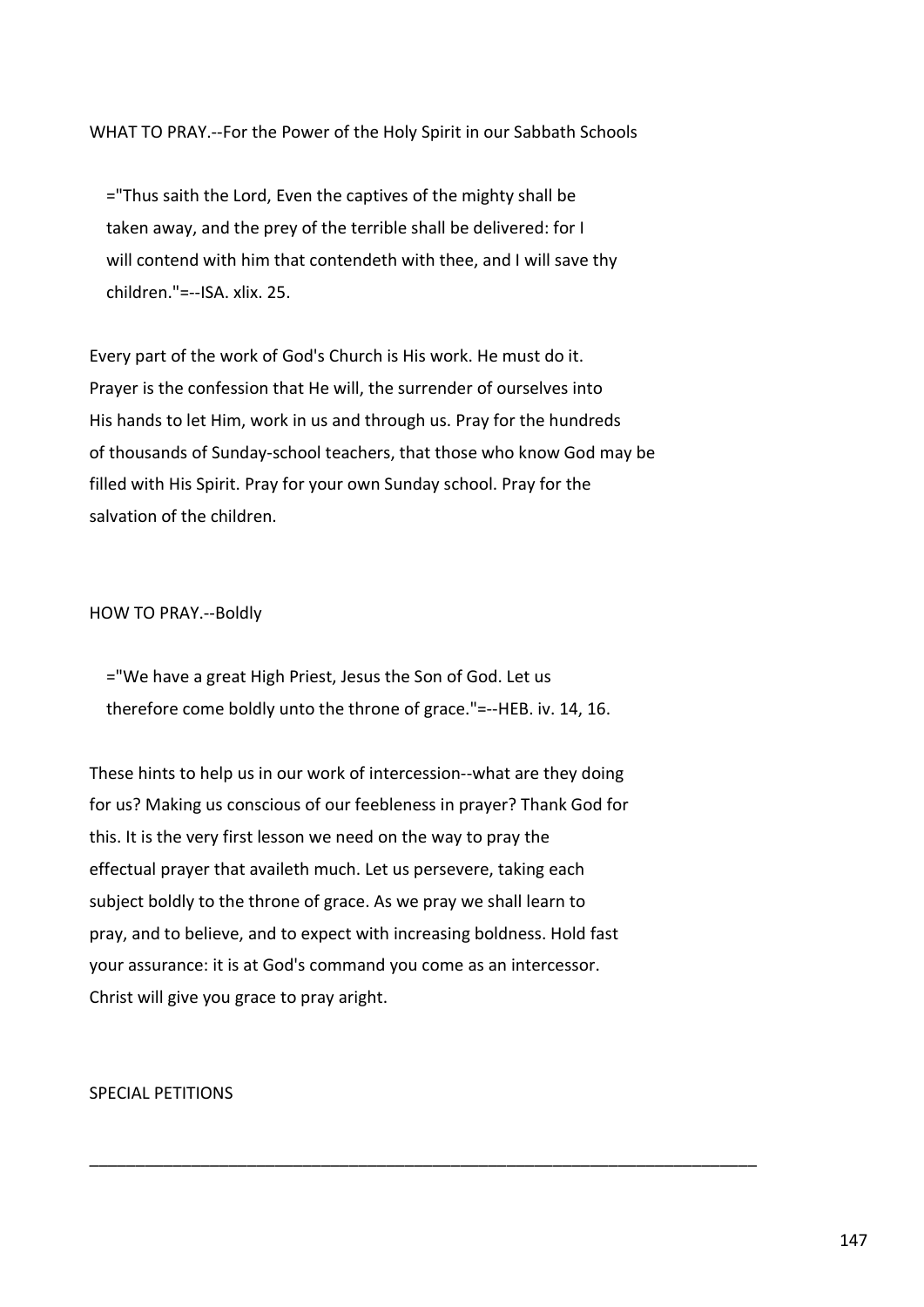WHAT TO PRAY.--For the Power of the Holy Spirit in our Sabbath Schools

="Thus saith the Lord, Even the captives of the mighty shall be taken away, and the prey of the terrible shall be delivered: for I will contend with him that contendeth with thee, and I will save thy children."=--ISA. xlix. 25.

Every part of the work of God's Church is His work. He must do it. Prayer is the confession that He will, the surrender of ourselves into His hands to let Him, work in us and through us. Pray for the hundreds of thousands of Sunday-school teachers, that those who know God may be filled with His Spirit. Pray for your own Sunday school. Pray for the salvation of the children.

HOW TO PRAY.--Boldly

="We have a great High Priest, Jesus the Son of God. Let us therefore come boldly unto the throne of grace."=--HEB. iv. 14, 16.

These hints to help us in our work of intercession--what are they doing for us? Making us conscious of our feebleness in prayer? Thank God for this. It is the very first lesson we need on the way to pray the effectual prayer that availeth much. Let us persevere, taking each subject boldly to the throne of grace. As we pray we shall learn to pray, and to believe, and to expect with increasing boldness. Hold fast your assurance: it is at God's command you come as an intercessor. Christ will give you grace to pray aright.

SPECIAL PETITIONS

---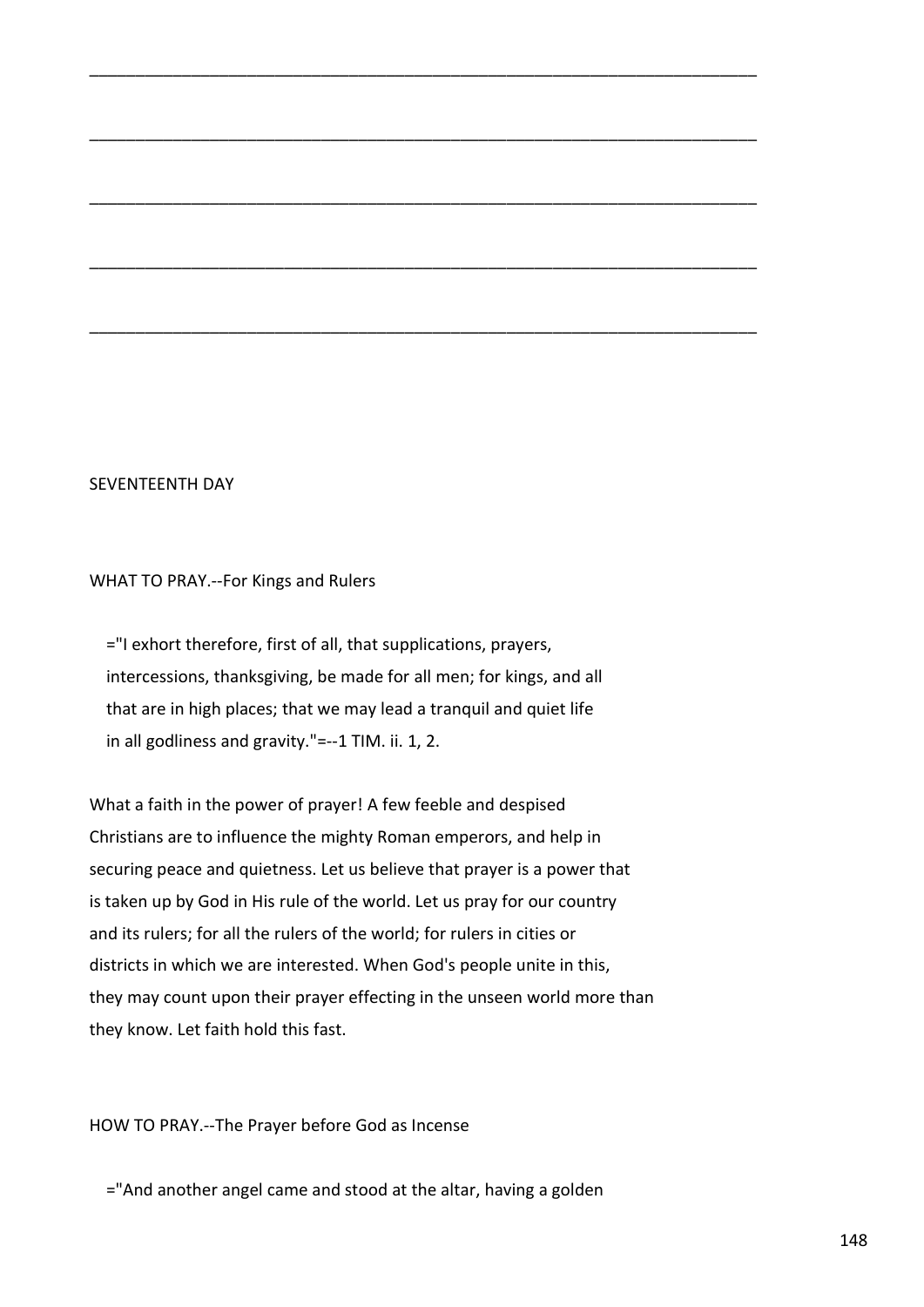________________________________________________________________________

________________________________________________________________________

________________________________________________________________________

________________________________________________________________________

________________________________________________________________________

SEVENTEENTH DAY

WHAT TO PRAY.--For Kings and Rulers

> ="I exhort therefore, first of all, that supplications, prayers, intercessions, thanksgiving, be made for all men; for kings, and all that are in high places; that we may lead a tranquil and quiet life in all godliness and gravity."=--1 TIM. ii. 1, 2.

What a faith in the power of prayer! A few feeble and despised Christians are to influence the mighty Roman emperors, and help in securing peace and quietness. Let us believe that prayer is a power that is taken up by God in His rule of the world. Let us pray for our country and its rulers; for all the rulers of the world; for rulers in cities or districts in which we are interested. When God's people unite in this, they may count upon their prayer effecting in the unseen world more than they know. Let faith hold this fast.

HOW TO PRAY.--The Prayer before God as Incense

> ="And another angel came and stood at the altar, having a golden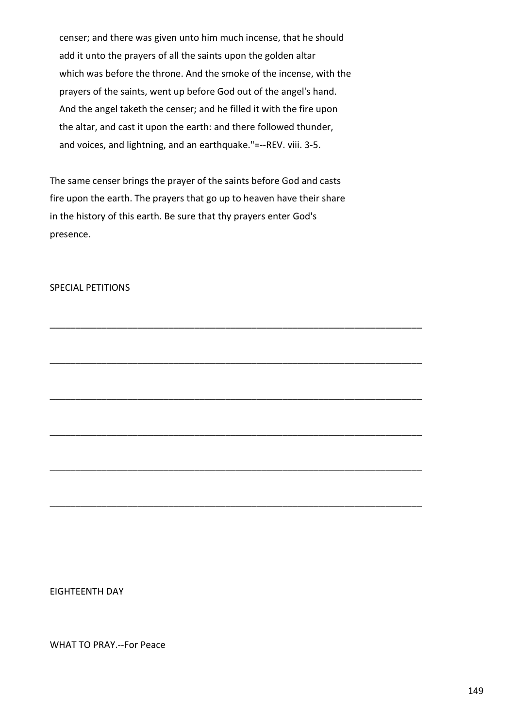censer; and there was given unto him much incense, that he should add it unto the prayers of all the saints upon the golden altar which was before the throne. And the smoke of the incense, with the prayers of the saints, went up before God out of the angel's hand. And the angel taketh the censer; and he filled it with the fire upon the altar, and cast it upon the earth: and there followed thunder, and voices, and lightning, and an earthquake."=--REV. viii. 3-5.

The same censer brings the prayer of the saints before God and casts fire upon the earth. The prayers that go up to heaven have their share in the history of this earth. Be sure that thy prayers enter God's presence.

SPECIAL PETITIONS

___________________________________________________________________________

___________________________________________________________________________

___________________________________________________________________________

___________________________________________________________________________

___________________________________________________________________________

___________________________________________________________________________

EIGHTEENTH DAY

WHAT TO PRAY.--For Peace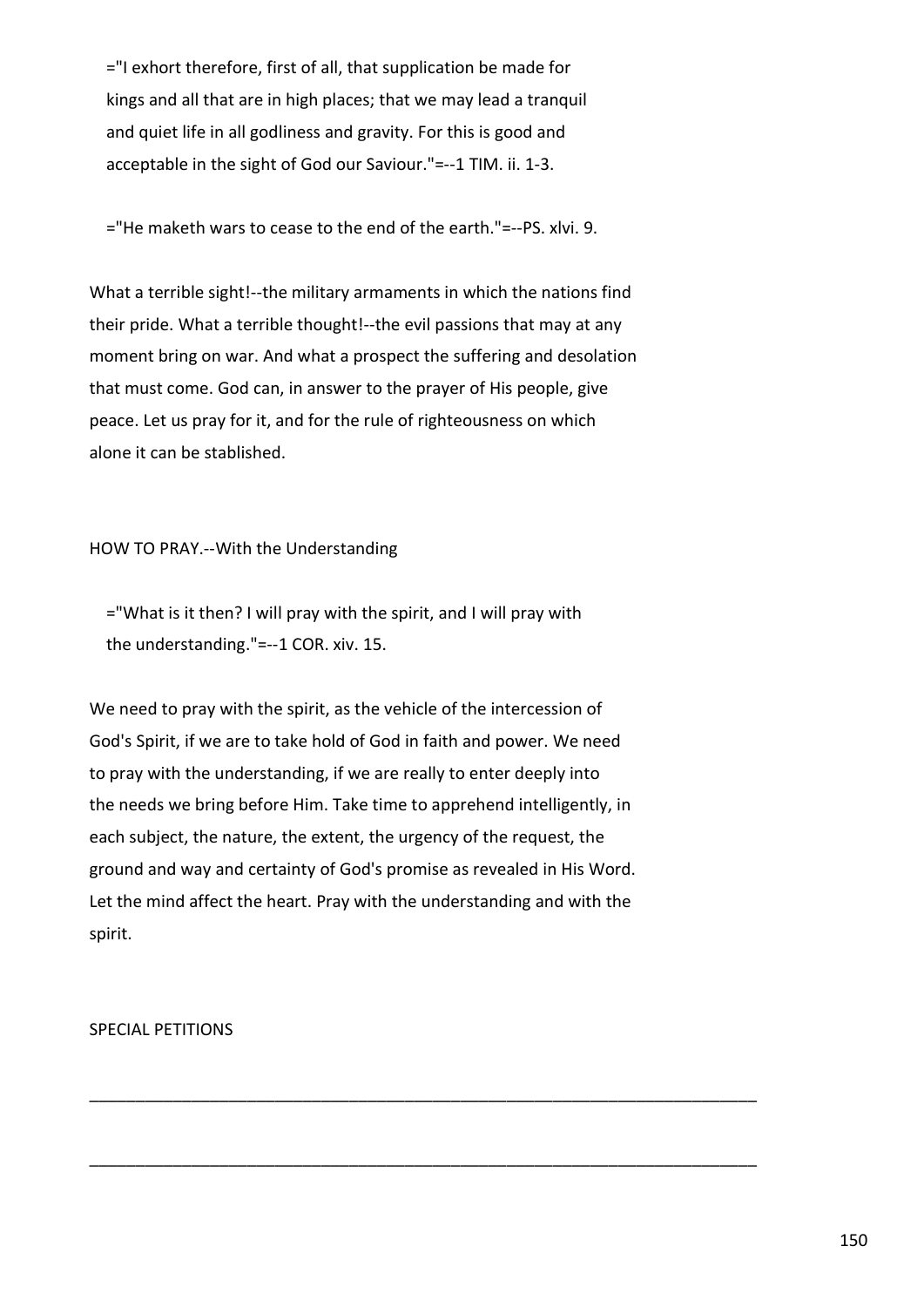="I exhort therefore, first of all, that supplication be made for kings and all that are in high places; that we may lead a tranquil and quiet life in all godliness and gravity. For this is good and acceptable in the sight of God our Saviour."=--1 TIM. ii. 1-3.

="He maketh wars to cease to the end of the earth."=--PS. xlvi. 9.

What a terrible sight!--the military armaments in which the nations find their pride. What a terrible thought!--the evil passions that may at any moment bring on war. And what a prospect the suffering and desolation that must come. God can, in answer to the prayer of His people, give peace. Let us pray for it, and for the rule of righteousness on which alone it can be stablished.

HOW TO PRAY.--With the Understanding

="What is it then? I will pray with the spirit, and I will pray with the understanding."=--1 COR. xiv. 15.

We need to pray with the spirit, as the vehicle of the intercession of God's Spirit, if we are to take hold of God in faith and power. We need to pray with the understanding, if we are really to enter deeply into the needs we bring before Him. Take time to apprehend intelligently, in each subject, the nature, the extent, the urgency of the request, the ground and way and certainty of God's promise as revealed in His Word. Let the mind affect the heart. Pray with the understanding and with the spirit.

SPECIAL PETITIONS

___________________________________________________________________________

___________________________________________________________________________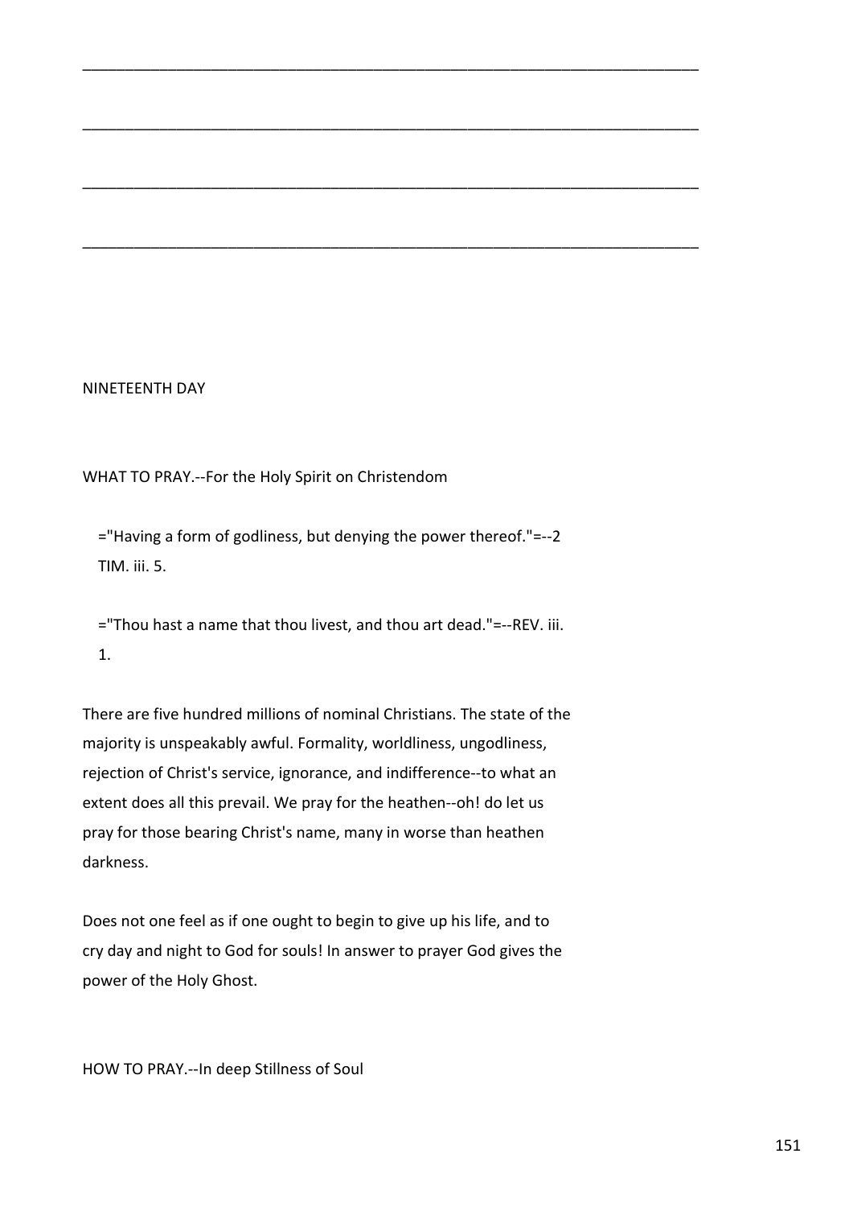\_\_\_\_\_\_\_\_\_\_\_\_\_\_\_\_\_\_\_\_\_\_\_\_\_\_\_\_\_\_\_\_\_\_\_\_\_\_\_\_\_\_\_\_\_\_\_\_\_\_\_\_\_\_\_\_\_\_\_\_\_\_\_\_\_\_\_\_\_\_\_\_

\_\_\_\_\_\_\_\_\_\_\_\_\_\_\_\_\_\_\_\_\_\_\_\_\_\_\_\_\_\_\_\_\_\_\_\_\_\_\_\_\_\_\_\_\_\_\_\_\_\_\_\_\_\_\_\_\_\_\_\_\_\_\_\_\_\_\_\_\_\_\_\_

\_\_\_\_\_\_\_\_\_\_\_\_\_\_\_\_\_\_\_\_\_\_\_\_\_\_\_\_\_\_\_\_\_\_\_\_\_\_\_\_\_\_\_\_\_\_\_\_\_\_\_\_\_\_\_\_\_\_\_\_\_\_\_\_\_\_\_\_\_\_\_\_

\_\_\_\_\_\_\_\_\_\_\_\_\_\_\_\_\_\_\_\_\_\_\_\_\_\_\_\_\_\_\_\_\_\_\_\_\_\_\_\_\_\_\_\_\_\_\_\_\_\_\_\_\_\_\_\_\_\_\_\_\_\_\_\_\_\_\_\_\_\_\_\_

NINETEENTH DAY

WHAT TO PRAY.--For the Holy Spirit on Christendom

> ="Having a form of godliness, but denying the power thereof."=--2 TIM. iii. 5.
>
> ="Thou hast a name that thou livest, and thou art dead."=--REV. iii. 1.

There are five hundred millions of nominal Christians. The state of the majority is unspeakably awful. Formality, worldliness, ungodliness, rejection of Christ's service, ignorance, and indifference--to what an extent does all this prevail. We pray for the heathen--oh! do let us pray for those bearing Christ's name, many in worse than heathen darkness.

Does not one feel as if one ought to begin to give up his life, and to cry day and night to God for souls! In answer to prayer God gives the power of the Holy Ghost.

HOW TO PRAY.--In deep Stillness of Soul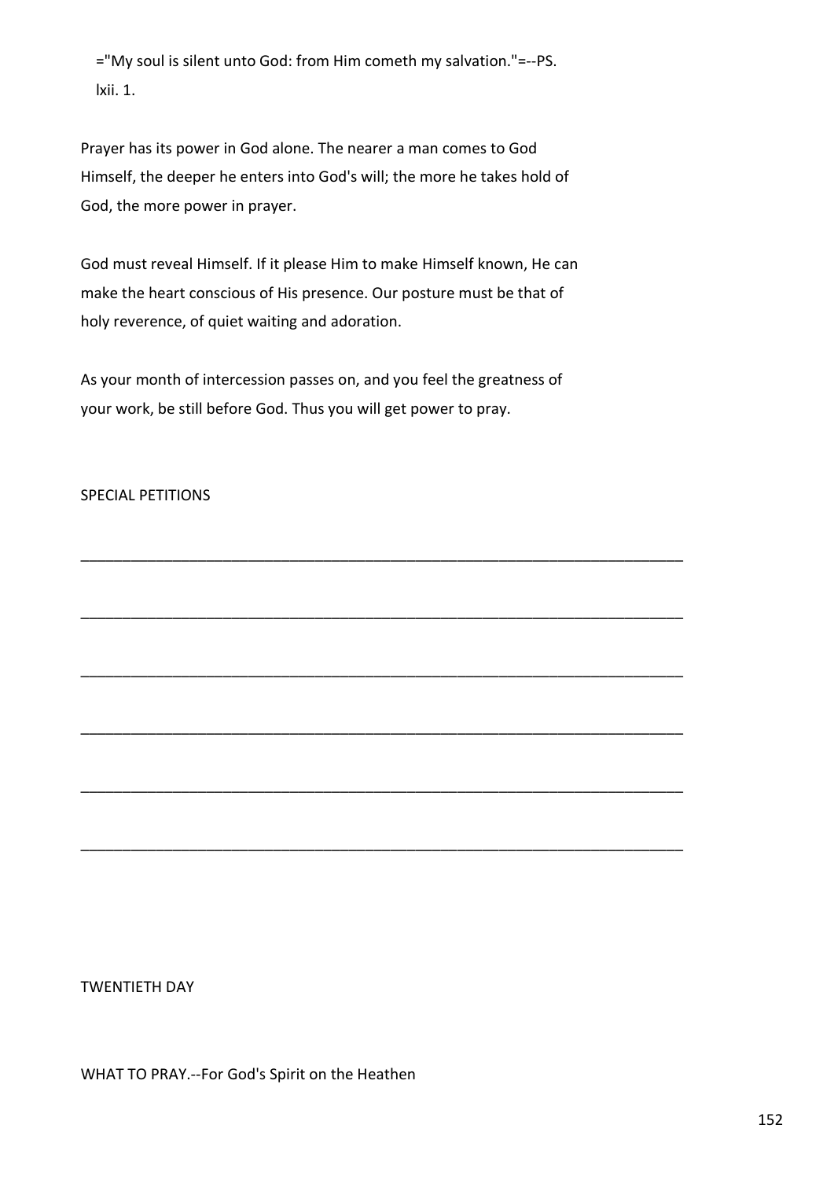="My soul is silent unto God: from Him cometh my salvation."=--PS. lxii. 1.

Prayer has its power in God alone. The nearer a man comes to God Himself, the deeper he enters into God's will; the more he takes hold of God, the more power in prayer.

God must reveal Himself. If it please Him to make Himself known, He can make the heart conscious of His presence. Our posture must be that of holy reverence, of quiet waiting and adoration.

As your month of intercession passes on, and you feel the greatness of your work, be still before God. Thus you will get power to pray.

SPECIAL PETITIONS

___________________________________________________________________________

___________________________________________________________________________

___________________________________________________________________________

___________________________________________________________________________

___________________________________________________________________________

___________________________________________________________________________

TWENTIETH DAY

WHAT TO PRAY.--For God's Spirit on the Heathen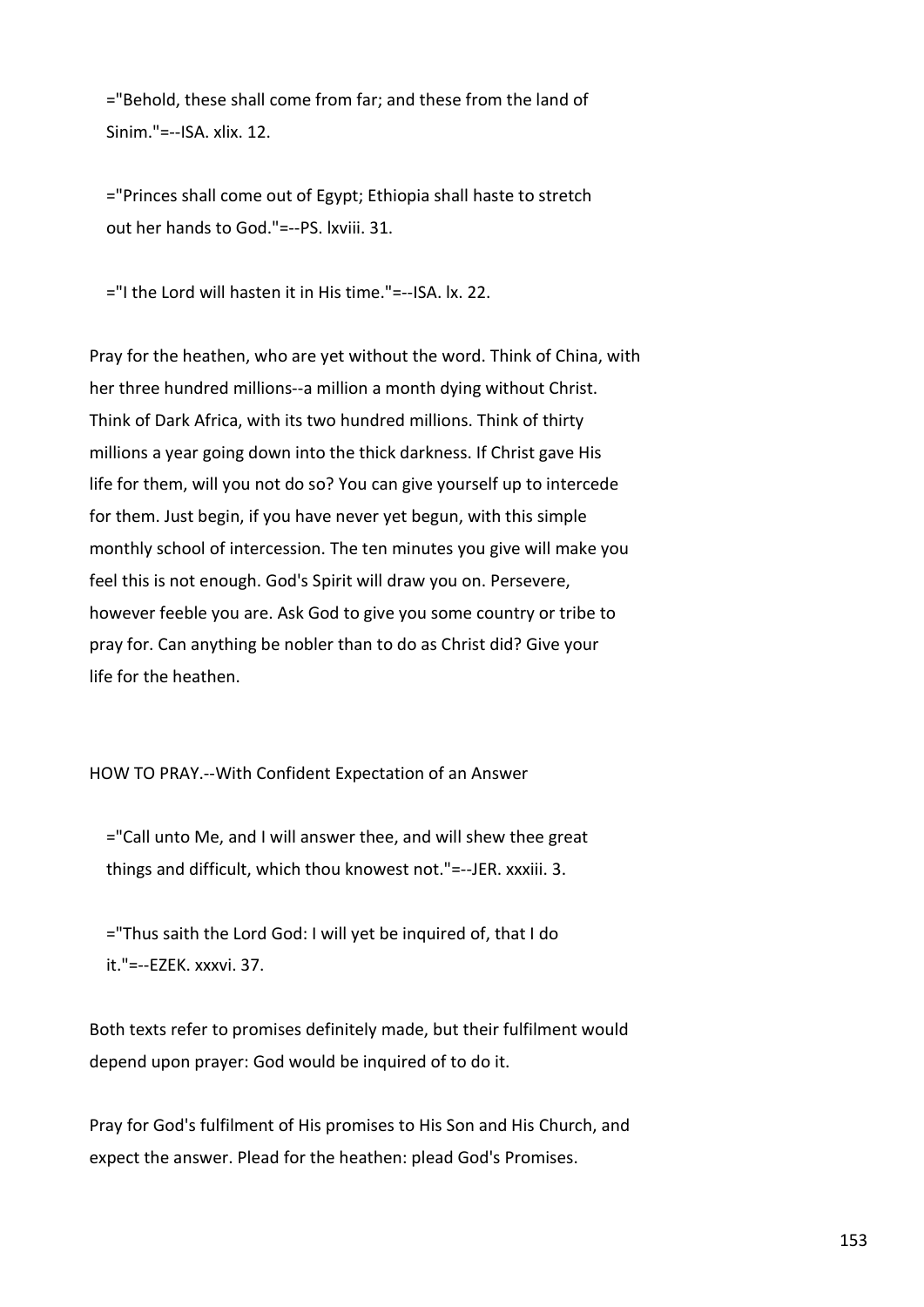="Behold, these shall come from far; and these from the land of Sinim."=--ISA. xlix. 12.

="Princes shall come out of Egypt; Ethiopia shall haste to stretch out her hands to God."=--PS. lxviii. 31.

="I the Lord will hasten it in His time."=--ISA. lx. 22.

Pray for the heathen, who are yet without the word. Think of China, with her three hundred millions--a million a month dying without Christ. Think of Dark Africa, with its two hundred millions. Think of thirty millions a year going down into the thick darkness. If Christ gave His life for them, will you not do so? You can give yourself up to intercede for them. Just begin, if you have never yet begun, with this simple monthly school of intercession. The ten minutes you give will make you feel this is not enough. God's Spirit will draw you on. Persevere, however feeble you are. Ask God to give you some country or tribe to pray for. Can anything be nobler than to do as Christ did? Give your life for the heathen.

HOW TO PRAY.--With Confident Expectation of an Answer

="Call unto Me, and I will answer thee, and will shew thee great things and difficult, which thou knowest not."=--JER. xxxiii. 3.

="Thus saith the Lord God: I will yet be inquired of, that I do it."=--EZEK. xxxvi. 37.

Both texts refer to promises definitely made, but their fulfilment would depend upon prayer: God would be inquired of to do it.

Pray for God's fulfilment of His promises to His Son and His Church, and expect the answer. Plead for the heathen: plead God's Promises.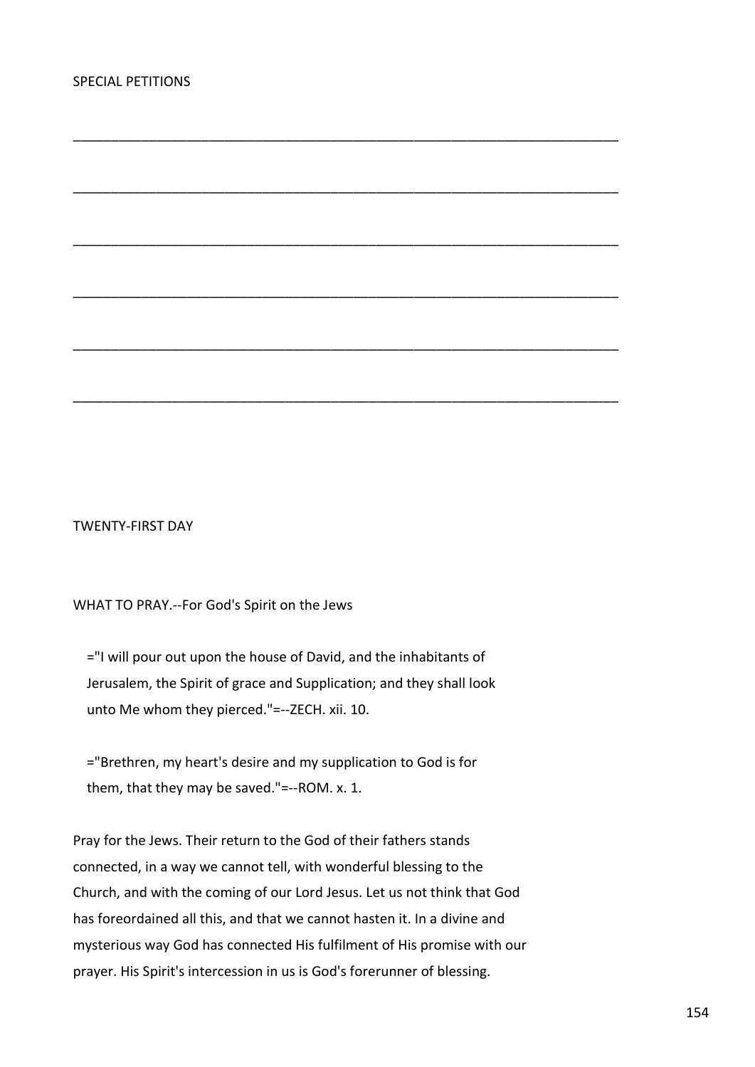SPECIAL PETITIONS

\_\_\_\_\_\_\_\_\_\_\_\_\_\_\_\_\_\_\_\_\_\_\_\_\_\_\_\_\_\_\_\_\_\_\_\_\_\_\_\_\_\_\_\_\_\_\_\_\_\_\_\_\_\_\_\_\_\_\_\_\_\_\_\_\_\_\_\_\_\_

\_\_\_\_\_\_\_\_\_\_\_\_\_\_\_\_\_\_\_\_\_\_\_\_\_\_\_\_\_\_\_\_\_\_\_\_\_\_\_\_\_\_\_\_\_\_\_\_\_\_\_\_\_\_\_\_\_\_\_\_\_\_\_\_\_\_\_\_\_\_

\_\_\_\_\_\_\_\_\_\_\_\_\_\_\_\_\_\_\_\_\_\_\_\_\_\_\_\_\_\_\_\_\_\_\_\_\_\_\_\_\_\_\_\_\_\_\_\_\_\_\_\_\_\_\_\_\_\_\_\_\_\_\_\_\_\_\_\_\_\_

\_\_\_\_\_\_\_\_\_\_\_\_\_\_\_\_\_\_\_\_\_\_\_\_\_\_\_\_\_\_\_\_\_\_\_\_\_\_\_\_\_\_\_\_\_\_\_\_\_\_\_\_\_\_\_\_\_\_\_\_\_\_\_\_\_\_\_\_\_\_

\_\_\_\_\_\_\_\_\_\_\_\_\_\_\_\_\_\_\_\_\_\_\_\_\_\_\_\_\_\_\_\_\_\_\_\_\_\_\_\_\_\_\_\_\_\_\_\_\_\_\_\_\_\_\_\_\_\_\_\_\_\_\_\_\_\_\_\_\_\_

\_\_\_\_\_\_\_\_\_\_\_\_\_\_\_\_\_\_\_\_\_\_\_\_\_\_\_\_\_\_\_\_\_\_\_\_\_\_\_\_\_\_\_\_\_\_\_\_\_\_\_\_\_\_\_\_\_\_\_\_\_\_\_\_\_\_\_\_\_\_

TWENTY-FIRST DAY

WHAT TO PRAY.--For God's Spirit on the Jews

> ="I will pour out upon the house of David, and the inhabitants of Jerusalem, the Spirit of grace and Supplication; and they shall look unto Me whom they pierced."=--ZECH. xii. 10.

> ="Brethren, my heart's desire and my supplication to God is for them, that they may be saved."=--ROM. x. 1.

Pray for the Jews. Their return to the God of their fathers stands connected, in a way we cannot tell, with wonderful blessing to the Church, and with the coming of our Lord Jesus. Let us not think that God has foreordained all this, and that we cannot hasten it. In a divine and mysterious way God has connected His fulfilment of His promise with our prayer. His Spirit's intercession in us is God's forerunner of blessing.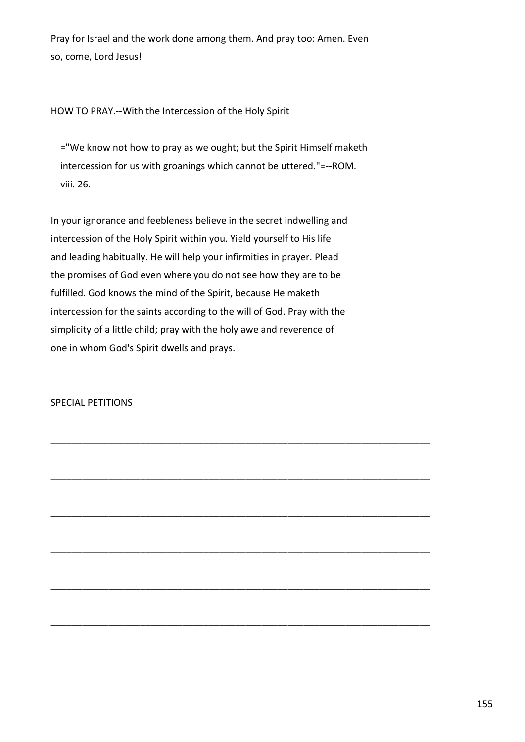Pray for Israel and the work done among them. And pray too: Amen. Even so, come, Lord Jesus!

HOW TO PRAY.--With the Intercession of the Holy Spirit

> ="We know not how to pray as we ought; but the Spirit Himself maketh intercession for us with groanings which cannot be uttered."=--ROM. viii. 26.

In your ignorance and feebleness believe in the secret indwelling and intercession of the Holy Spirit within you. Yield yourself to His life and leading habitually. He will help your infirmities in prayer. Plead the promises of God even where you do not see how they are to be fulfilled. God knows the mind of the Spirit, because He maketh intercession for the saints according to the will of God. Pray with the simplicity of a little child; pray with the holy awe and reverence of one in whom God's Spirit dwells and prays.

SPECIAL PETITIONS

\_\_\_\_\_\_\_\_\_\_\_\_\_\_\_\_\_\_\_\_\_\_\_\_\_\_\_\_\_\_\_\_\_\_\_\_\_\_\_\_\_\_\_\_\_\_\_\_\_\_\_\_\_\_\_\_\_\_\_\_\_\_\_\_\_\_\_\_\_\_

\_\_\_\_\_\_\_\_\_\_\_\_\_\_\_\_\_\_\_\_\_\_\_\_\_\_\_\_\_\_\_\_\_\_\_\_\_\_\_\_\_\_\_\_\_\_\_\_\_\_\_\_\_\_\_\_\_\_\_\_\_\_\_\_\_\_\_\_\_\_

\_\_\_\_\_\_\_\_\_\_\_\_\_\_\_\_\_\_\_\_\_\_\_\_\_\_\_\_\_\_\_\_\_\_\_\_\_\_\_\_\_\_\_\_\_\_\_\_\_\_\_\_\_\_\_\_\_\_\_\_\_\_\_\_\_\_\_\_\_\_

\_\_\_\_\_\_\_\_\_\_\_\_\_\_\_\_\_\_\_\_\_\_\_\_\_\_\_\_\_\_\_\_\_\_\_\_\_\_\_\_\_\_\_\_\_\_\_\_\_\_\_\_\_\_\_\_\_\_\_\_\_\_\_\_\_\_\_\_\_\_

\_\_\_\_\_\_\_\_\_\_\_\_\_\_\_\_\_\_\_\_\_\_\_\_\_\_\_\_\_\_\_\_\_\_\_\_\_\_\_\_\_\_\_\_\_\_\_\_\_\_\_\_\_\_\_\_\_\_\_\_\_\_\_\_\_\_\_\_\_\_

\_\_\_\_\_\_\_\_\_\_\_\_\_\_\_\_\_\_\_\_\_\_\_\_\_\_\_\_\_\_\_\_\_\_\_\_\_\_\_\_\_\_\_\_\_\_\_\_\_\_\_\_\_\_\_\_\_\_\_\_\_\_\_\_\_\_\_\_\_\_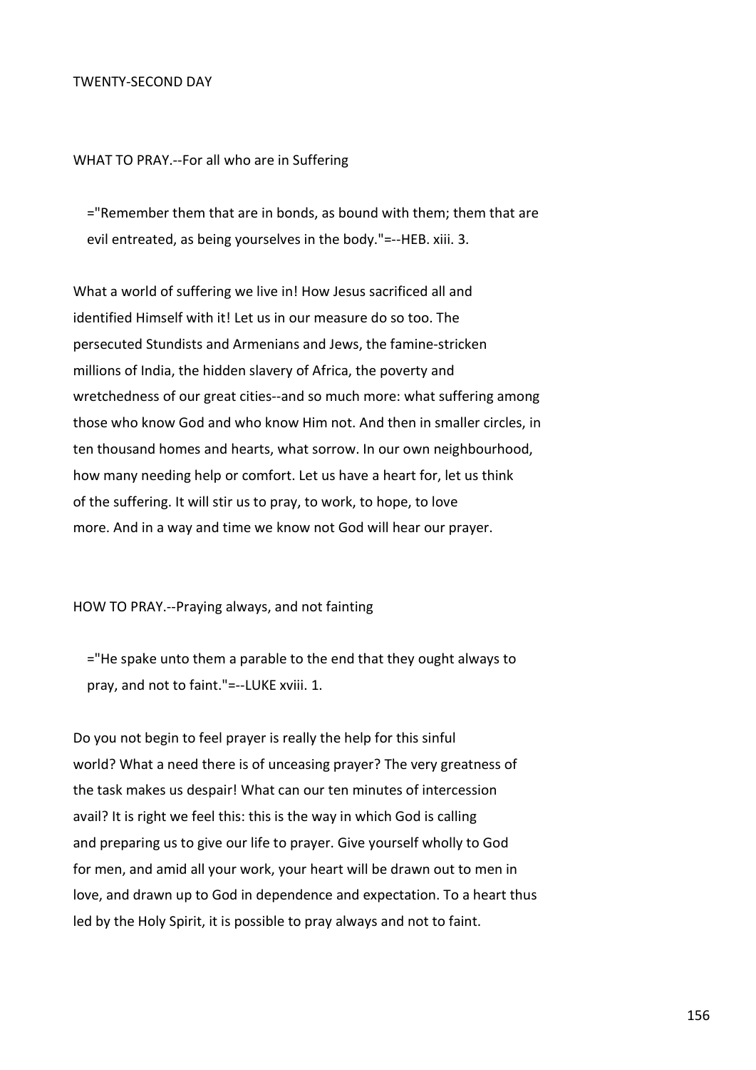TWENTY-SECOND DAY

WHAT TO PRAY.--For all who are in Suffering

> ="Remember them that are in bonds, as bound with them; them that are evil entreated, as being yourselves in the body."=--HEB. xiii. 3.

What a world of suffering we live in! How Jesus sacrificed all and identified Himself with it! Let us in our measure do so too. The persecuted Stundists and Armenians and Jews, the famine-stricken millions of India, the hidden slavery of Africa, the poverty and wretchedness of our great cities--and so much more: what suffering among those who know God and who know Him not. And then in smaller circles, in ten thousand homes and hearts, what sorrow. In our own neighbourhood, how many needing help or comfort. Let us have a heart for, let us think of the suffering. It will stir us to pray, to work, to hope, to love more. And in a way and time we know not God will hear our prayer.

HOW TO PRAY.--Praying always, and not fainting

> ="He spake unto them a parable to the end that they ought always to pray, and not to faint."=--LUKE xviii. 1.

Do you not begin to feel prayer is really the help for this sinful world? What a need there is of unceasing prayer? The very greatness of the task makes us despair! What can our ten minutes of intercession avail? It is right we feel this: this is the way in which God is calling and preparing us to give our life to prayer. Give yourself wholly to God for men, and amid all your work, your heart will be drawn out to men in love, and drawn up to God in dependence and expectation. To a heart thus led by the Holy Spirit, it is possible to pray always and not to faint.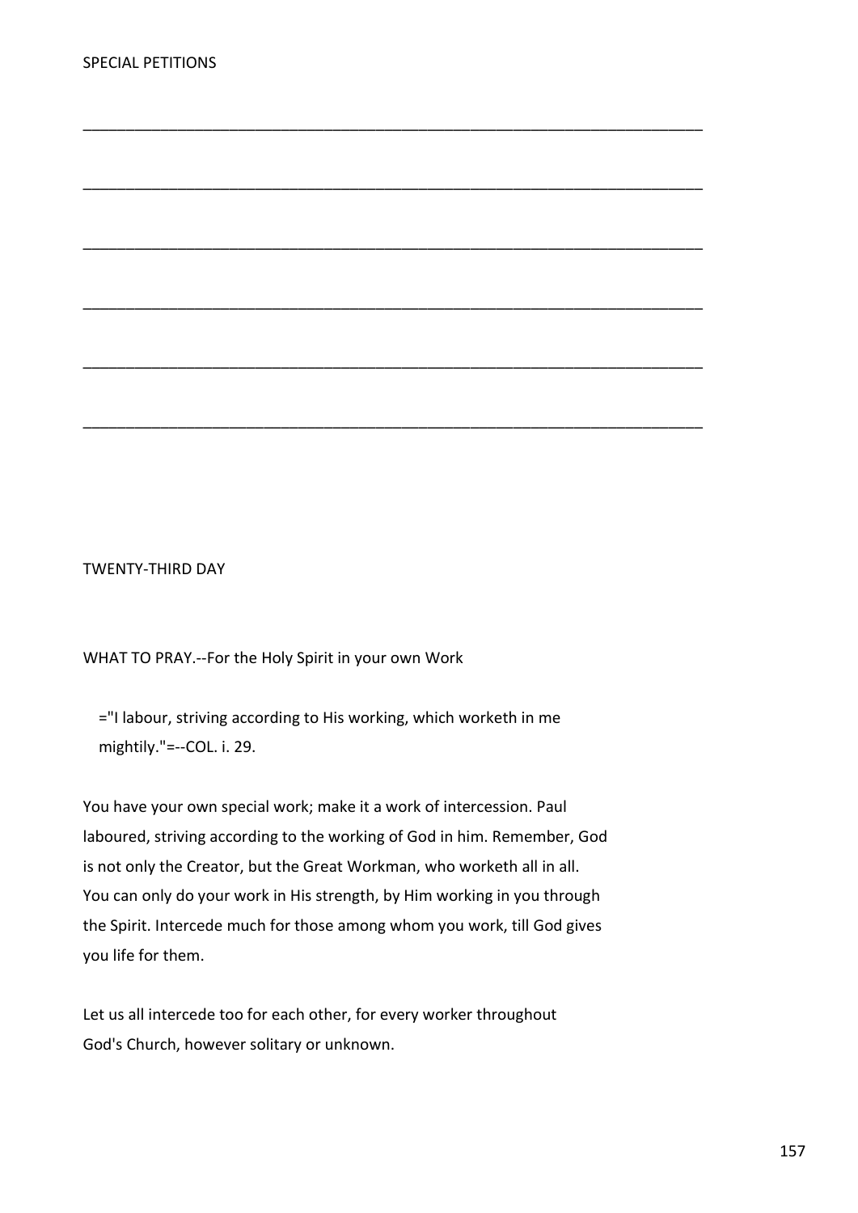SPECIAL PETITIONS

_______________________________________________________________________

_______________________________________________________________________

_______________________________________________________________________

_______________________________________________________________________

_______________________________________________________________________

_______________________________________________________________________

TWENTY-THIRD DAY

WHAT TO PRAY.--For the Holy Spirit in your own Work

="I labour, striving according to His working, which worketh in me mightily."=--COL. i. 29.

You have your own special work; make it a work of intercession. Paul laboured, striving according to the working of God in him. Remember, God is not only the Creator, but the Great Workman, who worketh all in all. You can only do your work in His strength, by Him working in you through the Spirit. Intercede much for those among whom you work, till God gives you life for them.

Let us all intercede too for each other, for every worker throughout God's Church, however solitary or unknown.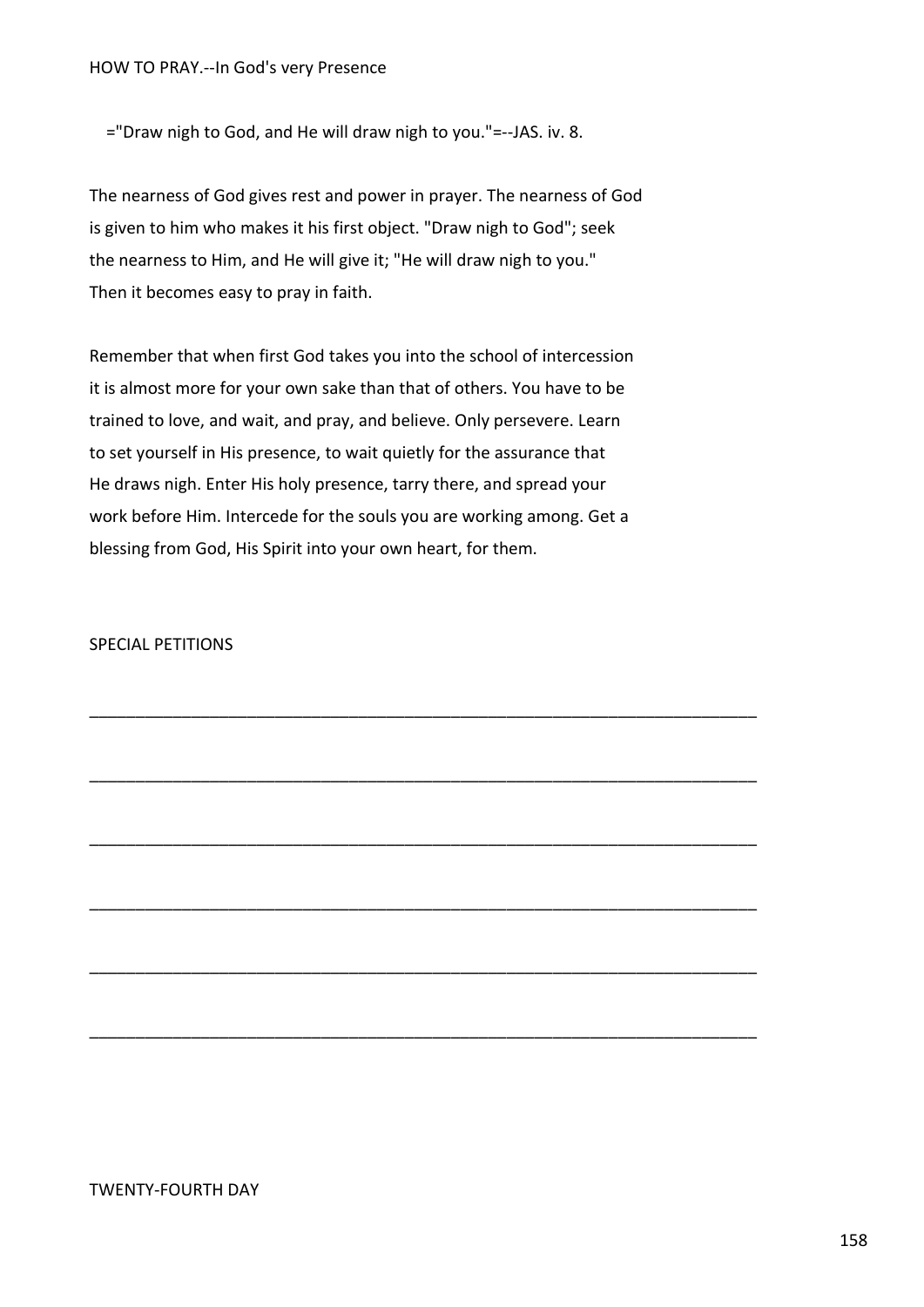HOW TO PRAY.--In God's very Presence

="Draw nigh to God, and He will draw nigh to you."=--JAS. iv. 8.

The nearness of God gives rest and power in prayer. The nearness of God is given to him who makes it his first object. "Draw nigh to God"; seek the nearness to Him, and He will give it; "He will draw nigh to you." Then it becomes easy to pray in faith.

Remember that when first God takes you into the school of intercession it is almost more for your own sake than that of others. You have to be trained to love, and wait, and pray, and believe. Only persevere. Learn to set yourself in His presence, to wait quietly for the assurance that He draws nigh. Enter His holy presence, tarry there, and spread your work before Him. Intercede for the souls you are working among. Get a blessing from God, His Spirit into your own heart, for them.

SPECIAL PETITIONS

___________________________________________________________________________

___________________________________________________________________________

___________________________________________________________________________

___________________________________________________________________________

___________________________________________________________________________

___________________________________________________________________________

TWENTY-FOURTH DAY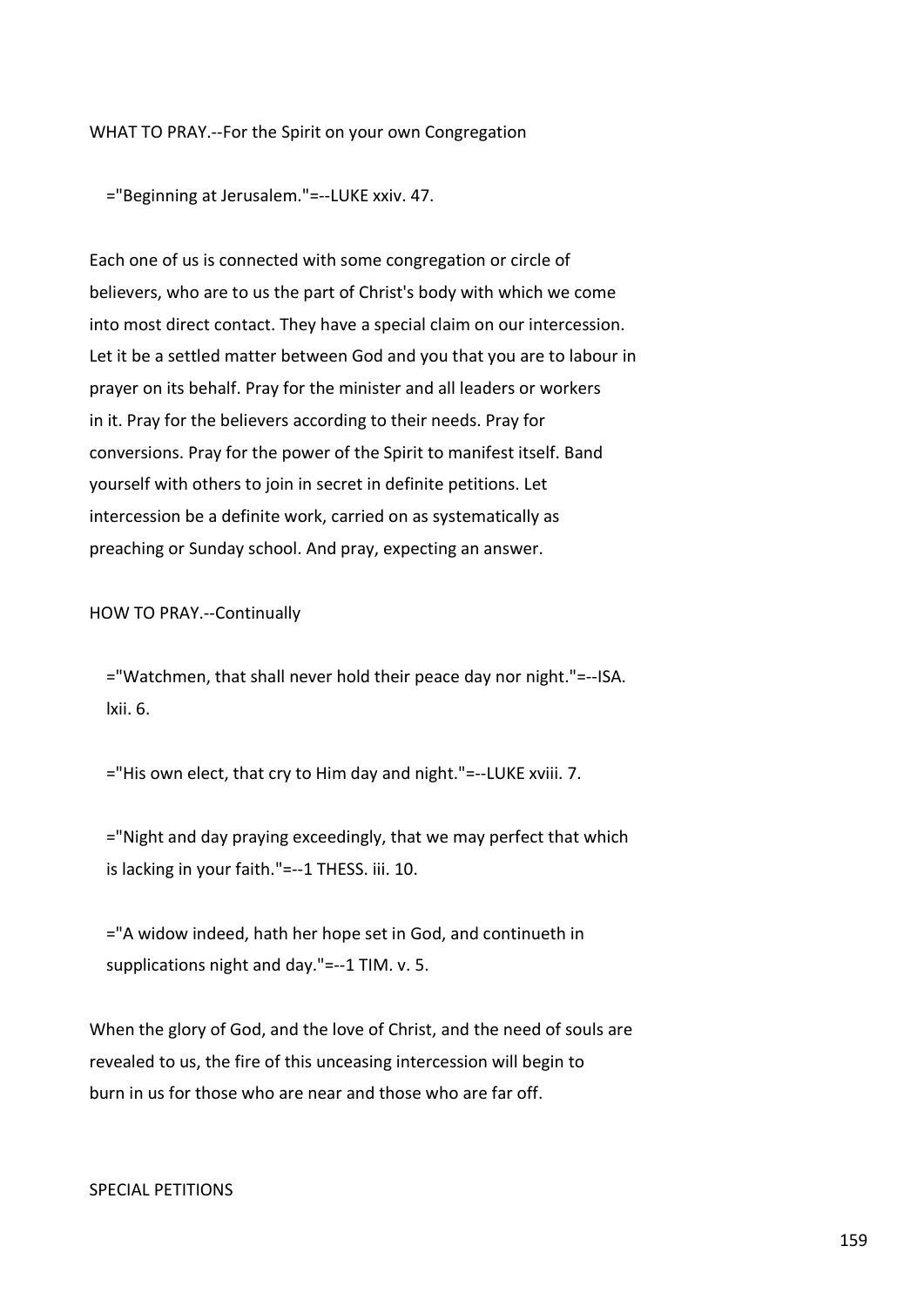WHAT TO PRAY.--For the Spirit on your own Congregation

="Beginning at Jerusalem."=--LUKE xxiv. 47.

Each one of us is connected with some congregation or circle of believers, who are to us the part of Christ's body with which we come into most direct contact. They have a special claim on our intercession. Let it be a settled matter between God and you that you are to labour in prayer on its behalf. Pray for the minister and all leaders or workers in it. Pray for the believers according to their needs. Pray for conversions. Pray for the power of the Spirit to manifest itself. Band yourself with others to join in secret in definite petitions. Let intercession be a definite work, carried on as systematically as preaching or Sunday school. And pray, expecting an answer.

HOW TO PRAY.--Continually

="Watchmen, that shall never hold their peace day nor night."=--ISA. lxii. 6.

="His own elect, that cry to Him day and night."=--LUKE xviii. 7.

="Night and day praying exceedingly, that we may perfect that which is lacking in your faith."=--1 THESS. iii. 10.

="A widow indeed, hath her hope set in God, and continueth in supplications night and day."=--1 TIM. v. 5.

When the glory of God, and the love of Christ, and the need of souls are revealed to us, the fire of this unceasing intercession will begin to burn in us for those who are near and those who are far off.

SPECIAL PETITIONS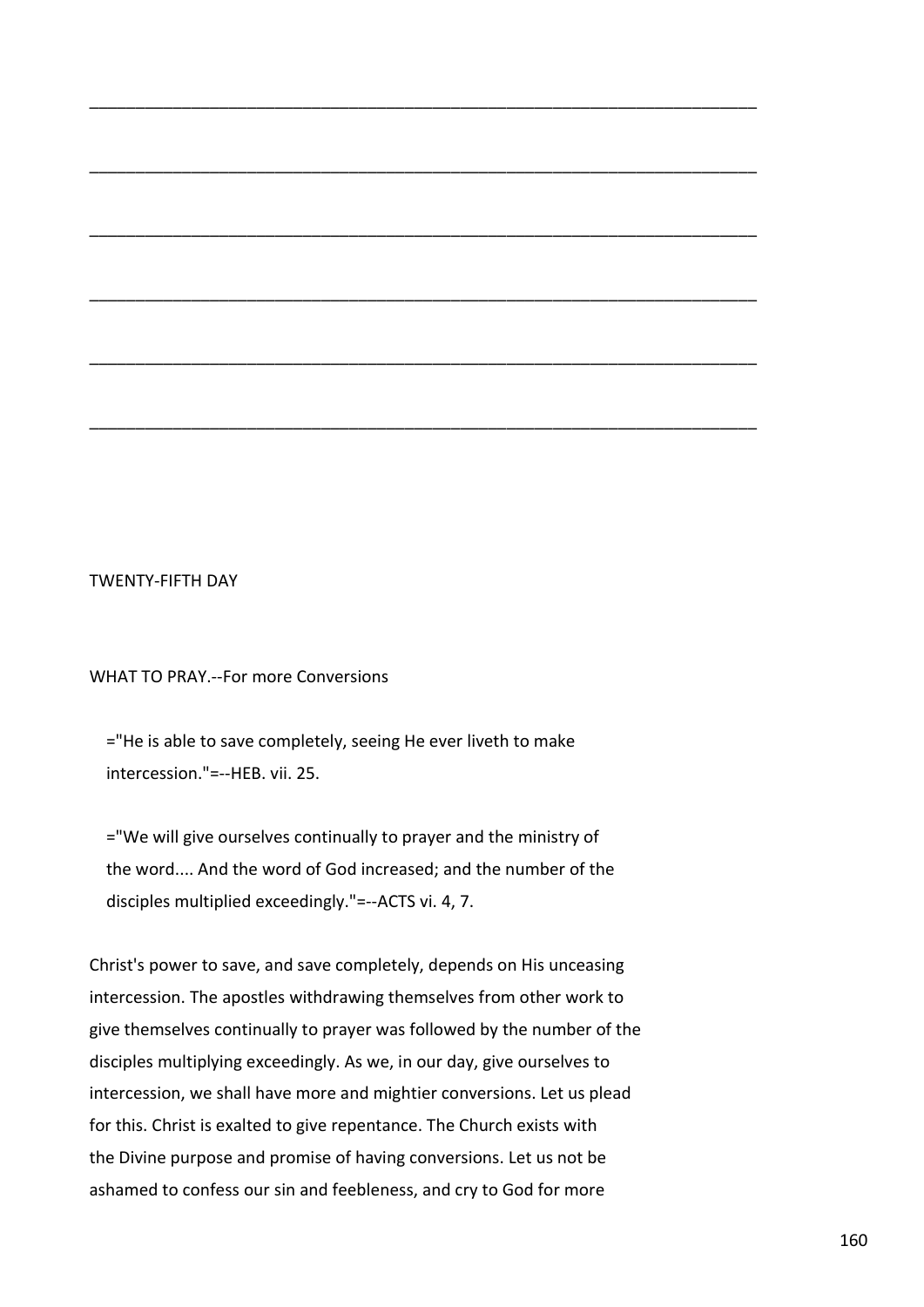________________________________________________________________________

________________________________________________________________________

________________________________________________________________________

________________________________________________________________________

________________________________________________________________________

________________________________________________________________________

## TWENTY-FIFTH DAY

WHAT TO PRAY.--For more Conversions

> ="He is able to save completely, seeing He ever liveth to make intercession."=--HEB. vii. 25.

> ="We will give ourselves continually to prayer and the ministry of the word.... And the word of God increased; and the number of the disciples multiplied exceedingly."=--ACTS vi. 4, 7.

Christ's power to save, and save completely, depends on His unceasing intercession. The apostles withdrawing themselves from other work to give themselves continually to prayer was followed by the number of the disciples multiplying exceedingly. As we, in our day, give ourselves to intercession, we shall have more and mightier conversions. Let us plead for this. Christ is exalted to give repentance. The Church exists with the Divine purpose and promise of having conversions. Let us not be ashamed to confess our sin and feebleness, and cry to God for more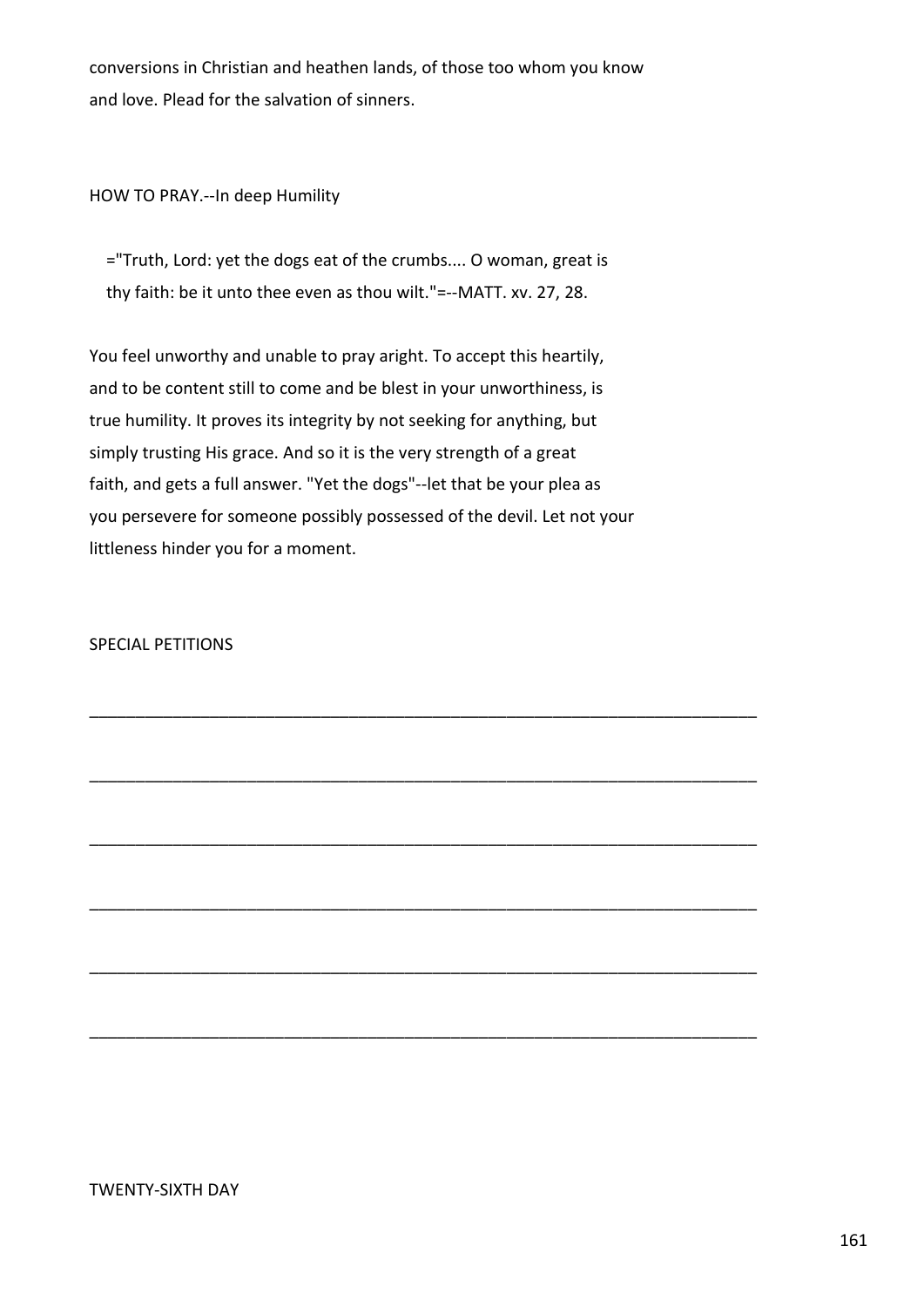conversions in Christian and heathen lands, of those too whom you know and love. Plead for the salvation of sinners.

HOW TO PRAY.--In deep Humility

> ="Truth, Lord: yet the dogs eat of the crumbs.... O woman, great is thy faith: be it unto thee even as thou wilt."=--MATT. xv. 27, 28.

You feel unworthy and unable to pray aright. To accept this heartily, and to be content still to come and be blest in your unworthiness, is true humility. It proves its integrity by not seeking for anything, but simply trusting His grace. And so it is the very strength of a great faith, and gets a full answer. "Yet the dogs"--let that be your plea as you persevere for someone possibly possessed of the devil. Let not your littleness hinder you for a moment.

SPECIAL PETITIONS

\_\_\_\_\_\_\_\_\_\_\_\_\_\_\_\_\_\_\_\_\_\_\_\_\_\_\_\_\_\_\_\_\_\_\_\_\_\_\_\_\_\_\_\_\_\_\_\_\_\_\_\_\_\_\_\_\_\_\_\_\_\_\_\_\_\_\_\_\_\_

\_\_\_\_\_\_\_\_\_\_\_\_\_\_\_\_\_\_\_\_\_\_\_\_\_\_\_\_\_\_\_\_\_\_\_\_\_\_\_\_\_\_\_\_\_\_\_\_\_\_\_\_\_\_\_\_\_\_\_\_\_\_\_\_\_\_\_\_\_\_

\_\_\_\_\_\_\_\_\_\_\_\_\_\_\_\_\_\_\_\_\_\_\_\_\_\_\_\_\_\_\_\_\_\_\_\_\_\_\_\_\_\_\_\_\_\_\_\_\_\_\_\_\_\_\_\_\_\_\_\_\_\_\_\_\_\_\_\_\_\_

\_\_\_\_\_\_\_\_\_\_\_\_\_\_\_\_\_\_\_\_\_\_\_\_\_\_\_\_\_\_\_\_\_\_\_\_\_\_\_\_\_\_\_\_\_\_\_\_\_\_\_\_\_\_\_\_\_\_\_\_\_\_\_\_\_\_\_\_\_\_

\_\_\_\_\_\_\_\_\_\_\_\_\_\_\_\_\_\_\_\_\_\_\_\_\_\_\_\_\_\_\_\_\_\_\_\_\_\_\_\_\_\_\_\_\_\_\_\_\_\_\_\_\_\_\_\_\_\_\_\_\_\_\_\_\_\_\_\_\_\_

\_\_\_\_\_\_\_\_\_\_\_\_\_\_\_\_\_\_\_\_\_\_\_\_\_\_\_\_\_\_\_\_\_\_\_\_\_\_\_\_\_\_\_\_\_\_\_\_\_\_\_\_\_\_\_\_\_\_\_\_\_\_\_\_\_\_\_\_\_\_

TWENTY-SIXTH DAY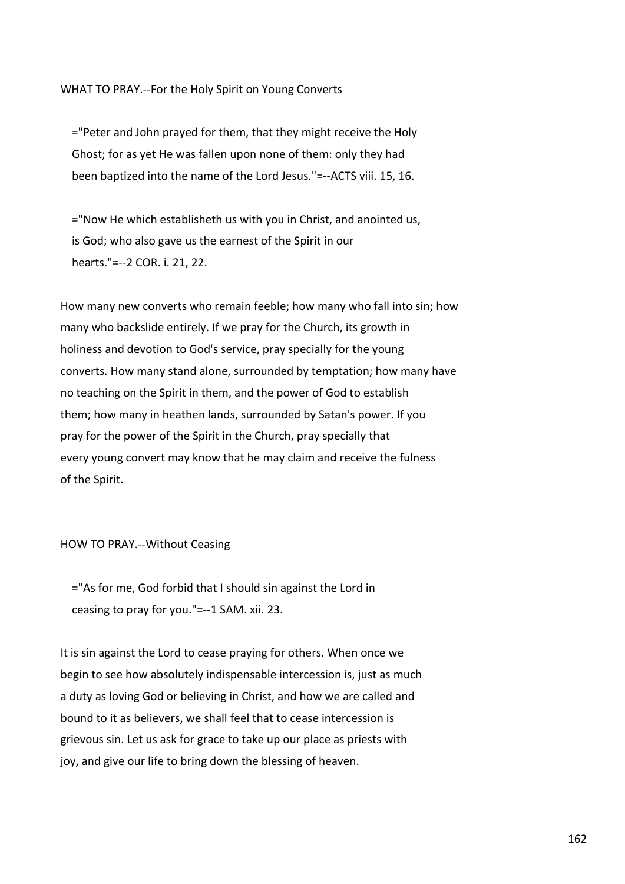WHAT TO PRAY.--For the Holy Spirit on Young Converts

> ="Peter and John prayed for them, that they might receive the Holy Ghost; for as yet He was fallen upon none of them: only they had been baptized into the name of the Lord Jesus."=--ACTS viii. 15, 16.

> ="Now He which establisheth us with you in Christ, and anointed us, is God; who also gave us the earnest of the Spirit in our hearts."=--2 COR. i. 21, 22.

How many new converts who remain feeble; how many who fall into sin; how many who backslide entirely. If we pray for the Church, its growth in holiness and devotion to God's service, pray specially for the young converts. How many stand alone, surrounded by temptation; how many have no teaching on the Spirit in them, and the power of God to establish them; how many in heathen lands, surrounded by Satan's power. If you pray for the power of the Spirit in the Church, pray specially that every young convert may know that he may claim and receive the fulness of the Spirit.

HOW TO PRAY.--Without Ceasing

> ="As for me, God forbid that I should sin against the Lord in ceasing to pray for you."=--1 SAM. xii. 23.

It is sin against the Lord to cease praying for others. When once we begin to see how absolutely indispensable intercession is, just as much a duty as loving God or believing in Christ, and how we are called and bound to it as believers, we shall feel that to cease intercession is grievous sin. Let us ask for grace to take up our place as priests with joy, and give our life to bring down the blessing of heaven.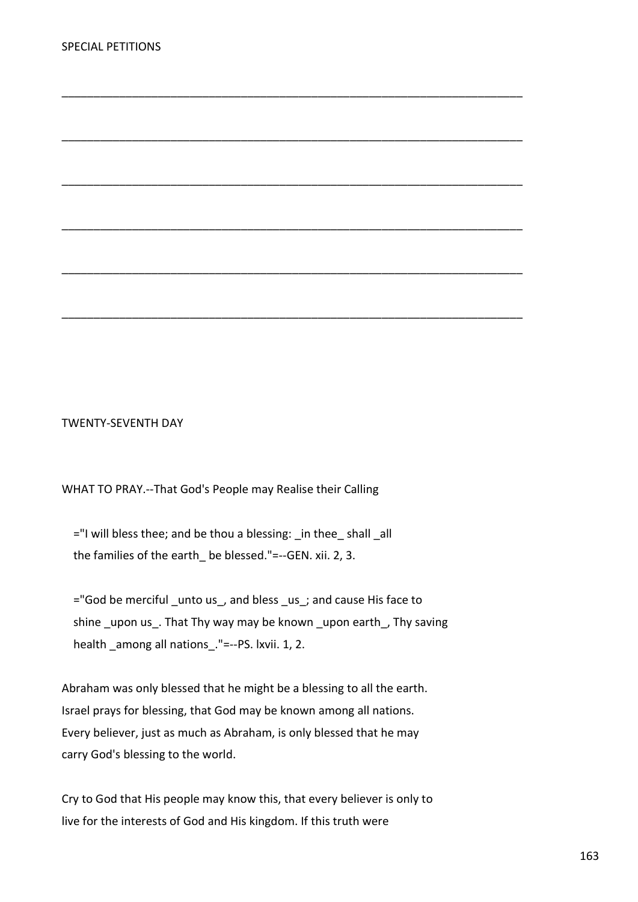SPECIAL PETITIONS

___________________________________________________________________________

___________________________________________________________________________

___________________________________________________________________________

___________________________________________________________________________

___________________________________________________________________________

___________________________________________________________________________

## TWENTY-SEVENTH DAY

WHAT TO PRAY.--That God's People may Realise their Calling

> ="I will bless thee; and be thou a blessing: _in thee_ shall _all the families of the earth_ be blessed."=--GEN. xii. 2, 3.

> ="God be merciful _unto us_, and bless _us_; and cause His face to shine _upon us_. That Thy way may be known _upon earth_, Thy saving health _among all nations_."=--PS. lxvii. 1, 2.

Abraham was only blessed that he might be a blessing to all the earth. Israel prays for blessing, that God may be known among all nations. Every believer, just as much as Abraham, is only blessed that he may carry God's blessing to the world.

Cry to God that His people may know this, that every believer is only to live for the interests of God and His kingdom. If this truth were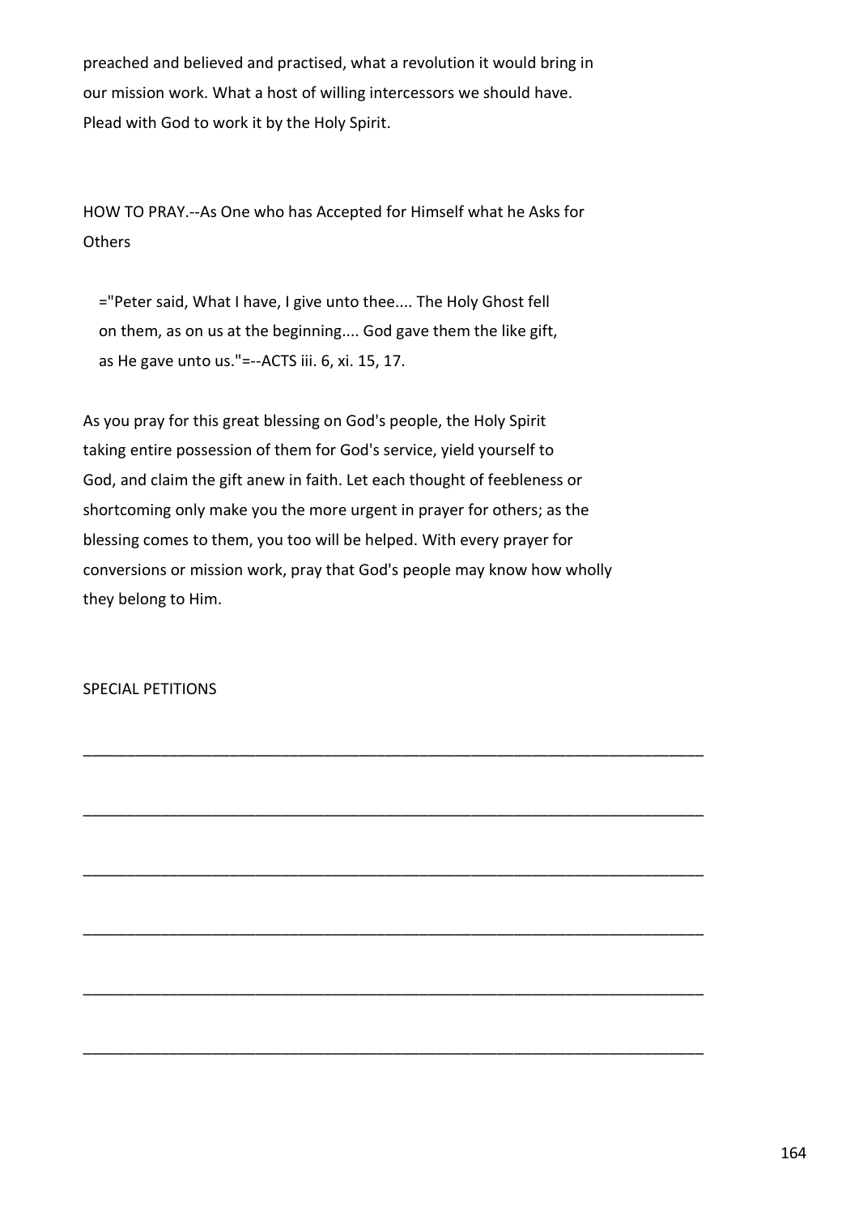preached and believed and practised, what a revolution it would bring in our mission work. What a host of willing intercessors we should have. Plead with God to work it by the Holy Spirit.

HOW TO PRAY.--As One who has Accepted for Himself what he Asks for Others

> ="Peter said, What I have, I give unto thee.... The Holy Ghost fell on them, as on us at the beginning.... God gave them the like gift, as He gave unto us."=--ACTS iii. 6, xi. 15, 17.

As you pray for this great blessing on God's people, the Holy Spirit taking entire possession of them for God's service, yield yourself to God, and claim the gift anew in faith. Let each thought of feebleness or shortcoming only make you the more urgent in prayer for others; as the blessing comes to them, you too will be helped. With every prayer for conversions or mission work, pray that God's people may know how wholly they belong to Him.

SPECIAL PETITIONS

\_\_\_\_\_\_\_\_\_\_\_\_\_\_\_\_\_\_\_\_\_\_\_\_\_\_\_\_\_\_\_\_\_\_\_\_\_\_\_\_\_\_\_\_\_\_\_\_\_\_\_\_\_\_\_\_\_\_\_\_\_\_\_\_\_\_\_\_\_\_

\_\_\_\_\_\_\_\_\_\_\_\_\_\_\_\_\_\_\_\_\_\_\_\_\_\_\_\_\_\_\_\_\_\_\_\_\_\_\_\_\_\_\_\_\_\_\_\_\_\_\_\_\_\_\_\_\_\_\_\_\_\_\_\_\_\_\_\_\_\_

\_\_\_\_\_\_\_\_\_\_\_\_\_\_\_\_\_\_\_\_\_\_\_\_\_\_\_\_\_\_\_\_\_\_\_\_\_\_\_\_\_\_\_\_\_\_\_\_\_\_\_\_\_\_\_\_\_\_\_\_\_\_\_\_\_\_\_\_\_\_

\_\_\_\_\_\_\_\_\_\_\_\_\_\_\_\_\_\_\_\_\_\_\_\_\_\_\_\_\_\_\_\_\_\_\_\_\_\_\_\_\_\_\_\_\_\_\_\_\_\_\_\_\_\_\_\_\_\_\_\_\_\_\_\_\_\_\_\_\_\_

\_\_\_\_\_\_\_\_\_\_\_\_\_\_\_\_\_\_\_\_\_\_\_\_\_\_\_\_\_\_\_\_\_\_\_\_\_\_\_\_\_\_\_\_\_\_\_\_\_\_\_\_\_\_\_\_\_\_\_\_\_\_\_\_\_\_\_\_\_\_

\_\_\_\_\_\_\_\_\_\_\_\_\_\_\_\_\_\_\_\_\_\_\_\_\_\_\_\_\_\_\_\_\_\_\_\_\_\_\_\_\_\_\_\_\_\_\_\_\_\_\_\_\_\_\_\_\_\_\_\_\_\_\_\_\_\_\_\_\_\_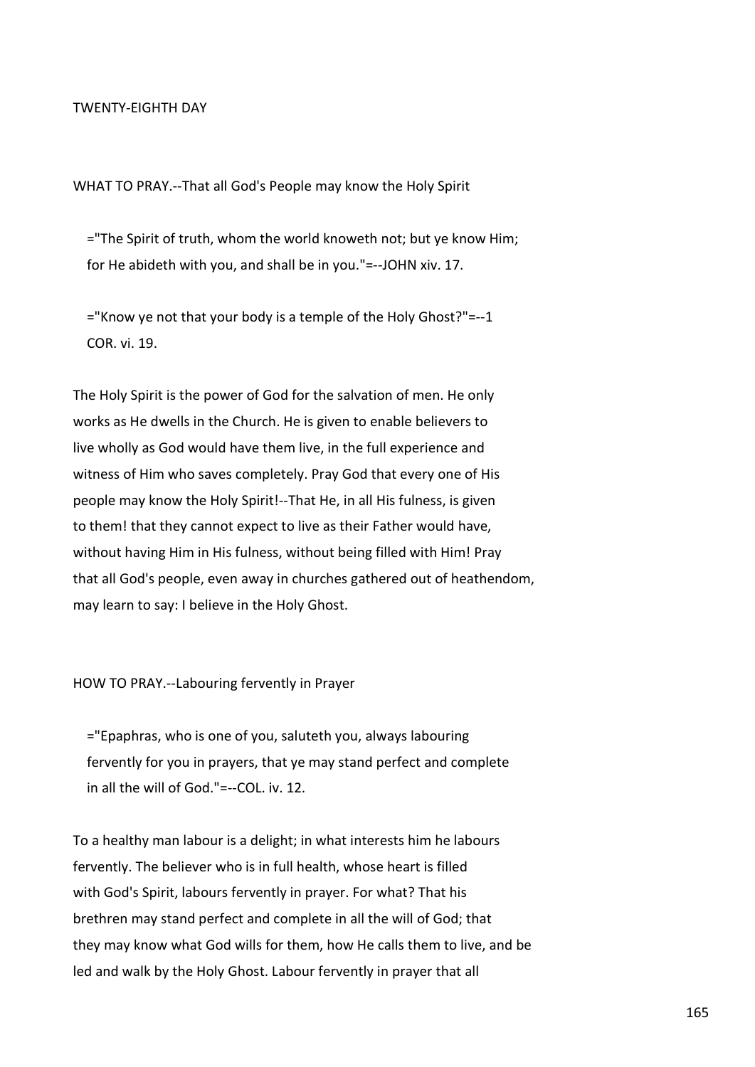## TWENTY-EIGHTH DAY

WHAT TO PRAY.--That all God's People may know the Holy Spirit

> ="The Spirit of truth, whom the world knoweth not; but ye know Him; for He abideth with you, and shall be in you."=--JOHN xiv. 17.

> ="Know ye not that your body is a temple of the Holy Ghost?"=--1 COR. vi. 19.

The Holy Spirit is the power of God for the salvation of men. He only works as He dwells in the Church. He is given to enable believers to live wholly as God would have them live, in the full experience and witness of Him who saves completely. Pray God that every one of His people may know the Holy Spirit!--That He, in all His fulness, is given to them! that they cannot expect to live as their Father would have, without having Him in His fulness, without being filled with Him! Pray that all God's people, even away in churches gathered out of heathendom, may learn to say: I believe in the Holy Ghost.

HOW TO PRAY.--Labouring fervently in Prayer

> ="Epaphras, who is one of you, saluteth you, always labouring fervently for you in prayers, that ye may stand perfect and complete in all the will of God."=--COL. iv. 12.

To a healthy man labour is a delight; in what interests him he labours fervently. The believer who is in full health, whose heart is filled with God's Spirit, labours fervently in prayer. For what? That his brethren may stand perfect and complete in all the will of God; that they may know what God wills for them, how He calls them to live, and be led and walk by the Holy Ghost. Labour fervently in prayer that all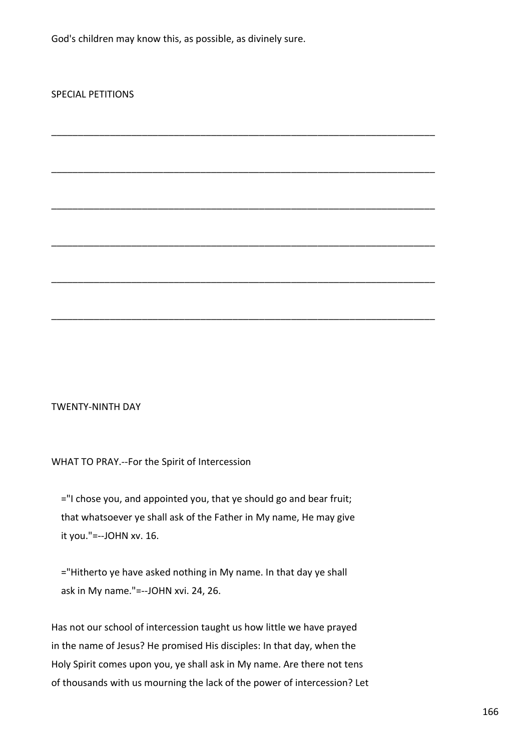God's children may know this, as possible, as divinely sure.

SPECIAL PETITIONS

___________________________________________________________________________

___________________________________________________________________________

___________________________________________________________________________

___________________________________________________________________________

___________________________________________________________________________

___________________________________________________________________________

TWENTY-NINTH DAY

WHAT TO PRAY.--For the Spirit of Intercession

> ="I chose you, and appointed you, that ye should go and bear fruit; that whatsoever ye shall ask of the Father in My name, He may give it you."=--JOHN xv. 16.

> ="Hitherto ye have asked nothing in My name. In that day ye shall ask in My name."=--JOHN xvi. 24, 26.

Has not our school of intercession taught us how little we have prayed in the name of Jesus? He promised His disciples: In that day, when the Holy Spirit comes upon you, ye shall ask in My name. Are there not tens of thousands with us mourning the lack of the power of intercession? Let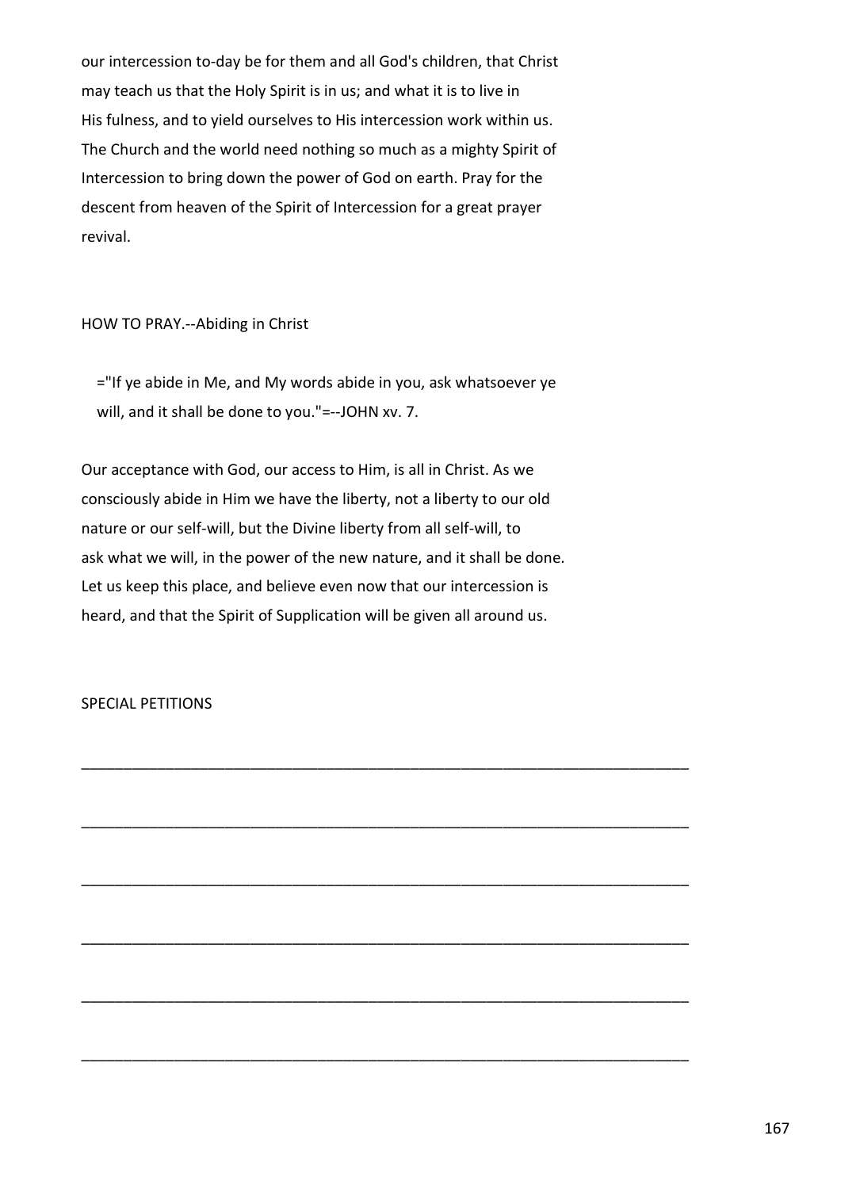our intercession to-day be for them and all God's children, that Christ may teach us that the Holy Spirit is in us; and what it is to live in His fulness, and to yield ourselves to His intercession work within us. The Church and the world need nothing so much as a mighty Spirit of Intercession to bring down the power of God on earth. Pray for the descent from heaven of the Spirit of Intercession for a great prayer revival.

HOW TO PRAY.--Abiding in Christ

> ="If ye abide in Me, and My words abide in you, ask whatsoever ye will, and it shall be done to you."=--JOHN xv. 7.

Our acceptance with God, our access to Him, is all in Christ. As we consciously abide in Him we have the liberty, not a liberty to our old nature or our self-will, but the Divine liberty from all self-will, to ask what we will, in the power of the new nature, and it shall be done. Let us keep this place, and believe even now that our intercession is heard, and that the Spirit of Supplication will be given all around us.

SPECIAL PETITIONS

___________________________________________________________________________

___________________________________________________________________________

___________________________________________________________________________

___________________________________________________________________________

___________________________________________________________________________

___________________________________________________________________________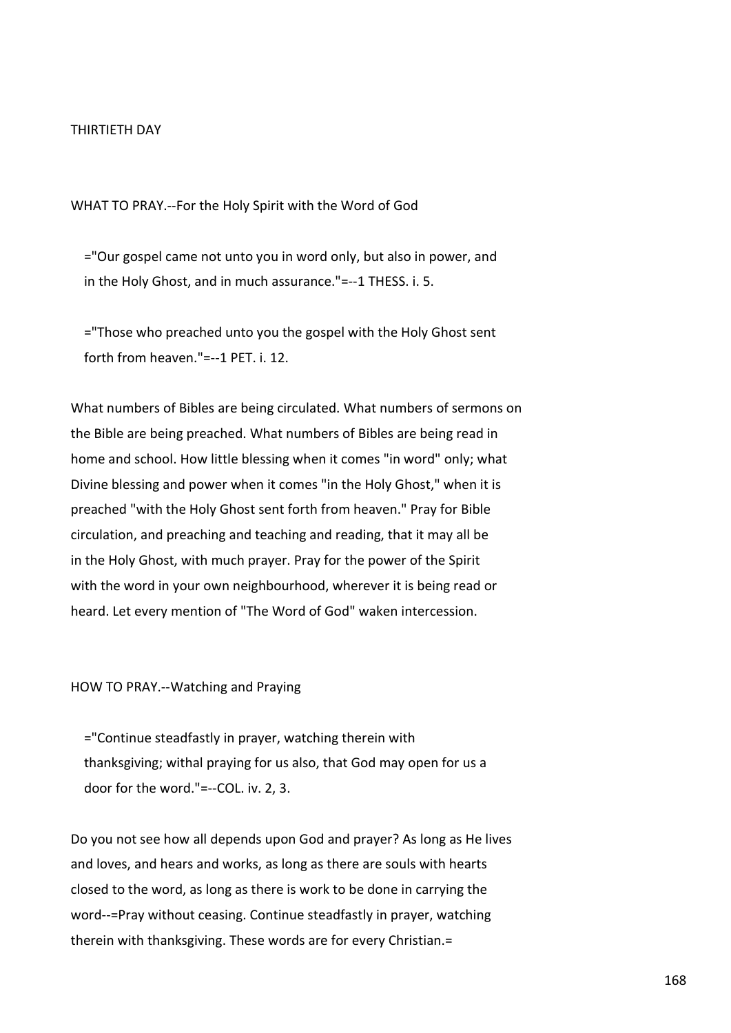## THIRTIETH DAY

WHAT TO PRAY.--For the Holy Spirit with the Word of God

> ="Our gospel came not unto you in word only, but also in power, and in the Holy Ghost, and in much assurance."=--1 THESS. i. 5.

> ="Those who preached unto you the gospel with the Holy Ghost sent forth from heaven."=--1 PET. i. 12.

What numbers of Bibles are being circulated. What numbers of sermons on the Bible are being preached. What numbers of Bibles are being read in home and school. How little blessing when it comes "in word" only; what Divine blessing and power when it comes "in the Holy Ghost," when it is preached "with the Holy Ghost sent forth from heaven." Pray for Bible circulation, and preaching and teaching and reading, that it may all be in the Holy Ghost, with much prayer. Pray for the power of the Spirit with the word in your own neighbourhood, wherever it is being read or heard. Let every mention of "The Word of God" waken intercession.

HOW TO PRAY.--Watching and Praying

> ="Continue steadfastly in prayer, watching therein with thanksgiving; withal praying for us also, that God may open for us a door for the word."=--COL. iv. 2, 3.

Do you not see how all depends upon God and prayer? As long as He lives and loves, and hears and works, as long as there are souls with hearts closed to the word, as long as there is work to be done in carrying the word--=Pray without ceasing. Continue steadfastly in prayer, watching therein with thanksgiving. These words are for every Christian.=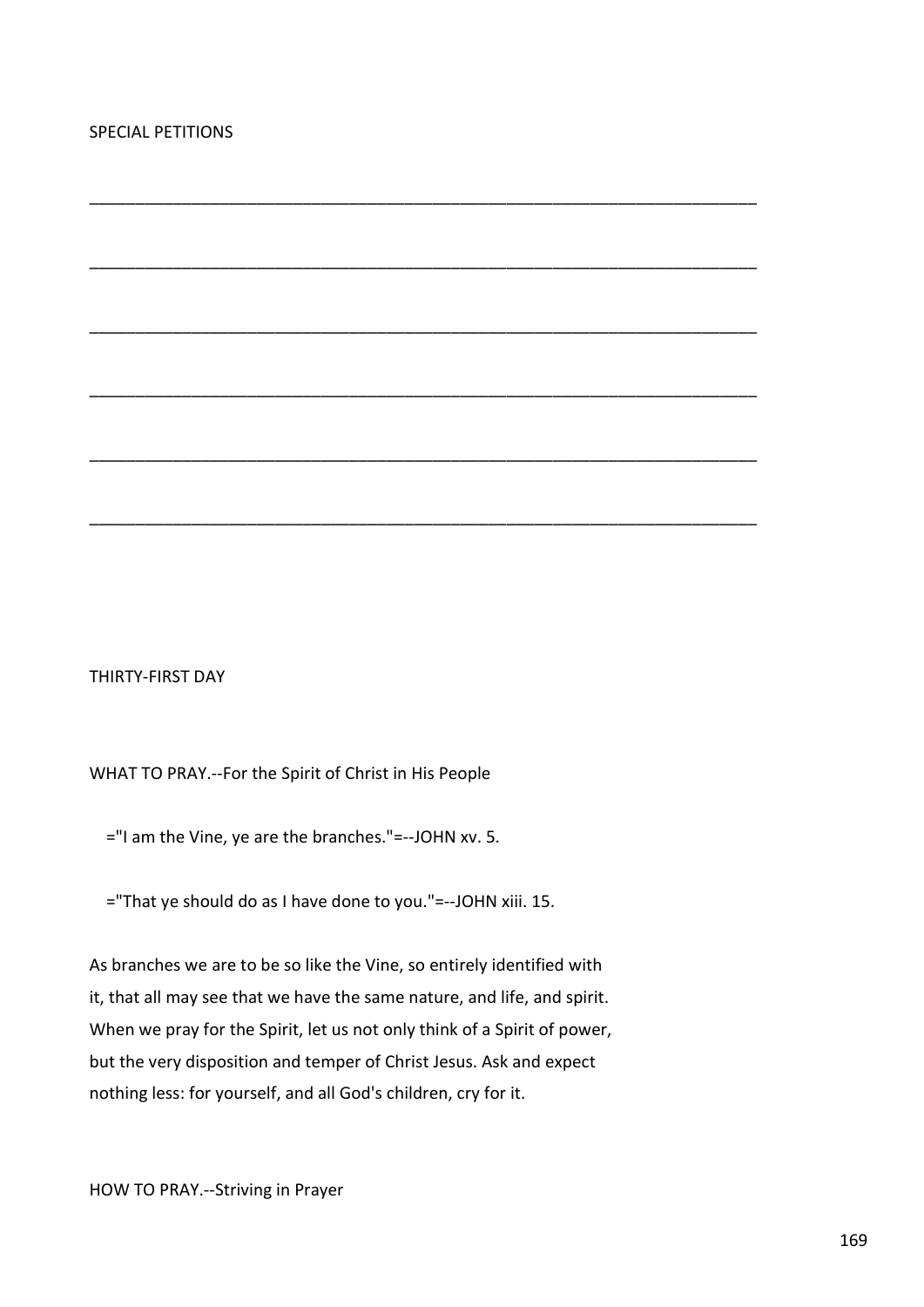SPECIAL PETITIONS

\_\_\_\_\_\_\_\_\_\_\_\_\_\_\_\_\_\_\_\_\_\_\_\_\_\_\_\_\_\_\_\_\_\_\_\_\_\_\_\_\_\_\_\_\_\_\_\_\_\_\_\_\_\_\_\_\_\_\_\_\_\_\_\_\_\_\_\_\_\_\_\_

\_\_\_\_\_\_\_\_\_\_\_\_\_\_\_\_\_\_\_\_\_\_\_\_\_\_\_\_\_\_\_\_\_\_\_\_\_\_\_\_\_\_\_\_\_\_\_\_\_\_\_\_\_\_\_\_\_\_\_\_\_\_\_\_\_\_\_\_\_\_\_\_

\_\_\_\_\_\_\_\_\_\_\_\_\_\_\_\_\_\_\_\_\_\_\_\_\_\_\_\_\_\_\_\_\_\_\_\_\_\_\_\_\_\_\_\_\_\_\_\_\_\_\_\_\_\_\_\_\_\_\_\_\_\_\_\_\_\_\_\_\_\_\_\_

\_\_\_\_\_\_\_\_\_\_\_\_\_\_\_\_\_\_\_\_\_\_\_\_\_\_\_\_\_\_\_\_\_\_\_\_\_\_\_\_\_\_\_\_\_\_\_\_\_\_\_\_\_\_\_\_\_\_\_\_\_\_\_\_\_\_\_\_\_\_\_\_

\_\_\_\_\_\_\_\_\_\_\_\_\_\_\_\_\_\_\_\_\_\_\_\_\_\_\_\_\_\_\_\_\_\_\_\_\_\_\_\_\_\_\_\_\_\_\_\_\_\_\_\_\_\_\_\_\_\_\_\_\_\_\_\_\_\_\_\_\_\_\_\_

\_\_\_\_\_\_\_\_\_\_\_\_\_\_\_\_\_\_\_\_\_\_\_\_\_\_\_\_\_\_\_\_\_\_\_\_\_\_\_\_\_\_\_\_\_\_\_\_\_\_\_\_\_\_\_\_\_\_\_\_\_\_\_\_\_\_\_\_\_\_\_\_

THIRTY-FIRST DAY

WHAT TO PRAY.--For the Spirit of Christ in His People

="I am the Vine, ye are the branches."=--JOHN xv. 5.

="That ye should do as I have done to you."=--JOHN xiii. 15.

As branches we are to be so like the Vine, so entirely identified with it, that all may see that we have the same nature, and life, and spirit. When we pray for the Spirit, let us not only think of a Spirit of power, but the very disposition and temper of Christ Jesus. Ask and expect nothing less: for yourself, and all God's children, cry for it.

HOW TO PRAY.--Striving in Prayer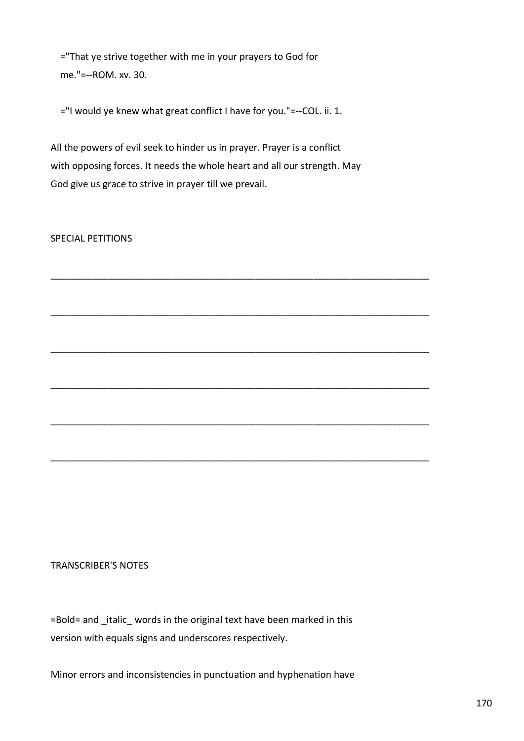="That ye strive together with me in your prayers to God for me."=--ROM. xv. 30.

="I would ye knew what great conflict I have for you."=--COL. ii. 1.

All the powers of evil seek to hinder us in prayer. Prayer is a conflict with opposing forces. It needs the whole heart and all our strength. May God give us grace to strive in prayer till we prevail.

SPECIAL PETITIONS

__________________________________________________________________________

__________________________________________________________________________

__________________________________________________________________________

__________________________________________________________________________

__________________________________________________________________________

__________________________________________________________________________

TRANSCRIBER'S NOTES

=Bold= and _italic_ words in the original text have been marked in this version with equals signs and underscores respectively.

Minor errors and inconsistencies in punctuation and hyphenation have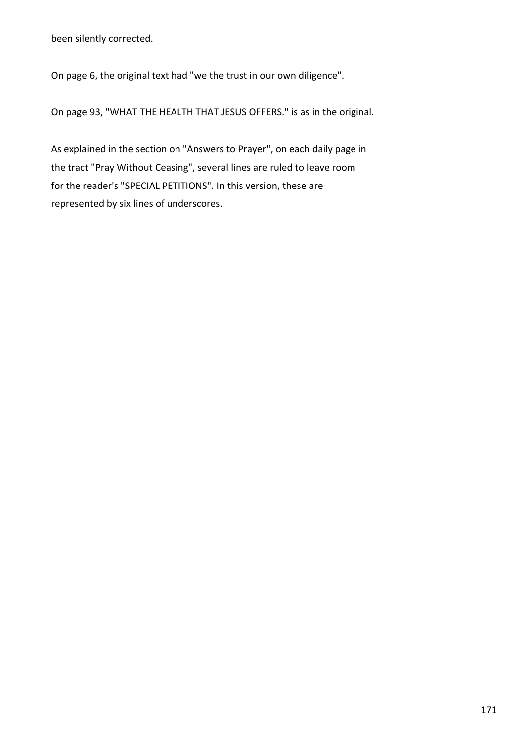been silently corrected.

On page 6, the original text had "we the trust in our own diligence".

On page 93, "WHAT THE HEALTH THAT JESUS OFFERS." is as in the original.

As explained in the section on "Answers to Prayer", on each daily page in the tract "Pray Without Ceasing", several lines are ruled to leave room for the reader's "SPECIAL PETITIONS". In this version, these are represented by six lines of underscores.